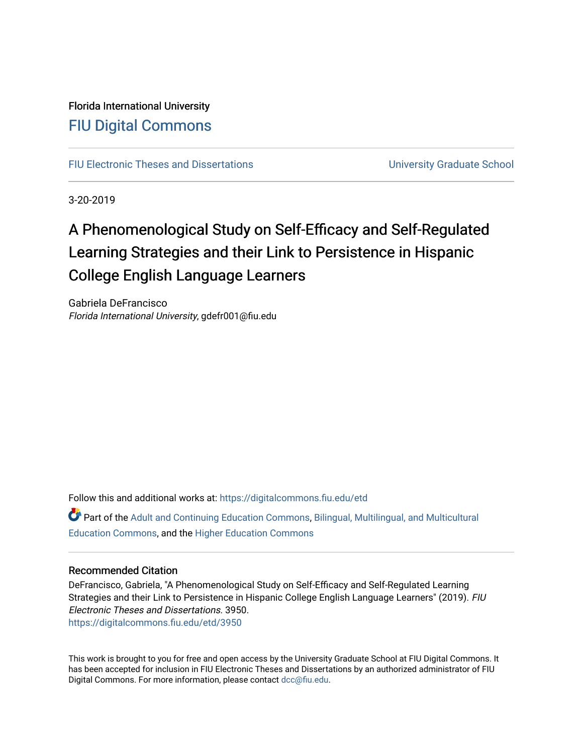Florida International University

# FIU Digital Commons

FIU Electronic Theses and Dissertations

University Graduate School

3-20-2019

# A Phenomenological Study on Self-Efficacy and Self-Regulated Learning Strategies and their Link to Persistence in Hispanic College English Language Learners

Gabriela DeFrancisco
*Florida International University*, gdefr001@fiu.edu

Follow this and additional works at: https://digitalcommons.fiu.edu/etd

Part of the Adult and Continuing Education Commons, Bilingual, Multilingual, and Multicultural Education Commons, and the Higher Education Commons

## Recommended Citation

DeFrancisco, Gabriela, "A Phenomenological Study on Self-Efficacy and Self-Regulated Learning Strategies and their Link to Persistence in Hispanic College English Language Learners" (2019). *FIU Electronic Theses and Dissertations*. 3950.
https://digitalcommons.fiu.edu/etd/3950

This work is brought to you for free and open access by the University Graduate School at FIU Digital Commons. It has been accepted for inclusion in FIU Electronic Theses and Dissertations by an authorized administrator of FIU Digital Commons. For more information, please contact dcc@fiu.edu.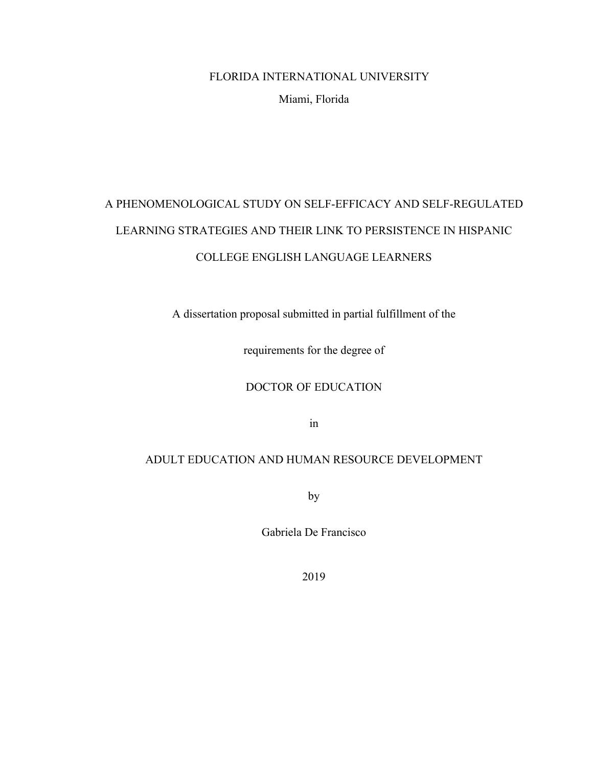FLORIDA INTERNATIONAL UNIVERSITY

Miami, Florida

# A PHENOMENOLOGICAL STUDY ON SELF-EFFICACY AND SELF-REGULATED LEARNING STRATEGIES AND THEIR LINK TO PERSISTENCE IN HISPANIC COLLEGE ENGLISH LANGUAGE LEARNERS

A dissertation proposal submitted in partial fulfillment of the

requirements for the degree of

DOCTOR OF EDUCATION

in

ADULT EDUCATION AND HUMAN RESOURCE DEVELOPMENT

by

Gabriela De Francisco

2019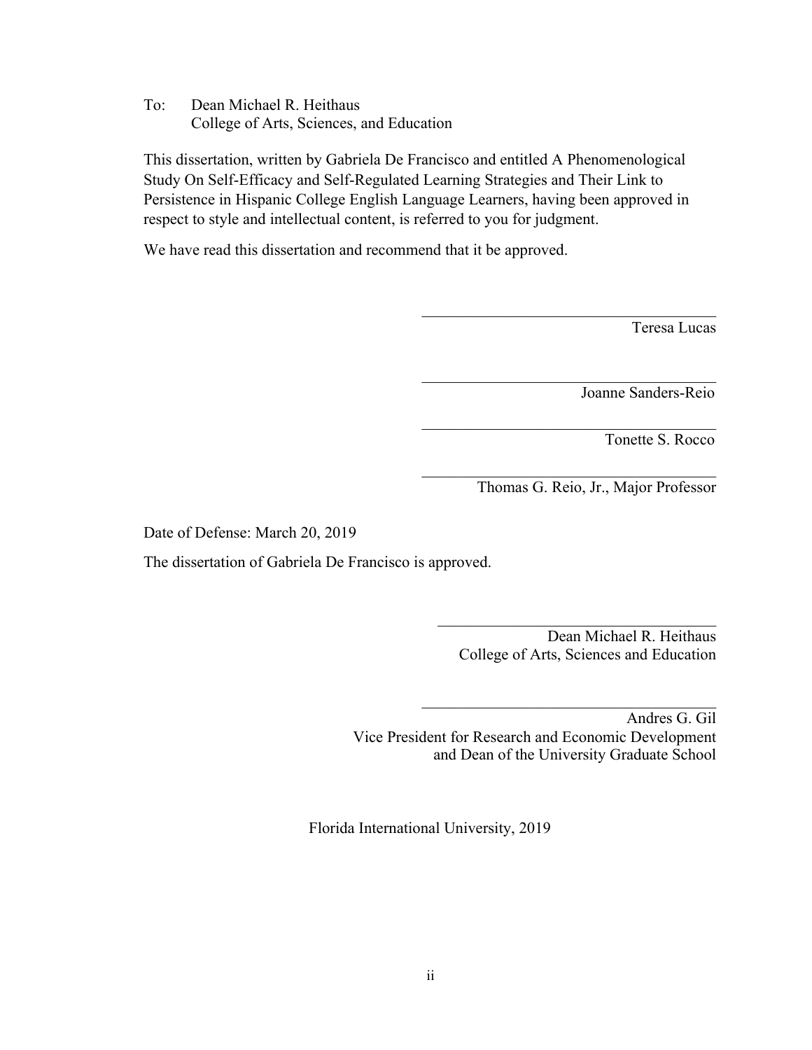To: Dean Michael R. Heithaus
College of Arts, Sciences, and Education

This dissertation, written by Gabriela De Francisco and entitled A Phenomenological Study On Self-Efficacy and Self-Regulated Learning Strategies and Their Link to Persistence in Hispanic College English Language Learners, having been approved in respect to style and intellectual content, is referred to you for judgment.

We have read this dissertation and recommend that it be approved.

Teresa Lucas

Joanne Sanders-Reio

Tonette S. Rocco

Thomas G. Reio, Jr., Major Professor

Date of Defense: March 20, 2019

The dissertation of Gabriela De Francisco is approved.

Dean Michael R. Heithaus
College of Arts, Sciences and Education

Andres G. Gil
Vice President for Research and Economic Development
and Dean of the University Graduate School

Florida International University, 2019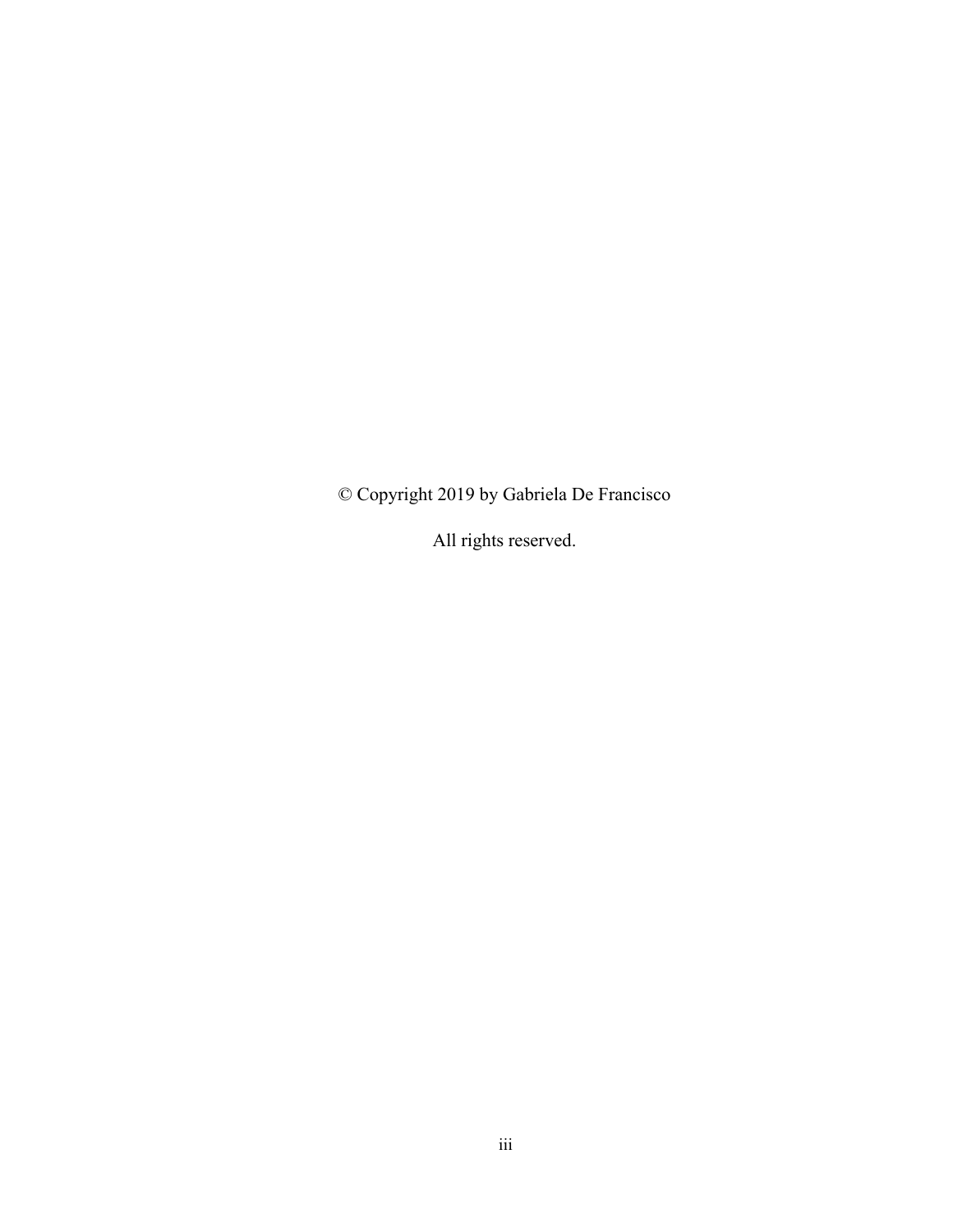© Copyright 2019 by Gabriela De Francisco

All rights reserved.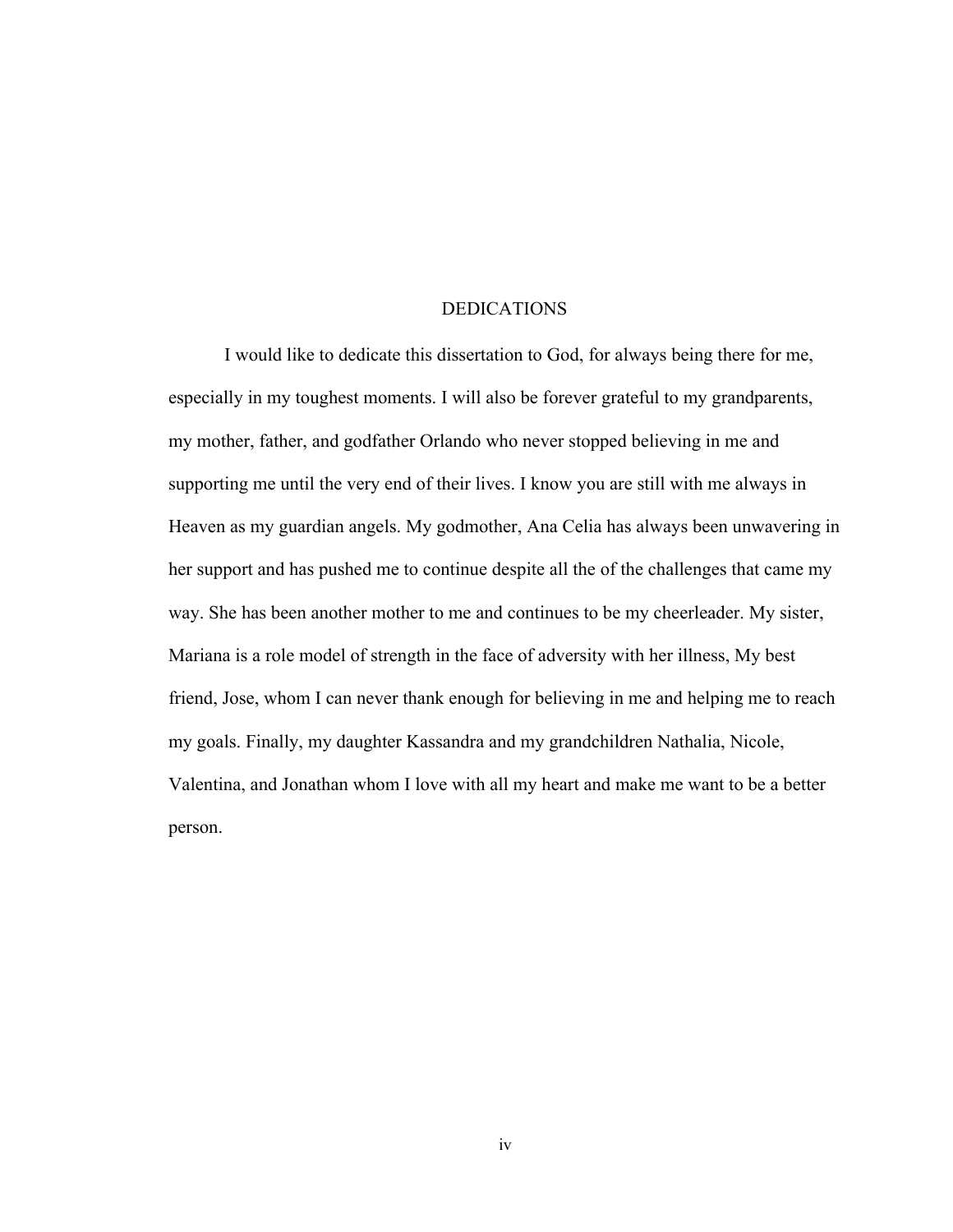# DEDICATIONS

I would like to dedicate this dissertation to God, for always being there for me, especially in my toughest moments. I will also be forever grateful to my grandparents, my mother, father, and godfather Orlando who never stopped believing in me and supporting me until the very end of their lives. I know you are still with me always in Heaven as my guardian angels. My godmother, Ana Celia has always been unwavering in her support and has pushed me to continue despite all the of the challenges that came my way. She has been another mother to me and continues to be my cheerleader. My sister, Mariana is a role model of strength in the face of adversity with her illness, My best friend, Jose, whom I can never thank enough for believing in me and helping me to reach my goals. Finally, my daughter Kassandra and my grandchildren Nathalia, Nicole, Valentina, and Jonathan whom I love with all my heart and make me want to be a better person.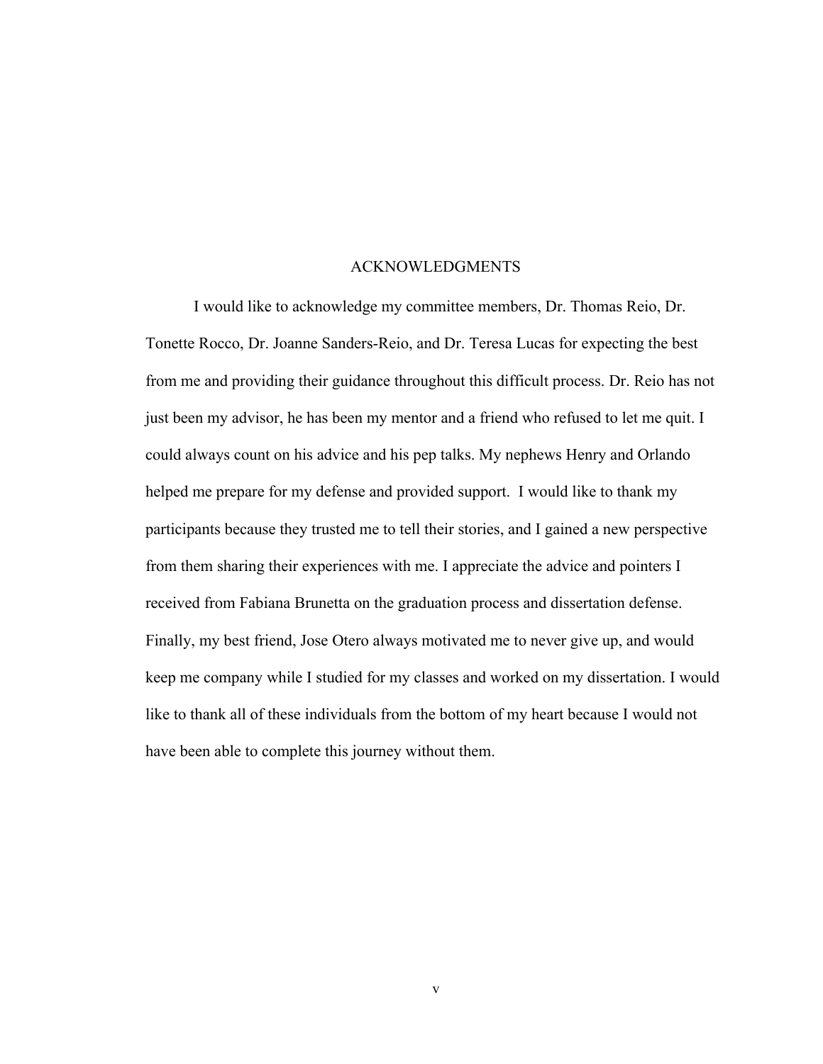## ACKNOWLEDGMENTS

I would like to acknowledge my committee members, Dr. Thomas Reio, Dr. Tonette Rocco, Dr. Joanne Sanders-Reio, and Dr. Teresa Lucas for expecting the best from me and providing their guidance throughout this difficult process. Dr. Reio has not just been my advisor, he has been my mentor and a friend who refused to let me quit. I could always count on his advice and his pep talks. My nephews Henry and Orlando helped me prepare for my defense and provided support. I would like to thank my participants because they trusted me to tell their stories, and I gained a new perspective from them sharing their experiences with me. I appreciate the advice and pointers I received from Fabiana Brunetta on the graduation process and dissertation defense. Finally, my best friend, Jose Otero always motivated me to never give up, and would keep me company while I studied for my classes and worked on my dissertation. I would like to thank all of these individuals from the bottom of my heart because I would not have been able to complete this journey without them.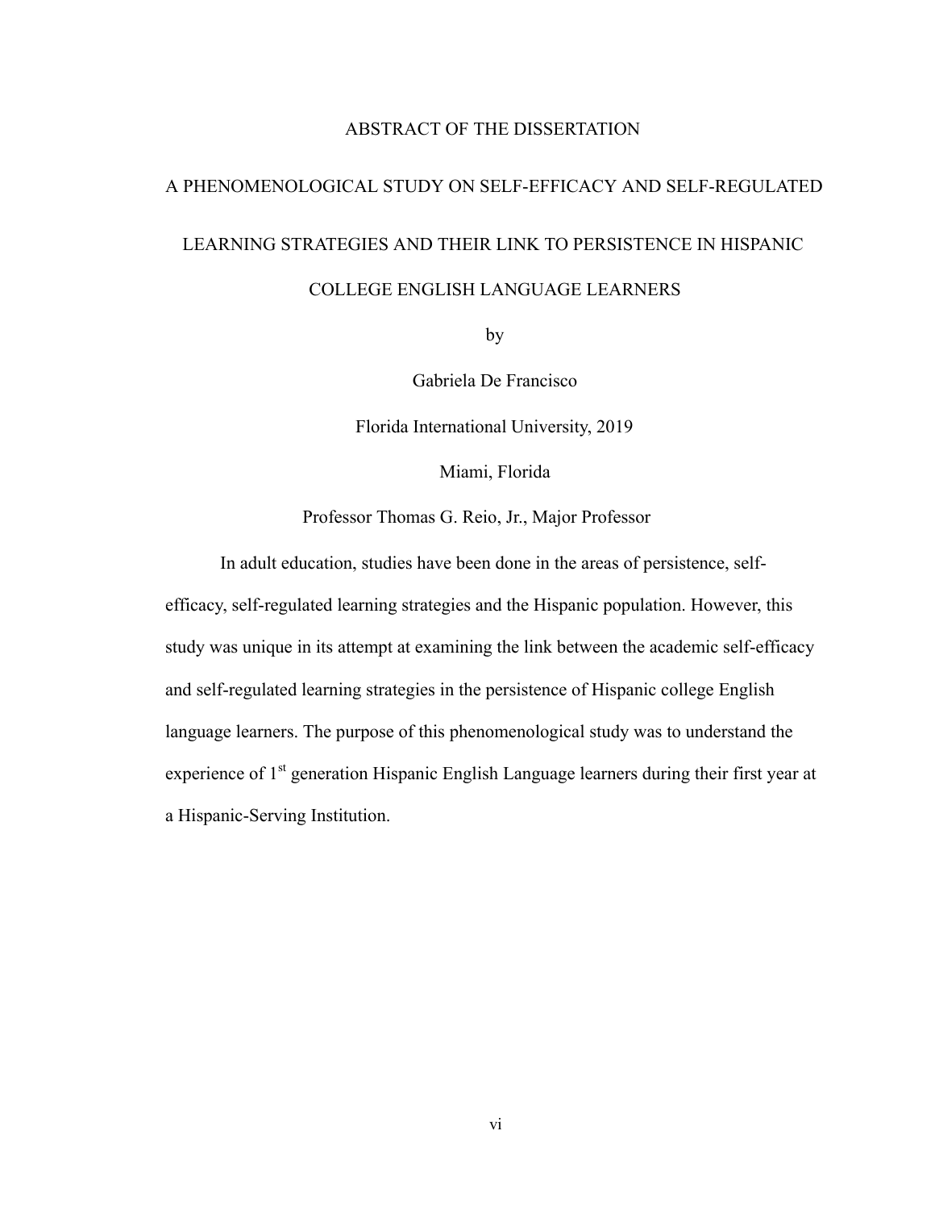# ABSTRACT OF THE DISSERTATION

## A PHENOMENOLOGICAL STUDY ON SELF-EFFICACY AND SELF-REGULATED LEARNING STRATEGIES AND THEIR LINK TO PERSISTENCE IN HISPANIC COLLEGE ENGLISH LANGUAGE LEARNERS

by

Gabriela De Francisco

Florida International University, 2019

Miami, Florida

Professor Thomas G. Reio, Jr., Major Professor

In adult education, studies have been done in the areas of persistence, self-efficacy, self-regulated learning strategies and the Hispanic population. However, this study was unique in its attempt at examining the link between the academic self-efficacy and self-regulated learning strategies in the persistence of Hispanic college English language learners. The purpose of this phenomenological study was to understand the experience of 1st generation Hispanic English Language learners during their first year at a Hispanic-Serving Institution.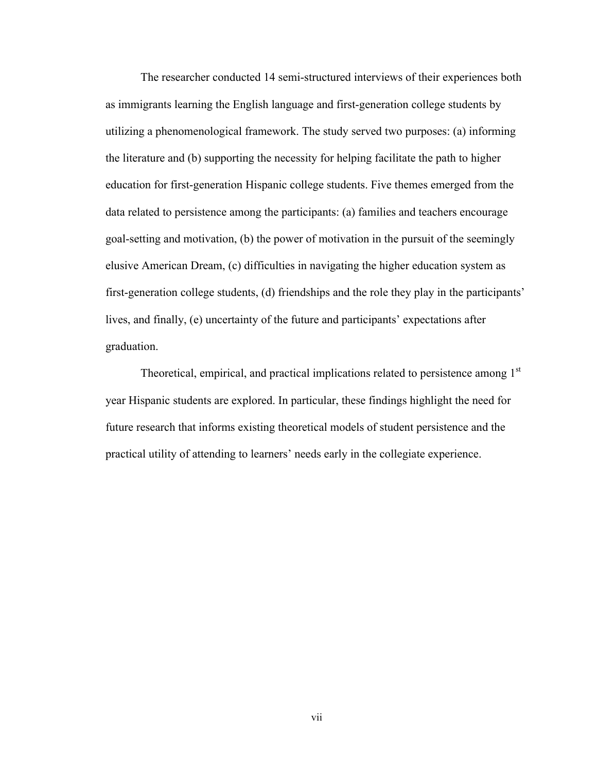The researcher conducted 14 semi-structured interviews of their experiences both as immigrants learning the English language and first-generation college students by utilizing a phenomenological framework. The study served two purposes: (a) informing the literature and (b) supporting the necessity for helping facilitate the path to higher education for first-generation Hispanic college students. Five themes emerged from the data related to persistence among the participants: (a) families and teachers encourage goal-setting and motivation, (b) the power of motivation in the pursuit of the seemingly elusive American Dream, (c) difficulties in navigating the higher education system as first-generation college students, (d) friendships and the role they play in the participants' lives, and finally, (e) uncertainty of the future and participants' expectations after graduation.

Theoretical, empirical, and practical implications related to persistence among 1st year Hispanic students are explored. In particular, these findings highlight the need for future research that informs existing theoretical models of student persistence and the practical utility of attending to learners' needs early in the collegiate experience.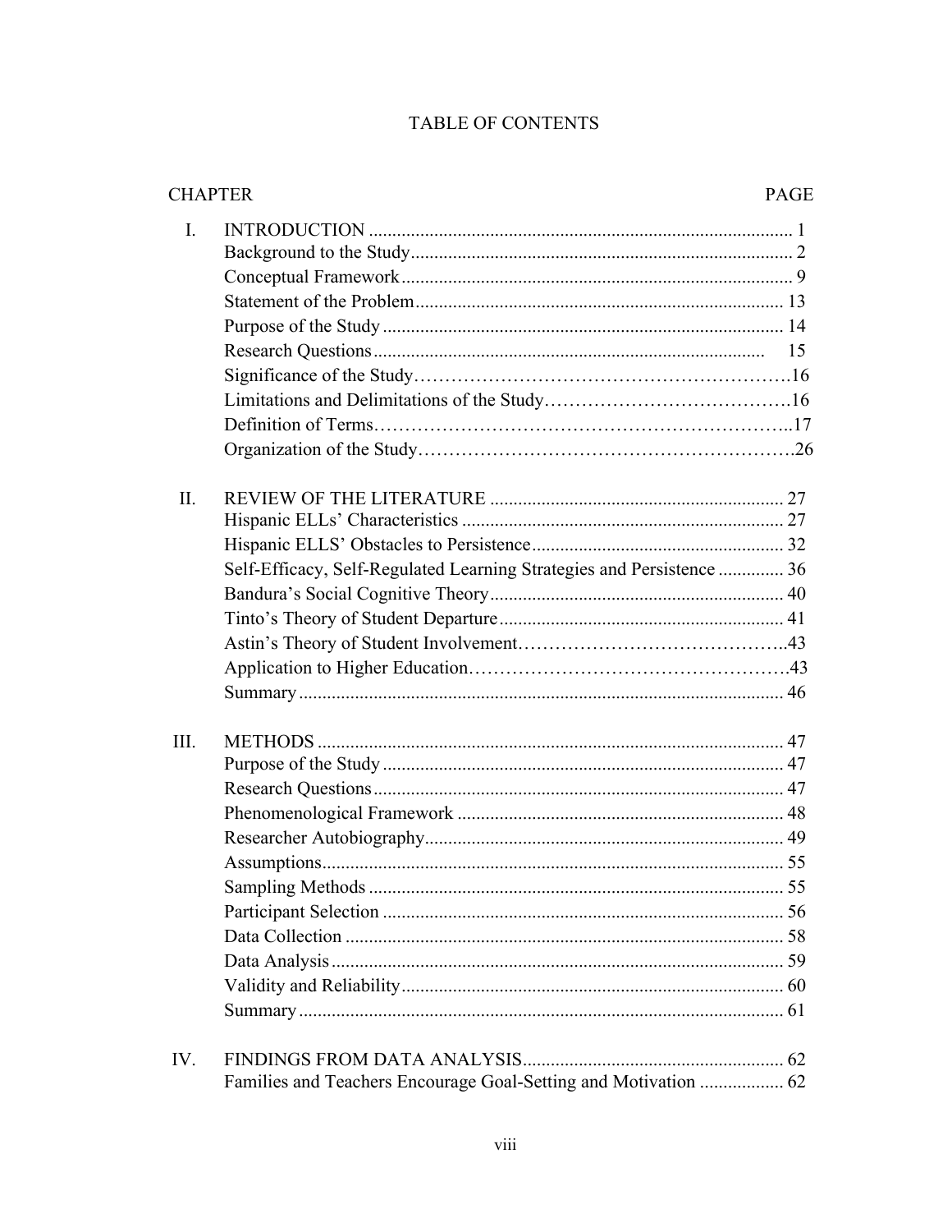# TABLE OF CONTENTS

| CHAPTER | | PAGE |
|---|---|---|
| I. | INTRODUCTION | 1 |
| | Background to the Study | 2 |
| | Conceptual Framework | 9 |
| | Statement of the Problem | 13 |
| | Purpose of the Study | 14 |
| | Research Questions | 15 |
| | Significance of the Study | 16 |
| | Limitations and Delimitations of the Study | 16 |
| | Definition of Terms | 17 |
| | Organization of the Study | 26 |
| II. | REVIEW OF THE LITERATURE | 27 |
| | Hispanic ELLs' Characteristics | 27 |
| | Hispanic ELLS' Obstacles to Persistence | 32 |
| | Self-Efficacy, Self-Regulated Learning Strategies and Persistence | 36 |
| | Bandura's Social Cognitive Theory | 40 |
| | Tinto's Theory of Student Departure | 41 |
| | Astin's Theory of Student Involvement | 43 |
| | Application to Higher Education | 43 |
| | Summary | 46 |
| III. | METHODS | 47 |
| | Purpose of the Study | 47 |
| | Research Questions | 47 |
| | Phenomenological Framework | 48 |
| | Researcher Autobiography | 49 |
| | Assumptions | 55 |
| | Sampling Methods | 55 |
| | Participant Selection | 56 |
| | Data Collection | 58 |
| | Data Analysis | 59 |
| | Validity and Reliability | 60 |
| | Summary | 61 |
| IV. | FINDINGS FROM DATA ANALYSIS | 62 |
| | Families and Teachers Encourage Goal-Setting and Motivation | 62 |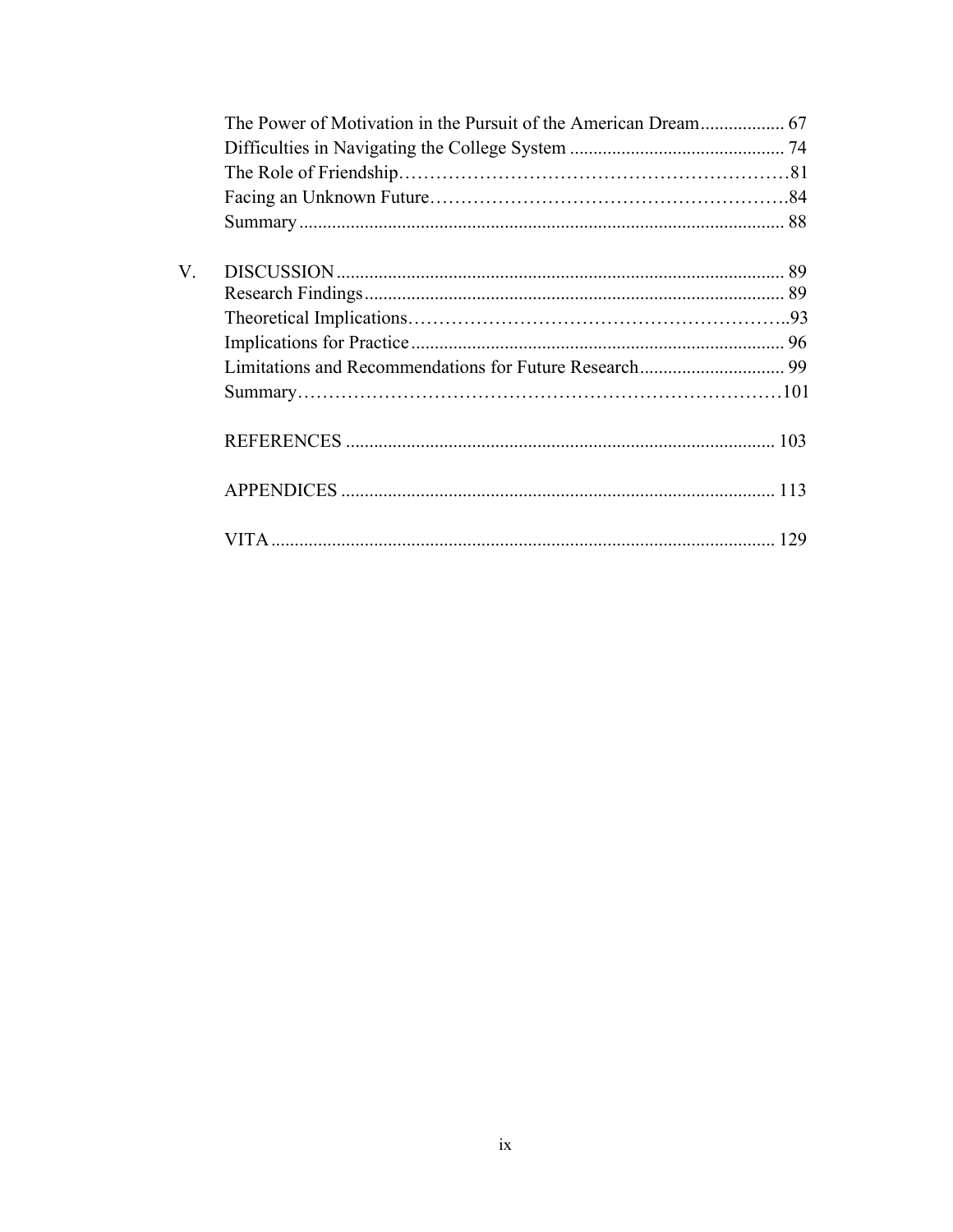The Power of Motivation in the Pursuit of the American Dream .................. 67
Difficulties in Navigating the College System .............................................. 74
The Role of Friendship……………………………………………………81
Facing an Unknown Future………………………………………………84
Summary ...................................................................................................... 88

V. DISCUSSION ................................................................................................. 89
Research Findings ......................................................................................... 89
Theoretical Implications……………………………………………………..93
Implications for Practice ............................................................................... 96
Limitations and Recommendations for Future Research ............................... 99
Summary……………………………………………………………………101

REFERENCES ............................................................................................ 103

APPENDICES ............................................................................................. 113

VITA ............................................................................................................ 129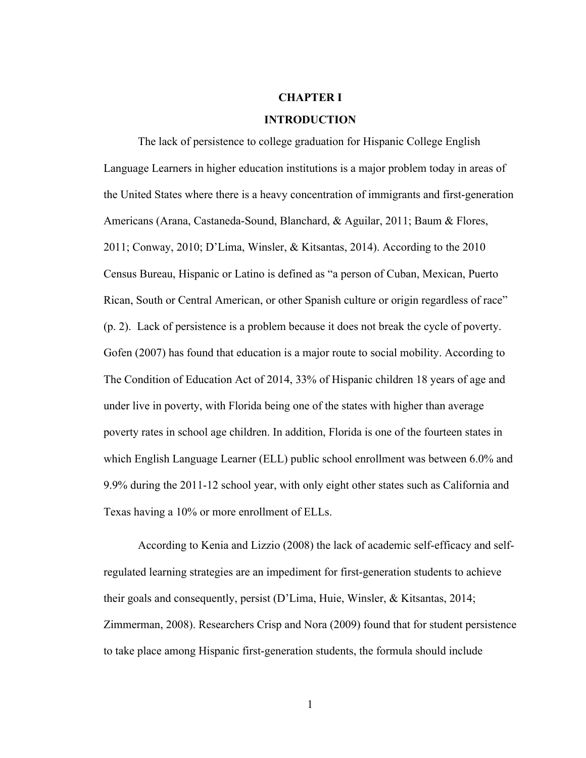# CHAPTER I

# INTRODUCTION

The lack of persistence to college graduation for Hispanic College English Language Learners in higher education institutions is a major problem today in areas of the United States where there is a heavy concentration of immigrants and first-generation Americans (Arana, Castaneda-Sound, Blanchard, & Aguilar, 2011; Baum & Flores, 2011; Conway, 2010; D'Lima, Winsler, & Kitsantas, 2014). According to the 2010 Census Bureau, Hispanic or Latino is defined as "a person of Cuban, Mexican, Puerto Rican, South or Central American, or other Spanish culture or origin regardless of race" (p. 2). Lack of persistence is a problem because it does not break the cycle of poverty. Gofen (2007) has found that education is a major route to social mobility. According to The Condition of Education Act of 2014, 33% of Hispanic children 18 years of age and under live in poverty, with Florida being one of the states with higher than average poverty rates in school age children. In addition, Florida is one of the fourteen states in which English Language Learner (ELL) public school enrollment was between 6.0% and 9.9% during the 2011-12 school year, with only eight other states such as California and Texas having a 10% or more enrollment of ELLs.

According to Kenia and Lizzio (2008) the lack of academic self-efficacy and self-regulated learning strategies are an impediment for first-generation students to achieve their goals and consequently, persist (D'Lima, Huie, Winsler, & Kitsantas, 2014; Zimmerman, 2008). Researchers Crisp and Nora (2009) found that for student persistence to take place among Hispanic first-generation students, the formula should include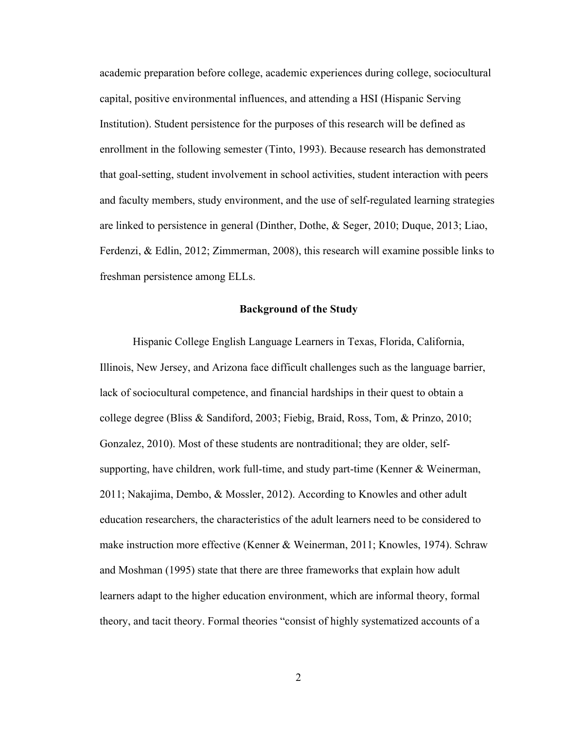academic preparation before college, academic experiences during college, sociocultural capital, positive environmental influences, and attending a HSI (Hispanic Serving Institution). Student persistence for the purposes of this research will be defined as enrollment in the following semester (Tinto, 1993). Because research has demonstrated that goal-setting, student involvement in school activities, student interaction with peers and faculty members, study environment, and the use of self-regulated learning strategies are linked to persistence in general (Dinther, Dothe, & Seger, 2010; Duque, 2013; Liao, Ferdenzi, & Edlin, 2012; Zimmerman, 2008), this research will examine possible links to freshman persistence among ELLs.

## Background of the Study

Hispanic College English Language Learners in Texas, Florida, California, Illinois, New Jersey, and Arizona face difficult challenges such as the language barrier, lack of sociocultural competence, and financial hardships in their quest to obtain a college degree (Bliss & Sandiford, 2003; Fiebig, Braid, Ross, Tom, & Prinzo, 2010; Gonzalez, 2010). Most of these students are nontraditional; they are older, self-supporting, have children, work full-time, and study part-time (Kenner & Weinerman, 2011; Nakajima, Dembo, & Mossler, 2012). According to Knowles and other adult education researchers, the characteristics of the adult learners need to be considered to make instruction more effective (Kenner & Weinerman, 2011; Knowles, 1974). Schraw and Moshman (1995) state that there are three frameworks that explain how adult learners adapt to the higher education environment, which are informal theory, formal theory, and tacit theory. Formal theories "consist of highly systematized accounts of a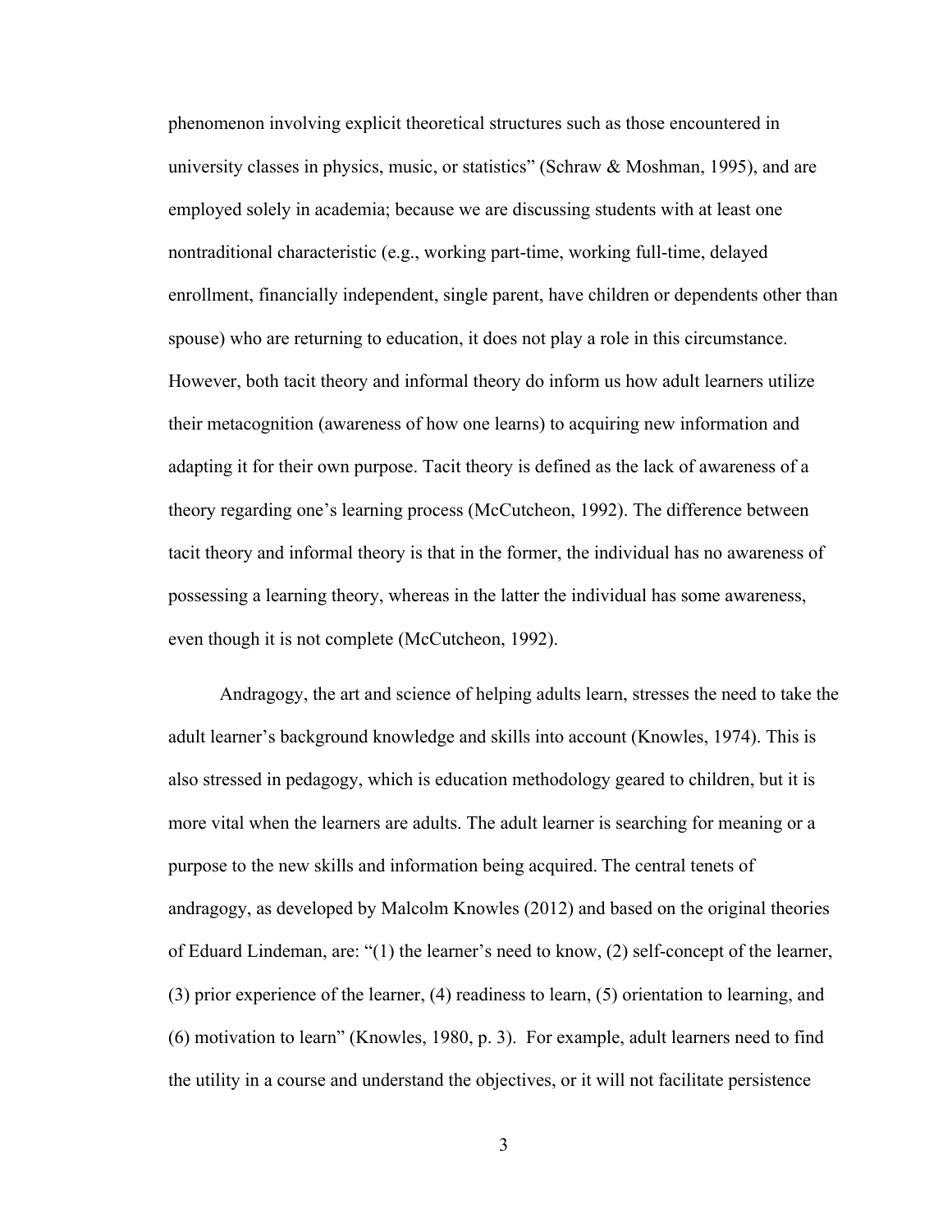phenomenon involving explicit theoretical structures such as those encountered in university classes in physics, music, or statistics" (Schraw & Moshman, 1995), and are employed solely in academia; because we are discussing students with at least one nontraditional characteristic (e.g., working part-time, working full-time, delayed enrollment, financially independent, single parent, have children or dependents other than spouse) who are returning to education, it does not play a role in this circumstance. However, both tacit theory and informal theory do inform us how adult learners utilize their metacognition (awareness of how one learns) to acquiring new information and adapting it for their own purpose. Tacit theory is defined as the lack of awareness of a theory regarding one's learning process (McCutcheon, 1992). The difference between tacit theory and informal theory is that in the former, the individual has no awareness of possessing a learning theory, whereas in the latter the individual has some awareness, even though it is not complete (McCutcheon, 1992).

Andragogy, the art and science of helping adults learn, stresses the need to take the adult learner's background knowledge and skills into account (Knowles, 1974). This is also stressed in pedagogy, which is education methodology geared to children, but it is more vital when the learners are adults. The adult learner is searching for meaning or a purpose to the new skills and information being acquired. The central tenets of andragogy, as developed by Malcolm Knowles (2012) and based on the original theories of Eduard Lindeman, are: "(1) the learner's need to know, (2) self-concept of the learner, (3) prior experience of the learner, (4) readiness to learn, (5) orientation to learning, and (6) motivation to learn" (Knowles, 1980, p. 3). For example, adult learners need to find the utility in a course and understand the objectives, or it will not facilitate persistence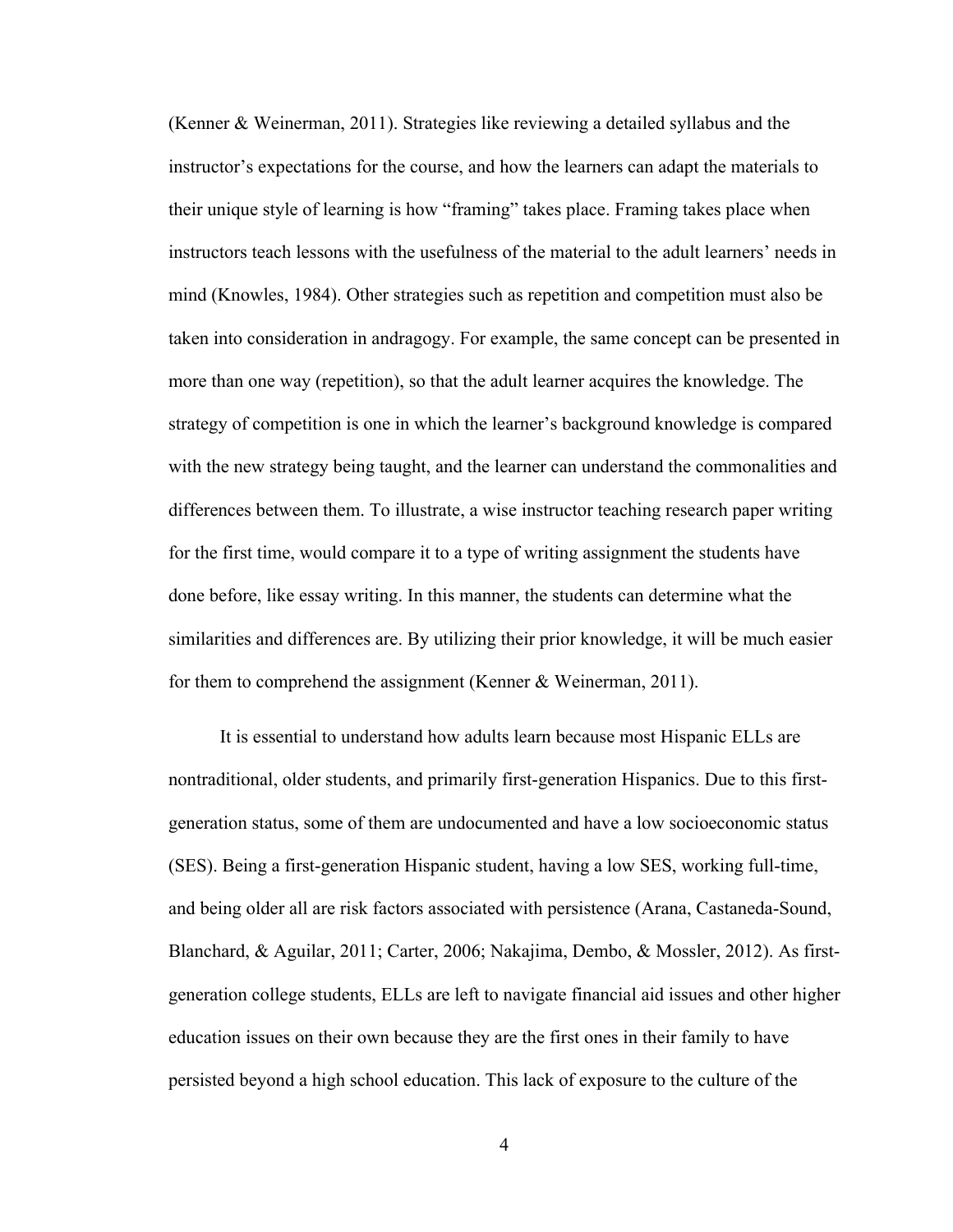(Kenner & Weinerman, 2011). Strategies like reviewing a detailed syllabus and the instructor's expectations for the course, and how the learners can adapt the materials to their unique style of learning is how "framing" takes place. Framing takes place when instructors teach lessons with the usefulness of the material to the adult learners' needs in mind (Knowles, 1984). Other strategies such as repetition and competition must also be taken into consideration in andragogy. For example, the same concept can be presented in more than one way (repetition), so that the adult learner acquires the knowledge. The strategy of competition is one in which the learner's background knowledge is compared with the new strategy being taught, and the learner can understand the commonalities and differences between them. To illustrate, a wise instructor teaching research paper writing for the first time, would compare it to a type of writing assignment the students have done before, like essay writing. In this manner, the students can determine what the similarities and differences are. By utilizing their prior knowledge, it will be much easier for them to comprehend the assignment (Kenner & Weinerman, 2011).

It is essential to understand how adults learn because most Hispanic ELLs are nontraditional, older students, and primarily first-generation Hispanics. Due to this first-generation status, some of them are undocumented and have a low socioeconomic status (SES). Being a first-generation Hispanic student, having a low SES, working full-time, and being older all are risk factors associated with persistence (Arana, Castaneda-Sound, Blanchard, & Aguilar, 2011; Carter, 2006; Nakajima, Dembo, & Mossler, 2012). As first-generation college students, ELLs are left to navigate financial aid issues and other higher education issues on their own because they are the first ones in their family to have persisted beyond a high school education. This lack of exposure to the culture of the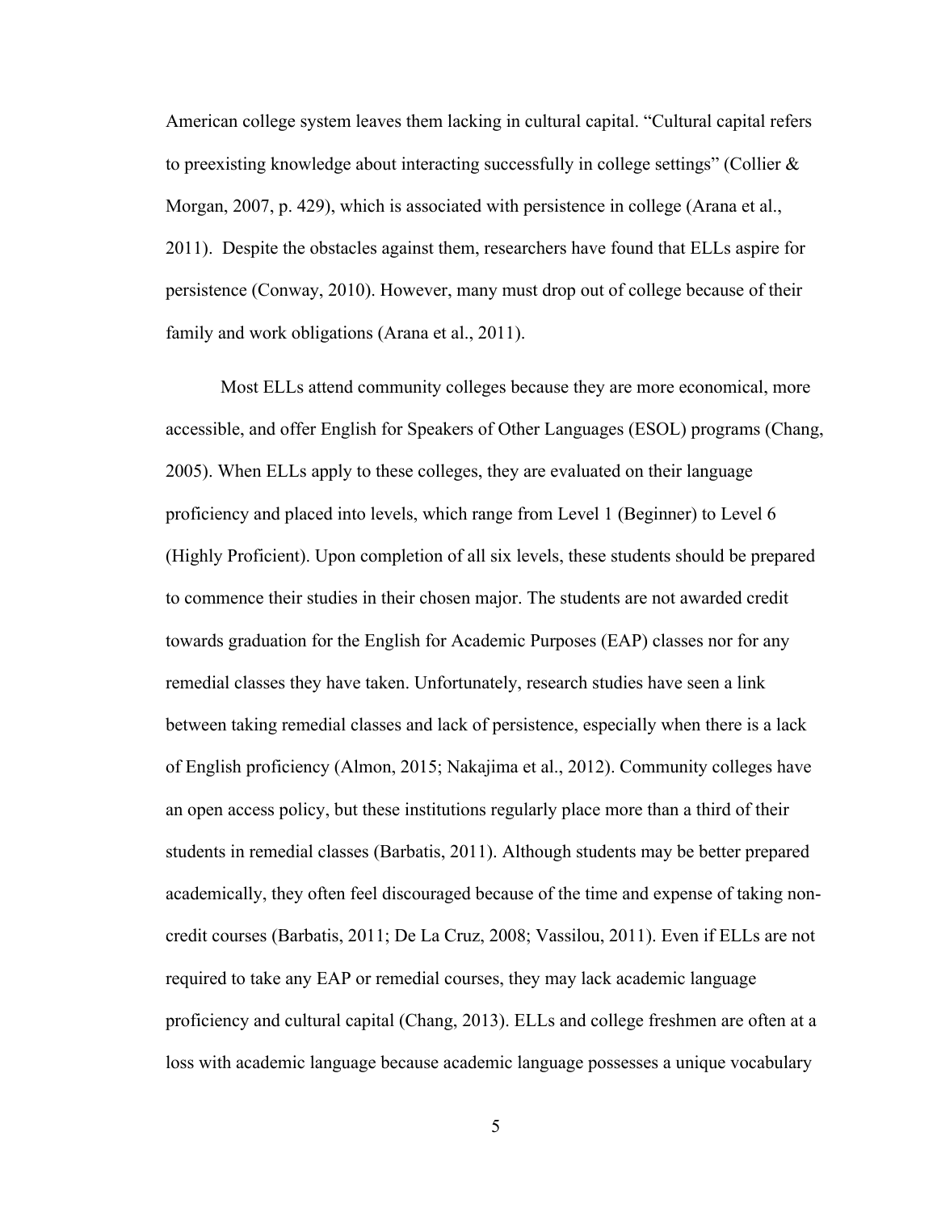American college system leaves them lacking in cultural capital. "Cultural capital refers to preexisting knowledge about interacting successfully in college settings" (Collier & Morgan, 2007, p. 429), which is associated with persistence in college (Arana et al., 2011). Despite the obstacles against them, researchers have found that ELLs aspire for persistence (Conway, 2010). However, many must drop out of college because of their family and work obligations (Arana et al., 2011).

Most ELLs attend community colleges because they are more economical, more accessible, and offer English for Speakers of Other Languages (ESOL) programs (Chang, 2005). When ELLs apply to these colleges, they are evaluated on their language proficiency and placed into levels, which range from Level 1 (Beginner) to Level 6 (Highly Proficient). Upon completion of all six levels, these students should be prepared to commence their studies in their chosen major. The students are not awarded credit towards graduation for the English for Academic Purposes (EAP) classes nor for any remedial classes they have taken. Unfortunately, research studies have seen a link between taking remedial classes and lack of persistence, especially when there is a lack of English proficiency (Almon, 2015; Nakajima et al., 2012). Community colleges have an open access policy, but these institutions regularly place more than a third of their students in remedial classes (Barbatis, 2011). Although students may be better prepared academically, they often feel discouraged because of the time and expense of taking non-credit courses (Barbatis, 2011; De La Cruz, 2008; Vassilou, 2011). Even if ELLs are not required to take any EAP or remedial courses, they may lack academic language proficiency and cultural capital (Chang, 2013). ELLs and college freshmen are often at a loss with academic language because academic language possesses a unique vocabulary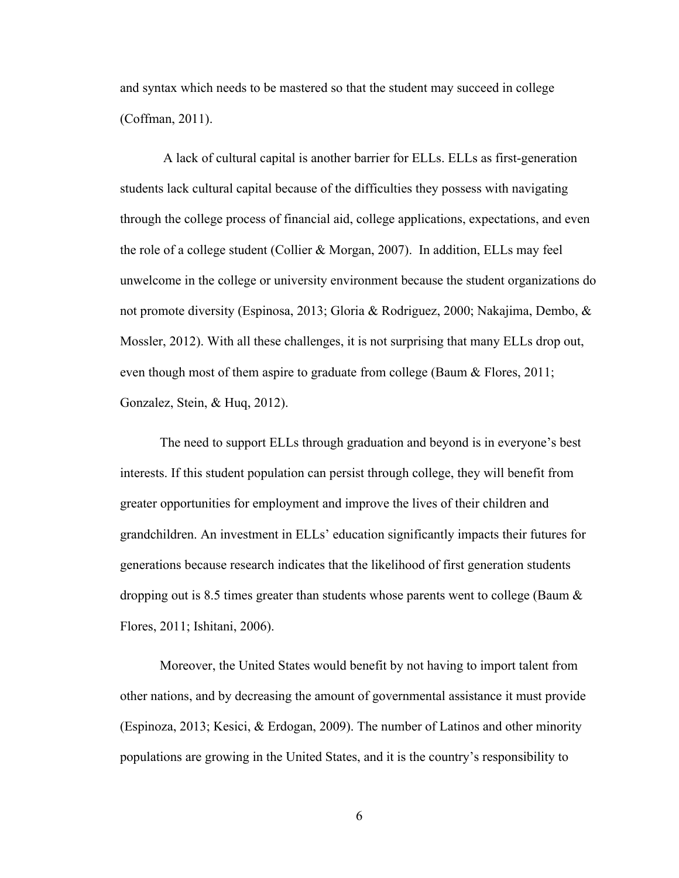and syntax which needs to be mastered so that the student may succeed in college (Coffman, 2011).

A lack of cultural capital is another barrier for ELLs. ELLs as first-generation students lack cultural capital because of the difficulties they possess with navigating through the college process of financial aid, college applications, expectations, and even the role of a college student (Collier & Morgan, 2007). In addition, ELLs may feel unwelcome in the college or university environment because the student organizations do not promote diversity (Espinosa, 2013; Gloria & Rodriguez, 2000; Nakajima, Dembo, & Mossler, 2012). With all these challenges, it is not surprising that many ELLs drop out, even though most of them aspire to graduate from college (Baum & Flores, 2011; Gonzalez, Stein, & Huq, 2012).

The need to support ELLs through graduation and beyond is in everyone's best interests. If this student population can persist through college, they will benefit from greater opportunities for employment and improve the lives of their children and grandchildren. An investment in ELLs' education significantly impacts their futures for generations because research indicates that the likelihood of first generation students dropping out is 8.5 times greater than students whose parents went to college (Baum & Flores, 2011; Ishitani, 2006).

Moreover, the United States would benefit by not having to import talent from other nations, and by decreasing the amount of governmental assistance it must provide (Espinoza, 2013; Kesici, & Erdogan, 2009). The number of Latinos and other minority populations are growing in the United States, and it is the country's responsibility to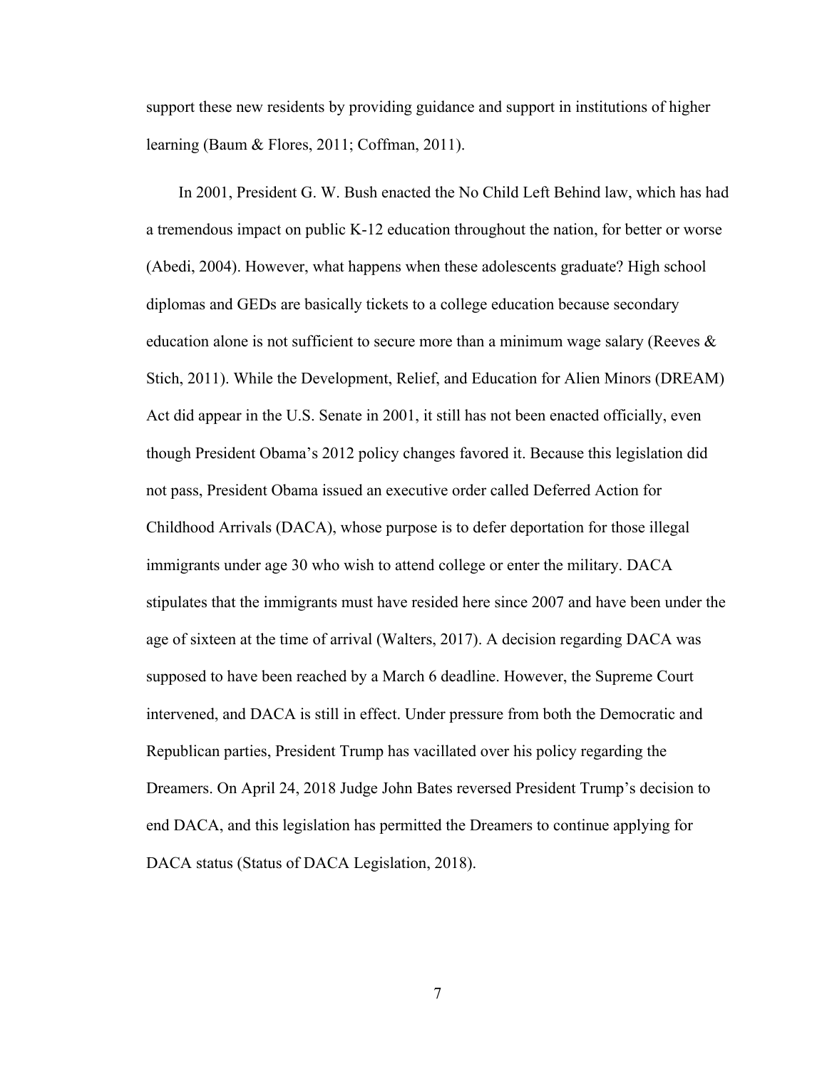support these new residents by providing guidance and support in institutions of higher learning (Baum & Flores, 2011; Coffman, 2011).

In 2001, President G. W. Bush enacted the No Child Left Behind law, which has had a tremendous impact on public K-12 education throughout the nation, for better or worse (Abedi, 2004). However, what happens when these adolescents graduate? High school diplomas and GEDs are basically tickets to a college education because secondary education alone is not sufficient to secure more than a minimum wage salary (Reeves & Stich, 2011). While the Development, Relief, and Education for Alien Minors (DREAM) Act did appear in the U.S. Senate in 2001, it still has not been enacted officially, even though President Obama's 2012 policy changes favored it. Because this legislation did not pass, President Obama issued an executive order called Deferred Action for Childhood Arrivals (DACA), whose purpose is to defer deportation for those illegal immigrants under age 30 who wish to attend college or enter the military. DACA stipulates that the immigrants must have resided here since 2007 and have been under the age of sixteen at the time of arrival (Walters, 2017). A decision regarding DACA was supposed to have been reached by a March 6 deadline. However, the Supreme Court intervened, and DACA is still in effect. Under pressure from both the Democratic and Republican parties, President Trump has vacillated over his policy regarding the Dreamers. On April 24, 2018 Judge John Bates reversed President Trump's decision to end DACA, and this legislation has permitted the Dreamers to continue applying for DACA status (Status of DACA Legislation, 2018).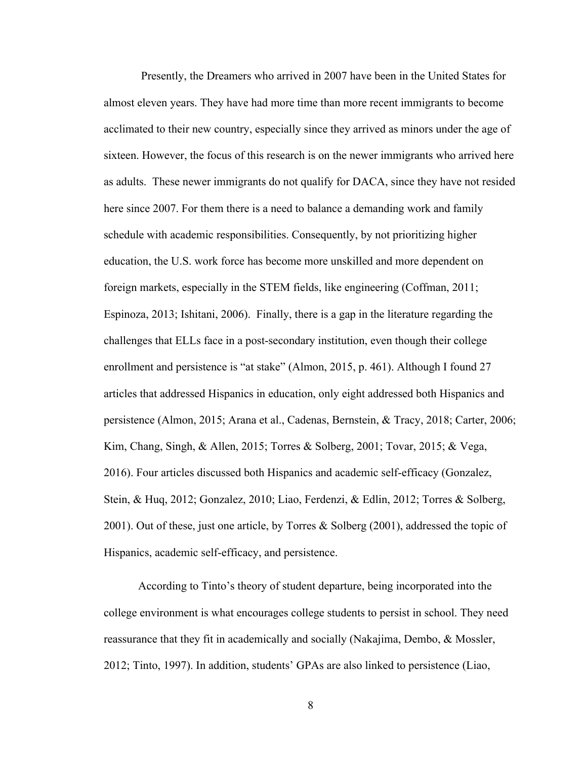Presently, the Dreamers who arrived in 2007 have been in the United States for almost eleven years. They have had more time than more recent immigrants to become acclimated to their new country, especially since they arrived as minors under the age of sixteen. However, the focus of this research is on the newer immigrants who arrived here as adults. These newer immigrants do not qualify for DACA, since they have not resided here since 2007. For them there is a need to balance a demanding work and family schedule with academic responsibilities. Consequently, by not prioritizing higher education, the U.S. work force has become more unskilled and more dependent on foreign markets, especially in the STEM fields, like engineering (Coffman, 2011; Espinoza, 2013; Ishitani, 2006). Finally, there is a gap in the literature regarding the challenges that ELLs face in a post-secondary institution, even though their college enrollment and persistence is "at stake" (Almon, 2015, p. 461). Although I found 27 articles that addressed Hispanics in education, only eight addressed both Hispanics and persistence (Almon, 2015; Arana et al., Cadenas, Bernstein, & Tracy, 2018; Carter, 2006; Kim, Chang, Singh, & Allen, 2015; Torres & Solberg, 2001; Tovar, 2015; & Vega, 2016). Four articles discussed both Hispanics and academic self-efficacy (Gonzalez, Stein, & Huq, 2012; Gonzalez, 2010; Liao, Ferdenzi, & Edlin, 2012; Torres & Solberg, 2001). Out of these, just one article, by Torres & Solberg (2001), addressed the topic of Hispanics, academic self-efficacy, and persistence.

According to Tinto's theory of student departure, being incorporated into the college environment is what encourages college students to persist in school. They need reassurance that they fit in academically and socially (Nakajima, Dembo, & Mossler, 2012; Tinto, 1997). In addition, students' GPAs are also linked to persistence (Liao,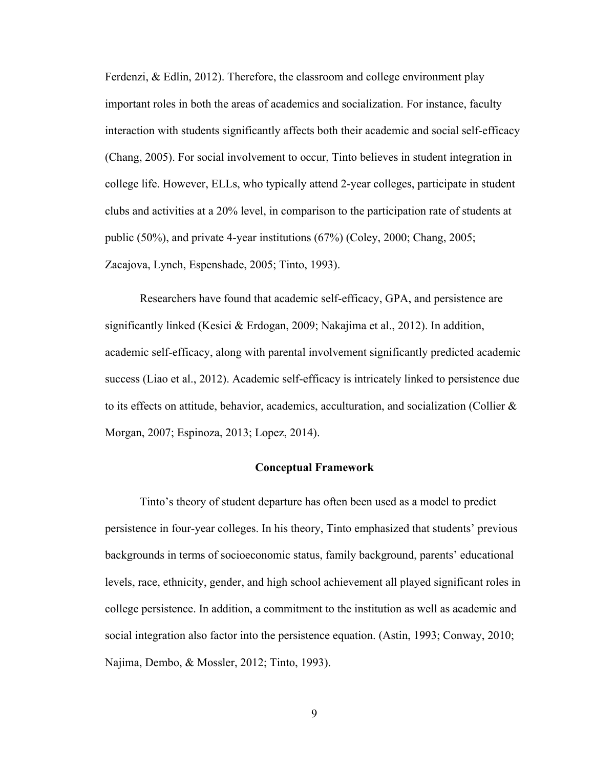Ferdenzi, & Edlin, 2012). Therefore, the classroom and college environment play important roles in both the areas of academics and socialization. For instance, faculty interaction with students significantly affects both their academic and social self-efficacy (Chang, 2005). For social involvement to occur, Tinto believes in student integration in college life. However, ELLs, who typically attend 2-year colleges, participate in student clubs and activities at a 20% level, in comparison to the participation rate of students at public (50%), and private 4-year institutions (67%) (Coley, 2000; Chang, 2005; Zacajova, Lynch, Espenshade, 2005; Tinto, 1993).

Researchers have found that academic self-efficacy, GPA, and persistence are significantly linked (Kesici & Erdogan, 2009; Nakajima et al., 2012). In addition, academic self-efficacy, along with parental involvement significantly predicted academic success (Liao et al., 2012). Academic self-efficacy is intricately linked to persistence due to its effects on attitude, behavior, academics, acculturation, and socialization (Collier & Morgan, 2007; Espinoza, 2013; Lopez, 2014).

## Conceptual Framework

Tinto's theory of student departure has often been used as a model to predict persistence in four-year colleges. In his theory, Tinto emphasized that students' previous backgrounds in terms of socioeconomic status, family background, parents' educational levels, race, ethnicity, gender, and high school achievement all played significant roles in college persistence. In addition, a commitment to the institution as well as academic and social integration also factor into the persistence equation. (Astin, 1993; Conway, 2010; Najima, Dembo, & Mossler, 2012; Tinto, 1993).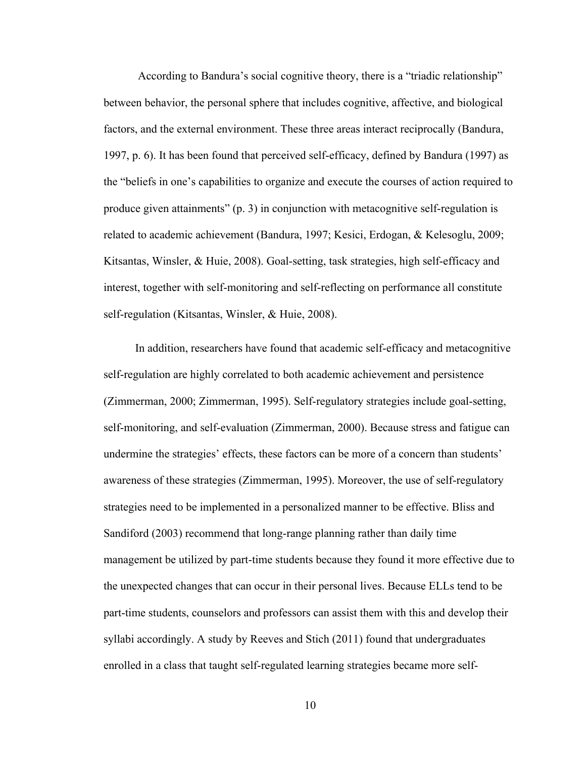According to Bandura's social cognitive theory, there is a "triadic relationship" between behavior, the personal sphere that includes cognitive, affective, and biological factors, and the external environment. These three areas interact reciprocally (Bandura, 1997, p. 6). It has been found that perceived self-efficacy, defined by Bandura (1997) as the "beliefs in one's capabilities to organize and execute the courses of action required to produce given attainments" (p. 3) in conjunction with metacognitive self-regulation is related to academic achievement (Bandura, 1997; Kesici, Erdogan, & Kelesoglu, 2009; Kitsantas, Winsler, & Huie, 2008). Goal-setting, task strategies, high self-efficacy and interest, together with self-monitoring and self-reflecting on performance all constitute self-regulation (Kitsantas, Winsler, & Huie, 2008).

In addition, researchers have found that academic self-efficacy and metacognitive self-regulation are highly correlated to both academic achievement and persistence (Zimmerman, 2000; Zimmerman, 1995). Self-regulatory strategies include goal-setting, self-monitoring, and self-evaluation (Zimmerman, 2000). Because stress and fatigue can undermine the strategies' effects, these factors can be more of a concern than students' awareness of these strategies (Zimmerman, 1995). Moreover, the use of self-regulatory strategies need to be implemented in a personalized manner to be effective. Bliss and Sandiford (2003) recommend that long-range planning rather than daily time management be utilized by part-time students because they found it more effective due to the unexpected changes that can occur in their personal lives. Because ELLs tend to be part-time students, counselors and professors can assist them with this and develop their syllabi accordingly. A study by Reeves and Stich (2011) found that undergraduates enrolled in a class that taught self-regulated learning strategies became more self-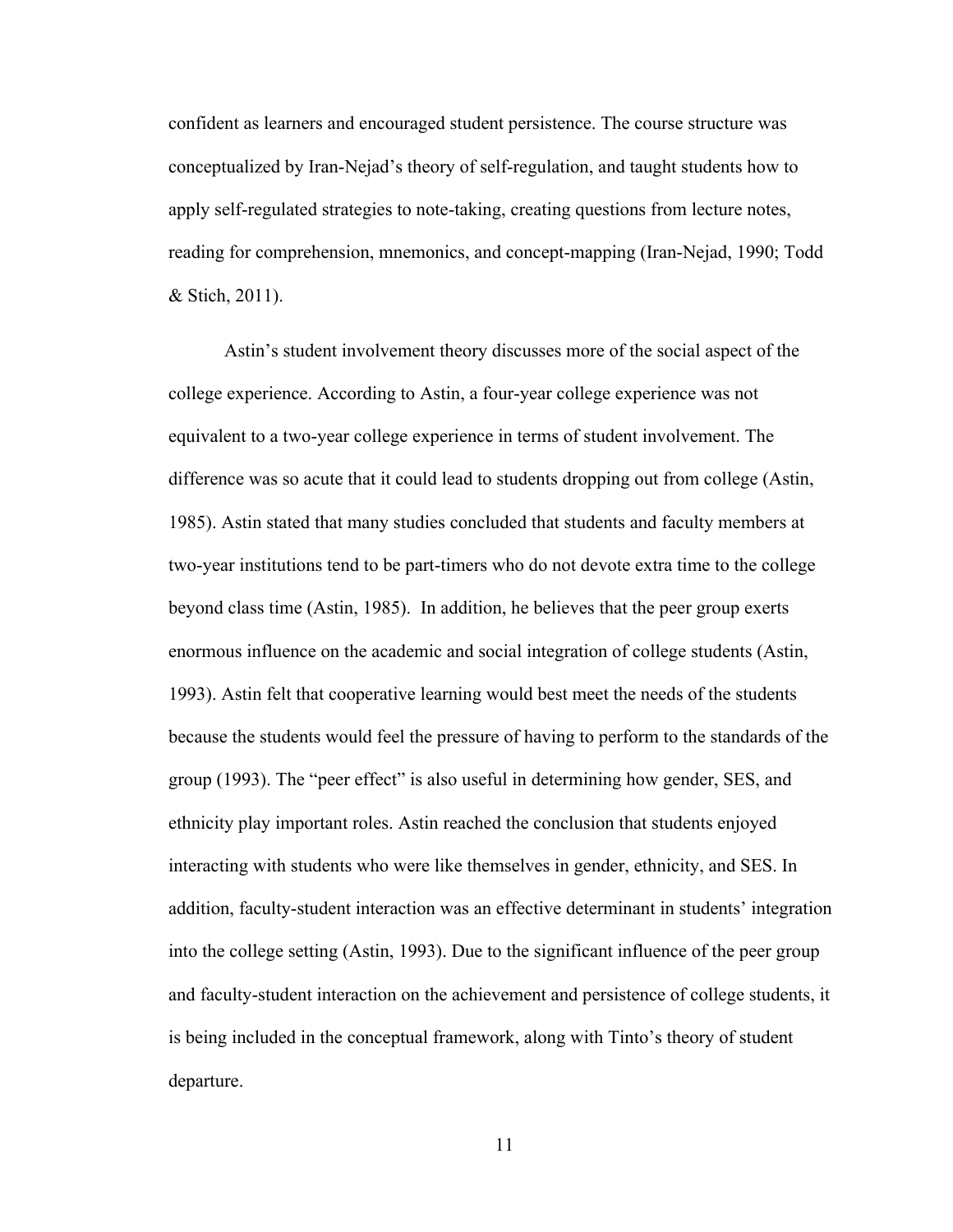confident as learners and encouraged student persistence. The course structure was conceptualized by Iran-Nejad's theory of self-regulation, and taught students how to apply self-regulated strategies to note-taking, creating questions from lecture notes, reading for comprehension, mnemonics, and concept-mapping (Iran-Nejad, 1990; Todd & Stich, 2011).

Astin's student involvement theory discusses more of the social aspect of the college experience. According to Astin, a four-year college experience was not equivalent to a two-year college experience in terms of student involvement. The difference was so acute that it could lead to students dropping out from college (Astin, 1985). Astin stated that many studies concluded that students and faculty members at two-year institutions tend to be part-timers who do not devote extra time to the college beyond class time (Astin, 1985). In addition, he believes that the peer group exerts enormous influence on the academic and social integration of college students (Astin, 1993). Astin felt that cooperative learning would best meet the needs of the students because the students would feel the pressure of having to perform to the standards of the group (1993). The "peer effect" is also useful in determining how gender, SES, and ethnicity play important roles. Astin reached the conclusion that students enjoyed interacting with students who were like themselves in gender, ethnicity, and SES. In addition, faculty-student interaction was an effective determinant in students' integration into the college setting (Astin, 1993). Due to the significant influence of the peer group and faculty-student interaction on the achievement and persistence of college students, it is being included in the conceptual framework, along with Tinto's theory of student departure.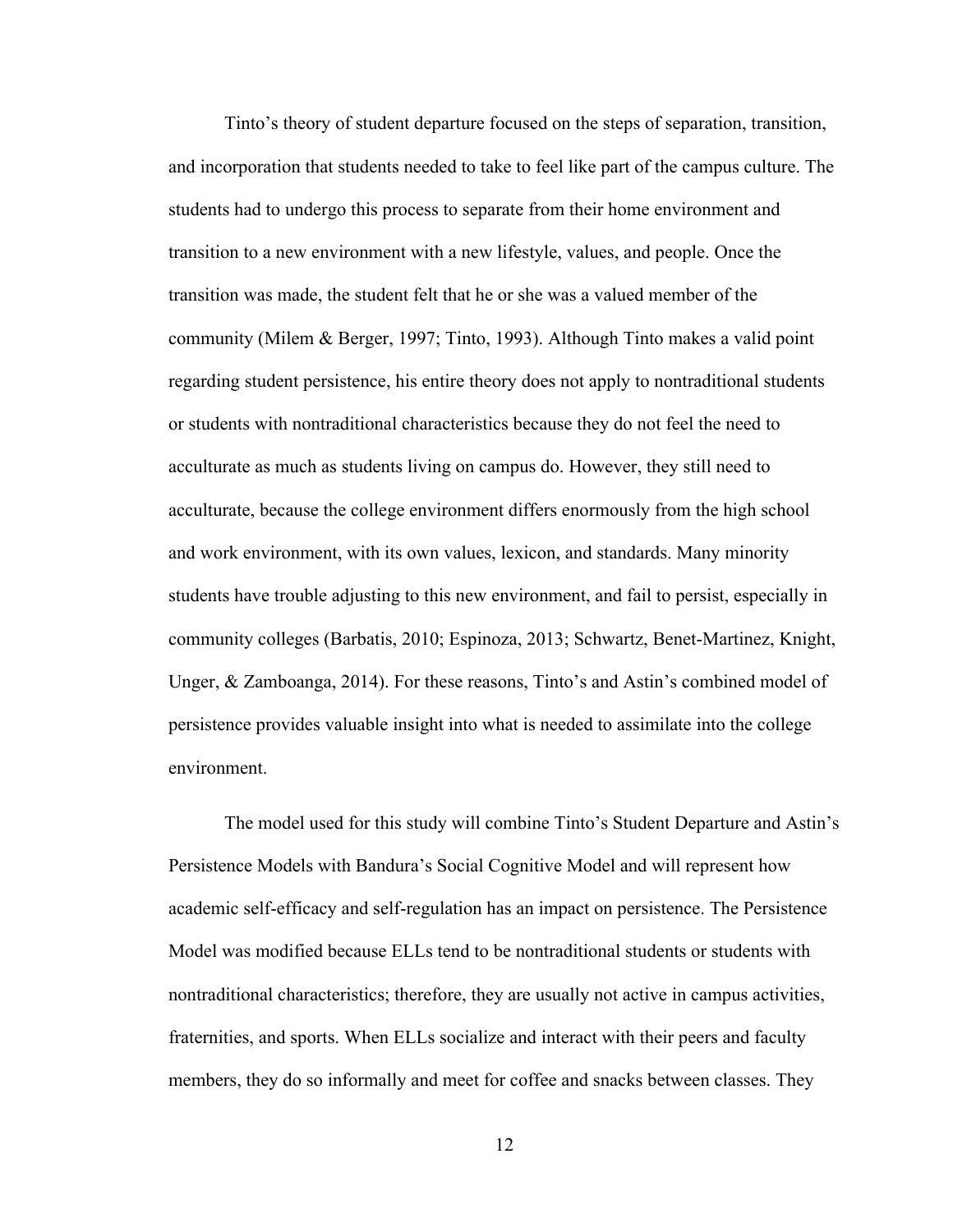Tinto's theory of student departure focused on the steps of separation, transition, and incorporation that students needed to take to feel like part of the campus culture. The students had to undergo this process to separate from their home environment and transition to a new environment with a new lifestyle, values, and people. Once the transition was made, the student felt that he or she was a valued member of the community (Milem & Berger, 1997; Tinto, 1993). Although Tinto makes a valid point regarding student persistence, his entire theory does not apply to nontraditional students or students with nontraditional characteristics because they do not feel the need to acculturate as much as students living on campus do. However, they still need to acculturate, because the college environment differs enormously from the high school and work environment, with its own values, lexicon, and standards. Many minority students have trouble adjusting to this new environment, and fail to persist, especially in community colleges (Barbatis, 2010; Espinoza, 2013; Schwartz, Benet-Martinez, Knight, Unger, & Zamboanga, 2014). For these reasons, Tinto's and Astin's combined model of persistence provides valuable insight into what is needed to assimilate into the college environment.

The model used for this study will combine Tinto's Student Departure and Astin's Persistence Models with Bandura's Social Cognitive Model and will represent how academic self-efficacy and self-regulation has an impact on persistence. The Persistence Model was modified because ELLs tend to be nontraditional students or students with nontraditional characteristics; therefore, they are usually not active in campus activities, fraternities, and sports. When ELLs socialize and interact with their peers and faculty members, they do so informally and meet for coffee and snacks between classes. They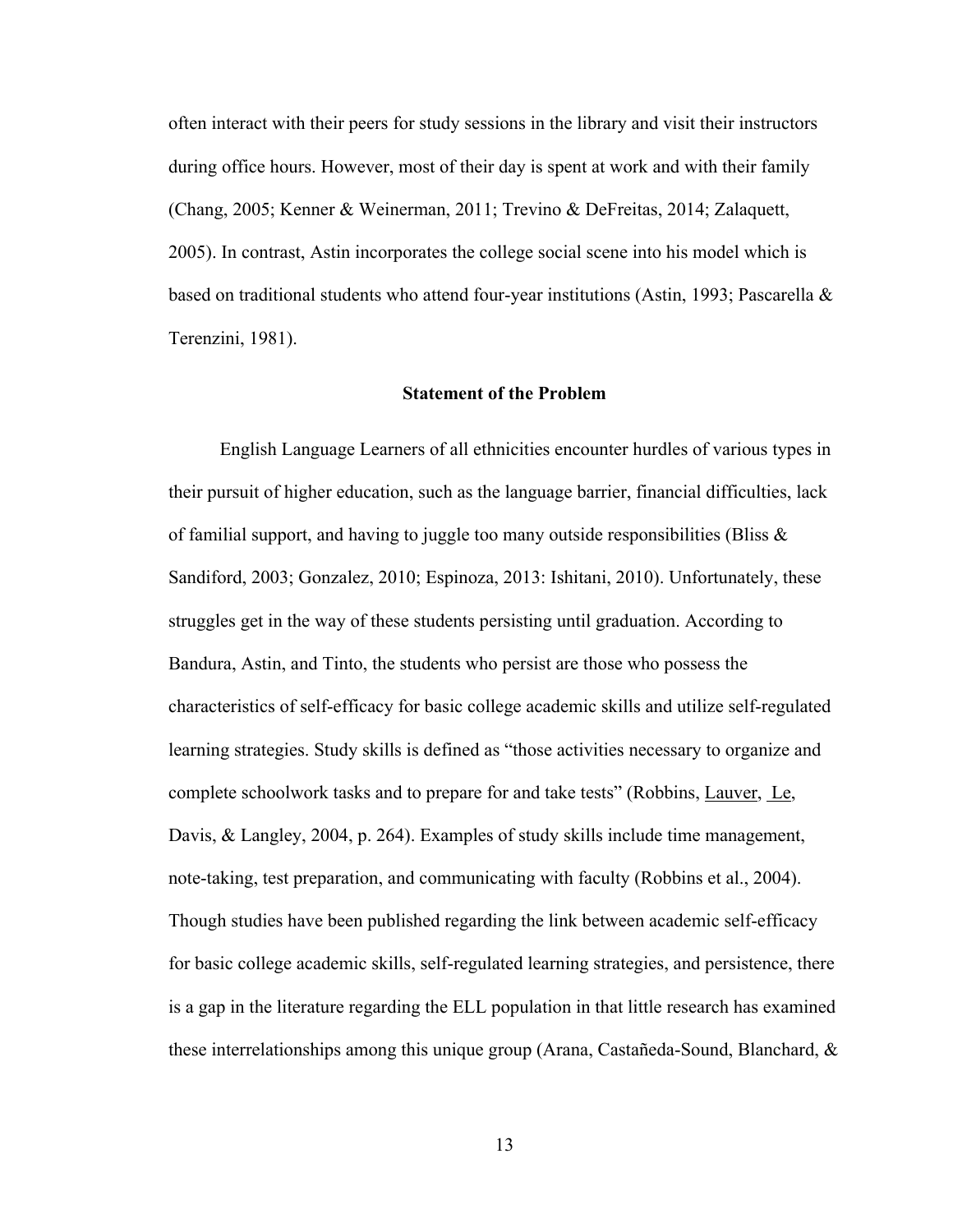often interact with their peers for study sessions in the library and visit their instructors during office hours. However, most of their day is spent at work and with their family (Chang, 2005; Kenner & Weinerman, 2011; Trevino & DeFreitas, 2014; Zalaquett, 2005). In contrast, Astin incorporates the college social scene into his model which is based on traditional students who attend four-year institutions (Astin, 1993; Pascarella & Terenzini, 1981).

## Statement of the Problem

English Language Learners of all ethnicities encounter hurdles of various types in their pursuit of higher education, such as the language barrier, financial difficulties, lack of familial support, and having to juggle too many outside responsibilities (Bliss & Sandiford, 2003; Gonzalez, 2010; Espinoza, 2013: Ishitani, 2010). Unfortunately, these struggles get in the way of these students persisting until graduation. According to Bandura, Astin, and Tinto, the students who persist are those who possess the characteristics of self-efficacy for basic college academic skills and utilize self-regulated learning strategies. Study skills is defined as "those activities necessary to organize and complete schoolwork tasks and to prepare for and take tests" (Robbins, Lauver, Le, Davis, & Langley, 2004, p. 264). Examples of study skills include time management, note-taking, test preparation, and communicating with faculty (Robbins et al., 2004). Though studies have been published regarding the link between academic self-efficacy for basic college academic skills, self-regulated learning strategies, and persistence, there is a gap in the literature regarding the ELL population in that little research has examined these interrelationships among this unique group (Arana, Castañeda-Sound, Blanchard, &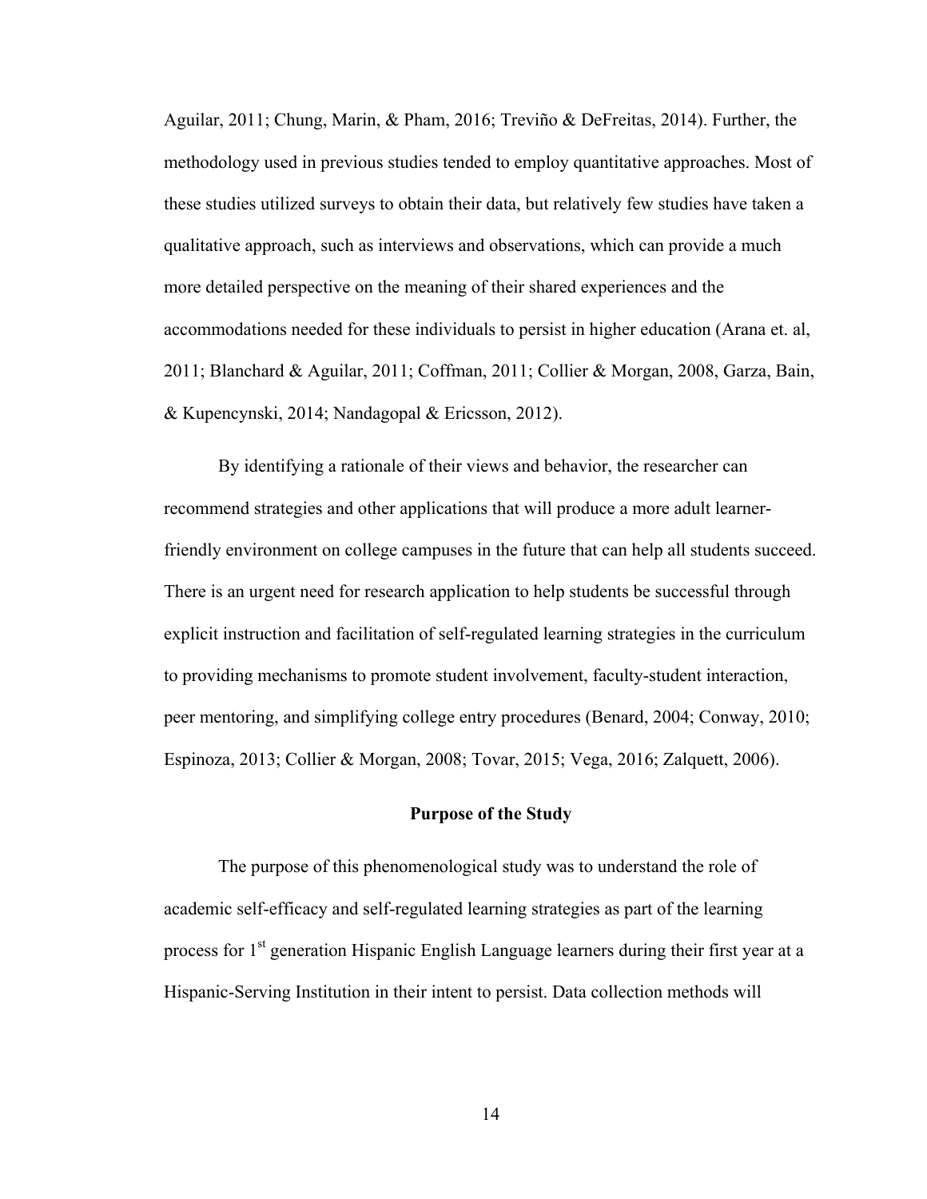Aguilar, 2011; Chung, Marin, & Pham, 2016; Treviño & DeFreitas, 2014). Further, the methodology used in previous studies tended to employ quantitative approaches. Most of these studies utilized surveys to obtain their data, but relatively few studies have taken a qualitative approach, such as interviews and observations, which can provide a much more detailed perspective on the meaning of their shared experiences and the accommodations needed for these individuals to persist in higher education (Arana et. al, 2011; Blanchard & Aguilar, 2011; Coffman, 2011; Collier & Morgan, 2008, Garza, Bain, & Kupencynski, 2014; Nandagopal & Ericsson, 2012).

By identifying a rationale of their views and behavior, the researcher can recommend strategies and other applications that will produce a more adult learner-friendly environment on college campuses in the future that can help all students succeed. There is an urgent need for research application to help students be successful through explicit instruction and facilitation of self-regulated learning strategies in the curriculum to providing mechanisms to promote student involvement, faculty-student interaction, peer mentoring, and simplifying college entry procedures (Benard, 2004; Conway, 2010; Espinoza, 2013; Collier & Morgan, 2008; Tovar, 2015; Vega, 2016; Zalquett, 2006).

## Purpose of the Study

The purpose of this phenomenological study was to understand the role of academic self-efficacy and self-regulated learning strategies as part of the learning process for 1st generation Hispanic English Language learners during their first year at a Hispanic-Serving Institution in their intent to persist. Data collection methods will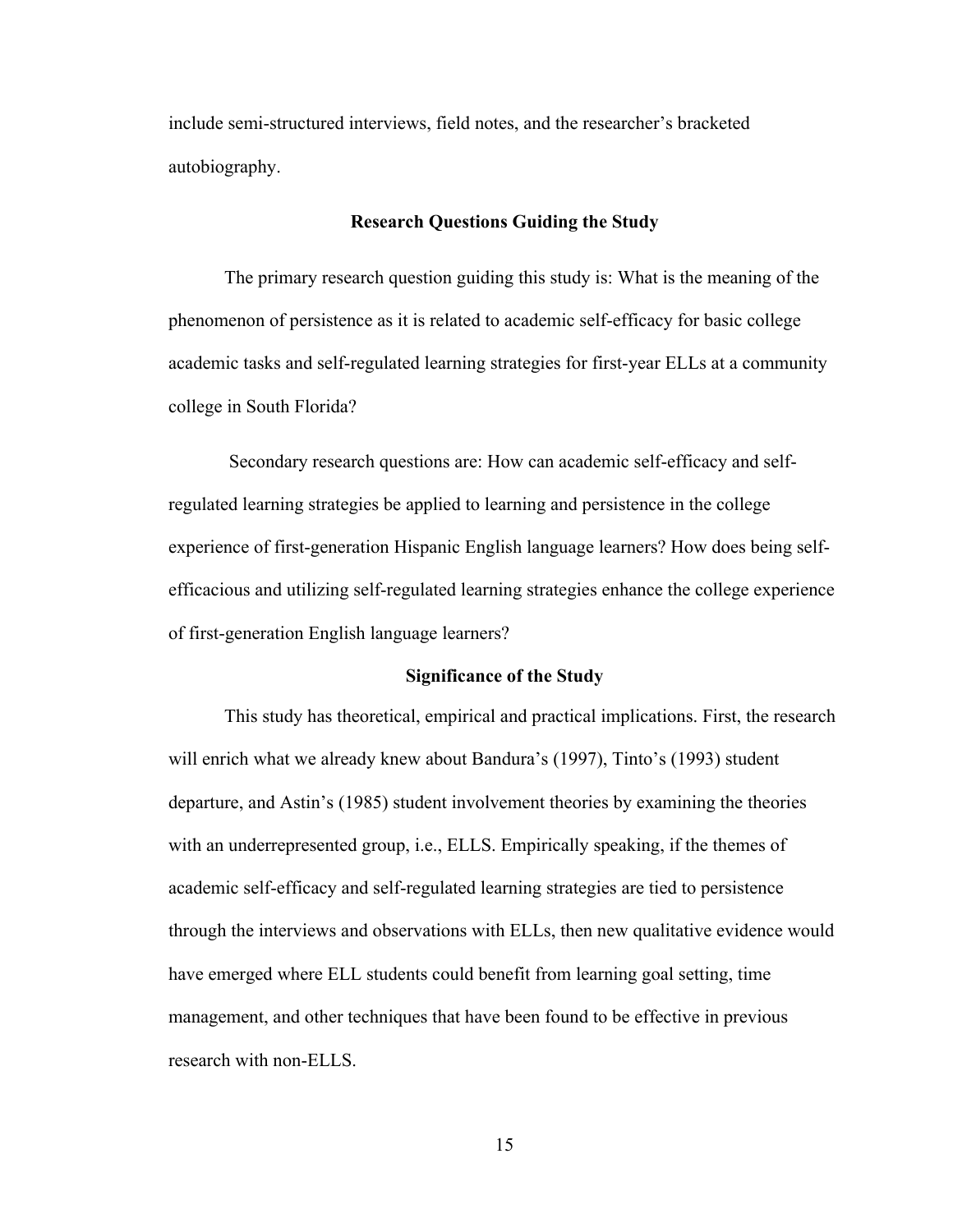include semi-structured interviews, field notes, and the researcher's bracketed autobiography.

## Research Questions Guiding the Study

The primary research question guiding this study is: What is the meaning of the phenomenon of persistence as it is related to academic self-efficacy for basic college academic tasks and self-regulated learning strategies for first-year ELLs at a community college in South Florida?

Secondary research questions are: How can academic self-efficacy and self-regulated learning strategies be applied to learning and persistence in the college experience of first-generation Hispanic English language learners? How does being self-efficacious and utilizing self-regulated learning strategies enhance the college experience of first-generation English language learners?

## Significance of the Study

This study has theoretical, empirical and practical implications. First, the research will enrich what we already knew about Bandura's (1997), Tinto's (1993) student departure, and Astin's (1985) student involvement theories by examining the theories with an underrepresented group, i.e., ELLS. Empirically speaking, if the themes of academic self-efficacy and self-regulated learning strategies are tied to persistence through the interviews and observations with ELLs, then new qualitative evidence would have emerged where ELL students could benefit from learning goal setting, time management, and other techniques that have been found to be effective in previous research with non-ELLS.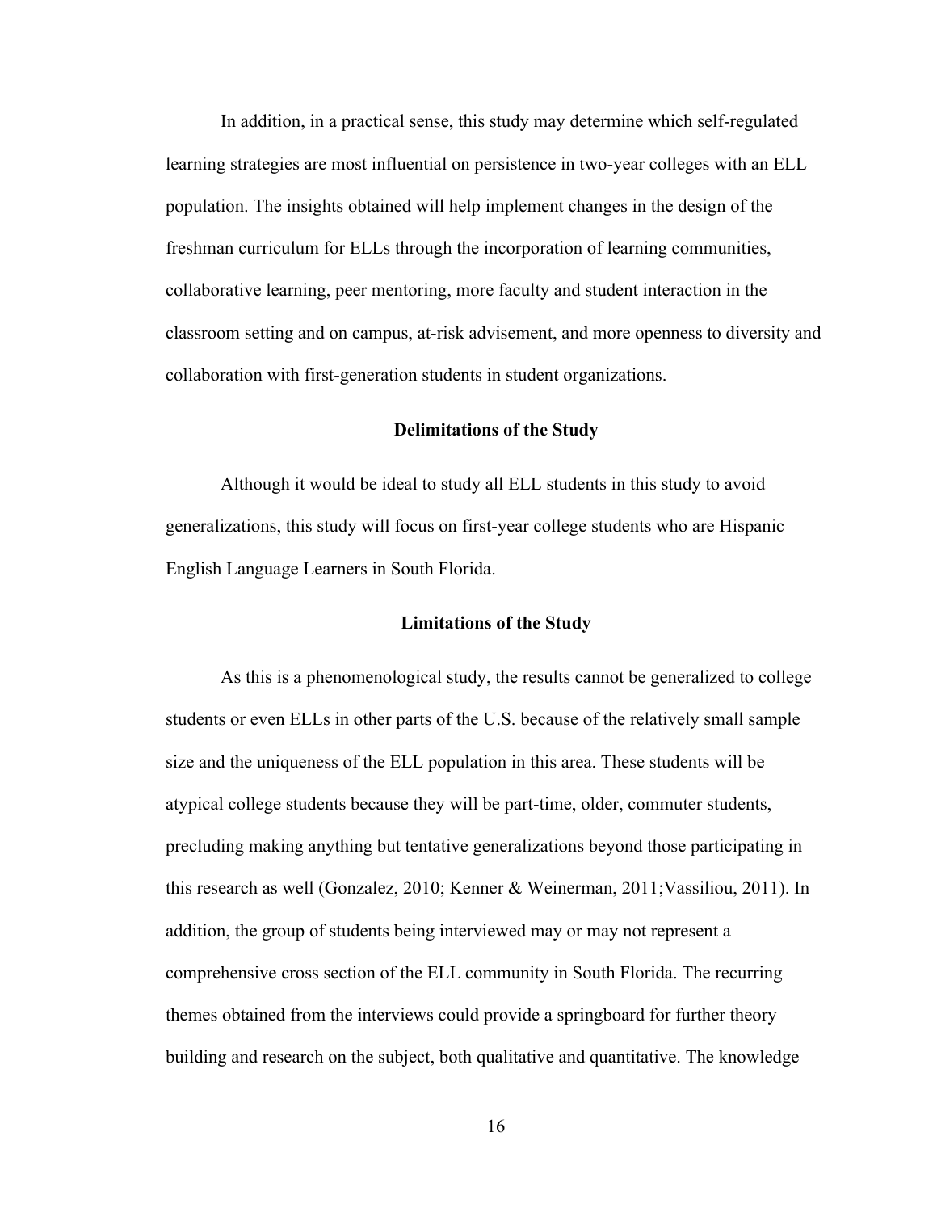In addition, in a practical sense, this study may determine which self-regulated learning strategies are most influential on persistence in two-year colleges with an ELL population. The insights obtained will help implement changes in the design of the freshman curriculum for ELLs through the incorporation of learning communities, collaborative learning, peer mentoring, more faculty and student interaction in the classroom setting and on campus, at-risk advisement, and more openness to diversity and collaboration with first-generation students in student organizations.

## Delimitations of the Study

Although it would be ideal to study all ELL students in this study to avoid generalizations, this study will focus on first-year college students who are Hispanic English Language Learners in South Florida.

## Limitations of the Study

As this is a phenomenological study, the results cannot be generalized to college students or even ELLs in other parts of the U.S. because of the relatively small sample size and the uniqueness of the ELL population in this area. These students will be atypical college students because they will be part-time, older, commuter students, precluding making anything but tentative generalizations beyond those participating in this research as well (Gonzalez, 2010; Kenner & Weinerman, 2011;Vassiliou, 2011). In addition, the group of students being interviewed may or may not represent a comprehensive cross section of the ELL community in South Florida. The recurring themes obtained from the interviews could provide a springboard for further theory building and research on the subject, both qualitative and quantitative. The knowledge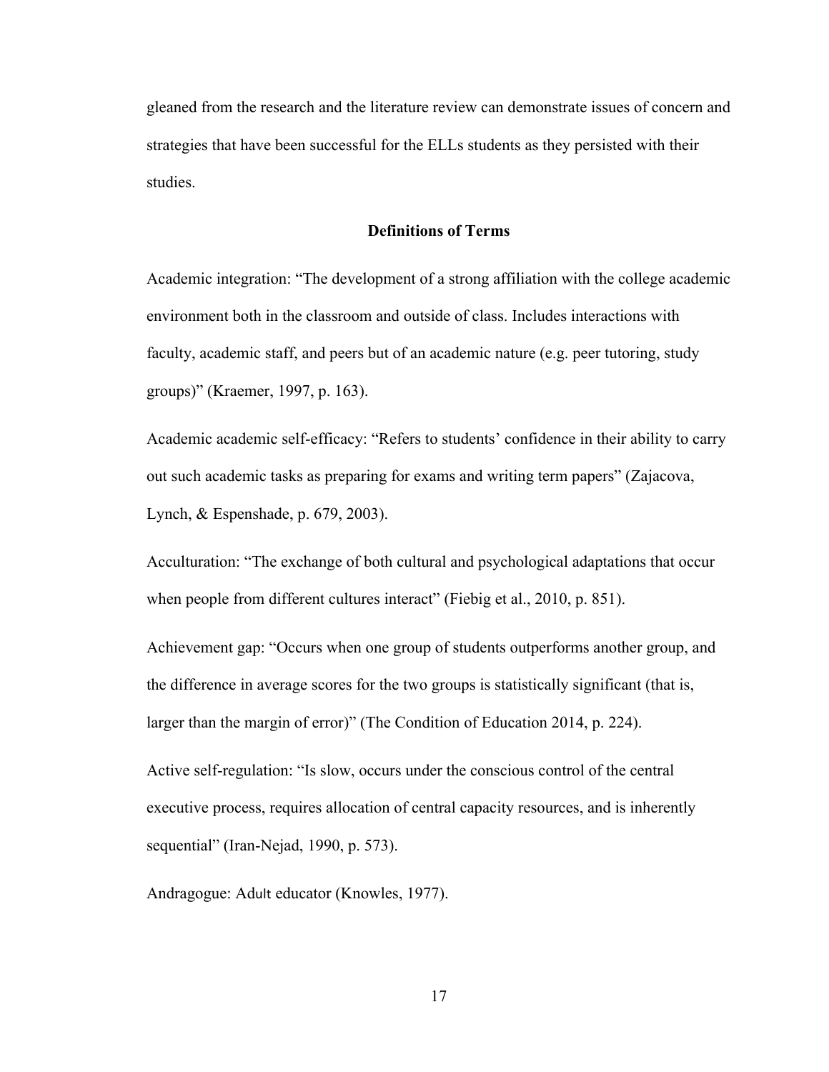gleaned from the research and the literature review can demonstrate issues of concern and strategies that have been successful for the ELLs students as they persisted with their studies.

## Definitions of Terms

Academic integration: "The development of a strong affiliation with the college academic environment both in the classroom and outside of class. Includes interactions with faculty, academic staff, and peers but of an academic nature (e.g. peer tutoring, study groups)" (Kraemer, 1997, p. 163).

Academic academic self-efficacy: "Refers to students' confidence in their ability to carry out such academic tasks as preparing for exams and writing term papers" (Zajacova, Lynch, & Espenshade, p. 679, 2003).

Acculturation: "The exchange of both cultural and psychological adaptations that occur when people from different cultures interact" (Fiebig et al., 2010, p. 851).

Achievement gap: "Occurs when one group of students outperforms another group, and the difference in average scores for the two groups is statistically significant (that is, larger than the margin of error)" (The Condition of Education 2014, p. 224).

Active self-regulation: "Is slow, occurs under the conscious control of the central executive process, requires allocation of central capacity resources, and is inherently sequential" (Iran-Nejad, 1990, p. 573).

Andragogue: Adult educator (Knowles, 1977).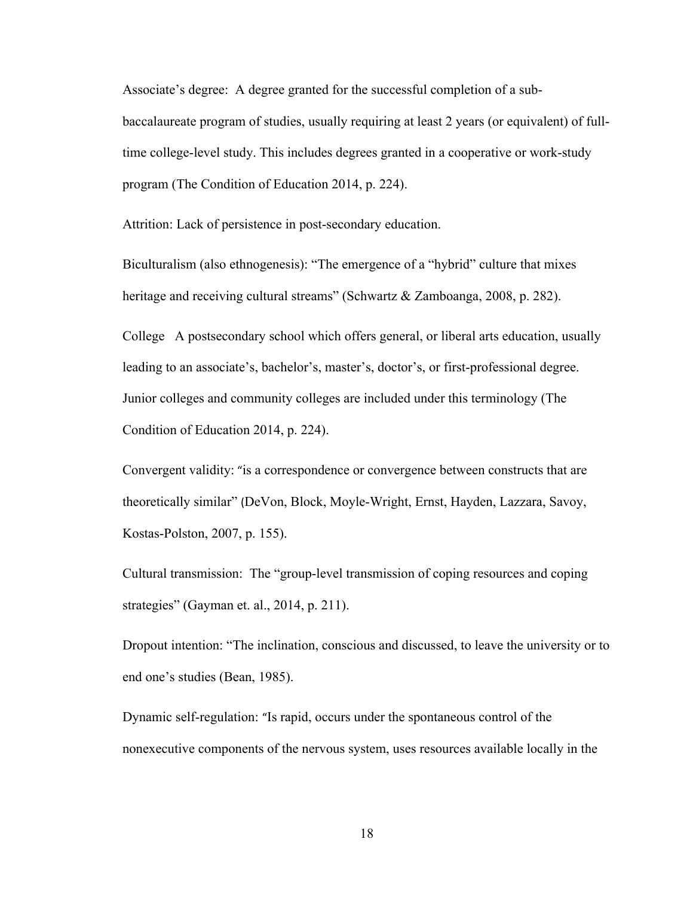Associate’s degree: A degree granted for the successful completion of a sub-baccalaureate program of studies, usually requiring at least 2 years (or equivalent) of full-time college-level study. This includes degrees granted in a cooperative or work-study program (The Condition of Education 2014, p. 224).

Attrition: Lack of persistence in post-secondary education.

Biculturalism (also ethnogenesis): “The emergence of a “hybrid” culture that mixes heritage and receiving cultural streams” (Schwartz & Zamboanga, 2008, p. 282).

College A postsecondary school which offers general, or liberal arts education, usually leading to an associate’s, bachelor’s, master’s, doctor’s, or first-professional degree. Junior colleges and community colleges are included under this terminology (The Condition of Education 2014, p. 224).

Convergent validity: “is a correspondence or convergence between constructs that are theoretically similar” (DeVon, Block, Moyle-Wright, Ernst, Hayden, Lazzara, Savoy, Kostas-Polston, 2007, p. 155).

Cultural transmission: The “group-level transmission of coping resources and coping strategies” (Gayman et. al., 2014, p. 211).

Dropout intention: “The inclination, conscious and discussed, to leave the university or to end one’s studies (Bean, 1985).

Dynamic self-regulation: “Is rapid, occurs under the spontaneous control of the nonexecutive components of the nervous system, uses resources available locally in the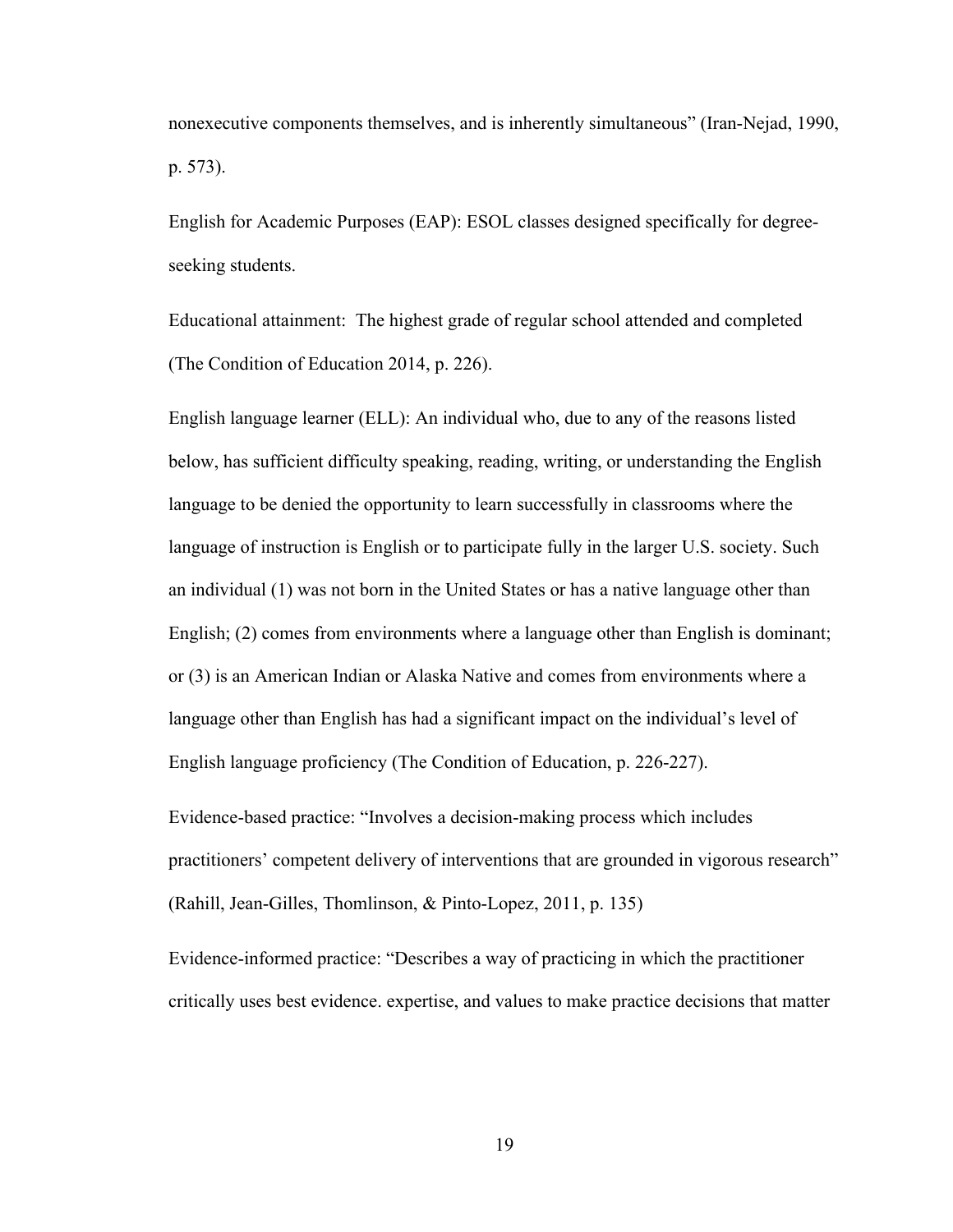nonexecutive components themselves, and is inherently simultaneous" (Iran-Nejad, 1990, p. 573).

English for Academic Purposes (EAP): ESOL classes designed specifically for degree-seeking students.

Educational attainment: The highest grade of regular school attended and completed (The Condition of Education 2014, p. 226).

English language learner (ELL): An individual who, due to any of the reasons listed below, has sufficient difficulty speaking, reading, writing, or understanding the English language to be denied the opportunity to learn successfully in classrooms where the language of instruction is English or to participate fully in the larger U.S. society. Such an individual (1) was not born in the United States or has a native language other than English; (2) comes from environments where a language other than English is dominant; or (3) is an American Indian or Alaska Native and comes from environments where a language other than English has had a significant impact on the individual's level of English language proficiency (The Condition of Education, p. 226-227).

Evidence-based practice: "Involves a decision-making process which includes practitioners' competent delivery of interventions that are grounded in vigorous research" (Rahill, Jean-Gilles, Thomlinson, & Pinto-Lopez, 2011, p. 135)

Evidence-informed practice: "Describes a way of practicing in which the practitioner critically uses best evidence. expertise, and values to make practice decisions that matter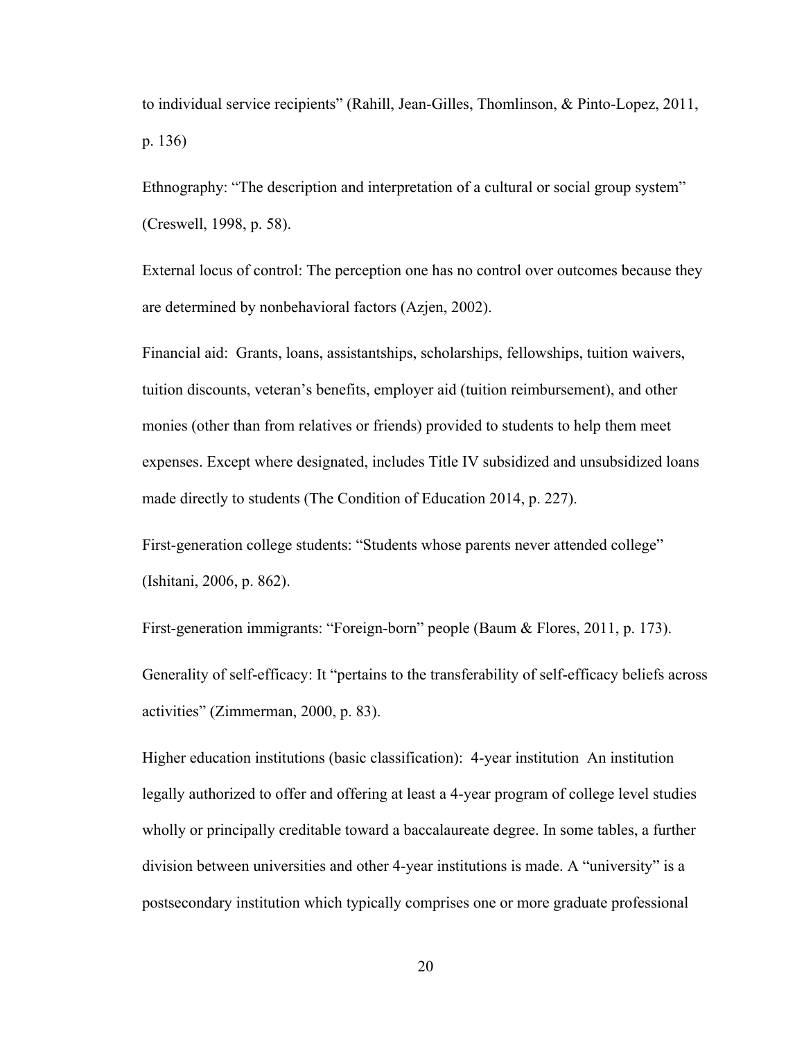to individual service recipients" (Rahill, Jean-Gilles, Thomlinson, & Pinto-Lopez, 2011, p. 136)

Ethnography: "The description and interpretation of a cultural or social group system" (Creswell, 1998, p. 58).

External locus of control: The perception one has no control over outcomes because they are determined by nonbehavioral factors (Azjen, 2002).

Financial aid: Grants, loans, assistantships, scholarships, fellowships, tuition waivers, tuition discounts, veteran's benefits, employer aid (tuition reimbursement), and other monies (other than from relatives or friends) provided to students to help them meet expenses. Except where designated, includes Title IV subsidized and unsubsidized loans made directly to students (The Condition of Education 2014, p. 227).

First-generation college students: "Students whose parents never attended college" (Ishitani, 2006, p. 862).

First-generation immigrants: "Foreign-born" people (Baum & Flores, 2011, p. 173).

Generality of self-efficacy: It "pertains to the transferability of self-efficacy beliefs across activities" (Zimmerman, 2000, p. 83).

Higher education institutions (basic classification): 4-year institution An institution legally authorized to offer and offering at least a 4-year program of college level studies wholly or principally creditable toward a baccalaureate degree. In some tables, a further division between universities and other 4-year institutions is made. A "university" is a postsecondary institution which typically comprises one or more graduate professional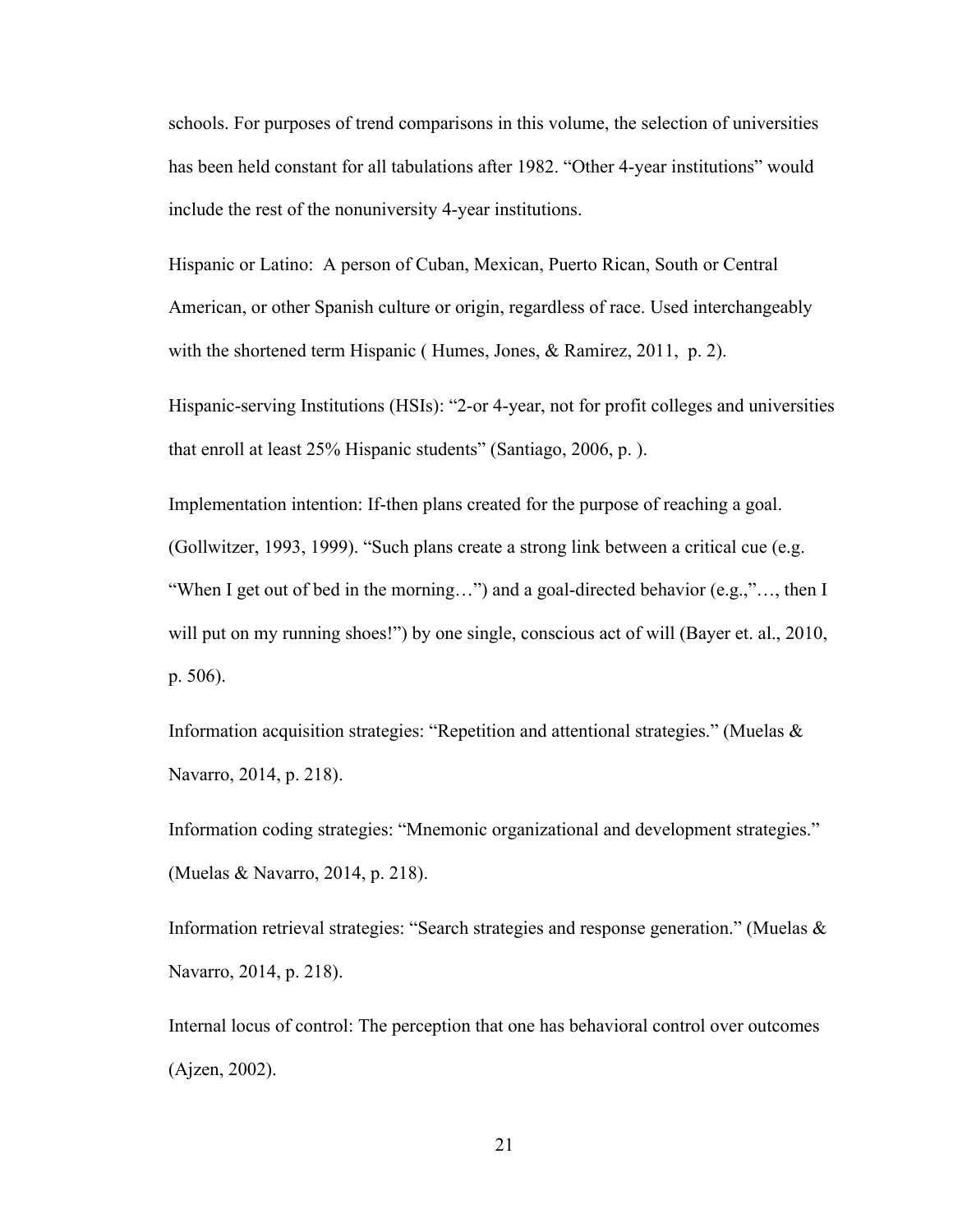schools. For purposes of trend comparisons in this volume, the selection of universities has been held constant for all tabulations after 1982. "Other 4-year institutions" would include the rest of the nonuniversity 4-year institutions.

Hispanic or Latino: A person of Cuban, Mexican, Puerto Rican, South or Central American, or other Spanish culture or origin, regardless of race. Used interchangeably with the shortened term Hispanic ( Humes, Jones, & Ramirez, 2011, p. 2).

Hispanic-serving Institutions (HSIs): "2-or 4-year, not for profit colleges and universities that enroll at least 25% Hispanic students" (Santiago, 2006, p. ).

Implementation intention: If-then plans created for the purpose of reaching a goal. (Gollwitzer, 1993, 1999). "Such plans create a strong link between a critical cue (e.g. "When I get out of bed in the morning…") and a goal-directed behavior (e.g.,"…, then I will put on my running shoes!") by one single, conscious act of will (Bayer et. al., 2010, p. 506).

Information acquisition strategies: "Repetition and attentional strategies." (Muelas & Navarro, 2014, p. 218).

Information coding strategies: "Mnemonic organizational and development strategies." (Muelas & Navarro, 2014, p. 218).

Information retrieval strategies: "Search strategies and response generation." (Muelas & Navarro, 2014, p. 218).

Internal locus of control: The perception that one has behavioral control over outcomes (Ajzen, 2002).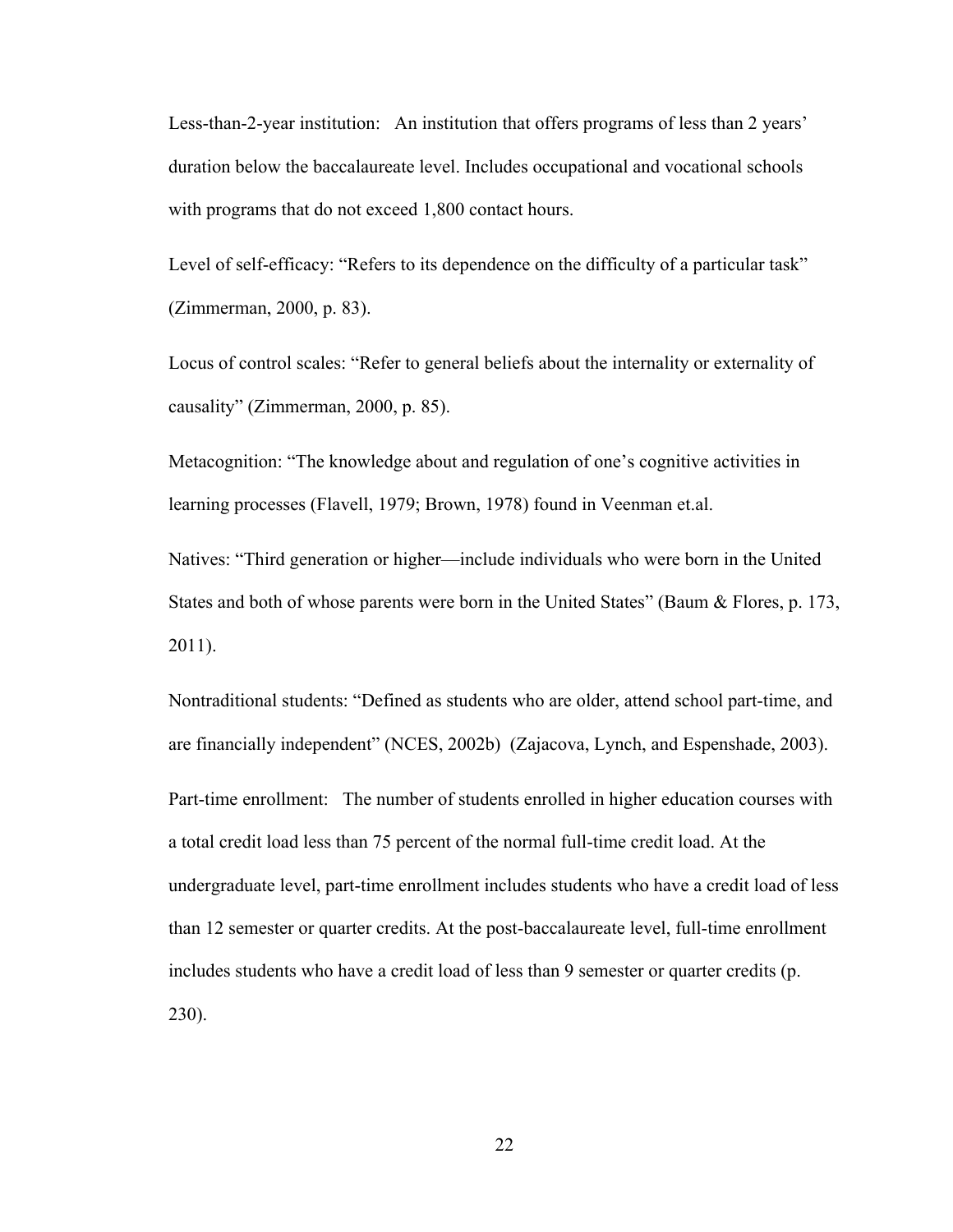Less-than-2-year institution:   An institution that offers programs of less than 2 years' duration below the baccalaureate level. Includes occupational and vocational schools with programs that do not exceed 1,800 contact hours.

Level of self-efficacy: "Refers to its dependence on the difficulty of a particular task" (Zimmerman, 2000, p. 83).

Locus of control scales: "Refer to general beliefs about the internality or externality of causality" (Zimmerman, 2000, p. 85).

Metacognition: "The knowledge about and regulation of one's cognitive activities in learning processes (Flavell, 1979; Brown, 1978) found in Veenman et.al.

Natives: "Third generation or higher—include individuals who were born in the United States and both of whose parents were born in the United States" (Baum & Flores, p. 173, 2011).

Nontraditional students: "Defined as students who are older, attend school part-time, and are financially independent" (NCES, 2002b)  (Zajacova, Lynch, and Espenshade, 2003).

Part-time enrollment:   The number of students enrolled in higher education courses with a total credit load less than 75 percent of the normal full-time credit load. At the undergraduate level, part-time enrollment includes students who have a credit load of less than 12 semester or quarter credits. At the post-baccalaureate level, full-time enrollment includes students who have a credit load of less than 9 semester or quarter credits (p. 230).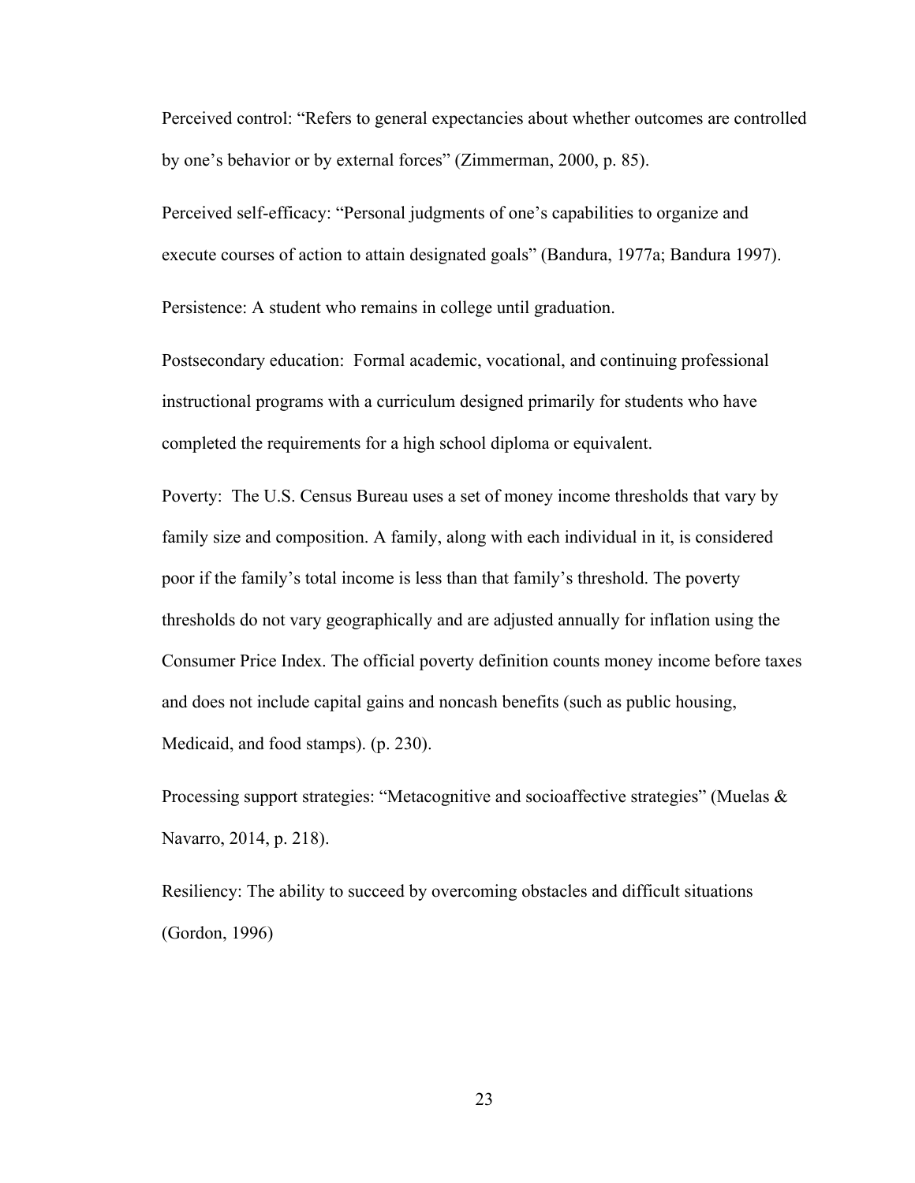Perceived control: “Refers to general expectancies about whether outcomes are controlled by one’s behavior or by external forces” (Zimmerman, 2000, p. 85).

Perceived self-efficacy: “Personal judgments of one’s capabilities to organize and execute courses of action to attain designated goals” (Bandura, 1977a; Bandura 1997).

Persistence: A student who remains in college until graduation.

Postsecondary education: Formal academic, vocational, and continuing professional instructional programs with a curriculum designed primarily for students who have completed the requirements for a high school diploma or equivalent.

Poverty: The U.S. Census Bureau uses a set of money income thresholds that vary by family size and composition. A family, along with each individual in it, is considered poor if the family’s total income is less than that family’s threshold. The poverty thresholds do not vary geographically and are adjusted annually for inflation using the Consumer Price Index. The official poverty definition counts money income before taxes and does not include capital gains and noncash benefits (such as public housing, Medicaid, and food stamps). (p. 230).

Processing support strategies: “Metacognitive and socioaffective strategies” (Muelas & Navarro, 2014, p. 218).

Resiliency: The ability to succeed by overcoming obstacles and difficult situations (Gordon, 1996)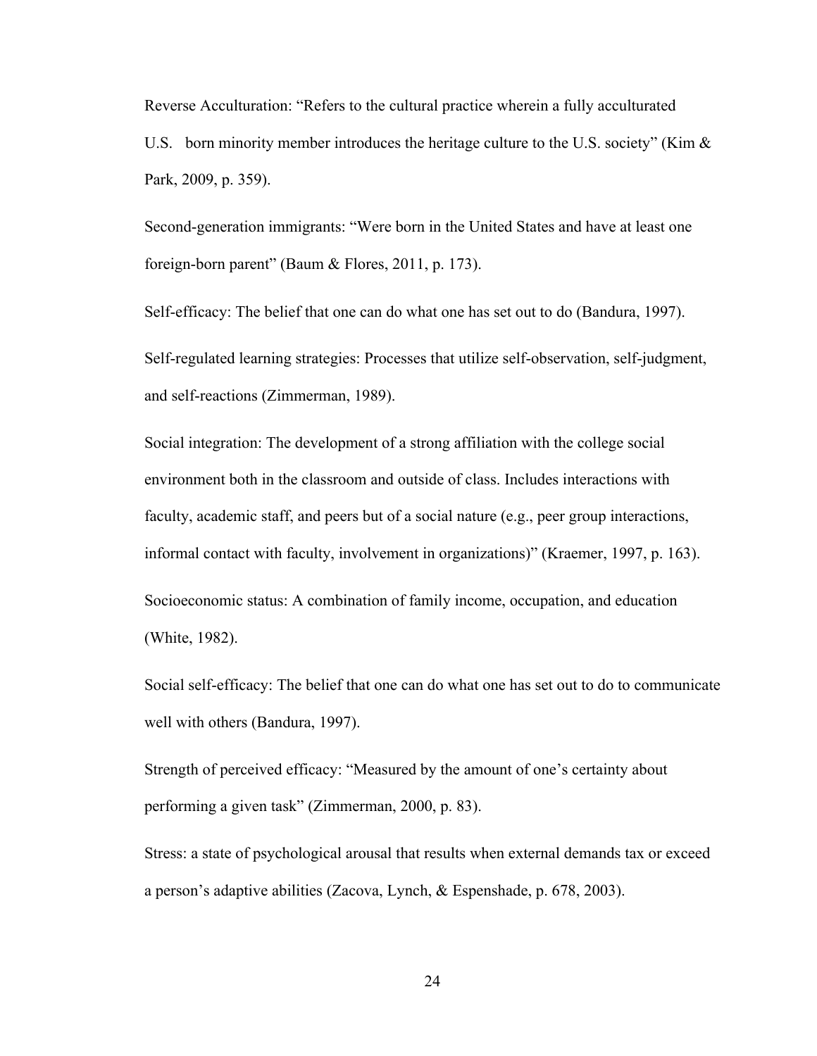Reverse Acculturation: "Refers to the cultural practice wherein a fully acculturated U.S. born minority member introduces the heritage culture to the U.S. society" (Kim & Park, 2009, p. 359).

Second-generation immigrants: "Were born in the United States and have at least one foreign-born parent" (Baum & Flores, 2011, p. 173).

Self-efficacy: The belief that one can do what one has set out to do (Bandura, 1997).

Self-regulated learning strategies: Processes that utilize self-observation, self-judgment, and self-reactions (Zimmerman, 1989).

Social integration: The development of a strong affiliation with the college social environment both in the classroom and outside of class. Includes interactions with faculty, academic staff, and peers but of a social nature (e.g., peer group interactions, informal contact with faculty, involvement in organizations)" (Kraemer, 1997, p. 163).

Socioeconomic status: A combination of family income, occupation, and education (White, 1982).

Social self-efficacy: The belief that one can do what one has set out to do to communicate well with others (Bandura, 1997).

Strength of perceived efficacy: "Measured by the amount of one's certainty about performing a given task" (Zimmerman, 2000, p. 83).

Stress: a state of psychological arousal that results when external demands tax or exceed a person's adaptive abilities (Zacova, Lynch, & Espenshade, p. 678, 2003).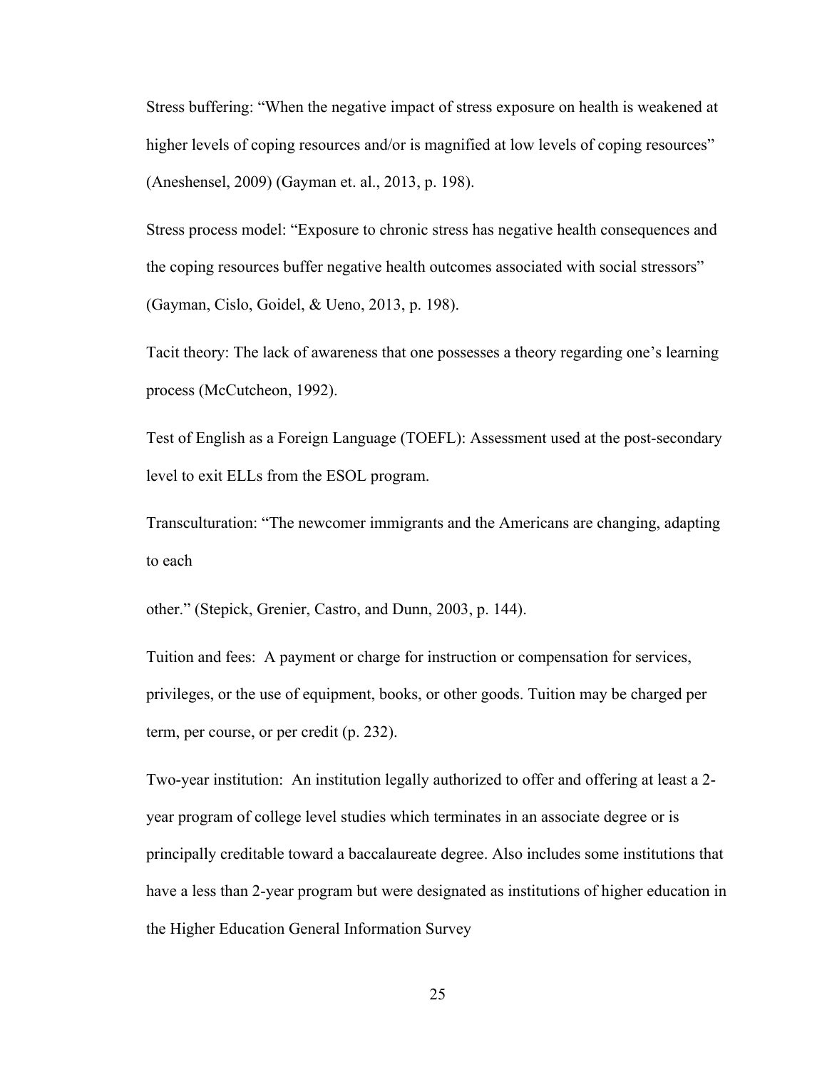Stress buffering: "When the negative impact of stress exposure on health is weakened at higher levels of coping resources and/or is magnified at low levels of coping resources" (Aneshensel, 2009) (Gayman et. al., 2013, p. 198).

Stress process model: "Exposure to chronic stress has negative health consequences and the coping resources buffer negative health outcomes associated with social stressors" (Gayman, Cislo, Goidel, & Ueno, 2013, p. 198).

Tacit theory: The lack of awareness that one possesses a theory regarding one's learning process (McCutcheon, 1992).

Test of English as a Foreign Language (TOEFL): Assessment used at the post-secondary level to exit ELLs from the ESOL program.

Transculturation: "The newcomer immigrants and the Americans are changing, adapting to each

other." (Stepick, Grenier, Castro, and Dunn, 2003, p. 144).

Tuition and fees: A payment or charge for instruction or compensation for services, privileges, or the use of equipment, books, or other goods. Tuition may be charged per term, per course, or per credit (p. 232).

Two-year institution: An institution legally authorized to offer and offering at least a 2-year program of college level studies which terminates in an associate degree or is principally creditable toward a baccalaureate degree. Also includes some institutions that have a less than 2-year program but were designated as institutions of higher education in the Higher Education General Information Survey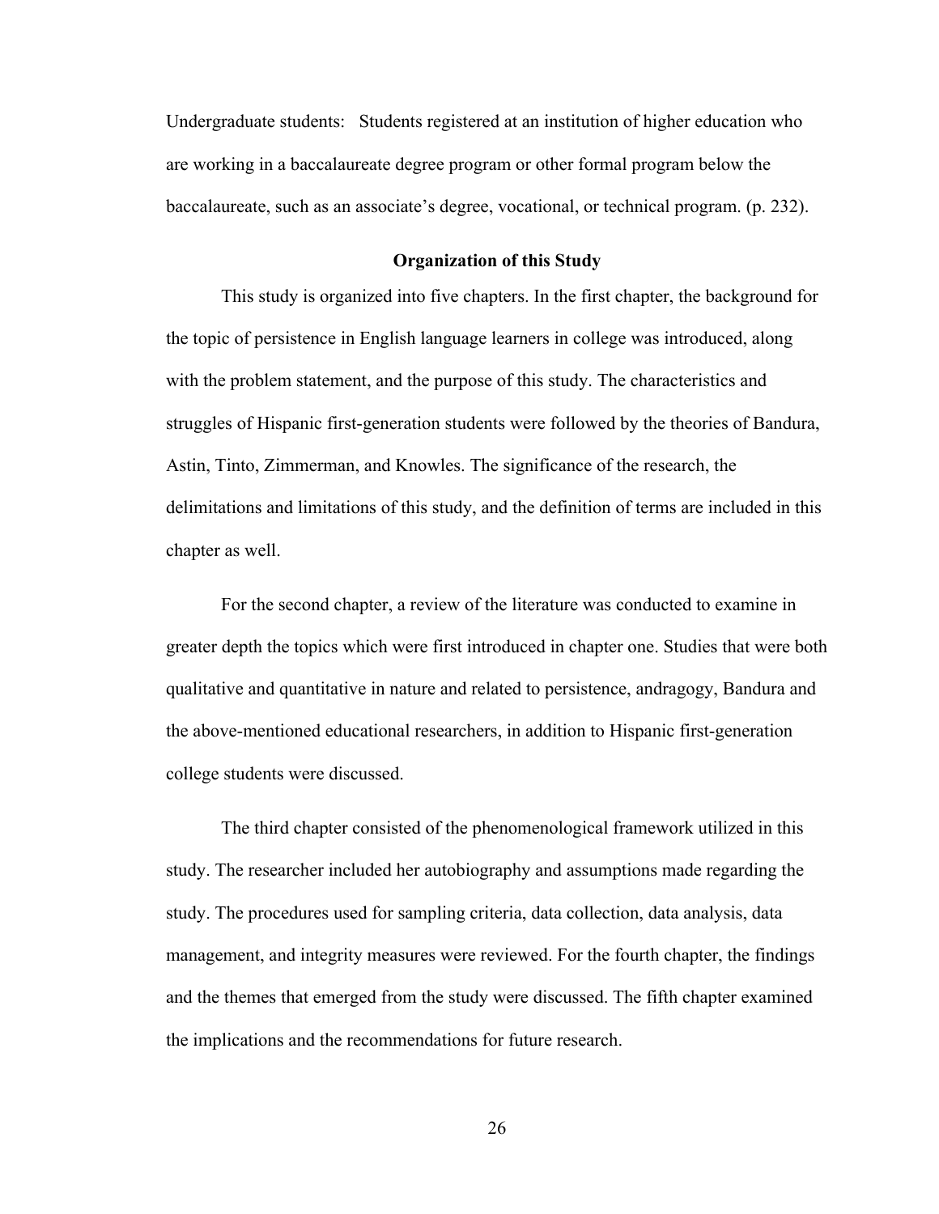Undergraduate students: Students registered at an institution of higher education who are working in a baccalaureate degree program or other formal program below the baccalaureate, such as an associate's degree, vocational, or technical program. (p. 232).

## Organization of this Study

This study is organized into five chapters. In the first chapter, the background for the topic of persistence in English language learners in college was introduced, along with the problem statement, and the purpose of this study. The characteristics and struggles of Hispanic first-generation students were followed by the theories of Bandura, Astin, Tinto, Zimmerman, and Knowles. The significance of the research, the delimitations and limitations of this study, and the definition of terms are included in this chapter as well.

For the second chapter, a review of the literature was conducted to examine in greater depth the topics which were first introduced in chapter one. Studies that were both qualitative and quantitative in nature and related to persistence, andragogy, Bandura and the above-mentioned educational researchers, in addition to Hispanic first-generation college students were discussed.

The third chapter consisted of the phenomenological framework utilized in this study. The researcher included her autobiography and assumptions made regarding the study. The procedures used for sampling criteria, data collection, data analysis, data management, and integrity measures were reviewed. For the fourth chapter, the findings and the themes that emerged from the study were discussed. The fifth chapter examined the implications and the recommendations for future research.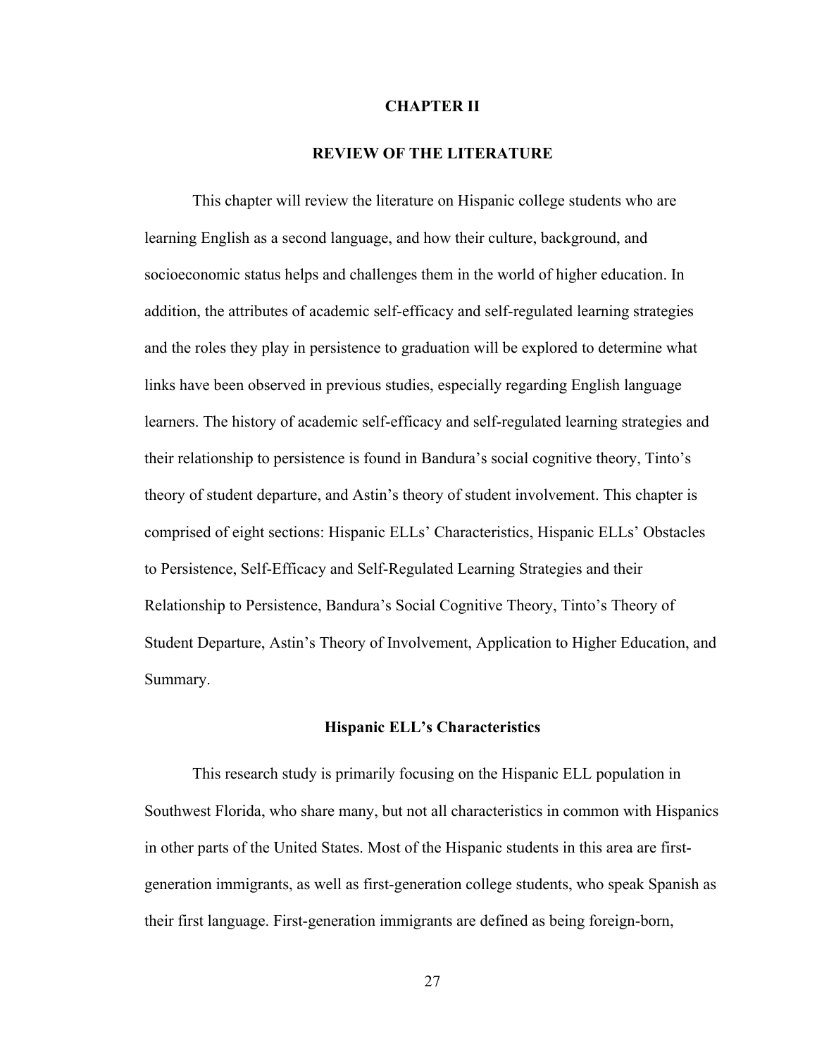# CHAPTER II

# REVIEW OF THE LITERATURE

This chapter will review the literature on Hispanic college students who are learning English as a second language, and how their culture, background, and socioeconomic status helps and challenges them in the world of higher education. In addition, the attributes of academic self-efficacy and self-regulated learning strategies and the roles they play in persistence to graduation will be explored to determine what links have been observed in previous studies, especially regarding English language learners. The history of academic self-efficacy and self-regulated learning strategies and their relationship to persistence is found in Bandura's social cognitive theory, Tinto's theory of student departure, and Astin's theory of student involvement. This chapter is comprised of eight sections: Hispanic ELLs' Characteristics, Hispanic ELLs' Obstacles to Persistence, Self-Efficacy and Self-Regulated Learning Strategies and their Relationship to Persistence, Bandura's Social Cognitive Theory, Tinto's Theory of Student Departure, Astin's Theory of Involvement, Application to Higher Education, and Summary.

## Hispanic ELL's Characteristics

This research study is primarily focusing on the Hispanic ELL population in Southwest Florida, who share many, but not all characteristics in common with Hispanics in other parts of the United States. Most of the Hispanic students in this area are first-generation immigrants, as well as first-generation college students, who speak Spanish as their first language. First-generation immigrants are defined as being foreign-born,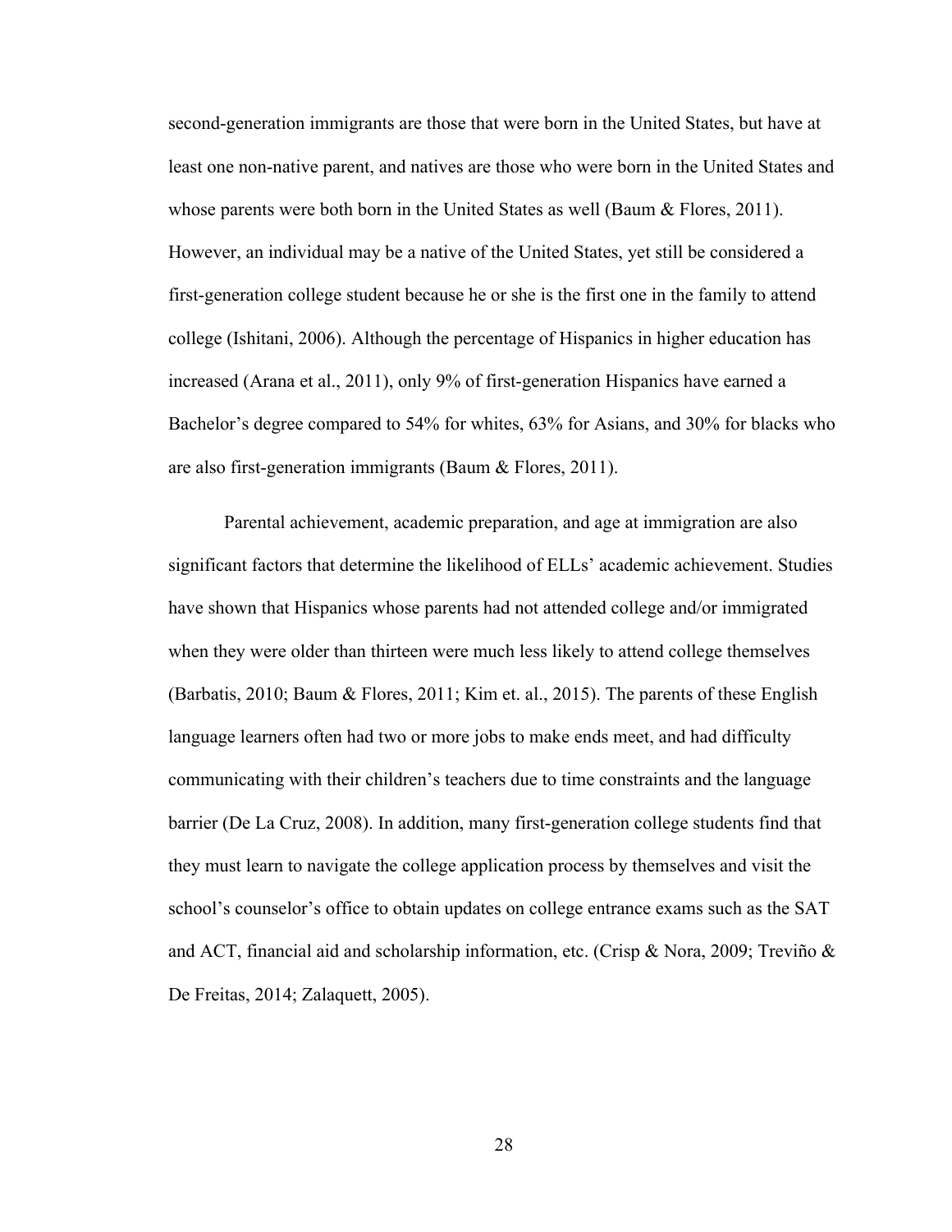second-generation immigrants are those that were born in the United States, but have at least one non-native parent, and natives are those who were born in the United States and whose parents were both born in the United States as well (Baum & Flores, 2011). However, an individual may be a native of the United States, yet still be considered a first-generation college student because he or she is the first one in the family to attend college (Ishitani, 2006). Although the percentage of Hispanics in higher education has increased (Arana et al., 2011), only 9% of first-generation Hispanics have earned a Bachelor's degree compared to 54% for whites, 63% for Asians, and 30% for blacks who are also first-generation immigrants (Baum & Flores, 2011).

Parental achievement, academic preparation, and age at immigration are also significant factors that determine the likelihood of ELLs' academic achievement. Studies have shown that Hispanics whose parents had not attended college and/or immigrated when they were older than thirteen were much less likely to attend college themselves (Barbatis, 2010; Baum & Flores, 2011; Kim et. al., 2015). The parents of these English language learners often had two or more jobs to make ends meet, and had difficulty communicating with their children's teachers due to time constraints and the language barrier (De La Cruz, 2008). In addition, many first-generation college students find that they must learn to navigate the college application process by themselves and visit the school's counselor's office to obtain updates on college entrance exams such as the SAT and ACT, financial aid and scholarship information, etc. (Crisp & Nora, 2009; Treviño & De Freitas, 2014; Zalaquett, 2005).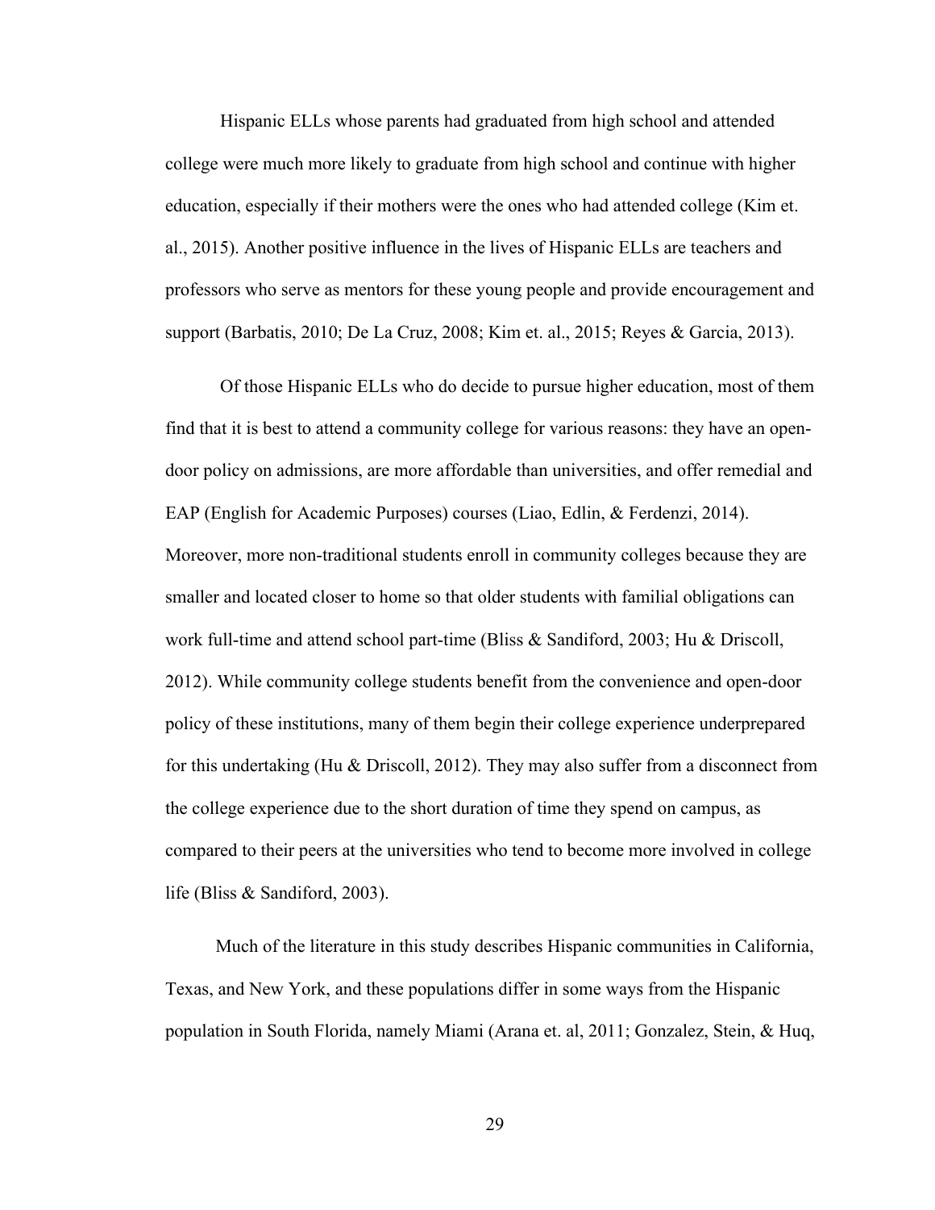Hispanic ELLs whose parents had graduated from high school and attended college were much more likely to graduate from high school and continue with higher education, especially if their mothers were the ones who had attended college (Kim et. al., 2015). Another positive influence in the lives of Hispanic ELLs are teachers and professors who serve as mentors for these young people and provide encouragement and support (Barbatis, 2010; De La Cruz, 2008; Kim et. al., 2015; Reyes & Garcia, 2013).

Of those Hispanic ELLs who do decide to pursue higher education, most of them find that it is best to attend a community college for various reasons: they have an open-door policy on admissions, are more affordable than universities, and offer remedial and EAP (English for Academic Purposes) courses (Liao, Edlin, & Ferdenzi, 2014). Moreover, more non-traditional students enroll in community colleges because they are smaller and located closer to home so that older students with familial obligations can work full-time and attend school part-time (Bliss & Sandiford, 2003; Hu & Driscoll, 2012). While community college students benefit from the convenience and open-door policy of these institutions, many of them begin their college experience underprepared for this undertaking (Hu & Driscoll, 2012). They may also suffer from a disconnect from the college experience due to the short duration of time they spend on campus, as compared to their peers at the universities who tend to become more involved in college life (Bliss & Sandiford, 2003).

Much of the literature in this study describes Hispanic communities in California, Texas, and New York, and these populations differ in some ways from the Hispanic population in South Florida, namely Miami (Arana et. al, 2011; Gonzalez, Stein, & Huq,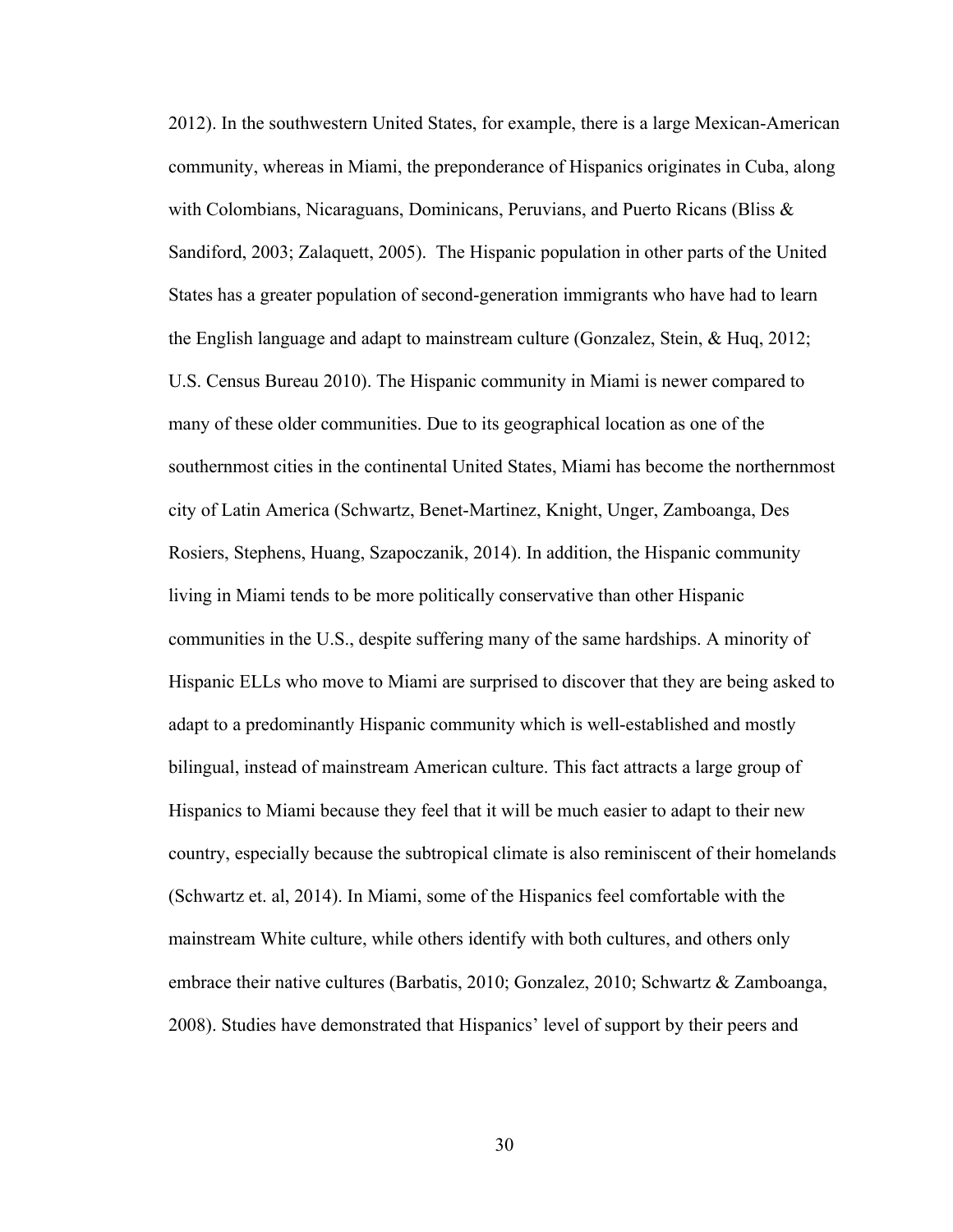2012). In the southwestern United States, for example, there is a large Mexican-American community, whereas in Miami, the preponderance of Hispanics originates in Cuba, along with Colombians, Nicaraguans, Dominicans, Peruvians, and Puerto Ricans (Bliss & Sandiford, 2003; Zalaquett, 2005). The Hispanic population in other parts of the United States has a greater population of second-generation immigrants who have had to learn the English language and adapt to mainstream culture (Gonzalez, Stein, & Huq, 2012; U.S. Census Bureau 2010). The Hispanic community in Miami is newer compared to many of these older communities. Due to its geographical location as one of the southernmost cities in the continental United States, Miami has become the northernmost city of Latin America (Schwartz, Benet-Martinez, Knight, Unger, Zamboanga, Des Rosiers, Stephens, Huang, Szapoczanik, 2014). In addition, the Hispanic community living in Miami tends to be more politically conservative than other Hispanic communities in the U.S., despite suffering many of the same hardships. A minority of Hispanic ELLs who move to Miami are surprised to discover that they are being asked to adapt to a predominantly Hispanic community which is well-established and mostly bilingual, instead of mainstream American culture. This fact attracts a large group of Hispanics to Miami because they feel that it will be much easier to adapt to their new country, especially because the subtropical climate is also reminiscent of their homelands (Schwartz et. al, 2014). In Miami, some of the Hispanics feel comfortable with the mainstream White culture, while others identify with both cultures, and others only embrace their native cultures (Barbatis, 2010; Gonzalez, 2010; Schwartz & Zamboanga, 2008). Studies have demonstrated that Hispanics' level of support by their peers and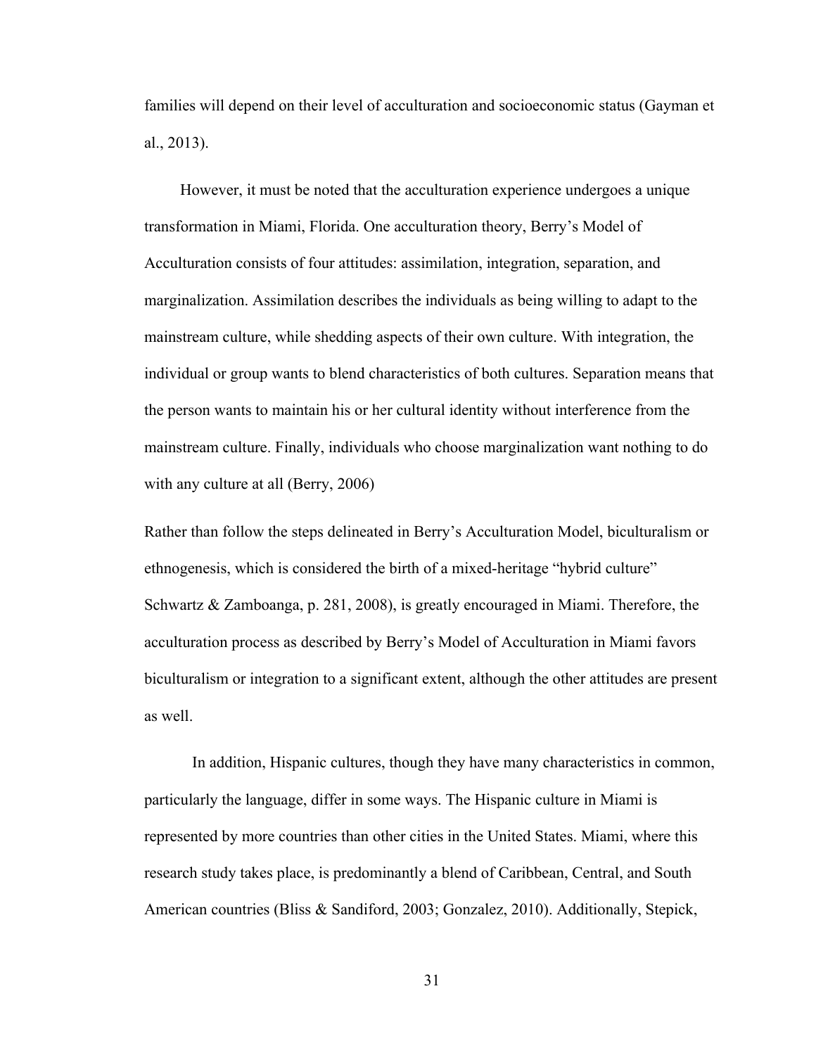families will depend on their level of acculturation and socioeconomic status (Gayman et al., 2013).

However, it must be noted that the acculturation experience undergoes a unique transformation in Miami, Florida. One acculturation theory, Berry's Model of Acculturation consists of four attitudes: assimilation, integration, separation, and marginalization. Assimilation describes the individuals as being willing to adapt to the mainstream culture, while shedding aspects of their own culture. With integration, the individual or group wants to blend characteristics of both cultures. Separation means that the person wants to maintain his or her cultural identity without interference from the mainstream culture. Finally, individuals who choose marginalization want nothing to do with any culture at all (Berry, 2006)

Rather than follow the steps delineated in Berry's Acculturation Model, biculturalism or ethnogenesis, which is considered the birth of a mixed-heritage "hybrid culture" Schwartz & Zamboanga, p. 281, 2008), is greatly encouraged in Miami. Therefore, the acculturation process as described by Berry's Model of Acculturation in Miami favors biculturalism or integration to a significant extent, although the other attitudes are present as well.

In addition, Hispanic cultures, though they have many characteristics in common, particularly the language, differ in some ways. The Hispanic culture in Miami is represented by more countries than other cities in the United States. Miami, where this research study takes place, is predominantly a blend of Caribbean, Central, and South American countries (Bliss & Sandiford, 2003; Gonzalez, 2010). Additionally, Stepick,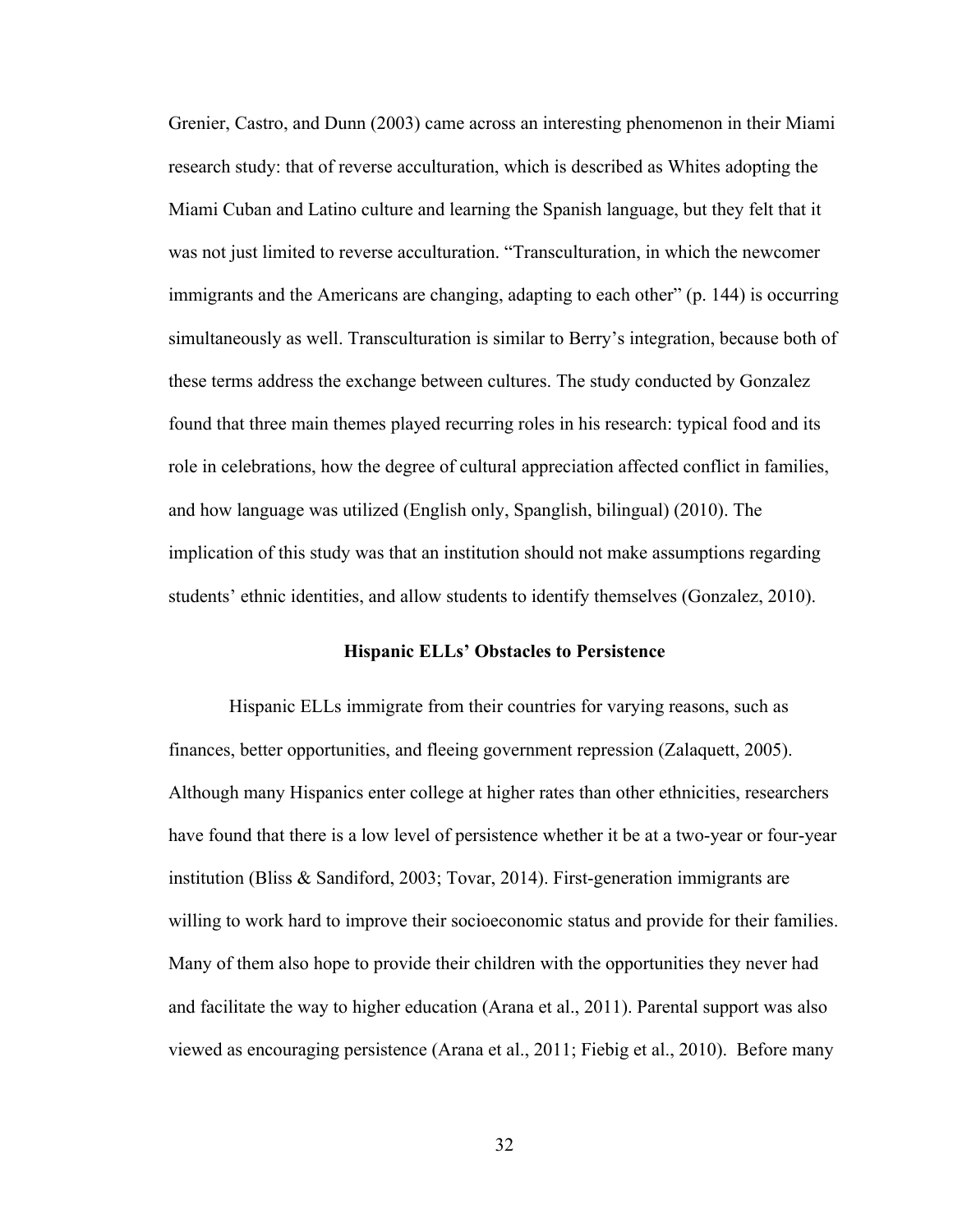Grenier, Castro, and Dunn (2003) came across an interesting phenomenon in their Miami research study: that of reverse acculturation, which is described as Whites adopting the Miami Cuban and Latino culture and learning the Spanish language, but they felt that it was not just limited to reverse acculturation. "Transculturation, in which the newcomer immigrants and the Americans are changing, adapting to each other" (p. 144) is occurring simultaneously as well. Transculturation is similar to Berry's integration, because both of these terms address the exchange between cultures. The study conducted by Gonzalez found that three main themes played recurring roles in his research: typical food and its role in celebrations, how the degree of cultural appreciation affected conflict in families, and how language was utilized (English only, Spanglish, bilingual) (2010). The implication of this study was that an institution should not make assumptions regarding students' ethnic identities, and allow students to identify themselves (Gonzalez, 2010).

## Hispanic ELLs' Obstacles to Persistence

Hispanic ELLs immigrate from their countries for varying reasons, such as finances, better opportunities, and fleeing government repression (Zalaquett, 2005). Although many Hispanics enter college at higher rates than other ethnicities, researchers have found that there is a low level of persistence whether it be at a two-year or four-year institution (Bliss & Sandiford, 2003; Tovar, 2014). First-generation immigrants are willing to work hard to improve their socioeconomic status and provide for their families. Many of them also hope to provide their children with the opportunities they never had and facilitate the way to higher education (Arana et al., 2011). Parental support was also viewed as encouraging persistence (Arana et al., 2011; Fiebig et al., 2010). Before many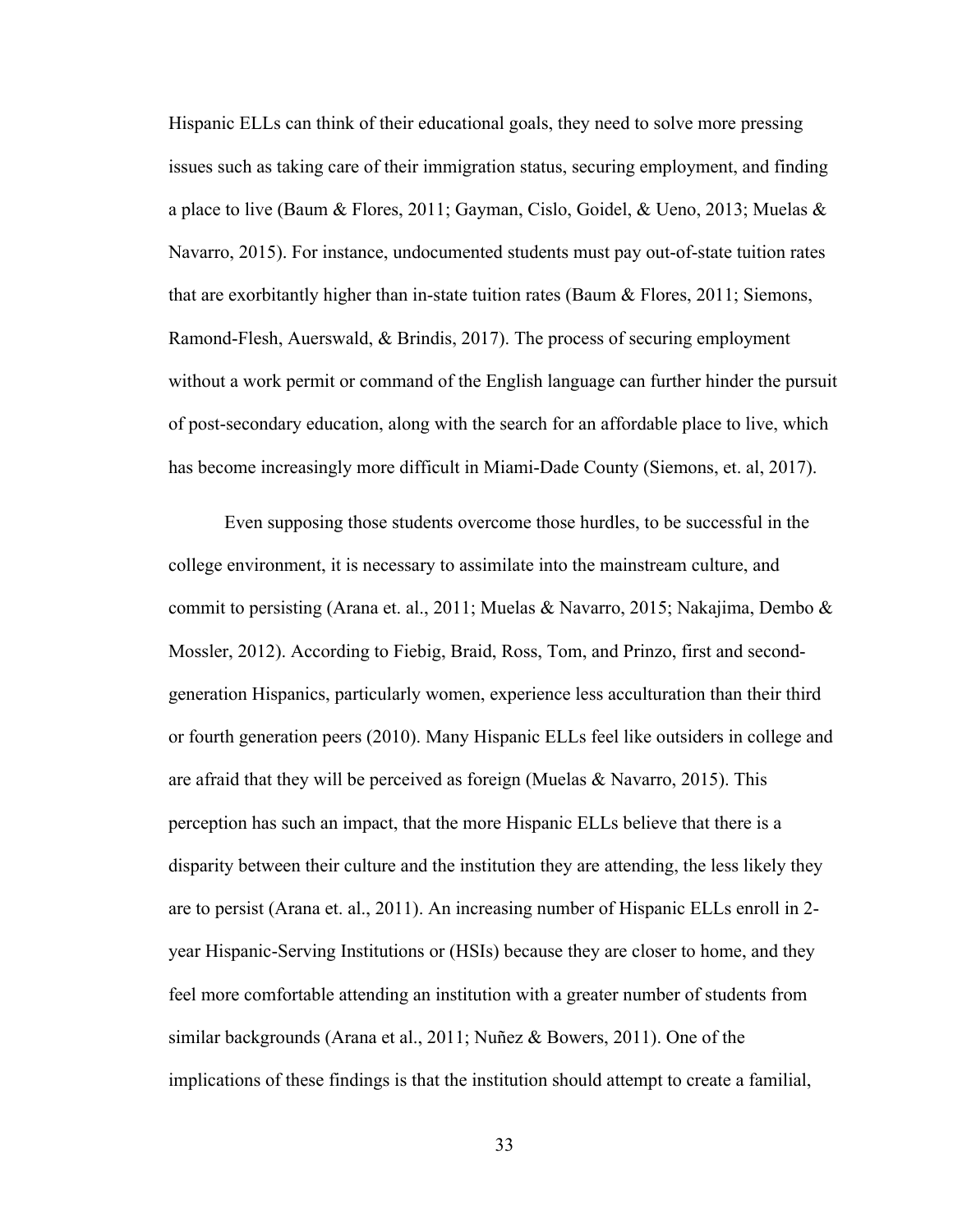Hispanic ELLs can think of their educational goals, they need to solve more pressing issues such as taking care of their immigration status, securing employment, and finding a place to live (Baum & Flores, 2011; Gayman, Cislo, Goidel, & Ueno, 2013; Muelas & Navarro, 2015). For instance, undocumented students must pay out-of-state tuition rates that are exorbitantly higher than in-state tuition rates (Baum & Flores, 2011; Siemons, Ramond-Flesh, Auerswald, & Brindis, 2017). The process of securing employment without a work permit or command of the English language can further hinder the pursuit of post-secondary education, along with the search for an affordable place to live, which has become increasingly more difficult in Miami-Dade County (Siemons, et. al, 2017).

Even supposing those students overcome those hurdles, to be successful in the college environment, it is necessary to assimilate into the mainstream culture, and commit to persisting (Arana et. al., 2011; Muelas & Navarro, 2015; Nakajima, Dembo & Mossler, 2012). According to Fiebig, Braid, Ross, Tom, and Prinzo, first and second-generation Hispanics, particularly women, experience less acculturation than their third or fourth generation peers (2010). Many Hispanic ELLs feel like outsiders in college and are afraid that they will be perceived as foreign (Muelas & Navarro, 2015). This perception has such an impact, that the more Hispanic ELLs believe that there is a disparity between their culture and the institution they are attending, the less likely they are to persist (Arana et. al., 2011). An increasing number of Hispanic ELLs enroll in 2-year Hispanic-Serving Institutions or (HSIs) because they are closer to home, and they feel more comfortable attending an institution with a greater number of students from similar backgrounds (Arana et al., 2011; Nuñez & Bowers, 2011). One of the implications of these findings is that the institution should attempt to create a familial,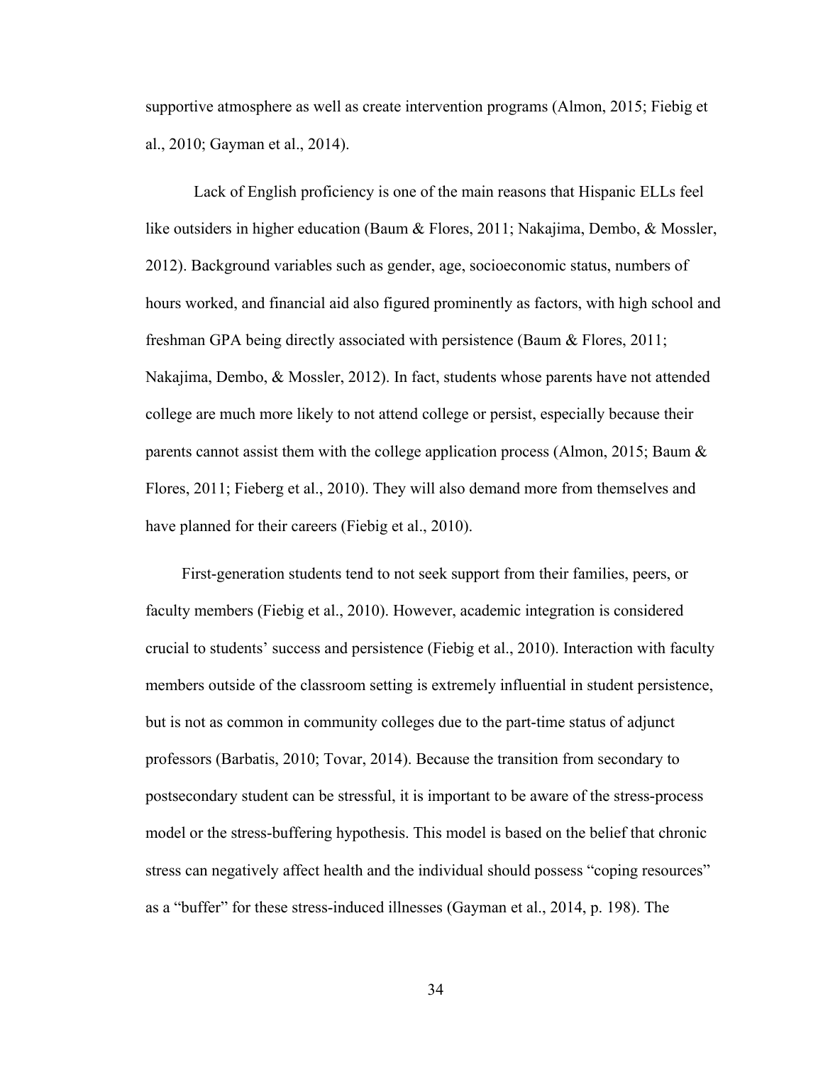supportive atmosphere as well as create intervention programs (Almon, 2015; Fiebig et al., 2010; Gayman et al., 2014).

Lack of English proficiency is one of the main reasons that Hispanic ELLs feel like outsiders in higher education (Baum & Flores, 2011; Nakajima, Dembo, & Mossler, 2012). Background variables such as gender, age, socioeconomic status, numbers of hours worked, and financial aid also figured prominently as factors, with high school and freshman GPA being directly associated with persistence (Baum & Flores, 2011; Nakajima, Dembo, & Mossler, 2012). In fact, students whose parents have not attended college are much more likely to not attend college or persist, especially because their parents cannot assist them with the college application process (Almon, 2015; Baum & Flores, 2011; Fieberg et al., 2010). They will also demand more from themselves and have planned for their careers (Fiebig et al., 2010).

First-generation students tend to not seek support from their families, peers, or faculty members (Fiebig et al., 2010). However, academic integration is considered crucial to students' success and persistence (Fiebig et al., 2010). Interaction with faculty members outside of the classroom setting is extremely influential in student persistence, but is not as common in community colleges due to the part-time status of adjunct professors (Barbatis, 2010; Tovar, 2014). Because the transition from secondary to postsecondary student can be stressful, it is important to be aware of the stress-process model or the stress-buffering hypothesis. This model is based on the belief that chronic stress can negatively affect health and the individual should possess "coping resources" as a "buffer" for these stress-induced illnesses (Gayman et al., 2014, p. 198). The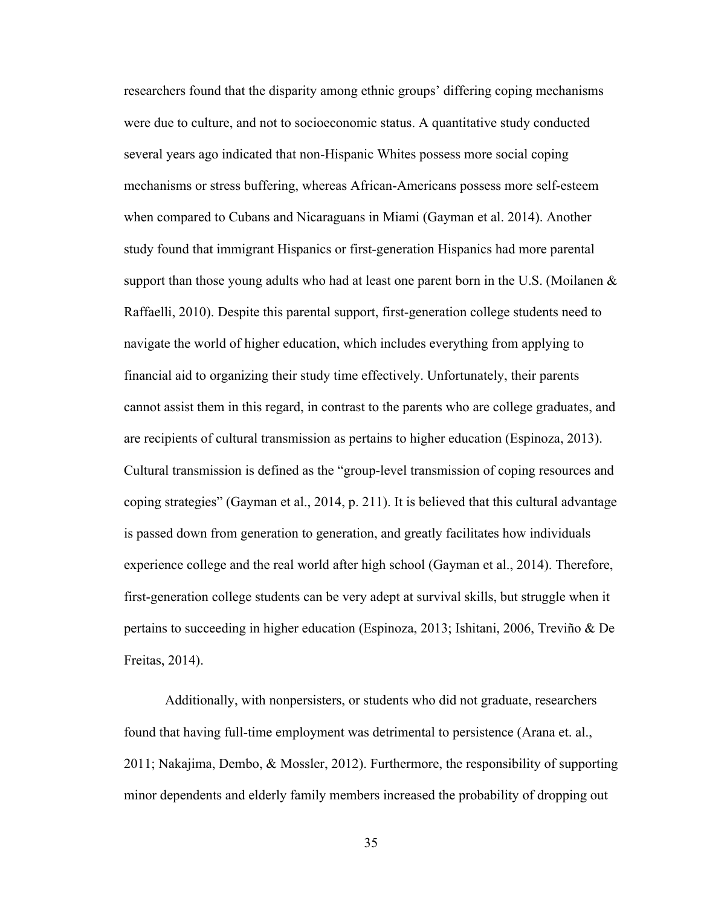researchers found that the disparity among ethnic groups' differing coping mechanisms were due to culture, and not to socioeconomic status. A quantitative study conducted several years ago indicated that non-Hispanic Whites possess more social coping mechanisms or stress buffering, whereas African-Americans possess more self-esteem when compared to Cubans and Nicaraguans in Miami (Gayman et al. 2014). Another study found that immigrant Hispanics or first-generation Hispanics had more parental support than those young adults who had at least one parent born in the U.S. (Moilanen & Raffaelli, 2010). Despite this parental support, first-generation college students need to navigate the world of higher education, which includes everything from applying to financial aid to organizing their study time effectively. Unfortunately, their parents cannot assist them in this regard, in contrast to the parents who are college graduates, and are recipients of cultural transmission as pertains to higher education (Espinoza, 2013). Cultural transmission is defined as the "group-level transmission of coping resources and coping strategies" (Gayman et al., 2014, p. 211). It is believed that this cultural advantage is passed down from generation to generation, and greatly facilitates how individuals experience college and the real world after high school (Gayman et al., 2014). Therefore, first-generation college students can be very adept at survival skills, but struggle when it pertains to succeeding in higher education (Espinoza, 2013; Ishitani, 2006, Treviño & De Freitas, 2014).

Additionally, with nonpersisters, or students who did not graduate, researchers found that having full-time employment was detrimental to persistence (Arana et. al., 2011; Nakajima, Dembo, & Mossler, 2012). Furthermore, the responsibility of supporting minor dependents and elderly family members increased the probability of dropping out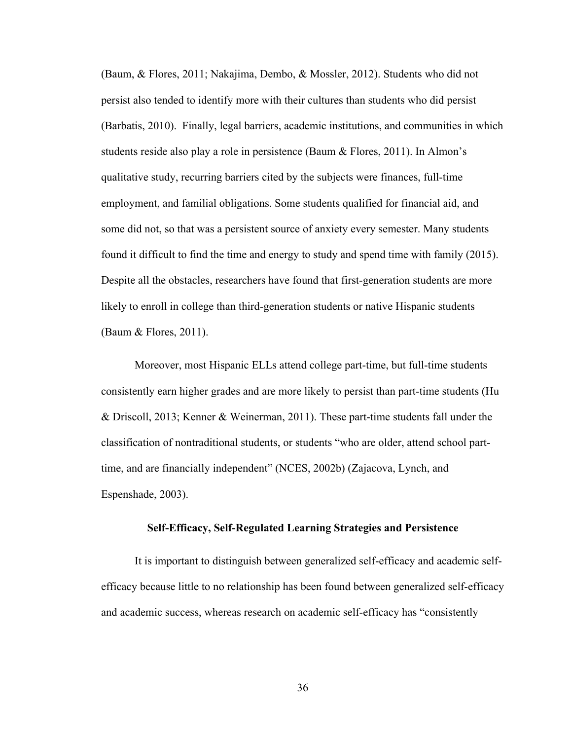(Baum, & Flores, 2011; Nakajima, Dembo, & Mossler, 2012). Students who did not persist also tended to identify more with their cultures than students who did persist (Barbatis, 2010). Finally, legal barriers, academic institutions, and communities in which students reside also play a role in persistence (Baum & Flores, 2011). In Almon's qualitative study, recurring barriers cited by the subjects were finances, full-time employment, and familial obligations. Some students qualified for financial aid, and some did not, so that was a persistent source of anxiety every semester. Many students found it difficult to find the time and energy to study and spend time with family (2015). Despite all the obstacles, researchers have found that first-generation students are more likely to enroll in college than third-generation students or native Hispanic students (Baum & Flores, 2011).

Moreover, most Hispanic ELLs attend college part-time, but full-time students consistently earn higher grades and are more likely to persist than part-time students (Hu & Driscoll, 2013; Kenner & Weinerman, 2011). These part-time students fall under the classification of nontraditional students, or students "who are older, attend school part-time, and are financially independent" (NCES, 2002b) (Zajacova, Lynch, and Espenshade, 2003).

## Self-Efficacy, Self-Regulated Learning Strategies and Persistence

It is important to distinguish between generalized self-efficacy and academic self-efficacy because little to no relationship has been found between generalized self-efficacy and academic success, whereas research on academic self-efficacy has "consistently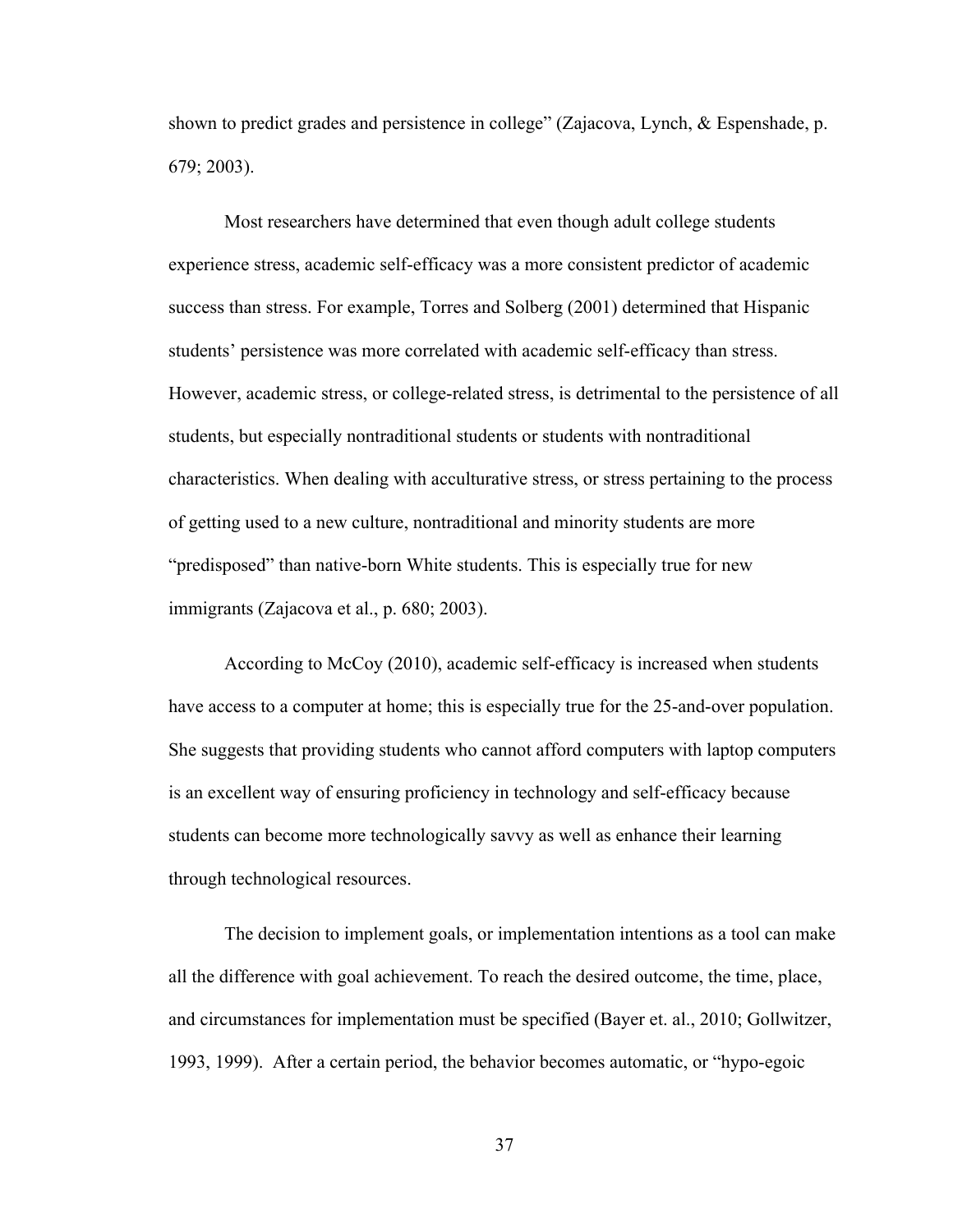shown to predict grades and persistence in college" (Zajacova, Lynch, & Espenshade, p. 679; 2003).

Most researchers have determined that even though adult college students experience stress, academic self-efficacy was a more consistent predictor of academic success than stress. For example, Torres and Solberg (2001) determined that Hispanic students' persistence was more correlated with academic self-efficacy than stress. However, academic stress, or college-related stress, is detrimental to the persistence of all students, but especially nontraditional students or students with nontraditional characteristics. When dealing with acculturative stress, or stress pertaining to the process of getting used to a new culture, nontraditional and minority students are more "predisposed" than native-born White students. This is especially true for new immigrants (Zajacova et al., p. 680; 2003).

According to McCoy (2010), academic self-efficacy is increased when students have access to a computer at home; this is especially true for the 25-and-over population. She suggests that providing students who cannot afford computers with laptop computers is an excellent way of ensuring proficiency in technology and self-efficacy because students can become more technologically savvy as well as enhance their learning through technological resources.

The decision to implement goals, or implementation intentions as a tool can make all the difference with goal achievement. To reach the desired outcome, the time, place, and circumstances for implementation must be specified (Bayer et. al., 2010; Gollwitzer, 1993, 1999). After a certain period, the behavior becomes automatic, or "hypo-egoic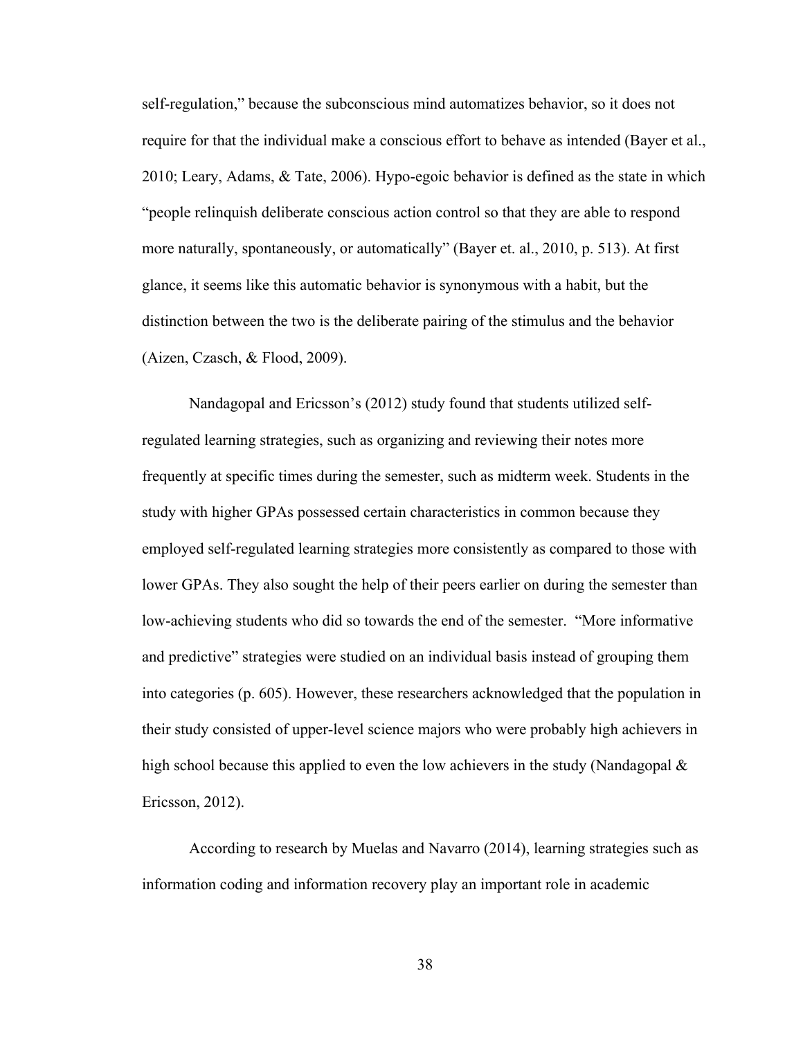self-regulation," because the subconscious mind automatizes behavior, so it does not require for that the individual make a conscious effort to behave as intended (Bayer et al., 2010; Leary, Adams, & Tate, 2006). Hypo-egoic behavior is defined as the state in which "people relinquish deliberate conscious action control so that they are able to respond more naturally, spontaneously, or automatically" (Bayer et. al., 2010, p. 513). At first glance, it seems like this automatic behavior is synonymous with a habit, but the distinction between the two is the deliberate pairing of the stimulus and the behavior (Aizen, Czasch, & Flood, 2009).

Nandagopal and Ericsson's (2012) study found that students utilized self-regulated learning strategies, such as organizing and reviewing their notes more frequently at specific times during the semester, such as midterm week. Students in the study with higher GPAs possessed certain characteristics in common because they employed self-regulated learning strategies more consistently as compared to those with lower GPAs. They also sought the help of their peers earlier on during the semester than low-achieving students who did so towards the end of the semester. "More informative and predictive" strategies were studied on an individual basis instead of grouping them into categories (p. 605). However, these researchers acknowledged that the population in their study consisted of upper-level science majors who were probably high achievers in high school because this applied to even the low achievers in the study (Nandagopal & Ericsson, 2012).

According to research by Muelas and Navarro (2014), learning strategies such as information coding and information recovery play an important role in academic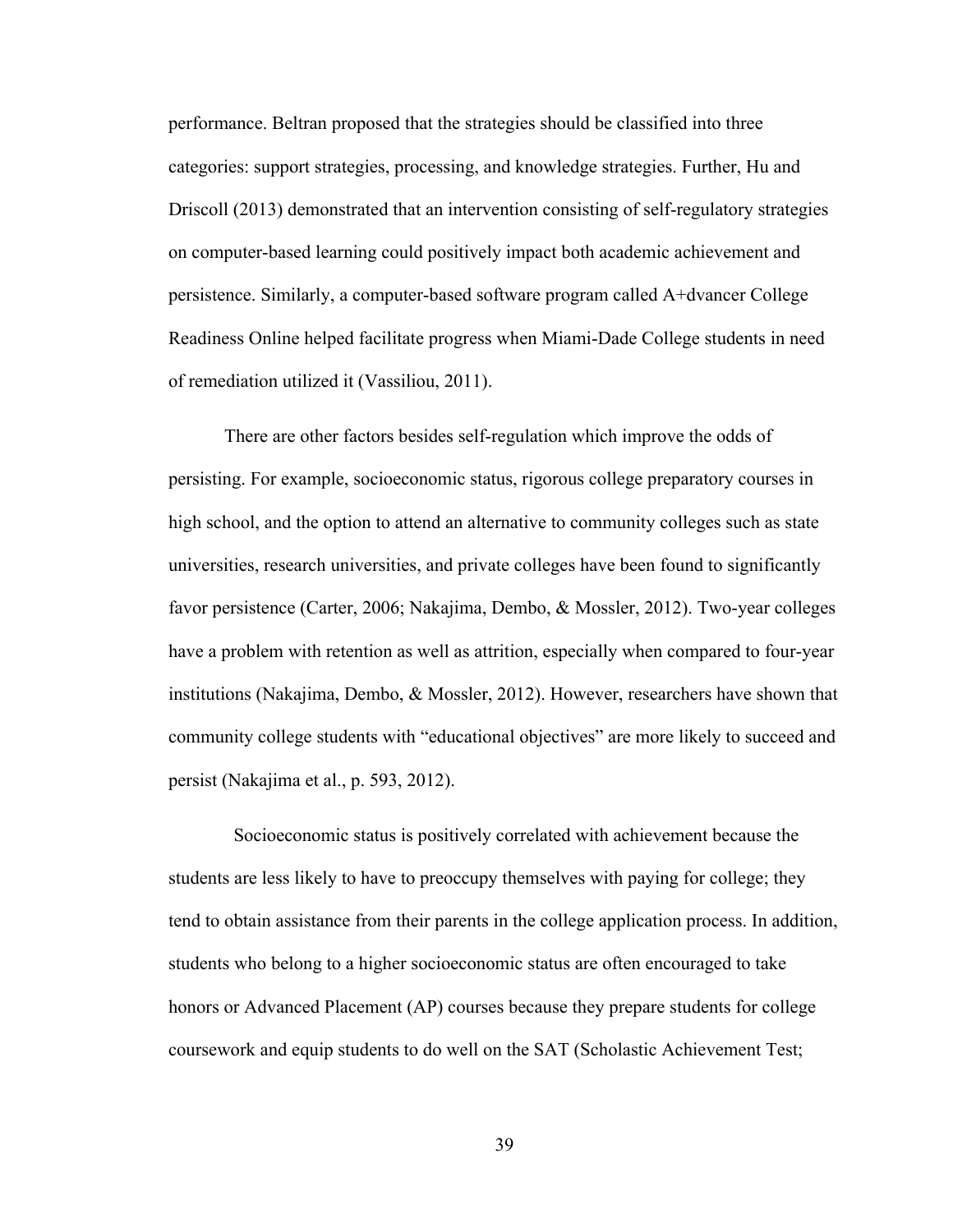performance. Beltran proposed that the strategies should be classified into three categories: support strategies, processing, and knowledge strategies. Further, Hu and Driscoll (2013) demonstrated that an intervention consisting of self-regulatory strategies on computer-based learning could positively impact both academic achievement and persistence. Similarly, a computer-based software program called A+dvancer College Readiness Online helped facilitate progress when Miami-Dade College students in need of remediation utilized it (Vassiliou, 2011).

There are other factors besides self-regulation which improve the odds of persisting. For example, socioeconomic status, rigorous college preparatory courses in high school, and the option to attend an alternative to community colleges such as state universities, research universities, and private colleges have been found to significantly favor persistence (Carter, 2006; Nakajima, Dembo, & Mossler, 2012). Two-year colleges have a problem with retention as well as attrition, especially when compared to four-year institutions (Nakajima, Dembo, & Mossler, 2012). However, researchers have shown that community college students with "educational objectives" are more likely to succeed and persist (Nakajima et al., p. 593, 2012).

Socioeconomic status is positively correlated with achievement because the students are less likely to have to preoccupy themselves with paying for college; they tend to obtain assistance from their parents in the college application process. In addition, students who belong to a higher socioeconomic status are often encouraged to take honors or Advanced Placement (AP) courses because they prepare students for college coursework and equip students to do well on the SAT (Scholastic Achievement Test;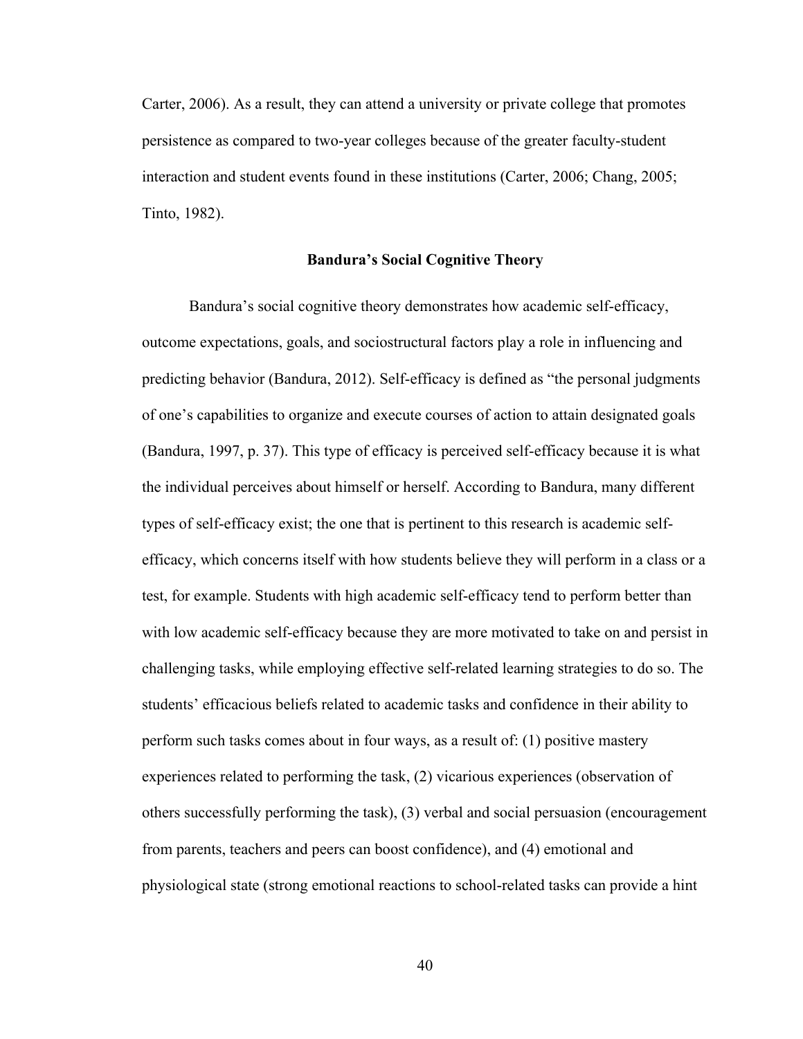Carter, 2006). As a result, they can attend a university or private college that promotes persistence as compared to two-year colleges because of the greater faculty-student interaction and student events found in these institutions (Carter, 2006; Chang, 2005; Tinto, 1982).

## Bandura's Social Cognitive Theory

Bandura's social cognitive theory demonstrates how academic self-efficacy, outcome expectations, goals, and sociostructural factors play a role in influencing and predicting behavior (Bandura, 2012). Self-efficacy is defined as "the personal judgments of one's capabilities to organize and execute courses of action to attain designated goals (Bandura, 1997, p. 37). This type of efficacy is perceived self-efficacy because it is what the individual perceives about himself or herself. According to Bandura, many different types of self-efficacy exist; the one that is pertinent to this research is academic self-efficacy, which concerns itself with how students believe they will perform in a class or a test, for example. Students with high academic self-efficacy tend to perform better than with low academic self-efficacy because they are more motivated to take on and persist in challenging tasks, while employing effective self-related learning strategies to do so. The students' efficacious beliefs related to academic tasks and confidence in their ability to perform such tasks comes about in four ways, as a result of: (1) positive mastery experiences related to performing the task, (2) vicarious experiences (observation of others successfully performing the task), (3) verbal and social persuasion (encouragement from parents, teachers and peers can boost confidence), and (4) emotional and physiological state (strong emotional reactions to school-related tasks can provide a hint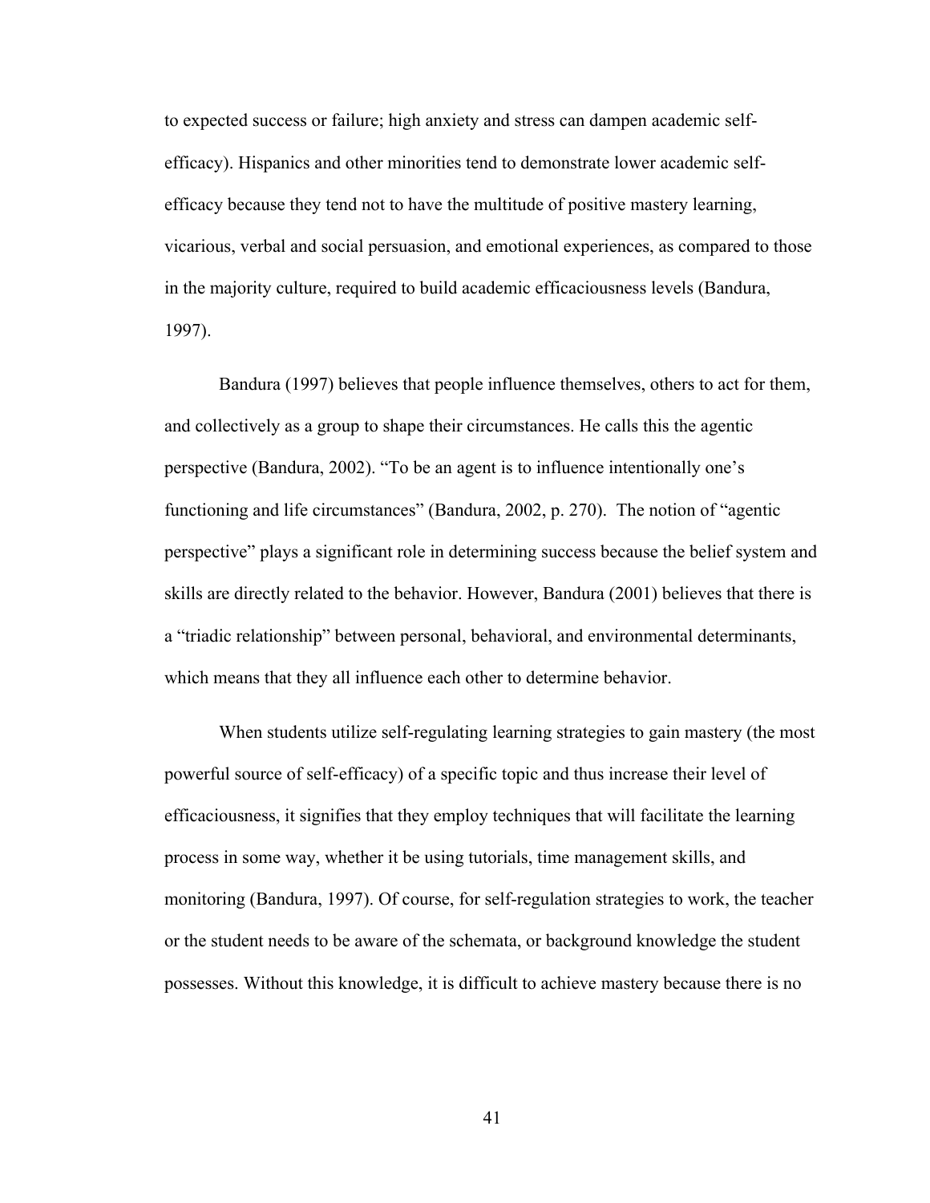to expected success or failure; high anxiety and stress can dampen academic self-efficacy). Hispanics and other minorities tend to demonstrate lower academic self-efficacy because they tend not to have the multitude of positive mastery learning, vicarious, verbal and social persuasion, and emotional experiences, as compared to those in the majority culture, required to build academic efficaciousness levels (Bandura, 1997).

Bandura (1997) believes that people influence themselves, others to act for them, and collectively as a group to shape their circumstances. He calls this the agentic perspective (Bandura, 2002). "To be an agent is to influence intentionally one's functioning and life circumstances" (Bandura, 2002, p. 270). The notion of "agentic perspective" plays a significant role in determining success because the belief system and skills are directly related to the behavior. However, Bandura (2001) believes that there is a "triadic relationship" between personal, behavioral, and environmental determinants, which means that they all influence each other to determine behavior.

When students utilize self-regulating learning strategies to gain mastery (the most powerful source of self-efficacy) of a specific topic and thus increase their level of efficaciousness, it signifies that they employ techniques that will facilitate the learning process in some way, whether it be using tutorials, time management skills, and monitoring (Bandura, 1997). Of course, for self-regulation strategies to work, the teacher or the student needs to be aware of the schemata, or background knowledge the student possesses. Without this knowledge, it is difficult to achieve mastery because there is no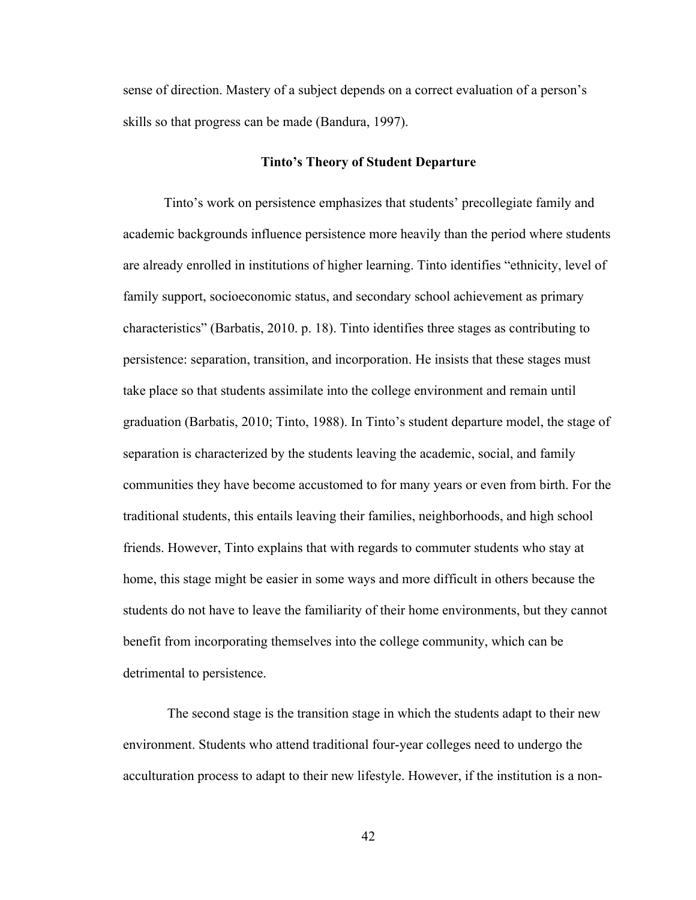sense of direction. Mastery of a subject depends on a correct evaluation of a person's skills so that progress can be made (Bandura, 1997).

## Tinto's Theory of Student Departure

Tinto's work on persistence emphasizes that students' precollegiate family and academic backgrounds influence persistence more heavily than the period where students are already enrolled in institutions of higher learning. Tinto identifies "ethnicity, level of family support, socioeconomic status, and secondary school achievement as primary characteristics" (Barbatis, 2010. p. 18). Tinto identifies three stages as contributing to persistence: separation, transition, and incorporation. He insists that these stages must take place so that students assimilate into the college environment and remain until graduation (Barbatis, 2010; Tinto, 1988). In Tinto's student departure model, the stage of separation is characterized by the students leaving the academic, social, and family communities they have become accustomed to for many years or even from birth. For the traditional students, this entails leaving their families, neighborhoods, and high school friends. However, Tinto explains that with regards to commuter students who stay at home, this stage might be easier in some ways and more difficult in others because the students do not have to leave the familiarity of their home environments, but they cannot benefit from incorporating themselves into the college community, which can be detrimental to persistence.

The second stage is the transition stage in which the students adapt to their new environment. Students who attend traditional four-year colleges need to undergo the acculturation process to adapt to their new lifestyle. However, if the institution is a non-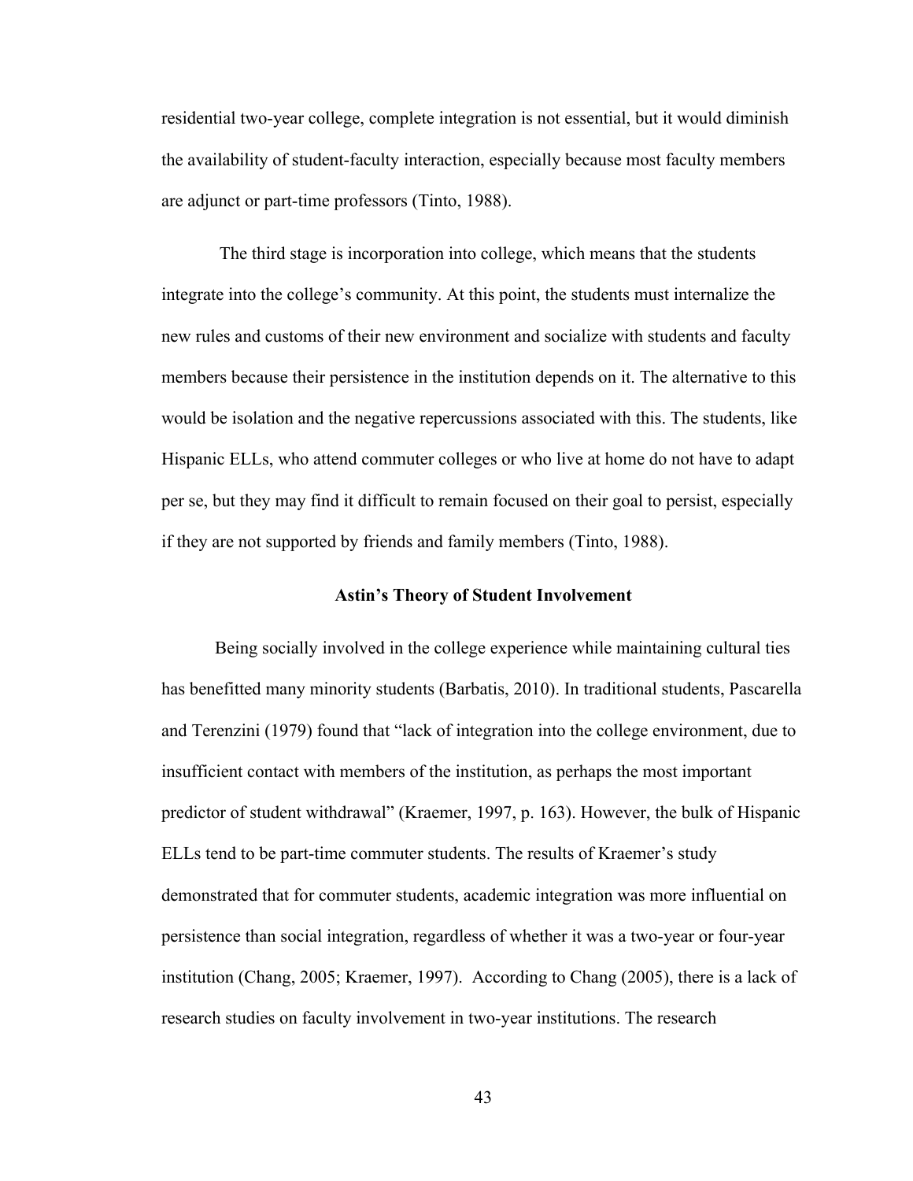residential two-year college, complete integration is not essential, but it would diminish the availability of student-faculty interaction, especially because most faculty members are adjunct or part-time professors (Tinto, 1988).

The third stage is incorporation into college, which means that the students integrate into the college's community. At this point, the students must internalize the new rules and customs of their new environment and socialize with students and faculty members because their persistence in the institution depends on it. The alternative to this would be isolation and the negative repercussions associated with this. The students, like Hispanic ELLs, who attend commuter colleges or who live at home do not have to adapt per se, but they may find it difficult to remain focused on their goal to persist, especially if they are not supported by friends and family members (Tinto, 1988).

## Astin's Theory of Student Involvement

Being socially involved in the college experience while maintaining cultural ties has benefitted many minority students (Barbatis, 2010). In traditional students, Pascarella and Terenzini (1979) found that "lack of integration into the college environment, due to insufficient contact with members of the institution, as perhaps the most important predictor of student withdrawal" (Kraemer, 1997, p. 163). However, the bulk of Hispanic ELLs tend to be part-time commuter students. The results of Kraemer's study demonstrated that for commuter students, academic integration was more influential on persistence than social integration, regardless of whether it was a two-year or four-year institution (Chang, 2005; Kraemer, 1997). According to Chang (2005), there is a lack of research studies on faculty involvement in two-year institutions. The research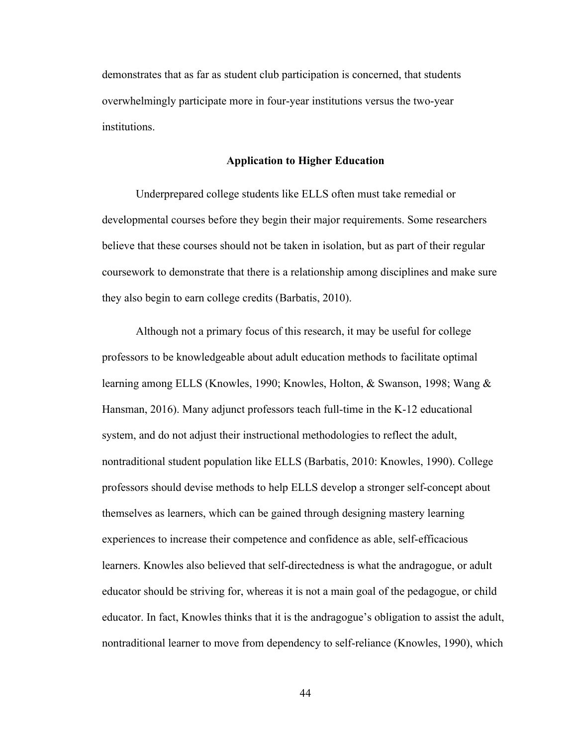demonstrates that as far as student club participation is concerned, that students overwhelmingly participate more in four-year institutions versus the two-year institutions.

## Application to Higher Education

Underprepared college students like ELLS often must take remedial or developmental courses before they begin their major requirements. Some researchers believe that these courses should not be taken in isolation, but as part of their regular coursework to demonstrate that there is a relationship among disciplines and make sure they also begin to earn college credits (Barbatis, 2010).

Although not a primary focus of this research, it may be useful for college professors to be knowledgeable about adult education methods to facilitate optimal learning among ELLS (Knowles, 1990; Knowles, Holton, & Swanson, 1998; Wang & Hansman, 2016). Many adjunct professors teach full-time in the K-12 educational system, and do not adjust their instructional methodologies to reflect the adult, nontraditional student population like ELLS (Barbatis, 2010: Knowles, 1990). College professors should devise methods to help ELLS develop a stronger self-concept about themselves as learners, which can be gained through designing mastery learning experiences to increase their competence and confidence as able, self-efficacious learners. Knowles also believed that self-directedness is what the andragogue, or adult educator should be striving for, whereas it is not a main goal of the pedagogue, or child educator. In fact, Knowles thinks that it is the andragogue's obligation to assist the adult, nontraditional learner to move from dependency to self-reliance (Knowles, 1990), which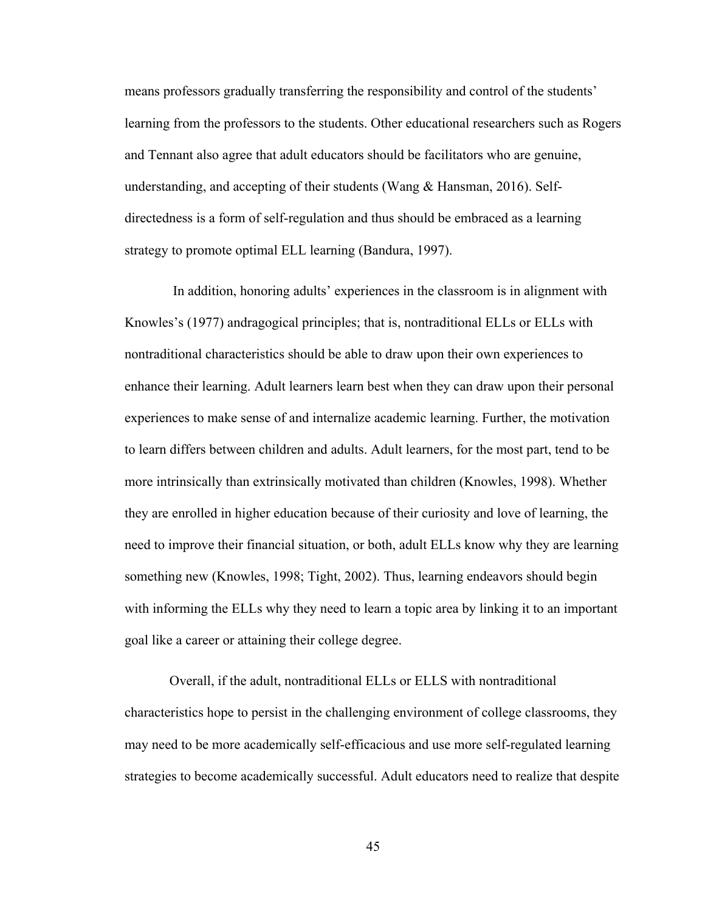means professors gradually transferring the responsibility and control of the students' learning from the professors to the students. Other educational researchers such as Rogers and Tennant also agree that adult educators should be facilitators who are genuine, understanding, and accepting of their students (Wang & Hansman, 2016). Self-directedness is a form of self-regulation and thus should be embraced as a learning strategy to promote optimal ELL learning (Bandura, 1997).

In addition, honoring adults' experiences in the classroom is in alignment with Knowles's (1977) andragogical principles; that is, nontraditional ELLs or ELLs with nontraditional characteristics should be able to draw upon their own experiences to enhance their learning. Adult learners learn best when they can draw upon their personal experiences to make sense of and internalize academic learning. Further, the motivation to learn differs between children and adults. Adult learners, for the most part, tend to be more intrinsically than extrinsically motivated than children (Knowles, 1998). Whether they are enrolled in higher education because of their curiosity and love of learning, the need to improve their financial situation, or both, adult ELLs know why they are learning something new (Knowles, 1998; Tight, 2002). Thus, learning endeavors should begin with informing the ELLs why they need to learn a topic area by linking it to an important goal like a career or attaining their college degree.

Overall, if the adult, nontraditional ELLs or ELLS with nontraditional characteristics hope to persist in the challenging environment of college classrooms, they may need to be more academically self-efficacious and use more self-regulated learning strategies to become academically successful. Adult educators need to realize that despite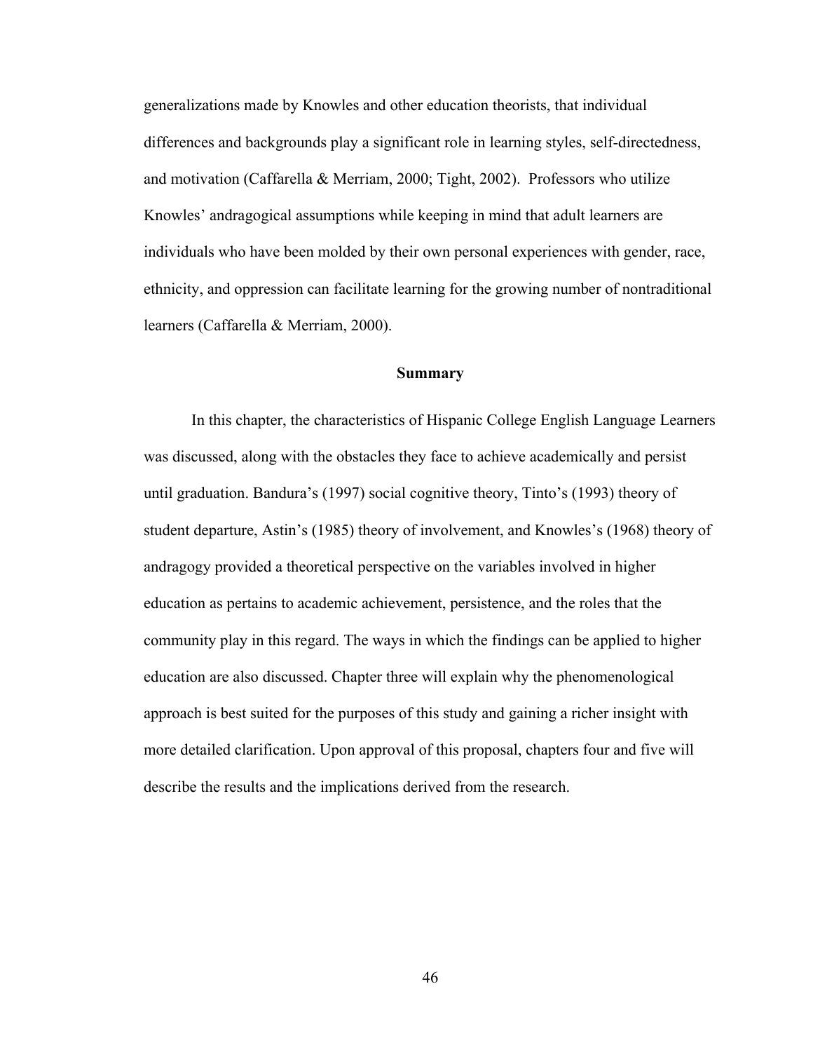generalizations made by Knowles and other education theorists, that individual differences and backgrounds play a significant role in learning styles, self-directedness, and motivation (Caffarella & Merriam, 2000; Tight, 2002). Professors who utilize Knowles' andragogical assumptions while keeping in mind that adult learners are individuals who have been molded by their own personal experiences with gender, race, ethnicity, and oppression can facilitate learning for the growing number of nontraditional learners (Caffarella & Merriam, 2000).

## Summary

In this chapter, the characteristics of Hispanic College English Language Learners was discussed, along with the obstacles they face to achieve academically and persist until graduation. Bandura's (1997) social cognitive theory, Tinto's (1993) theory of student departure, Astin's (1985) theory of involvement, and Knowles's (1968) theory of andragogy provided a theoretical perspective on the variables involved in higher education as pertains to academic achievement, persistence, and the roles that the community play in this regard. The ways in which the findings can be applied to higher education are also discussed. Chapter three will explain why the phenomenological approach is best suited for the purposes of this study and gaining a richer insight with more detailed clarification. Upon approval of this proposal, chapters four and five will describe the results and the implications derived from the research.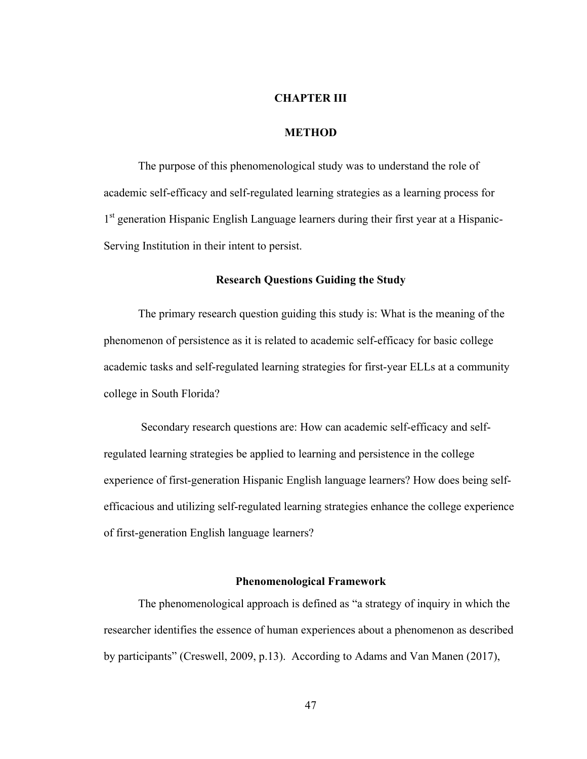# CHAPTER III

# METHOD

The purpose of this phenomenological study was to understand the role of academic self-efficacy and self-regulated learning strategies as a learning process for 1st generation Hispanic English Language learners during their first year at a Hispanic-Serving Institution in their intent to persist.

## Research Questions Guiding the Study

The primary research question guiding this study is: What is the meaning of the phenomenon of persistence as it is related to academic self-efficacy for basic college academic tasks and self-regulated learning strategies for first-year ELLs at a community college in South Florida?

Secondary research questions are: How can academic self-efficacy and self-regulated learning strategies be applied to learning and persistence in the college experience of first-generation Hispanic English language learners? How does being self-efficacious and utilizing self-regulated learning strategies enhance the college experience of first-generation English language learners?

## Phenomenological Framework

The phenomenological approach is defined as "a strategy of inquiry in which the researcher identifies the essence of human experiences about a phenomenon as described by participants" (Creswell, 2009, p.13). According to Adams and Van Manen (2017),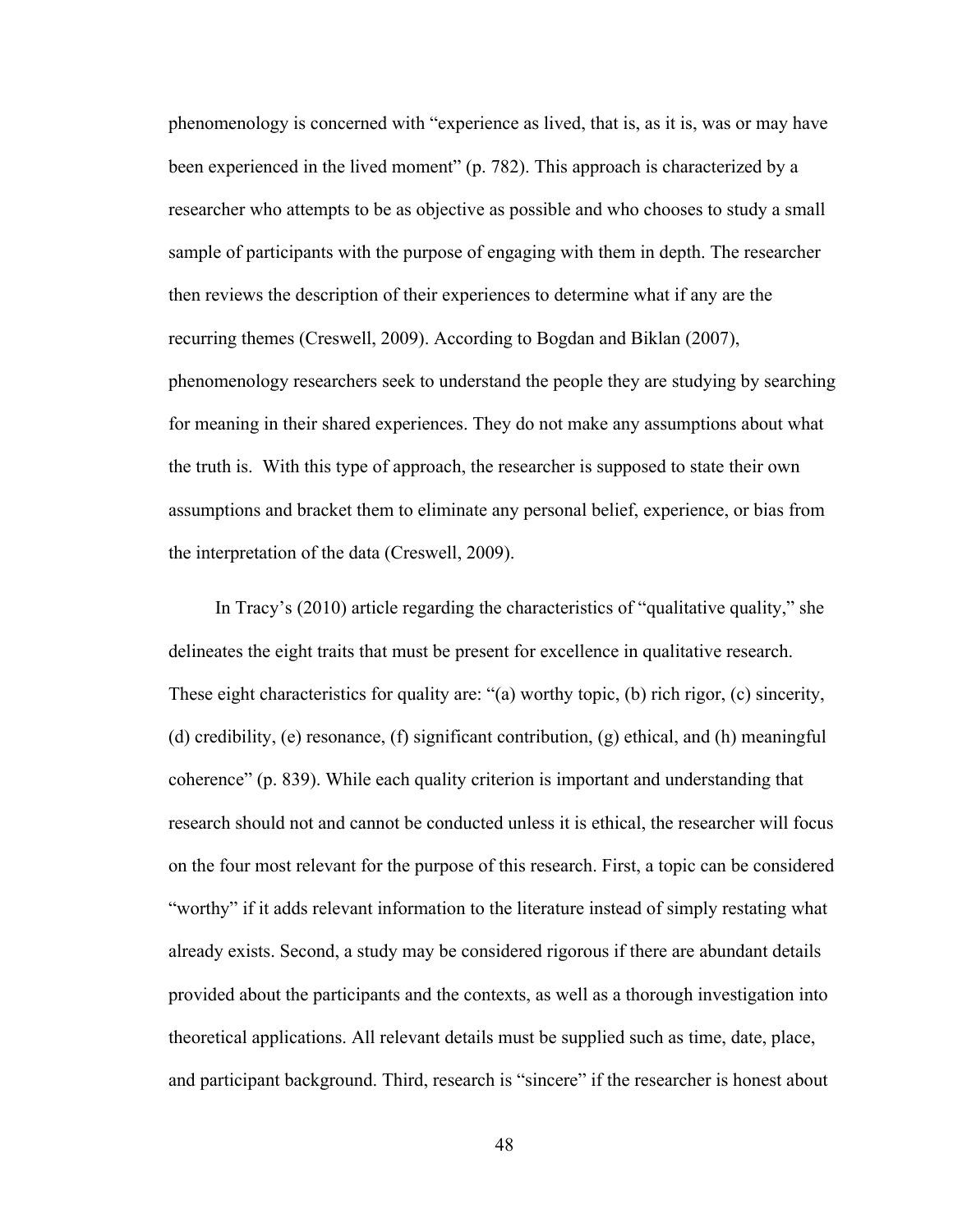phenomenology is concerned with "experience as lived, that is, as it is, was or may have been experienced in the lived moment" (p. 782). This approach is characterized by a researcher who attempts to be as objective as possible and who chooses to study a small sample of participants with the purpose of engaging with them in depth. The researcher then reviews the description of their experiences to determine what if any are the recurring themes (Creswell, 2009). According to Bogdan and Biklan (2007), phenomenology researchers seek to understand the people they are studying by searching for meaning in their shared experiences. They do not make any assumptions about what the truth is. With this type of approach, the researcher is supposed to state their own assumptions and bracket them to eliminate any personal belief, experience, or bias from the interpretation of the data (Creswell, 2009).

In Tracy's (2010) article regarding the characteristics of "qualitative quality," she delineates the eight traits that must be present for excellence in qualitative research. These eight characteristics for quality are: "(a) worthy topic, (b) rich rigor, (c) sincerity, (d) credibility, (e) resonance, (f) significant contribution, (g) ethical, and (h) meaningful coherence" (p. 839). While each quality criterion is important and understanding that research should not and cannot be conducted unless it is ethical, the researcher will focus on the four most relevant for the purpose of this research. First, a topic can be considered "worthy" if it adds relevant information to the literature instead of simply restating what already exists. Second, a study may be considered rigorous if there are abundant details provided about the participants and the contexts, as well as a thorough investigation into theoretical applications. All relevant details must be supplied such as time, date, place, and participant background. Third, research is "sincere" if the researcher is honest about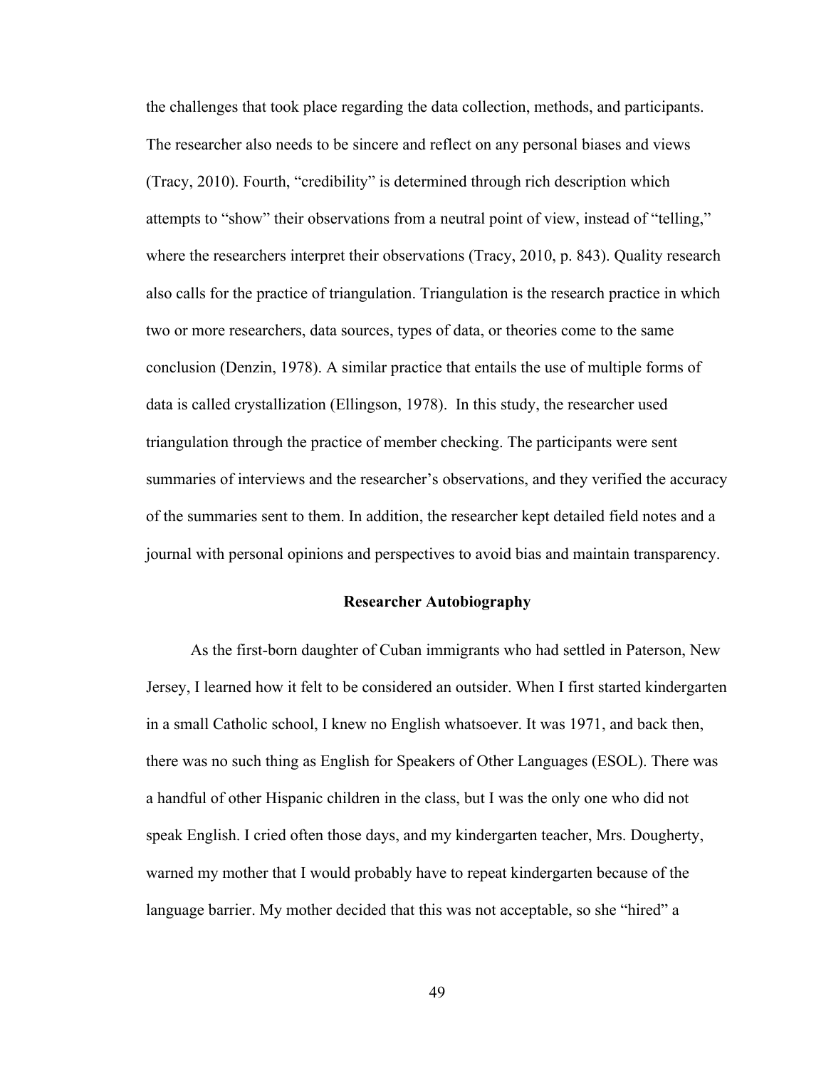the challenges that took place regarding the data collection, methods, and participants. The researcher also needs to be sincere and reflect on any personal biases and views (Tracy, 2010). Fourth, "credibility" is determined through rich description which attempts to "show" their observations from a neutral point of view, instead of "telling," where the researchers interpret their observations (Tracy, 2010, p. 843). Quality research also calls for the practice of triangulation. Triangulation is the research practice in which two or more researchers, data sources, types of data, or theories come to the same conclusion (Denzin, 1978). A similar practice that entails the use of multiple forms of data is called crystallization (Ellingson, 1978). In this study, the researcher used triangulation through the practice of member checking. The participants were sent summaries of interviews and the researcher's observations, and they verified the accuracy of the summaries sent to them. In addition, the researcher kept detailed field notes and a journal with personal opinions and perspectives to avoid bias and maintain transparency.

## Researcher Autobiography

As the first-born daughter of Cuban immigrants who had settled in Paterson, New Jersey, I learned how it felt to be considered an outsider. When I first started kindergarten in a small Catholic school, I knew no English whatsoever. It was 1971, and back then, there was no such thing as English for Speakers of Other Languages (ESOL). There was a handful of other Hispanic children in the class, but I was the only one who did not speak English. I cried often those days, and my kindergarten teacher, Mrs. Dougherty, warned my mother that I would probably have to repeat kindergarten because of the language barrier. My mother decided that this was not acceptable, so she "hired" a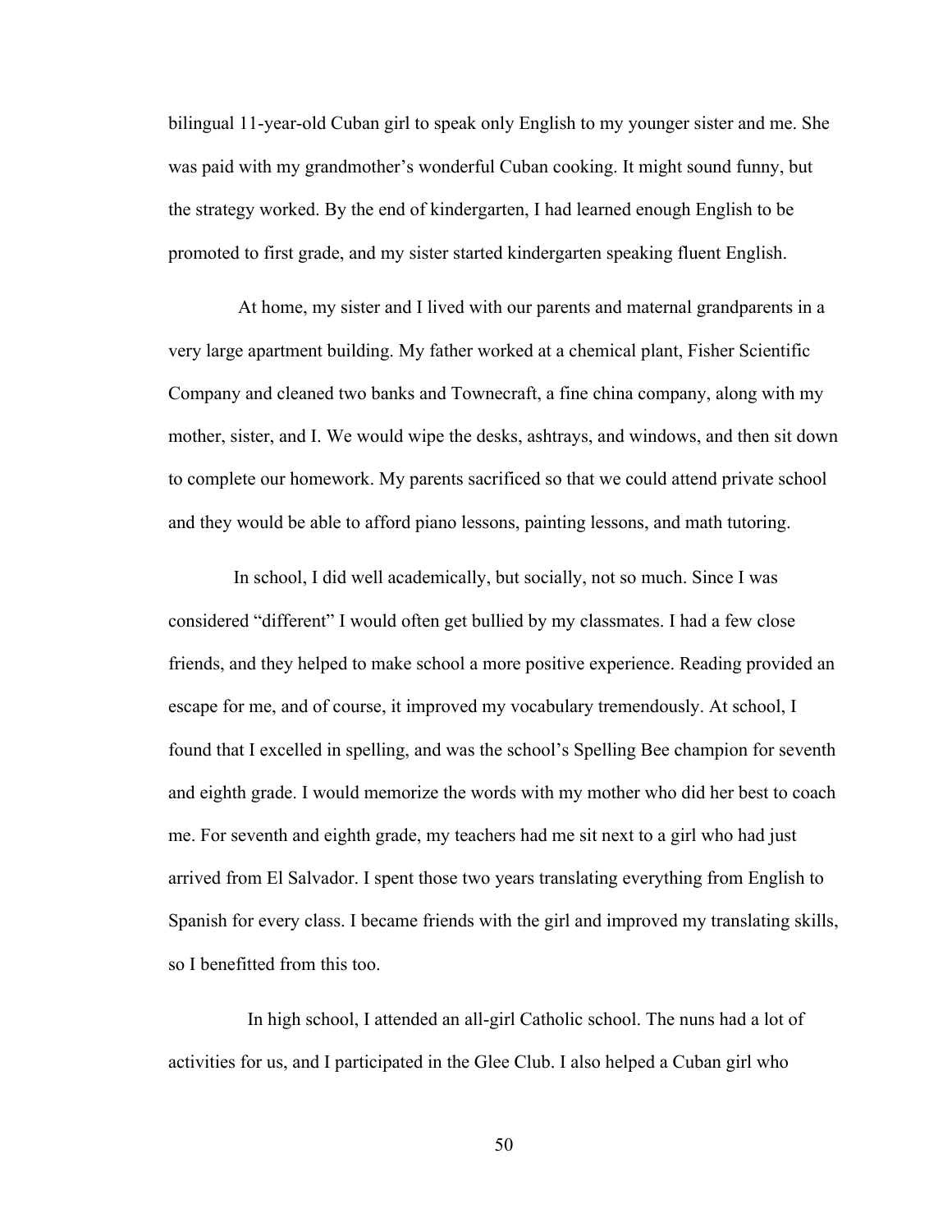bilingual 11-year-old Cuban girl to speak only English to my younger sister and me. She was paid with my grandmother's wonderful Cuban cooking. It might sound funny, but the strategy worked. By the end of kindergarten, I had learned enough English to be promoted to first grade, and my sister started kindergarten speaking fluent English.

At home, my sister and I lived with our parents and maternal grandparents in a very large apartment building. My father worked at a chemical plant, Fisher Scientific Company and cleaned two banks and Townecraft, a fine china company, along with my mother, sister, and I. We would wipe the desks, ashtrays, and windows, and then sit down to complete our homework. My parents sacrificed so that we could attend private school and they would be able to afford piano lessons, painting lessons, and math tutoring.

In school, I did well academically, but socially, not so much. Since I was considered "different" I would often get bullied by my classmates. I had a few close friends, and they helped to make school a more positive experience. Reading provided an escape for me, and of course, it improved my vocabulary tremendously. At school, I found that I excelled in spelling, and was the school's Spelling Bee champion for seventh and eighth grade. I would memorize the words with my mother who did her best to coach me. For seventh and eighth grade, my teachers had me sit next to a girl who had just arrived from El Salvador. I spent those two years translating everything from English to Spanish for every class. I became friends with the girl and improved my translating skills, so I benefitted from this too.

In high school, I attended an all-girl Catholic school. The nuns had a lot of activities for us, and I participated in the Glee Club. I also helped a Cuban girl who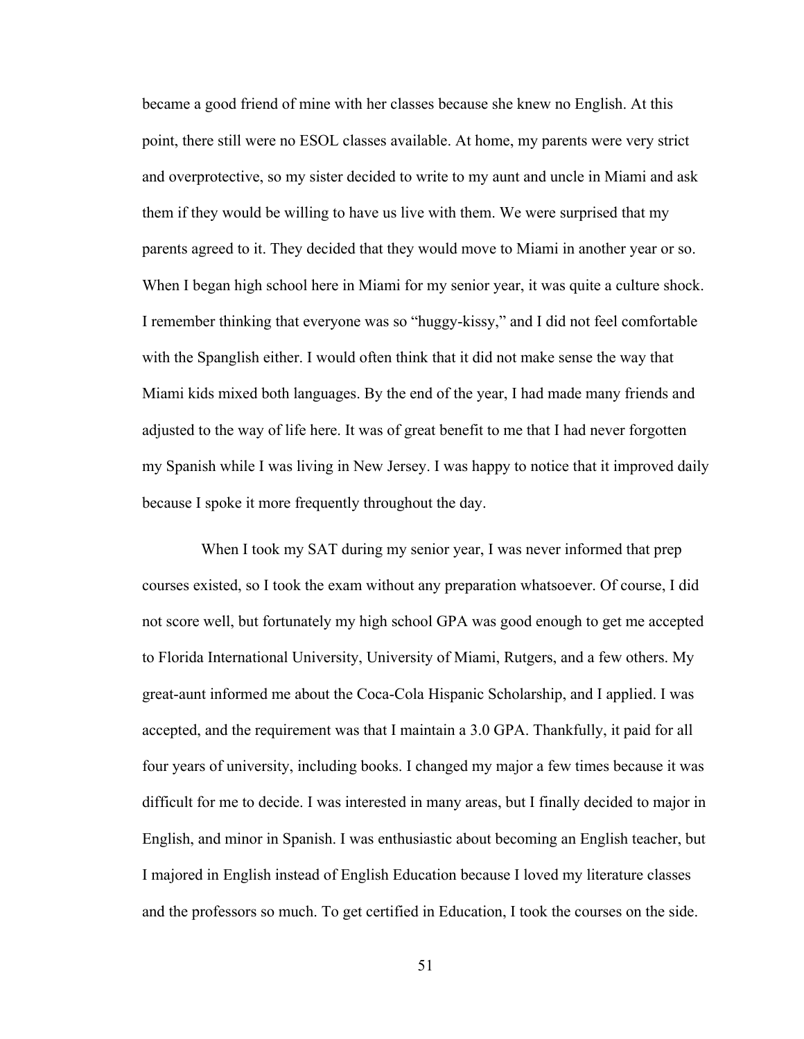became a good friend of mine with her classes because she knew no English. At this point, there still were no ESOL classes available. At home, my parents were very strict and overprotective, so my sister decided to write to my aunt and uncle in Miami and ask them if they would be willing to have us live with them. We were surprised that my parents agreed to it. They decided that they would move to Miami in another year or so. When I began high school here in Miami for my senior year, it was quite a culture shock. I remember thinking that everyone was so "huggy-kissy," and I did not feel comfortable with the Spanglish either. I would often think that it did not make sense the way that Miami kids mixed both languages. By the end of the year, I had made many friends and adjusted to the way of life here. It was of great benefit to me that I had never forgotten my Spanish while I was living in New Jersey. I was happy to notice that it improved daily because I spoke it more frequently throughout the day.

When I took my SAT during my senior year, I was never informed that prep courses existed, so I took the exam without any preparation whatsoever. Of course, I did not score well, but fortunately my high school GPA was good enough to get me accepted to Florida International University, University of Miami, Rutgers, and a few others. My great-aunt informed me about the Coca-Cola Hispanic Scholarship, and I applied. I was accepted, and the requirement was that I maintain a 3.0 GPA. Thankfully, it paid for all four years of university, including books. I changed my major a few times because it was difficult for me to decide. I was interested in many areas, but I finally decided to major in English, and minor in Spanish. I was enthusiastic about becoming an English teacher, but I majored in English instead of English Education because I loved my literature classes and the professors so much. To get certified in Education, I took the courses on the side.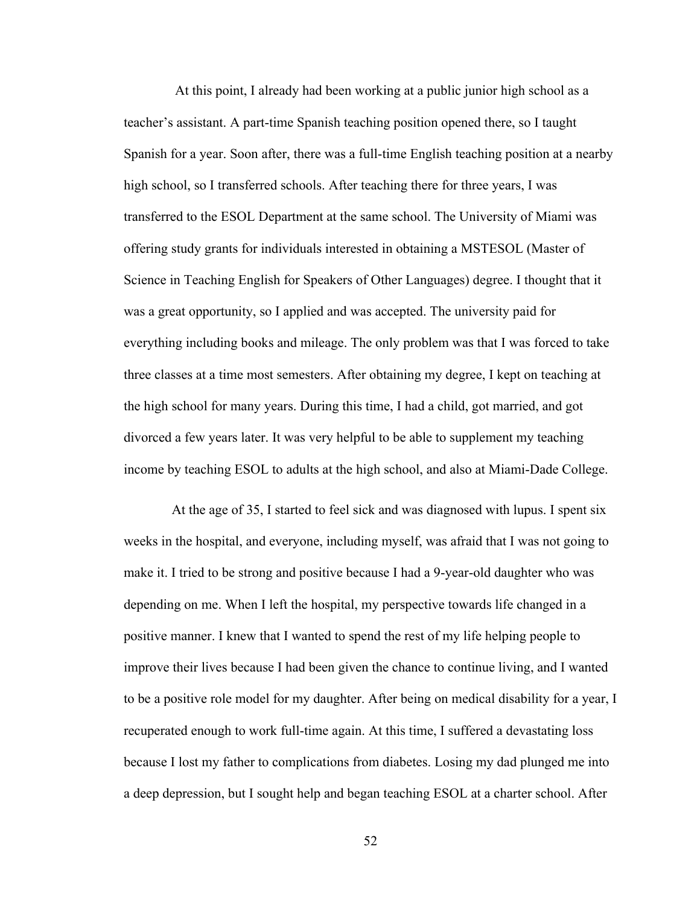At this point, I already had been working at a public junior high school as a teacher's assistant. A part-time Spanish teaching position opened there, so I taught Spanish for a year. Soon after, there was a full-time English teaching position at a nearby high school, so I transferred schools. After teaching there for three years, I was transferred to the ESOL Department at the same school. The University of Miami was offering study grants for individuals interested in obtaining a MSTESOL (Master of Science in Teaching English for Speakers of Other Languages) degree. I thought that it was a great opportunity, so I applied and was accepted. The university paid for everything including books and mileage. The only problem was that I was forced to take three classes at a time most semesters. After obtaining my degree, I kept on teaching at the high school for many years. During this time, I had a child, got married, and got divorced a few years later. It was very helpful to be able to supplement my teaching income by teaching ESOL to adults at the high school, and also at Miami-Dade College.

At the age of 35, I started to feel sick and was diagnosed with lupus. I spent six weeks in the hospital, and everyone, including myself, was afraid that I was not going to make it. I tried to be strong and positive because I had a 9-year-old daughter who was depending on me. When I left the hospital, my perspective towards life changed in a positive manner. I knew that I wanted to spend the rest of my life helping people to improve their lives because I had been given the chance to continue living, and I wanted to be a positive role model for my daughter. After being on medical disability for a year, I recuperated enough to work full-time again. At this time, I suffered a devastating loss because I lost my father to complications from diabetes. Losing my dad plunged me into a deep depression, but I sought help and began teaching ESOL at a charter school. After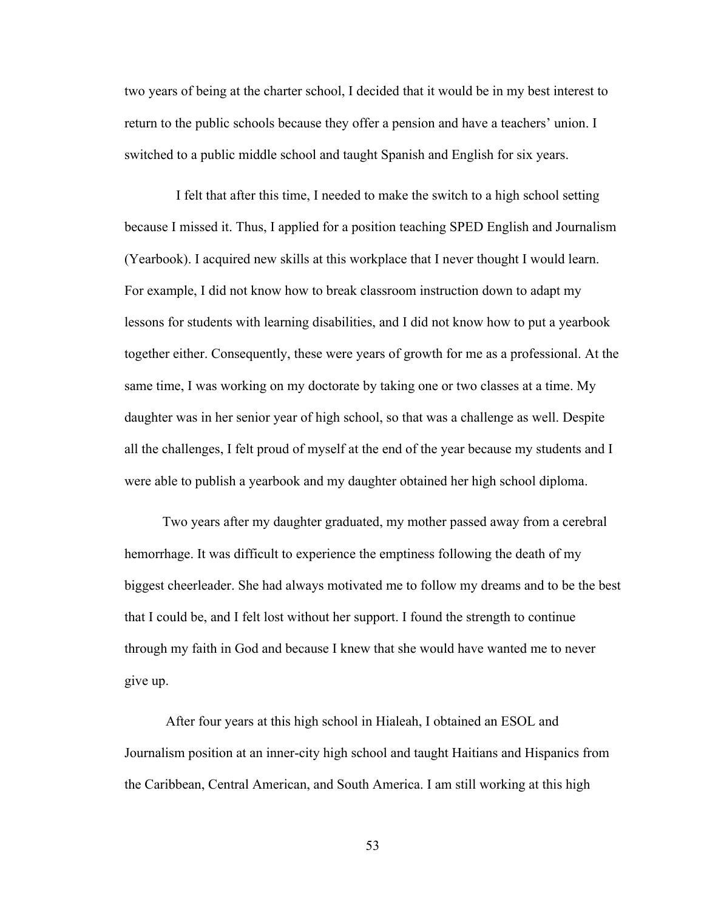two years of being at the charter school, I decided that it would be in my best interest to return to the public schools because they offer a pension and have a teachers' union. I switched to a public middle school and taught Spanish and English for six years.

I felt that after this time, I needed to make the switch to a high school setting because I missed it. Thus, I applied for a position teaching SPED English and Journalism (Yearbook). I acquired new skills at this workplace that I never thought I would learn. For example, I did not know how to break classroom instruction down to adapt my lessons for students with learning disabilities, and I did not know how to put a yearbook together either. Consequently, these were years of growth for me as a professional. At the same time, I was working on my doctorate by taking one or two classes at a time. My daughter was in her senior year of high school, so that was a challenge as well. Despite all the challenges, I felt proud of myself at the end of the year because my students and I were able to publish a yearbook and my daughter obtained her high school diploma.

Two years after my daughter graduated, my mother passed away from a cerebral hemorrhage. It was difficult to experience the emptiness following the death of my biggest cheerleader. She had always motivated me to follow my dreams and to be the best that I could be, and I felt lost without her support. I found the strength to continue through my faith in God and because I knew that she would have wanted me to never give up.

After four years at this high school in Hialeah, I obtained an ESOL and Journalism position at an inner-city high school and taught Haitians and Hispanics from the Caribbean, Central American, and South America. I am still working at this high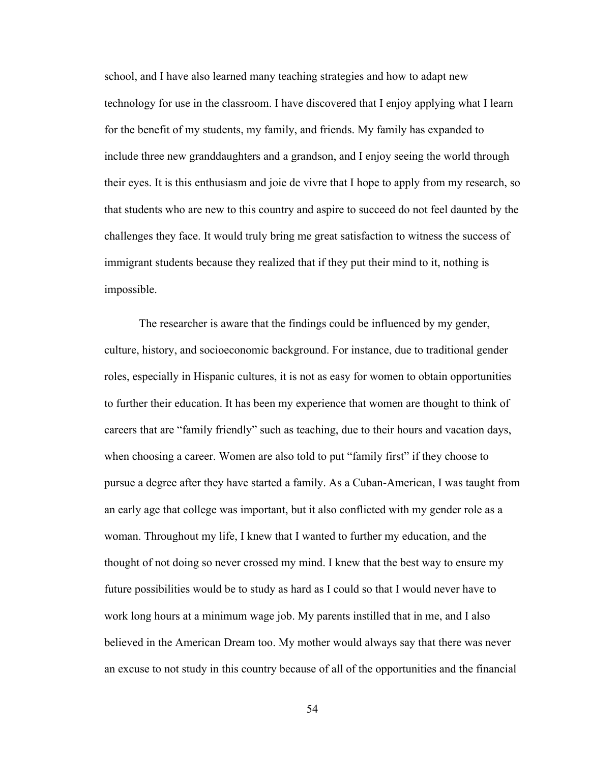school, and I have also learned many teaching strategies and how to adapt new technology for use in the classroom. I have discovered that I enjoy applying what I learn for the benefit of my students, my family, and friends. My family has expanded to include three new granddaughters and a grandson, and I enjoy seeing the world through their eyes. It is this enthusiasm and joie de vivre that I hope to apply from my research, so that students who are new to this country and aspire to succeed do not feel daunted by the challenges they face. It would truly bring me great satisfaction to witness the success of immigrant students because they realized that if they put their mind to it, nothing is impossible.

The researcher is aware that the findings could be influenced by my gender, culture, history, and socioeconomic background. For instance, due to traditional gender roles, especially in Hispanic cultures, it is not as easy for women to obtain opportunities to further their education. It has been my experience that women are thought to think of careers that are "family friendly" such as teaching, due to their hours and vacation days, when choosing a career. Women are also told to put "family first" if they choose to pursue a degree after they have started a family. As a Cuban-American, I was taught from an early age that college was important, but it also conflicted with my gender role as a woman. Throughout my life, I knew that I wanted to further my education, and the thought of not doing so never crossed my mind. I knew that the best way to ensure my future possibilities would be to study as hard as I could so that I would never have to work long hours at a minimum wage job. My parents instilled that in me, and I also believed in the American Dream too. My mother would always say that there was never an excuse to not study in this country because of all of the opportunities and the financial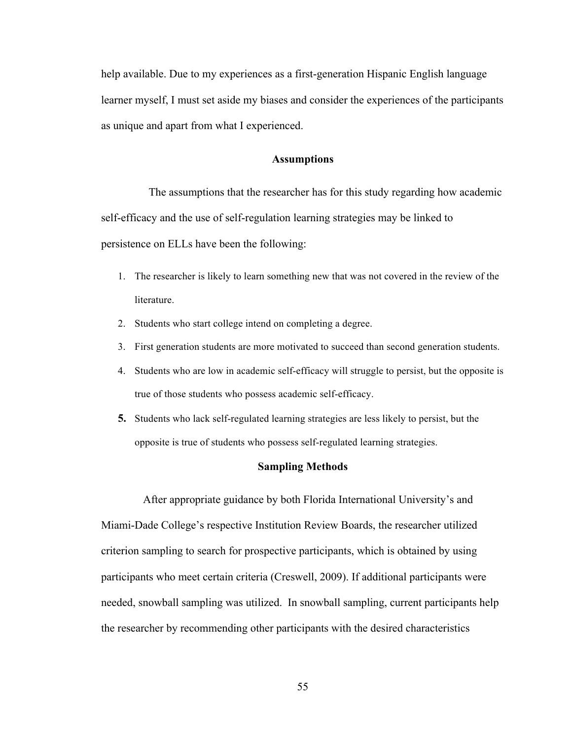help available. Due to my experiences as a first-generation Hispanic English language learner myself, I must set aside my biases and consider the experiences of the participants as unique and apart from what I experienced.

## Assumptions

The assumptions that the researcher has for this study regarding how academic self-efficacy and the use of self-regulation learning strategies may be linked to persistence on ELLs have been the following:

1. The researcher is likely to learn something new that was not covered in the review of the literature.
2. Students who start college intend on completing a degree.
3. First generation students are more motivated to succeed than second generation students.
4. Students who are low in academic self-efficacy will struggle to persist, but the opposite is true of those students who possess academic self-efficacy.
5. Students who lack self-regulated learning strategies are less likely to persist, but the opposite is true of students who possess self-regulated learning strategies.

## Sampling Methods

After appropriate guidance by both Florida International University's and Miami-Dade College's respective Institution Review Boards, the researcher utilized criterion sampling to search for prospective participants, which is obtained by using participants who meet certain criteria (Creswell, 2009). If additional participants were needed, snowball sampling was utilized. In snowball sampling, current participants help the researcher by recommending other participants with the desired characteristics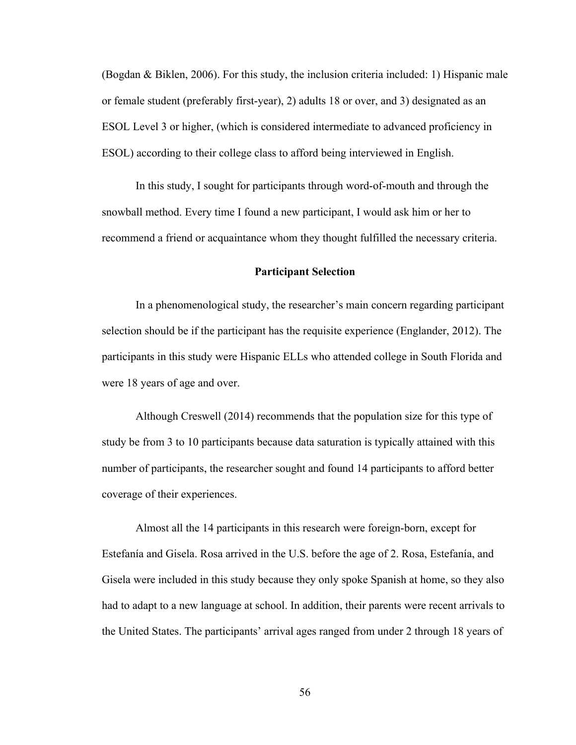(Bogdan & Biklen, 2006). For this study, the inclusion criteria included: 1) Hispanic male or female student (preferably first-year), 2) adults 18 or over, and 3) designated as an ESOL Level 3 or higher, (which is considered intermediate to advanced proficiency in ESOL) according to their college class to afford being interviewed in English.

In this study, I sought for participants through word-of-mouth and through the snowball method. Every time I found a new participant, I would ask him or her to recommend a friend or acquaintance whom they thought fulfilled the necessary criteria.

## Participant Selection

In a phenomenological study, the researcher's main concern regarding participant selection should be if the participant has the requisite experience (Englander, 2012). The participants in this study were Hispanic ELLs who attended college in South Florida and were 18 years of age and over.

Although Creswell (2014) recommends that the population size for this type of study be from 3 to 10 participants because data saturation is typically attained with this number of participants, the researcher sought and found 14 participants to afford better coverage of their experiences.

Almost all the 14 participants in this research were foreign-born, except for Estefanía and Gisela. Rosa arrived in the U.S. before the age of 2. Rosa, Estefanía, and Gisela were included in this study because they only spoke Spanish at home, so they also had to adapt to a new language at school. In addition, their parents were recent arrivals to the United States. The participants' arrival ages ranged from under 2 through 18 years of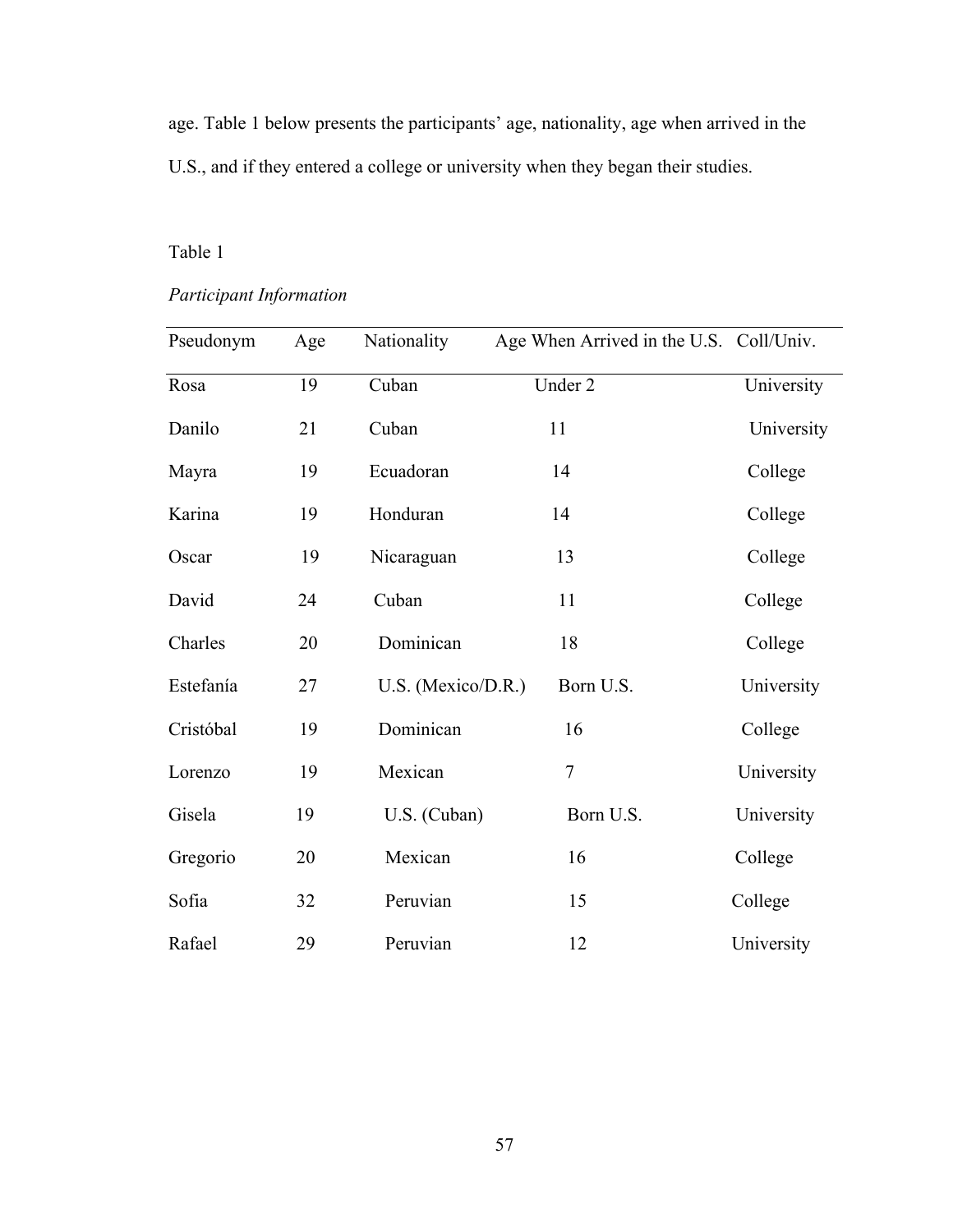age. Table 1 below presents the participants' age, nationality, age when arrived in the U.S., and if they entered a college or university when they began their studies.

Table 1

*Participant Information*

| Pseudonym | Age | Nationality | Age When Arrived in the U.S. | Coll/Univ. |
|---|---|---|---|---|
| Rosa | 19 | Cuban | Under 2 | University |
| Danilo | 21 | Cuban | 11 | University |
| Mayra | 19 | Ecuadoran | 14 | College |
| Karina | 19 | Honduran | 14 | College |
| Oscar | 19 | Nicaraguan | 13 | College |
| David | 24 | Cuban | 11 | College |
| Charles | 20 | Dominican | 18 | College |
| Estefanía | 27 | U.S. (Mexico/D.R.) | Born U.S. | University |
| Cristóbal | 19 | Dominican | 16 | College |
| Lorenzo | 19 | Mexican | 7 | University |
| Gisela | 19 | U.S. (Cuban) | Born U.S. | University |
| Gregorio | 20 | Mexican | 16 | College |
| Sofia | 32 | Peruvian | 15 | College |
| Rafael | 29 | Peruvian | 12 | University |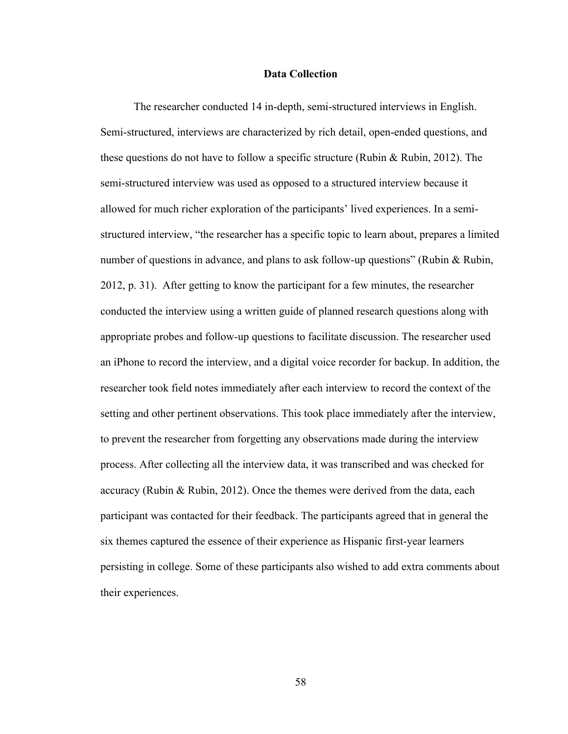## Data Collection

The researcher conducted 14 in-depth, semi-structured interviews in English. Semi-structured, interviews are characterized by rich detail, open-ended questions, and these questions do not have to follow a specific structure (Rubin & Rubin, 2012). The semi-structured interview was used as opposed to a structured interview because it allowed for much richer exploration of the participants' lived experiences. In a semi-structured interview, "the researcher has a specific topic to learn about, prepares a limited number of questions in advance, and plans to ask follow-up questions" (Rubin & Rubin, 2012, p. 31). After getting to know the participant for a few minutes, the researcher conducted the interview using a written guide of planned research questions along with appropriate probes and follow-up questions to facilitate discussion. The researcher used an iPhone to record the interview, and a digital voice recorder for backup. In addition, the researcher took field notes immediately after each interview to record the context of the setting and other pertinent observations. This took place immediately after the interview, to prevent the researcher from forgetting any observations made during the interview process. After collecting all the interview data, it was transcribed and was checked for accuracy (Rubin & Rubin, 2012). Once the themes were derived from the data, each participant was contacted for their feedback. The participants agreed that in general the six themes captured the essence of their experience as Hispanic first-year learners persisting in college. Some of these participants also wished to add extra comments about their experiences.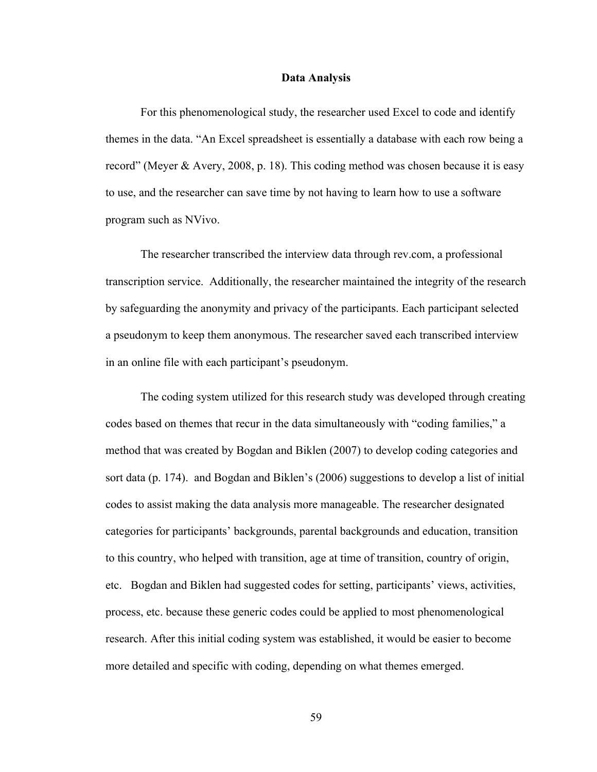## Data Analysis

For this phenomenological study, the researcher used Excel to code and identify themes in the data. "An Excel spreadsheet is essentially a database with each row being a record" (Meyer & Avery, 2008, p. 18). This coding method was chosen because it is easy to use, and the researcher can save time by not having to learn how to use a software program such as NVivo.

The researcher transcribed the interview data through rev.com, a professional transcription service. Additionally, the researcher maintained the integrity of the research by safeguarding the anonymity and privacy of the participants. Each participant selected a pseudonym to keep them anonymous. The researcher saved each transcribed interview in an online file with each participant's pseudonym.

The coding system utilized for this research study was developed through creating codes based on themes that recur in the data simultaneously with "coding families," a method that was created by Bogdan and Biklen (2007) to develop coding categories and sort data (p. 174). and Bogdan and Biklen's (2006) suggestions to develop a list of initial codes to assist making the data analysis more manageable. The researcher designated categories for participants' backgrounds, parental backgrounds and education, transition to this country, who helped with transition, age at time of transition, country of origin, etc. Bogdan and Biklen had suggested codes for setting, participants' views, activities, process, etc. because these generic codes could be applied to most phenomenological research. After this initial coding system was established, it would be easier to become more detailed and specific with coding, depending on what themes emerged.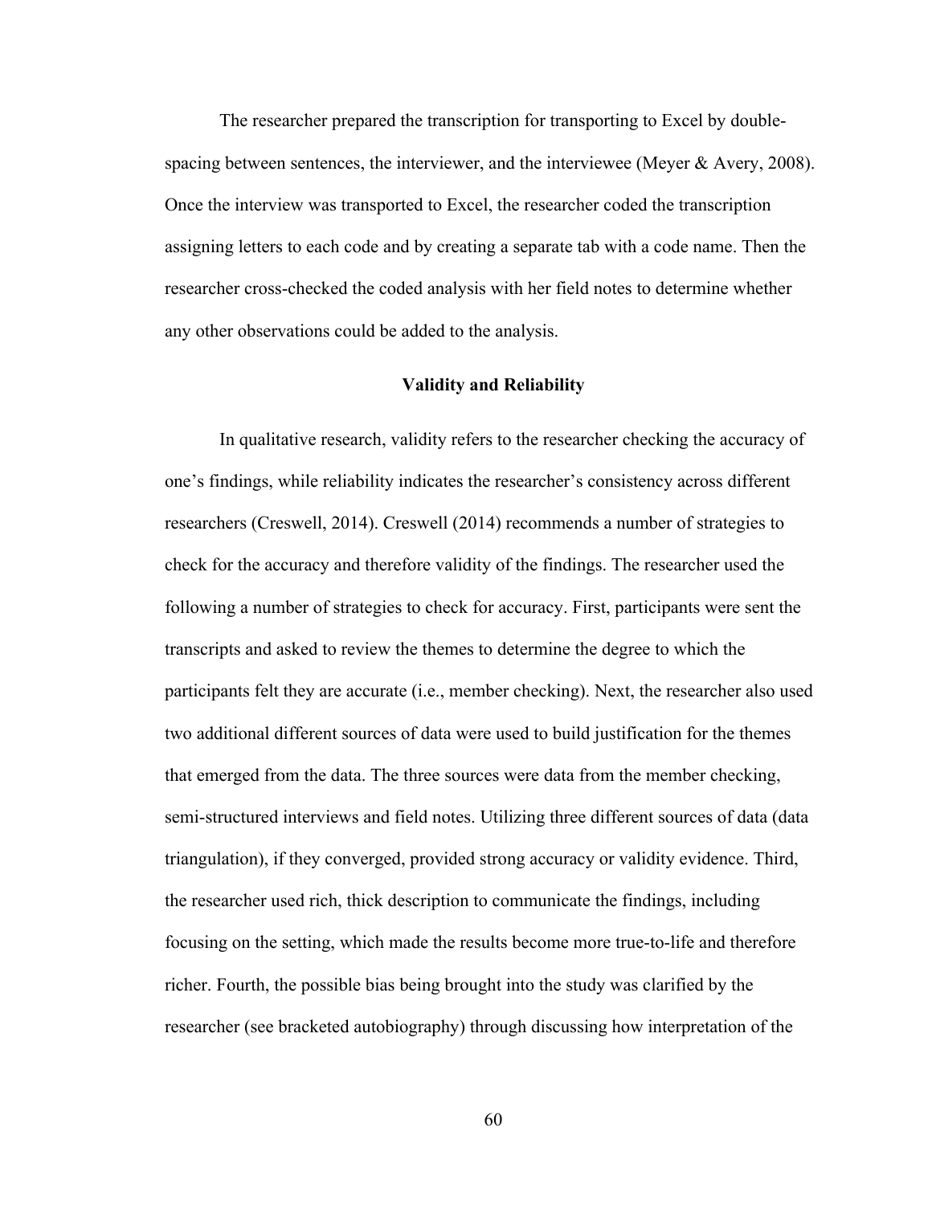The researcher prepared the transcription for transporting to Excel by double-spacing between sentences, the interviewer, and the interviewee (Meyer & Avery, 2008). Once the interview was transported to Excel, the researcher coded the transcription assigning letters to each code and by creating a separate tab with a code name. Then the researcher cross-checked the coded analysis with her field notes to determine whether any other observations could be added to the analysis.

## Validity and Reliability

In qualitative research, validity refers to the researcher checking the accuracy of one's findings, while reliability indicates the researcher's consistency across different researchers (Creswell, 2014). Creswell (2014) recommends a number of strategies to check for the accuracy and therefore validity of the findings. The researcher used the following a number of strategies to check for accuracy. First, participants were sent the transcripts and asked to review the themes to determine the degree to which the participants felt they are accurate (i.e., member checking). Next, the researcher also used two additional different sources of data were used to build justification for the themes that emerged from the data. The three sources were data from the member checking, semi-structured interviews and field notes. Utilizing three different sources of data (data triangulation), if they converged, provided strong accuracy or validity evidence. Third, the researcher used rich, thick description to communicate the findings, including focusing on the setting, which made the results become more true-to-life and therefore richer. Fourth, the possible bias being brought into the study was clarified by the researcher (see bracketed autobiography) through discussing how interpretation of the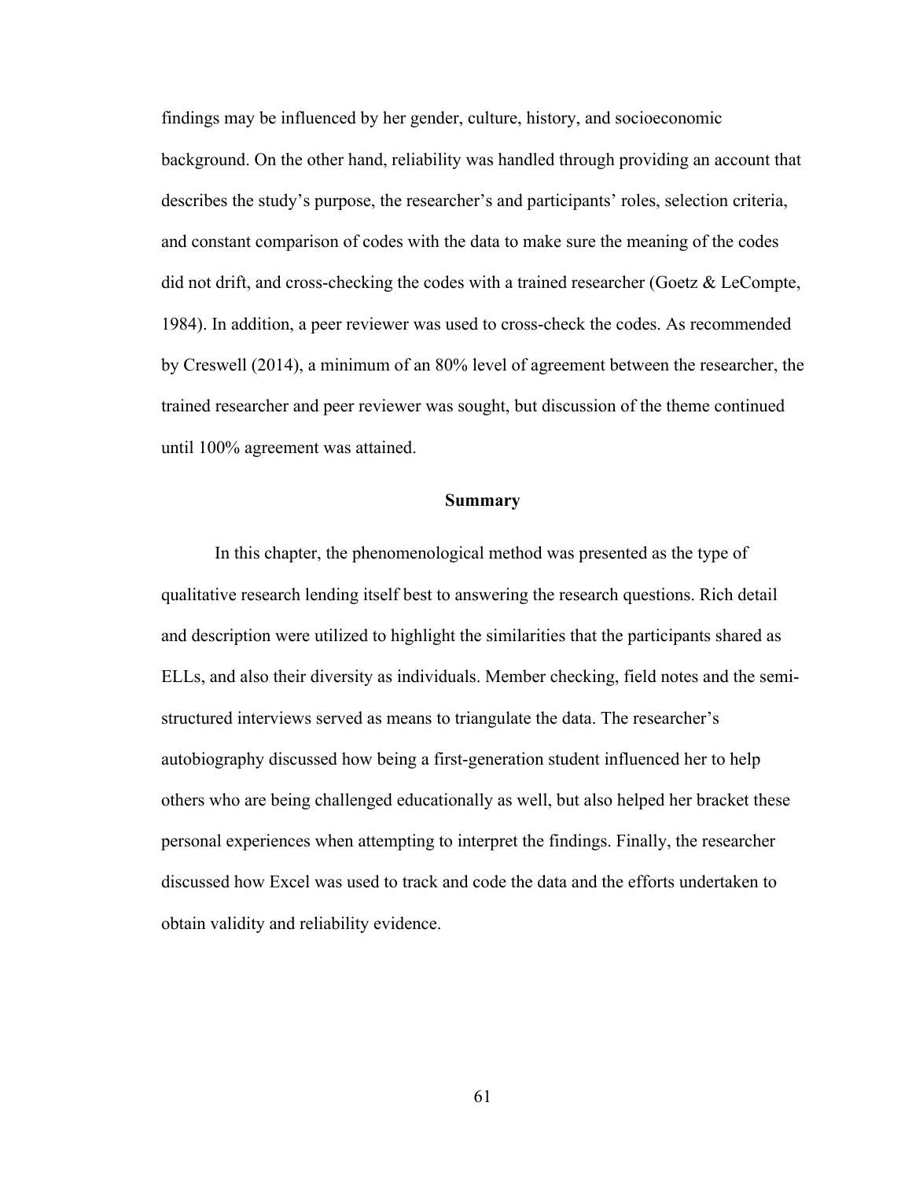findings may be influenced by her gender, culture, history, and socioeconomic background. On the other hand, reliability was handled through providing an account that describes the study's purpose, the researcher's and participants' roles, selection criteria, and constant comparison of codes with the data to make sure the meaning of the codes did not drift, and cross-checking the codes with a trained researcher (Goetz & LeCompte, 1984). In addition, a peer reviewer was used to cross-check the codes. As recommended by Creswell (2014), a minimum of an 80% level of agreement between the researcher, the trained researcher and peer reviewer was sought, but discussion of the theme continued until 100% agreement was attained.

## Summary

In this chapter, the phenomenological method was presented as the type of qualitative research lending itself best to answering the research questions. Rich detail and description were utilized to highlight the similarities that the participants shared as ELLs, and also their diversity as individuals. Member checking, field notes and the semi-structured interviews served as means to triangulate the data. The researcher's autobiography discussed how being a first-generation student influenced her to help others who are being challenged educationally as well, but also helped her bracket these personal experiences when attempting to interpret the findings. Finally, the researcher discussed how Excel was used to track and code the data and the efforts undertaken to obtain validity and reliability evidence.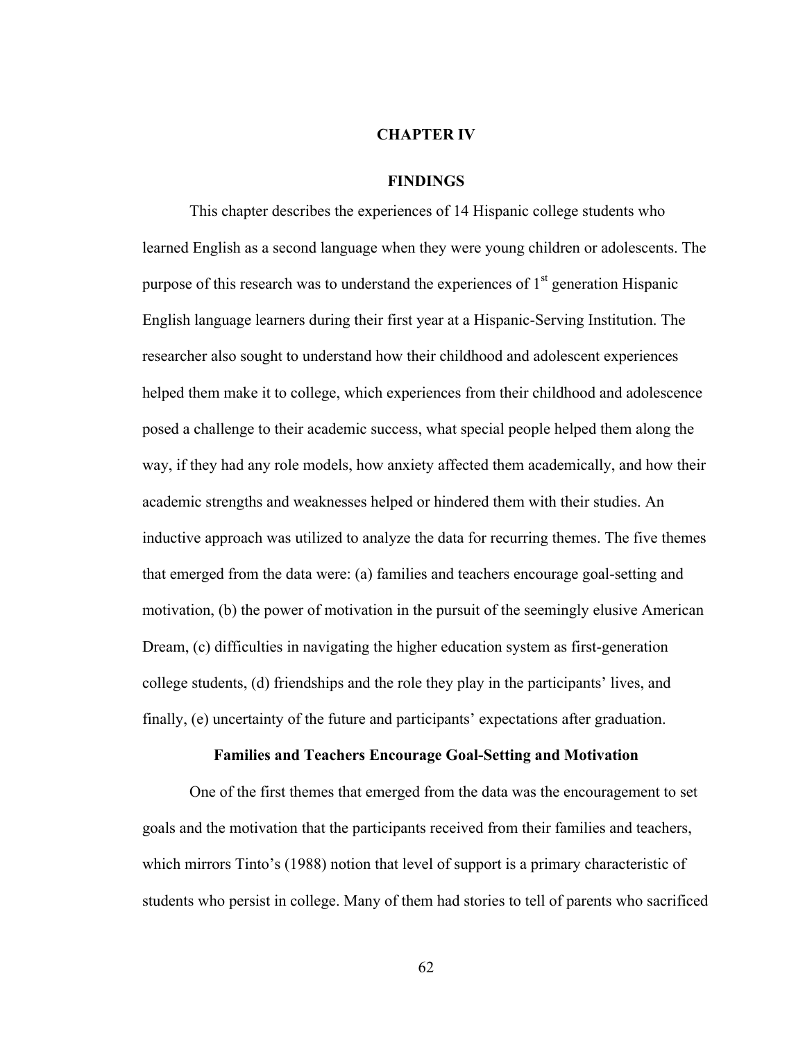# CHAPTER IV

# FINDINGS

This chapter describes the experiences of 14 Hispanic college students who learned English as a second language when they were young children or adolescents. The purpose of this research was to understand the experiences of 1st generation Hispanic English language learners during their first year at a Hispanic-Serving Institution. The researcher also sought to understand how their childhood and adolescent experiences helped them make it to college, which experiences from their childhood and adolescence posed a challenge to their academic success, what special people helped them along the way, if they had any role models, how anxiety affected them academically, and how their academic strengths and weaknesses helped or hindered them with their studies. An inductive approach was utilized to analyze the data for recurring themes. The five themes that emerged from the data were: (a) families and teachers encourage goal-setting and motivation, (b) the power of motivation in the pursuit of the seemingly elusive American Dream, (c) difficulties in navigating the higher education system as first-generation college students, (d) friendships and the role they play in the participants' lives, and finally, (e) uncertainty of the future and participants' expectations after graduation.

## Families and Teachers Encourage Goal-Setting and Motivation

One of the first themes that emerged from the data was the encouragement to set goals and the motivation that the participants received from their families and teachers, which mirrors Tinto's (1988) notion that level of support is a primary characteristic of students who persist in college. Many of them had stories to tell of parents who sacrificed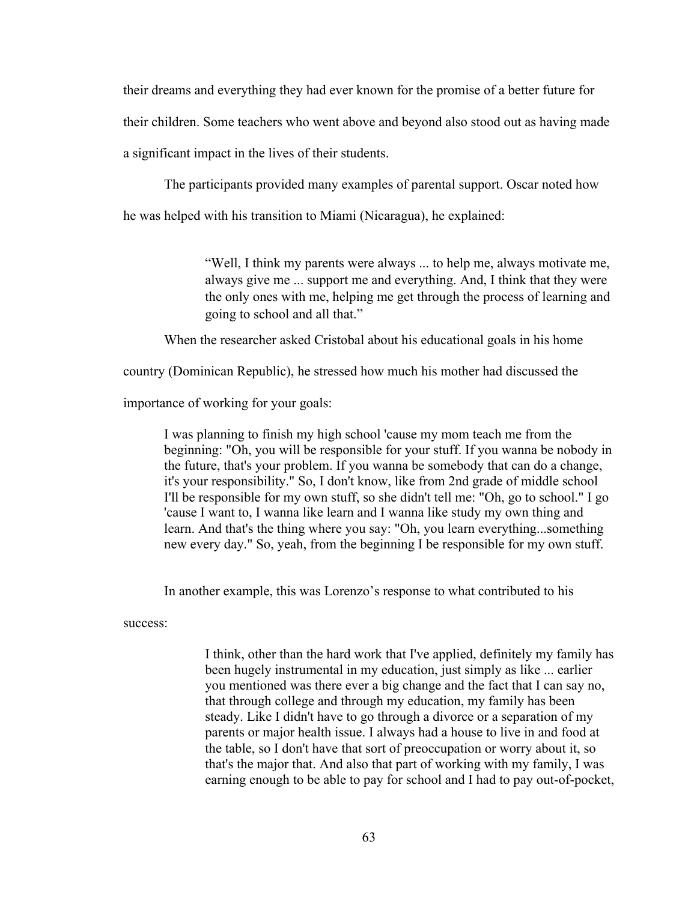their dreams and everything they had ever known for the promise of a better future for their children. Some teachers who went above and beyond also stood out as having made a significant impact in the lives of their students.

The participants provided many examples of parental support. Oscar noted how he was helped with his transition to Miami (Nicaragua), he explained:

> "Well, I think my parents were always ... to help me, always motivate me, always give me ... support me and everything. And, I think that they were the only ones with me, helping me get through the process of learning and going to school and all that."

When the researcher asked Cristobal about his educational goals in his home country (Dominican Republic), he stressed how much his mother had discussed the importance of working for your goals:

> I was planning to finish my high school 'cause my mom teach me from the beginning: "Oh, you will be responsible for your stuff. If you wanna be nobody in the future, that's your problem. If you wanna be somebody that can do a change, it's your responsibility." So, I don't know, like from 2nd grade of middle school I'll be responsible for my own stuff, so she didn't tell me: "Oh, go to school." I go 'cause I want to, I wanna like learn and I wanna like study my own thing and learn. And that's the thing where you say: "Oh, you learn everything...something new every day." So, yeah, from the beginning I be responsible for my own stuff.

In another example, this was Lorenzo's response to what contributed to his success:

> I think, other than the hard work that I've applied, definitely my family has been hugely instrumental in my education, just simply as like ... earlier you mentioned was there ever a big change and the fact that I can say no, that through college and through my education, my family has been steady. Like I didn't have to go through a divorce or a separation of my parents or major health issue. I always had a house to live in and food at the table, so I don't have that sort of preoccupation or worry about it, so that's the major that. And also that part of working with my family, I was earning enough to be able to pay for school and I had to pay out-of-pocket,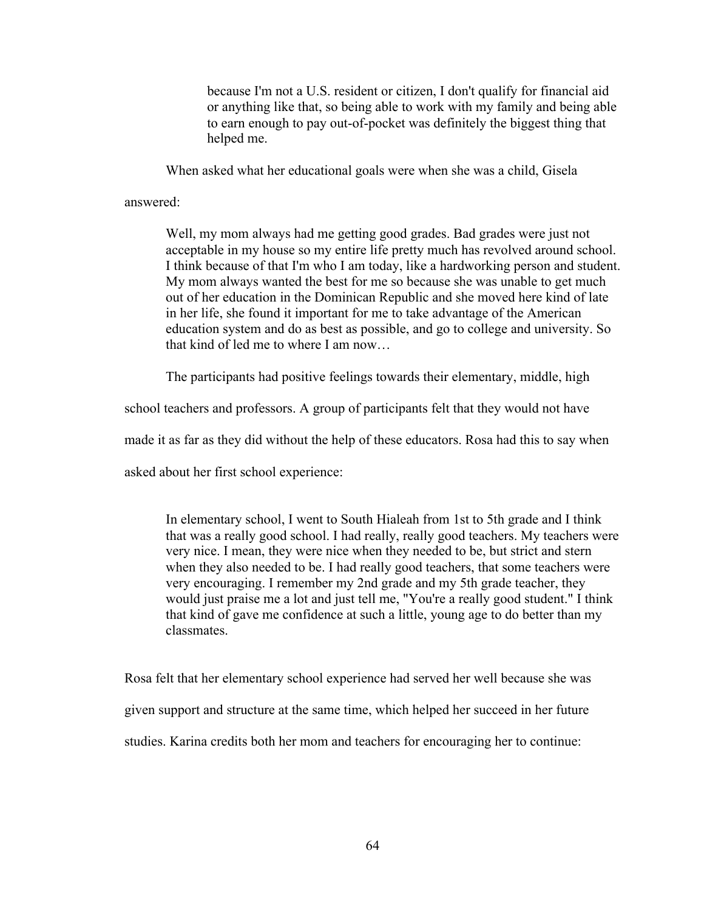> because I'm not a U.S. resident or citizen, I don't qualify for financial aid or anything like that, so being able to work with my family and being able to earn enough to pay out-of-pocket was definitely the biggest thing that helped me.

When asked what her educational goals were when she was a child, Gisela answered:

> Well, my mom always had me getting good grades. Bad grades were just not acceptable in my house so my entire life pretty much has revolved around school. I think because of that I'm who I am today, like a hardworking person and student. My mom always wanted the best for me so because she was unable to get much out of her education in the Dominican Republic and she moved here kind of late in her life, she found it important for me to take advantage of the American education system and do as best as possible, and go to college and university. So that kind of led me to where I am now…

The participants had positive feelings towards their elementary, middle, high school teachers and professors. A group of participants felt that they would not have made it as far as they did without the help of these educators. Rosa had this to say when asked about her first school experience:

> In elementary school, I went to South Hialeah from 1st to 5th grade and I think that was a really good school. I had really, really good teachers. My teachers were very nice. I mean, they were nice when they needed to be, but strict and stern when they also needed to be. I had really good teachers, that some teachers were very encouraging. I remember my 2nd grade and my 5th grade teacher, they would just praise me a lot and just tell me, "You're a really good student." I think that kind of gave me confidence at such a little, young age to do better than my classmates.

Rosa felt that her elementary school experience had served her well because she was given support and structure at the same time, which helped her succeed in her future studies. Karina credits both her mom and teachers for encouraging her to continue: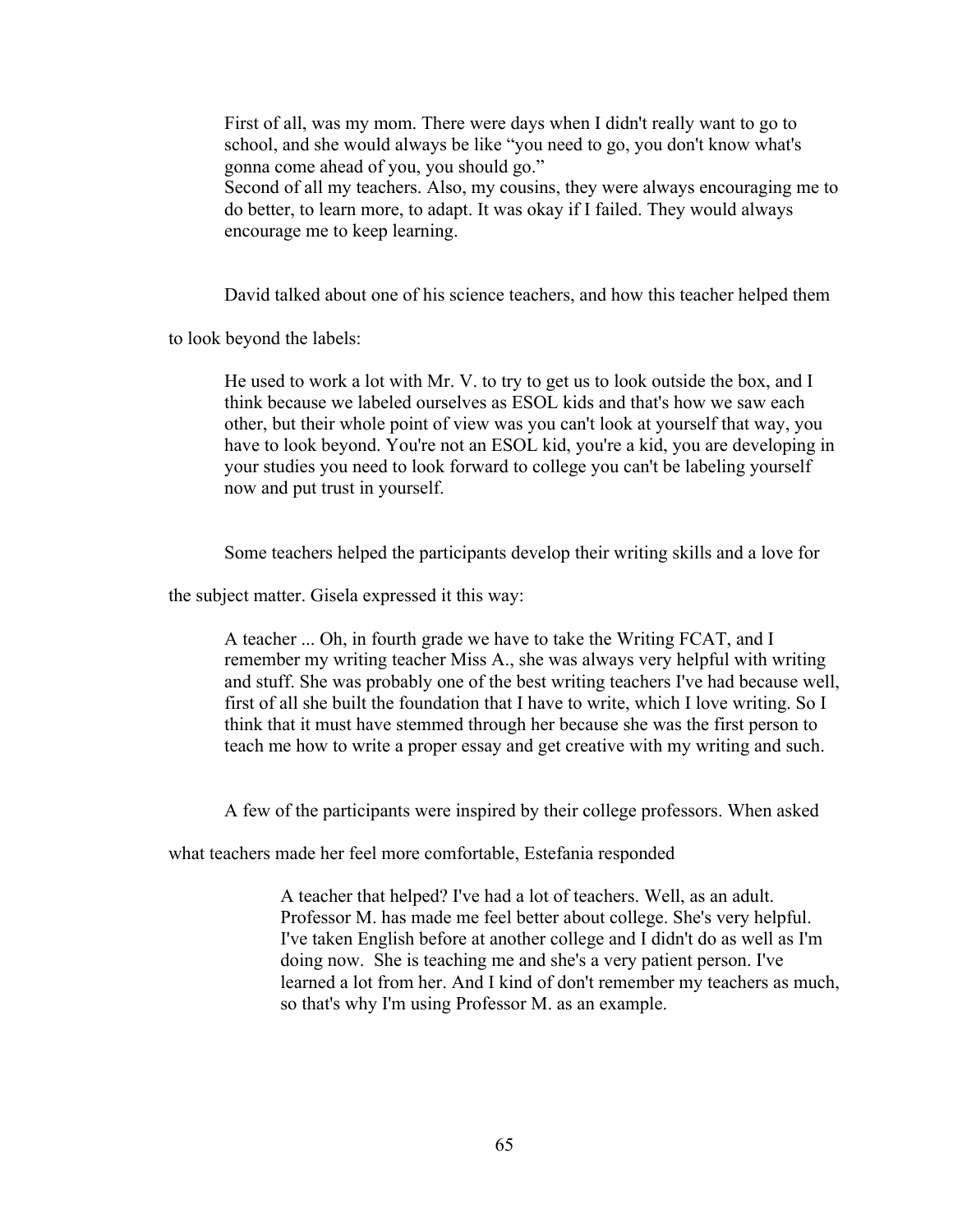> First of all, was my mom. There were days when I didn't really want to go to school, and she would always be like "you need to go, you don't know what's gonna come ahead of you, you should go."
> Second of all my teachers. Also, my cousins, they were always encouraging me to do better, to learn more, to adapt. It was okay if I failed. They would always encourage me to keep learning.

David talked about one of his science teachers, and how this teacher helped them to look beyond the labels:

> He used to work a lot with Mr. V. to try to get us to look outside the box, and I think because we labeled ourselves as ESOL kids and that's how we saw each other, but their whole point of view was you can't look at yourself that way, you have to look beyond. You're not an ESOL kid, you're a kid, you are developing in your studies you need to look forward to college you can't be labeling yourself now and put trust in yourself.

Some teachers helped the participants develop their writing skills and a love for the subject matter. Gisela expressed it this way:

> A teacher ... Oh, in fourth grade we have to take the Writing FCAT, and I remember my writing teacher Miss A., she was always very helpful with writing and stuff. She was probably one of the best writing teachers I've had because well, first of all she built the foundation that I have to write, which I love writing. So I think that it must have stemmed through her because she was the first person to teach me how to write a proper essay and get creative with my writing and such.

A few of the participants were inspired by their college professors. When asked what teachers made her feel more comfortable, Estefania responded

> A teacher that helped? I've had a lot of teachers. Well, as an adult. Professor M. has made me feel better about college. She's very helpful. I've taken English before at another college and I didn't do as well as I'm doing now. She is teaching me and she's a very patient person. I've learned a lot from her. And I kind of don't remember my teachers as much, so that's why I'm using Professor M. as an example.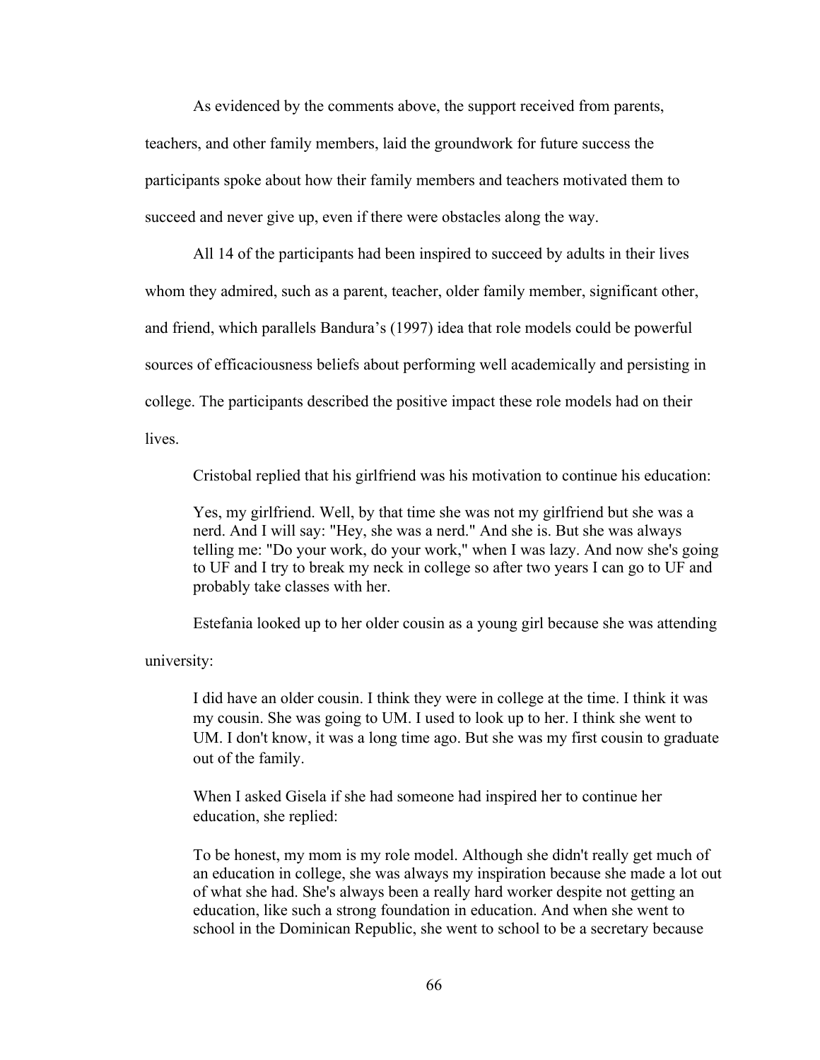As evidenced by the comments above, the support received from parents, teachers, and other family members, laid the groundwork for future success the participants spoke about how their family members and teachers motivated them to succeed and never give up, even if there were obstacles along the way.

All 14 of the participants had been inspired to succeed by adults in their lives whom they admired, such as a parent, teacher, older family member, significant other, and friend, which parallels Bandura's (1997) idea that role models could be powerful sources of efficaciousness beliefs about performing well academically and persisting in college. The participants described the positive impact these role models had on their lives.

Cristobal replied that his girlfriend was his motivation to continue his education:

> Yes, my girlfriend. Well, by that time she was not my girlfriend but she was a nerd. And I will say: "Hey, she was a nerd." And she is. But she was always telling me: "Do your work, do your work," when I was lazy. And now she's going to UF and I try to break my neck in college so after two years I can go to UF and probably take classes with her.

Estefania looked up to her older cousin as a young girl because she was attending university:

> I did have an older cousin. I think they were in college at the time. I think it was my cousin. She was going to UM. I used to look up to her. I think she went to UM. I don't know, it was a long time ago. But she was my first cousin to graduate out of the family.
>
> When I asked Gisela if she had someone had inspired her to continue her education, she replied:
>
> To be honest, my mom is my role model. Although she didn't really get much of an education in college, she was always my inspiration because she made a lot out of what she had. She's always been a really hard worker despite not getting an education, like such a strong foundation in education. And when she went to school in the Dominican Republic, she went to school to be a secretary because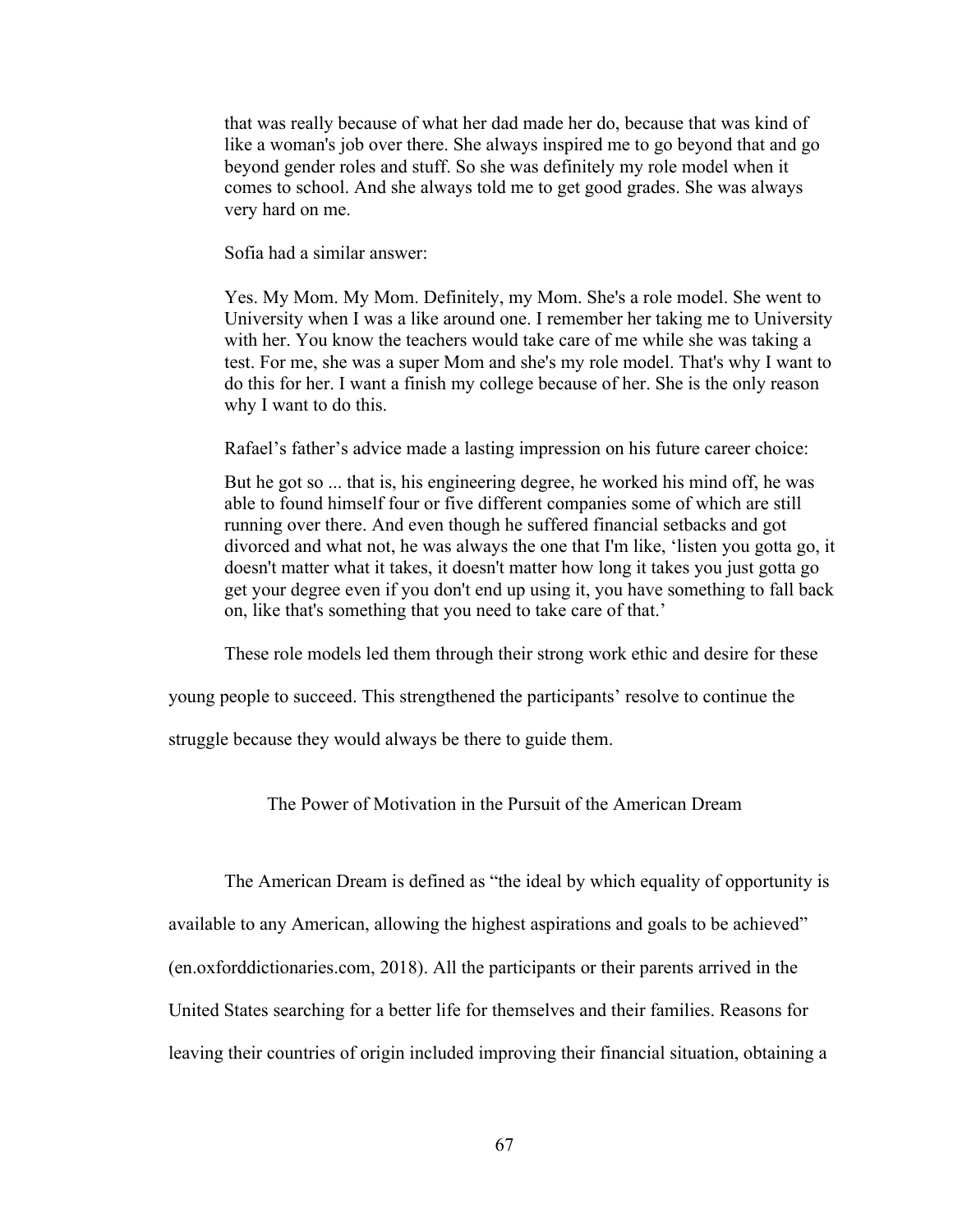> that was really because of what her dad made her do, because that was kind of like a woman's job over there. She always inspired me to go beyond that and go beyond gender roles and stuff. So she was definitely my role model when it comes to school. And she always told me to get good grades. She was always very hard on me.

Sofia had a similar answer:

> Yes. My Mom. My Mom. Definitely, my Mom. She's a role model. She went to University when I was a like around one. I remember her taking me to University with her. You know the teachers would take care of me while she was taking a test. For me, she was a super Mom and she's my role model. That's why I want to do this for her. I want a finish my college because of her. She is the only reason why I want to do this.

Rafael's father's advice made a lasting impression on his future career choice:

> But he got so ... that is, his engineering degree, he worked his mind off, he was able to found himself four or five different companies some of which are still running over there. And even though he suffered financial setbacks and got divorced and what not, he was always the one that I'm like, 'listen you gotta go, it doesn't matter what it takes, it doesn't matter how long it takes you just gotta go get your degree even if you don't end up using it, you have something to fall back on, like that's something that you need to take care of that.'

These role models led them through their strong work ethic and desire for these young people to succeed. This strengthened the participants' resolve to continue the struggle because they would always be there to guide them.

## The Power of Motivation in the Pursuit of the American Dream

The American Dream is defined as "the ideal by which equality of opportunity is available to any American, allowing the highest aspirations and goals to be achieved" (en.oxforddictionaries.com, 2018). All the participants or their parents arrived in the United States searching for a better life for themselves and their families. Reasons for leaving their countries of origin included improving their financial situation, obtaining a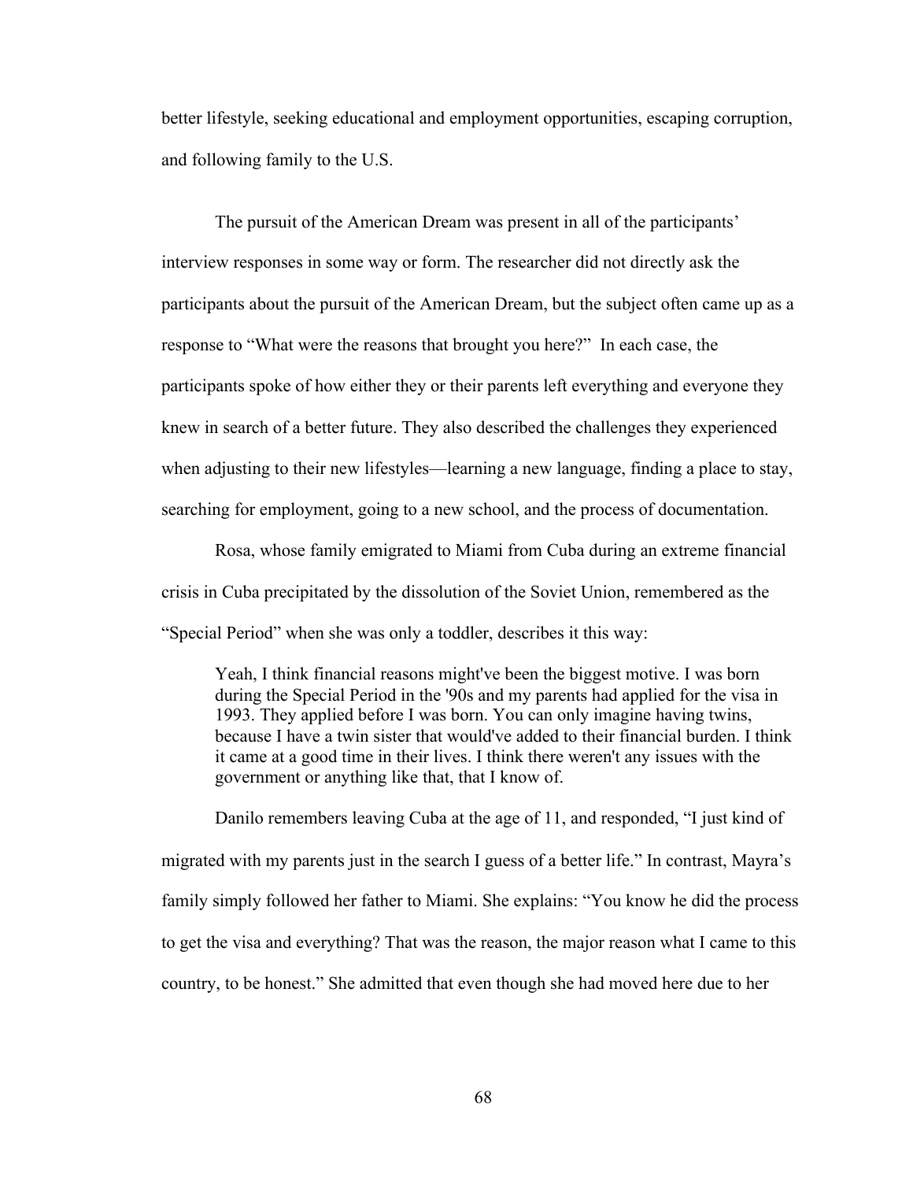better lifestyle, seeking educational and employment opportunities, escaping corruption, and following family to the U.S.

The pursuit of the American Dream was present in all of the participants' interview responses in some way or form. The researcher did not directly ask the participants about the pursuit of the American Dream, but the subject often came up as a response to "What were the reasons that brought you here?" In each case, the participants spoke of how either they or their parents left everything and everyone they knew in search of a better future. They also described the challenges they experienced when adjusting to their new lifestyles—learning a new language, finding a place to stay, searching for employment, going to a new school, and the process of documentation.

Rosa, whose family emigrated to Miami from Cuba during an extreme financial crisis in Cuba precipitated by the dissolution of the Soviet Union, remembered as the "Special Period" when she was only a toddler, describes it this way:

> Yeah, I think financial reasons might've been the biggest motive. I was born during the Special Period in the '90s and my parents had applied for the visa in 1993. They applied before I was born. You can only imagine having twins, because I have a twin sister that would've added to their financial burden. I think it came at a good time in their lives. I think there weren't any issues with the government or anything like that, that I know of.

Danilo remembers leaving Cuba at the age of 11, and responded, "I just kind of migrated with my parents just in the search I guess of a better life." In contrast, Mayra's family simply followed her father to Miami. She explains: "You know he did the process to get the visa and everything? That was the reason, the major reason what I came to this country, to be honest." She admitted that even though she had moved here due to her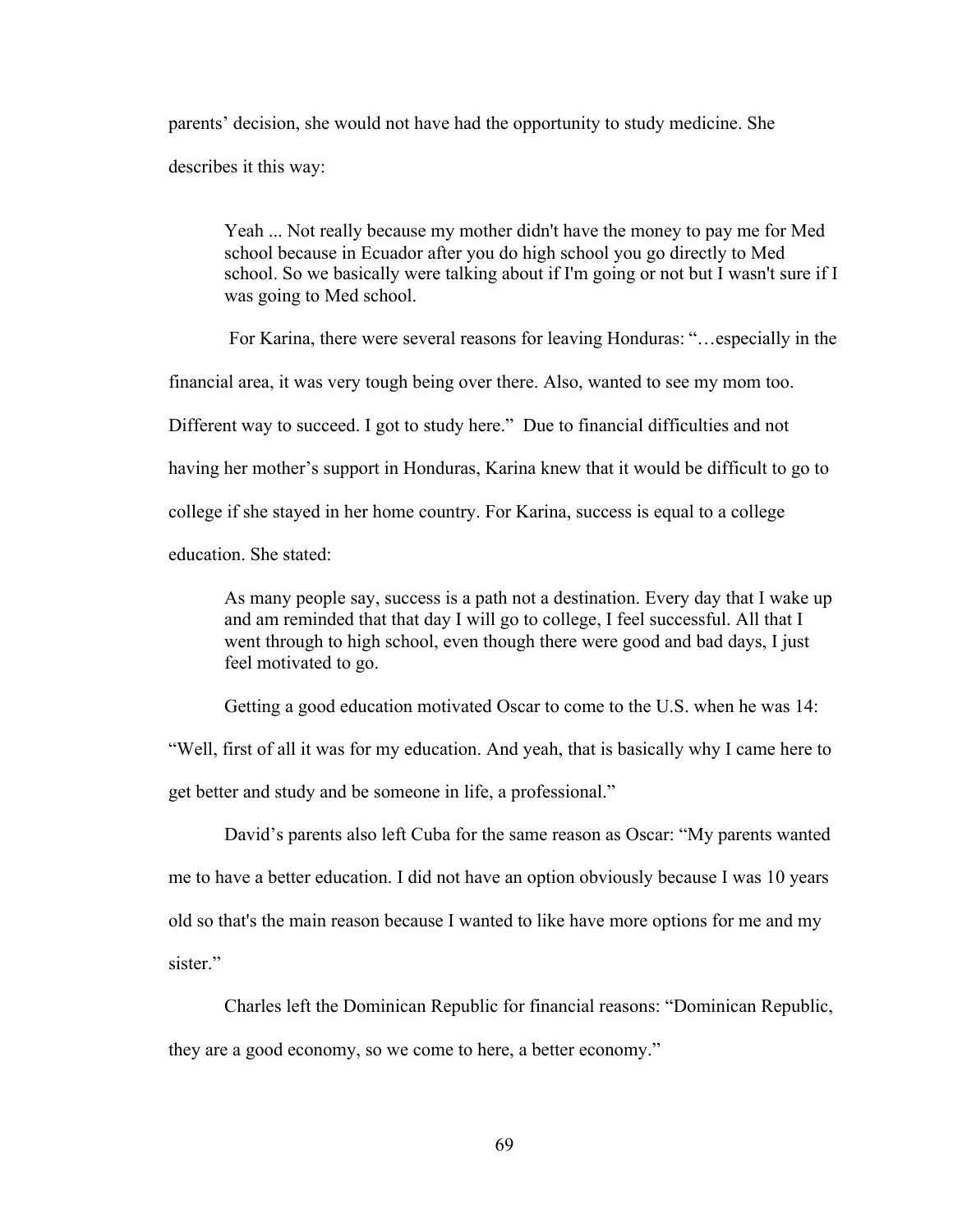parents' decision, she would not have had the opportunity to study medicine. She describes it this way:

> Yeah ... Not really because my mother didn't have the money to pay me for Med school because in Ecuador after you do high school you go directly to Med school. So we basically were talking about if I'm going or not but I wasn't sure if I was going to Med school.

For Karina, there were several reasons for leaving Honduras: "…especially in the financial area, it was very tough being over there. Also, wanted to see my mom too. Different way to succeed. I got to study here." Due to financial difficulties and not having her mother's support in Honduras, Karina knew that it would be difficult to go to college if she stayed in her home country. For Karina, success is equal to a college education. She stated:

> As many people say, success is a path not a destination. Every day that I wake up and am reminded that that day I will go to college, I feel successful. All that I went through to high school, even though there were good and bad days, I just feel motivated to go.

Getting a good education motivated Oscar to come to the U.S. when he was 14: "Well, first of all it was for my education. And yeah, that is basically why I came here to get better and study and be someone in life, a professional."

David's parents also left Cuba for the same reason as Oscar: "My parents wanted me to have a better education. I did not have an option obviously because I was 10 years old so that's the main reason because I wanted to like have more options for me and my sister."

Charles left the Dominican Republic for financial reasons: "Dominican Republic, they are a good economy, so we come to here, a better economy."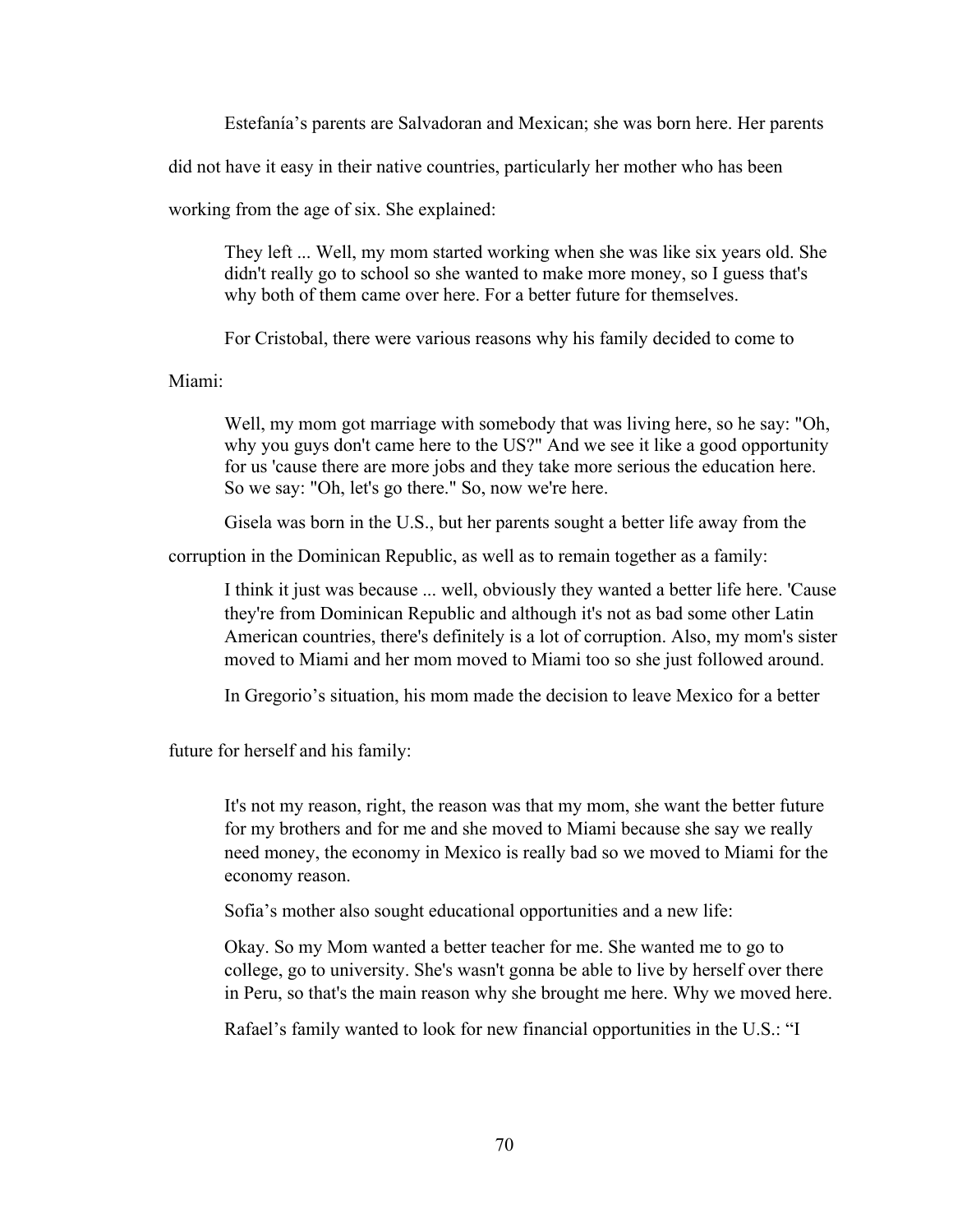Estefanía's parents are Salvadoran and Mexican; she was born here. Her parents did not have it easy in their native countries, particularly her mother who has been working from the age of six. She explained:

> They left ... Well, my mom started working when she was like six years old. She didn't really go to school so she wanted to make more money, so I guess that's why both of them came over here. For a better future for themselves.

For Cristobal, there were various reasons why his family decided to come to Miami:

> Well, my mom got marriage with somebody that was living here, so he say: "Oh, why you guys don't came here to the US?" And we see it like a good opportunity for us 'cause there are more jobs and they take more serious the education here. So we say: "Oh, let's go there." So, now we're here.

Gisela was born in the U.S., but her parents sought a better life away from the corruption in the Dominican Republic, as well as to remain together as a family:

> I think it just was because ... well, obviously they wanted a better life here. 'Cause they're from Dominican Republic and although it's not as bad some other Latin American countries, there's definitely is a lot of corruption. Also, my mom's sister moved to Miami and her mom moved to Miami too so she just followed around.

In Gregorio's situation, his mom made the decision to leave Mexico for a better future for herself and his family:

> It's not my reason, right, the reason was that my mom, she want the better future for my brothers and for me and she moved to Miami because she say we really need money, the economy in Mexico is really bad so we moved to Miami for the economy reason.

Sofia's mother also sought educational opportunities and a new life:

> Okay. So my Mom wanted a better teacher for me. She wanted me to go to college, go to university. She's wasn't gonna be able to live by herself over there in Peru, so that's the main reason why she brought me here. Why we moved here.

Rafael's family wanted to look for new financial opportunities in the U.S.: "I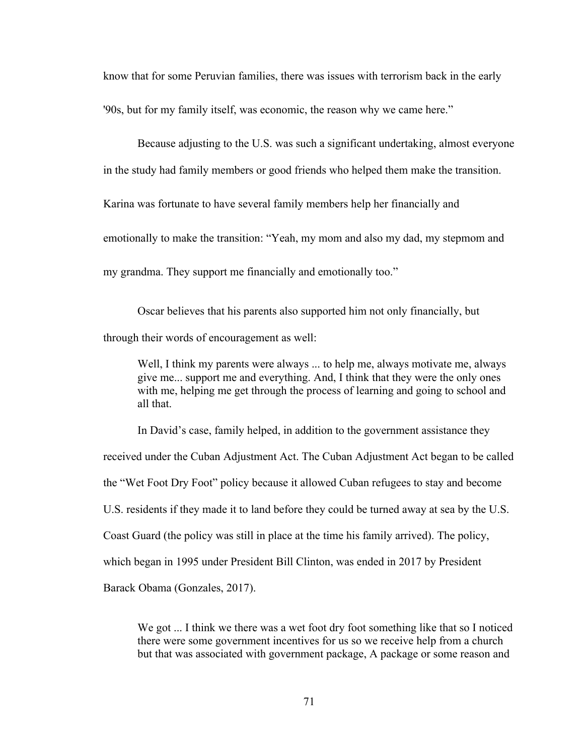know that for some Peruvian families, there was issues with terrorism back in the early '90s, but for my family itself, was economic, the reason why we came here."

Because adjusting to the U.S. was such a significant undertaking, almost everyone in the study had family members or good friends who helped them make the transition. Karina was fortunate to have several family members help her financially and emotionally to make the transition: "Yeah, my mom and also my dad, my stepmom and my grandma. They support me financially and emotionally too."

Oscar believes that his parents also supported him not only financially, but through their words of encouragement as well:

> Well, I think my parents were always ... to help me, always motivate me, always give me... support me and everything. And, I think that they were the only ones with me, helping me get through the process of learning and going to school and all that.

In David's case, family helped, in addition to the government assistance they received under the Cuban Adjustment Act. The Cuban Adjustment Act began to be called the "Wet Foot Dry Foot" policy because it allowed Cuban refugees to stay and become U.S. residents if they made it to land before they could be turned away at sea by the U.S. Coast Guard (the policy was still in place at the time his family arrived). The policy, which began in 1995 under President Bill Clinton, was ended in 2017 by President Barack Obama (Gonzales, 2017).

> We got ... I think we there was a wet foot dry foot something like that so I noticed there were some government incentives for us so we receive help from a church but that was associated with government package, A package or some reason and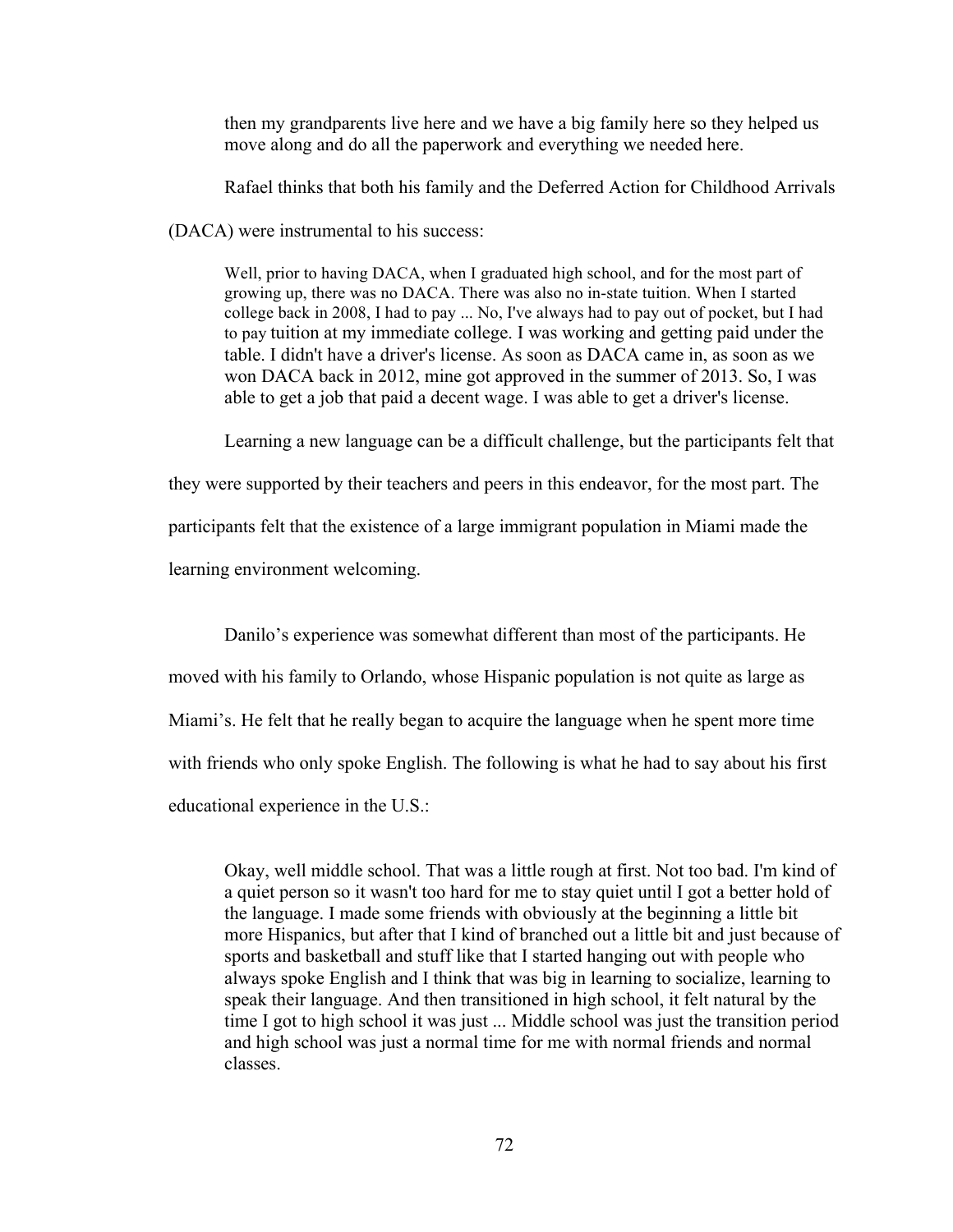> then my grandparents live here and we have a big family here so they helped us move along and do all the paperwork and everything we needed here.

Rafael thinks that both his family and the Deferred Action for Childhood Arrivals (DACA) were instrumental to his success:

> Well, prior to having DACA, when I graduated high school, and for the most part of growing up, there was no DACA. There was also no in-state tuition. When I started college back in 2008, I had to pay ... No, I've always had to pay out of pocket, but I had to pay tuition at my immediate college. I was working and getting paid under the table. I didn't have a driver's license. As soon as DACA came in, as soon as we won DACA back in 2012, mine got approved in the summer of 2013. So, I was able to get a job that paid a decent wage. I was able to get a driver's license.

Learning a new language can be a difficult challenge, but the participants felt that they were supported by their teachers and peers in this endeavor, for the most part. The participants felt that the existence of a large immigrant population in Miami made the learning environment welcoming.

Danilo's experience was somewhat different than most of the participants. He moved with his family to Orlando, whose Hispanic population is not quite as large as Miami's. He felt that he really began to acquire the language when he spent more time with friends who only spoke English. The following is what he had to say about his first educational experience in the U.S.:

> Okay, well middle school. That was a little rough at first. Not too bad. I'm kind of a quiet person so it wasn't too hard for me to stay quiet until I got a better hold of the language. I made some friends with obviously at the beginning a little bit more Hispanics, but after that I kind of branched out a little bit and just because of sports and basketball and stuff like that I started hanging out with people who always spoke English and I think that was big in learning to socialize, learning to speak their language. And then transitioned in high school, it felt natural by the time I got to high school it was just ... Middle school was just the transition period and high school was just a normal time for me with normal friends and normal classes.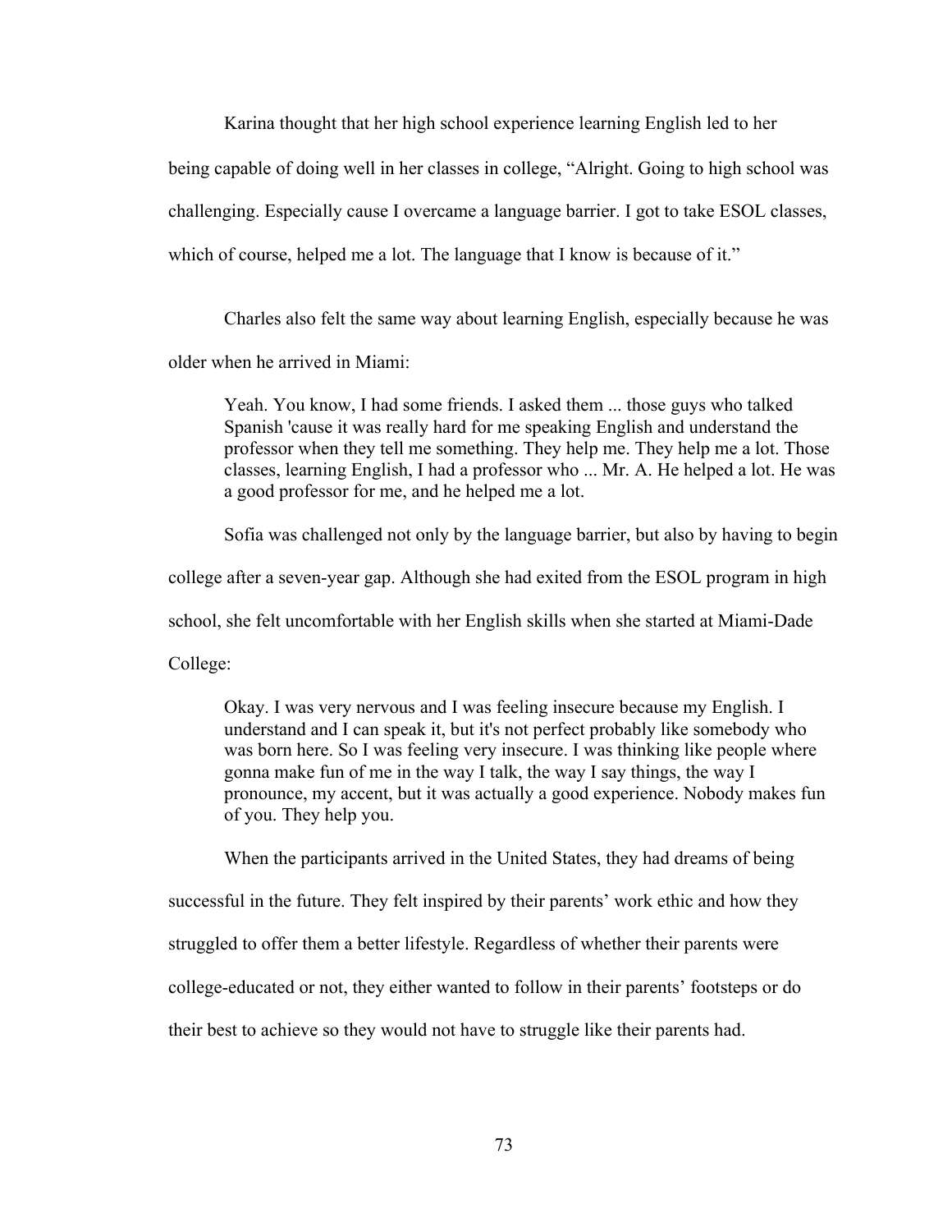Karina thought that her high school experience learning English led to her being capable of doing well in her classes in college, "Alright. Going to high school was challenging. Especially cause I overcame a language barrier. I got to take ESOL classes, which of course, helped me a lot. The language that I know is because of it."

Charles also felt the same way about learning English, especially because he was older when he arrived in Miami:

> Yeah. You know, I had some friends. I asked them ... those guys who talked Spanish 'cause it was really hard for me speaking English and understand the professor when they tell me something. They help me. They help me a lot. Those classes, learning English, I had a professor who ... Mr. A. He helped a lot. He was a good professor for me, and he helped me a lot.

Sofia was challenged not only by the language barrier, but also by having to begin college after a seven-year gap. Although she had exited from the ESOL program in high school, she felt uncomfortable with her English skills when she started at Miami-Dade College:

> Okay. I was very nervous and I was feeling insecure because my English. I understand and I can speak it, but it's not perfect probably like somebody who was born here. So I was feeling very insecure. I was thinking like people where gonna make fun of me in the way I talk, the way I say things, the way I pronounce, my accent, but it was actually a good experience. Nobody makes fun of you. They help you.

When the participants arrived in the United States, they had dreams of being successful in the future. They felt inspired by their parents' work ethic and how they struggled to offer them a better lifestyle. Regardless of whether their parents were college-educated or not, they either wanted to follow in their parents' footsteps or do their best to achieve so they would not have to struggle like their parents had.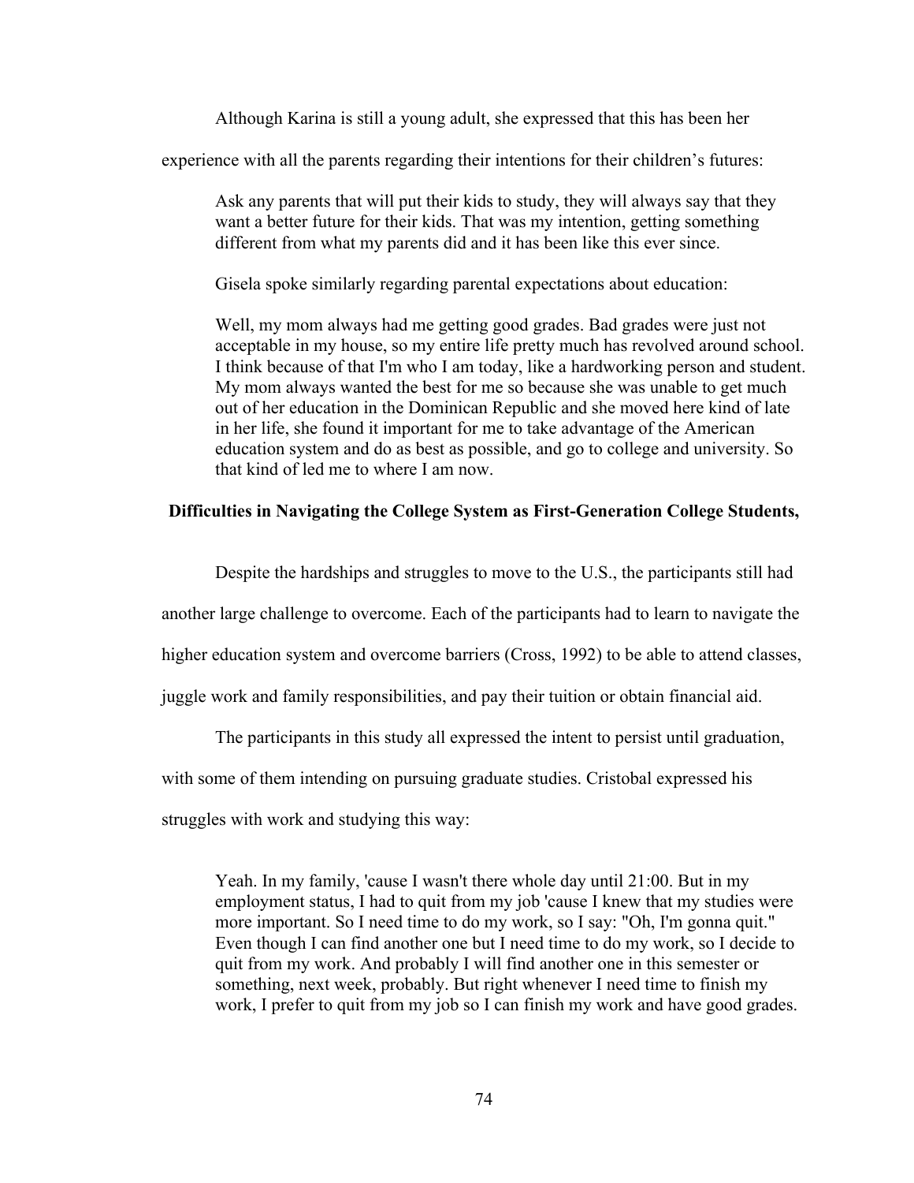Although Karina is still a young adult, she expressed that this has been her experience with all the parents regarding their intentions for their children's futures:

> Ask any parents that will put their kids to study, they will always say that they want a better future for their kids. That was my intention, getting something different from what my parents did and it has been like this ever since.

> Gisela spoke similarly regarding parental expectations about education:

> Well, my mom always had me getting good grades. Bad grades were just not acceptable in my house, so my entire life pretty much has revolved around school. I think because of that I'm who I am today, like a hardworking person and student. My mom always wanted the best for me so because she was unable to get much out of her education in the Dominican Republic and she moved here kind of late in her life, she found it important for me to take advantage of the American education system and do as best as possible, and go to college and university. So that kind of led me to where I am now.

**Difficulties in Navigating the College System as First-Generation College Students,**

Despite the hardships and struggles to move to the U.S., the participants still had another large challenge to overcome. Each of the participants had to learn to navigate the higher education system and overcome barriers (Cross, 1992) to be able to attend classes, juggle work and family responsibilities, and pay their tuition or obtain financial aid.

The participants in this study all expressed the intent to persist until graduation, with some of them intending on pursuing graduate studies. Cristobal expressed his struggles with work and studying this way:

> Yeah. In my family, 'cause I wasn't there whole day until 21:00. But in my employment status, I had to quit from my job 'cause I knew that my studies were more important. So I need time to do my work, so I say: "Oh, I'm gonna quit." Even though I can find another one but I need time to do my work, so I decide to quit from my work. And probably I will find another one in this semester or something, next week, probably. But right whenever I need time to finish my work, I prefer to quit from my job so I can finish my work and have good grades.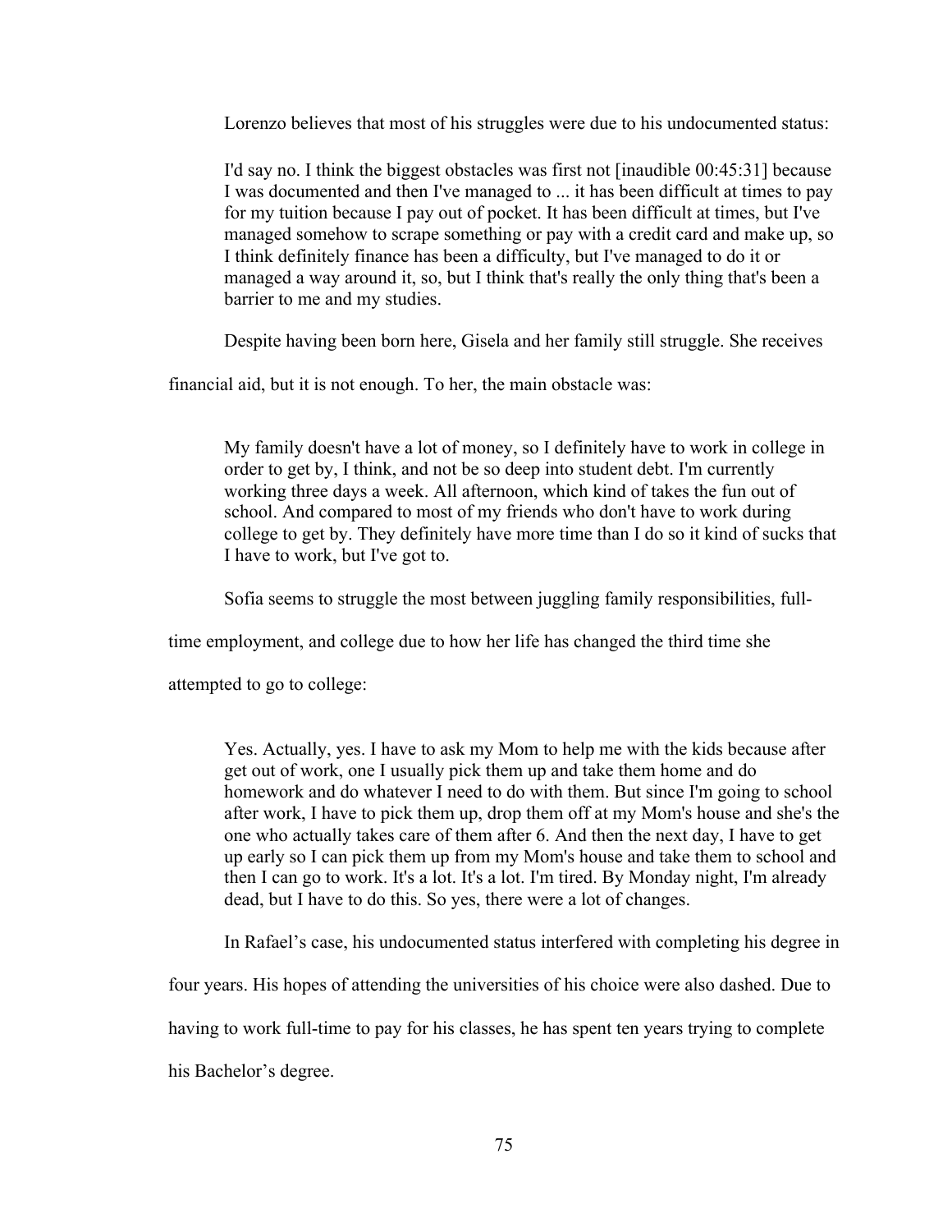Lorenzo believes that most of his struggles were due to his undocumented status:

> I'd say no. I think the biggest obstacles was first not [inaudible 00:45:31] because I was documented and then I've managed to ... it has been difficult at times to pay for my tuition because I pay out of pocket. It has been difficult at times, but I've managed somehow to scrape something or pay with a credit card and make up, so I think definitely finance has been a difficulty, but I've managed to do it or managed a way around it, so, but I think that's really the only thing that's been a barrier to me and my studies.

Despite having been born here, Gisela and her family still struggle. She receives financial aid, but it is not enough. To her, the main obstacle was:

> My family doesn't have a lot of money, so I definitely have to work in college in order to get by, I think, and not be so deep into student debt. I'm currently working three days a week. All afternoon, which kind of takes the fun out of school. And compared to most of my friends who don't have to work during college to get by. They definitely have more time than I do so it kind of sucks that I have to work, but I've got to.

Sofia seems to struggle the most between juggling family responsibilities, full-time employment, and college due to how her life has changed the third time she attempted to go to college:

> Yes. Actually, yes. I have to ask my Mom to help me with the kids because after get out of work, one I usually pick them up and take them home and do homework and do whatever I need to do with them. But since I'm going to school after work, I have to pick them up, drop them off at my Mom's house and she's the one who actually takes care of them after 6. And then the next day, I have to get up early so I can pick them up from my Mom's house and take them to school and then I can go to work. It's a lot. It's a lot. I'm tired. By Monday night, I'm already dead, but I have to do this. So yes, there were a lot of changes.

In Rafael's case, his undocumented status interfered with completing his degree in four years. His hopes of attending the universities of his choice were also dashed. Due to having to work full-time to pay for his classes, he has spent ten years trying to complete his Bachelor's degree.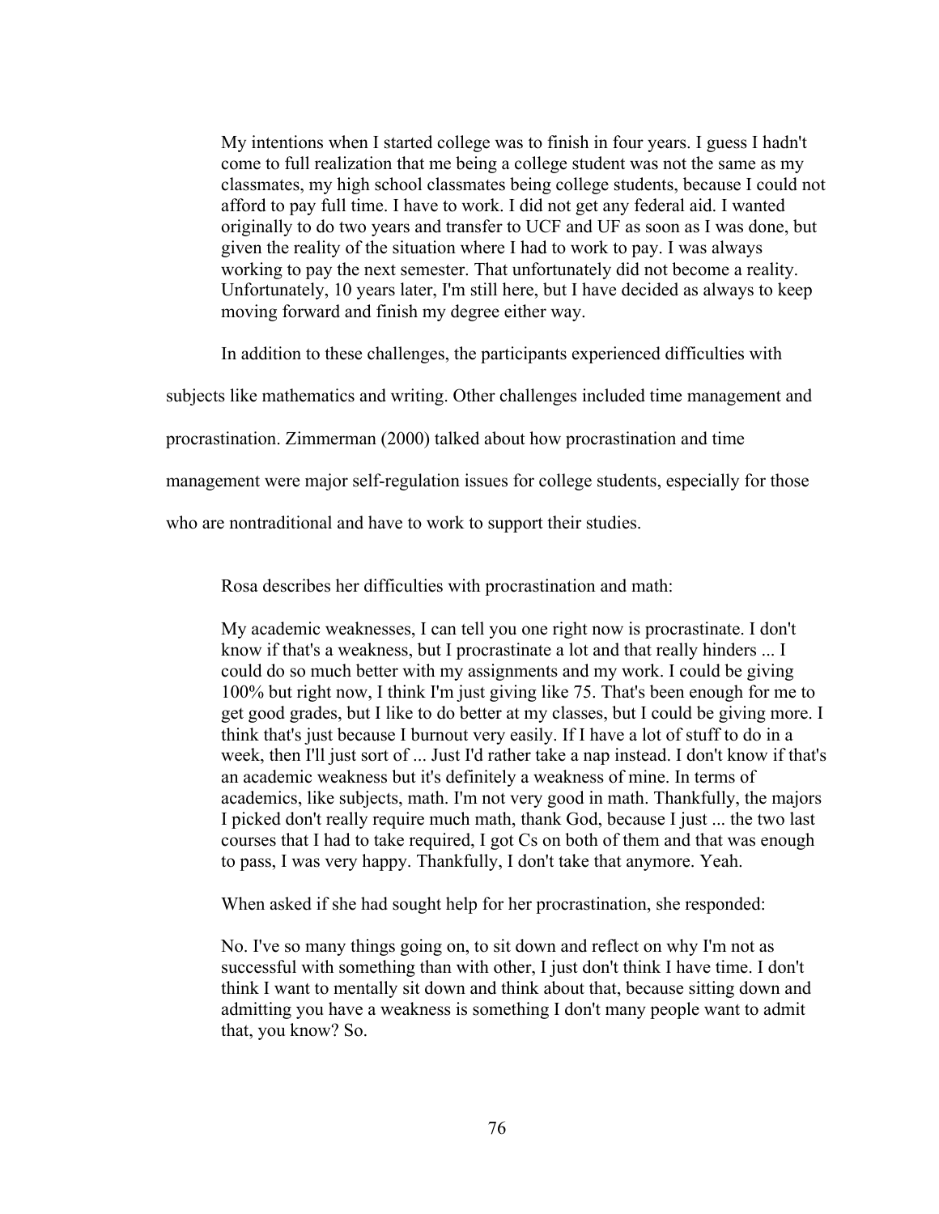> My intentions when I started college was to finish in four years. I guess I hadn't come to full realization that me being a college student was not the same as my classmates, my high school classmates being college students, because I could not afford to pay full time. I have to work. I did not get any federal aid. I wanted originally to do two years and transfer to UCF and UF as soon as I was done, but given the reality of the situation where I had to work to pay. I was always working to pay the next semester. That unfortunately did not become a reality. Unfortunately, 10 years later, I'm still here, but I have decided as always to keep moving forward and finish my degree either way.

In addition to these challenges, the participants experienced difficulties with subjects like mathematics and writing. Other challenges included time management and procrastination. Zimmerman (2000) talked about how procrastination and time management were major self-regulation issues for college students, especially for those who are nontraditional and have to work to support their studies.

Rosa describes her difficulties with procrastination and math:

> My academic weaknesses, I can tell you one right now is procrastinate. I don't know if that's a weakness, but I procrastinate a lot and that really hinders ... I could do so much better with my assignments and my work. I could be giving 100% but right now, I think I'm just giving like 75. That's been enough for me to get good grades, but I like to do better at my classes, but I could be giving more. I think that's just because I burnout very easily. If I have a lot of stuff to do in a week, then I'll just sort of ... Just I'd rather take a nap instead. I don't know if that's an academic weakness but it's definitely a weakness of mine. In terms of academics, like subjects, math. I'm not very good in math. Thankfully, the majors I picked don't really require much math, thank God, because I just ... the two last courses that I had to take required, I got Cs on both of them and that was enough to pass, I was very happy. Thankfully, I don't take that anymore. Yeah.

When asked if she had sought help for her procrastination, she responded:

> No. I've so many things going on, to sit down and reflect on why I'm not as successful with something than with other, I just don't think I have time. I don't think I want to mentally sit down and think about that, because sitting down and admitting you have a weakness is something I don't many people want to admit that, you know? So.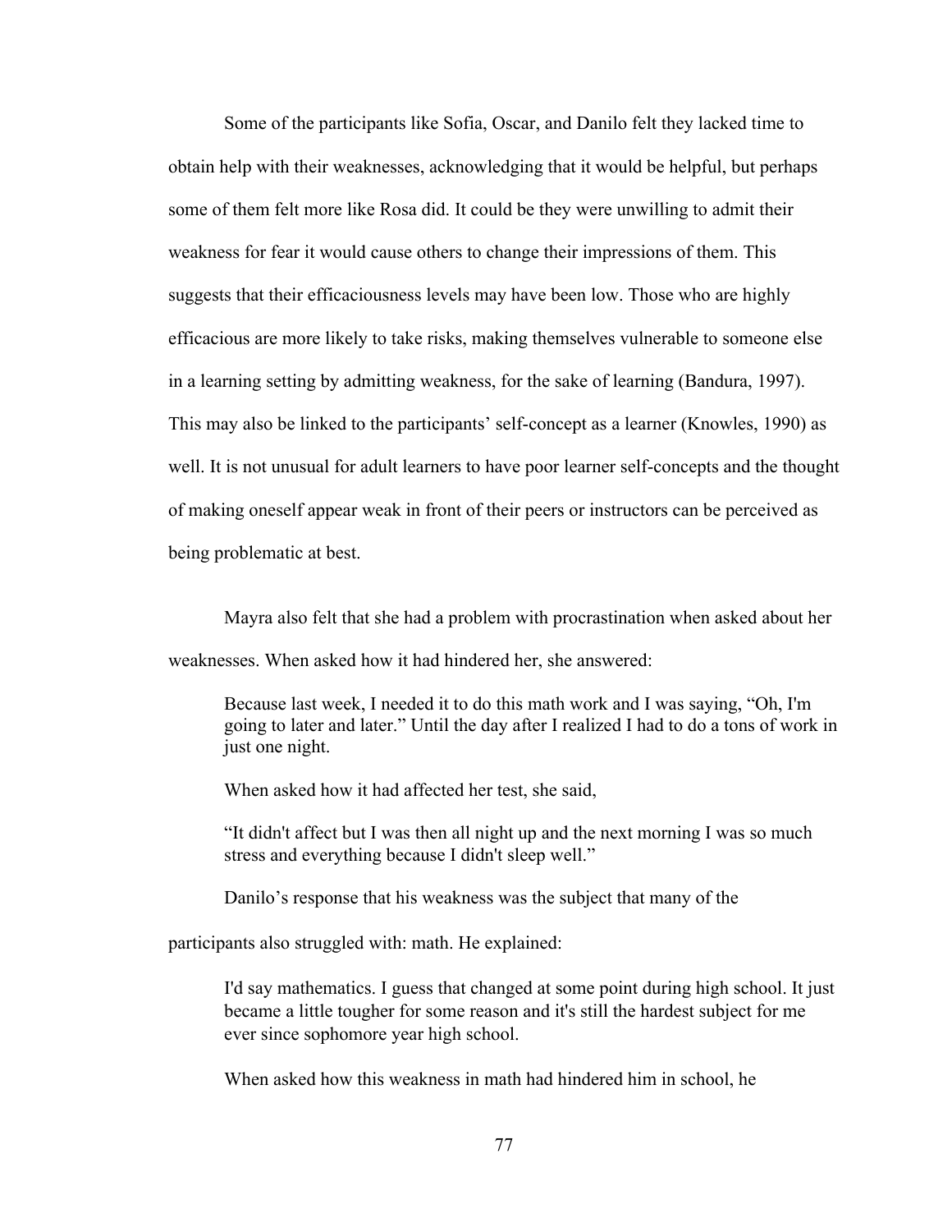Some of the participants like Sofia, Oscar, and Danilo felt they lacked time to obtain help with their weaknesses, acknowledging that it would be helpful, but perhaps some of them felt more like Rosa did. It could be they were unwilling to admit their weakness for fear it would cause others to change their impressions of them. This suggests that their efficaciousness levels may have been low. Those who are highly efficacious are more likely to take risks, making themselves vulnerable to someone else in a learning setting by admitting weakness, for the sake of learning (Bandura, 1997). This may also be linked to the participants' self-concept as a learner (Knowles, 1990) as well. It is not unusual for adult learners to have poor learner self-concepts and the thought of making oneself appear weak in front of their peers or instructors can be perceived as being problematic at best.

Mayra also felt that she had a problem with procrastination when asked about her weaknesses. When asked how it had hindered her, she answered:

> Because last week, I needed it to do this math work and I was saying, "Oh, I'm going to later and later." Until the day after I realized I had to do a tons of work in just one night.
>
> When asked how it had affected her test, she said,
>
> "It didn't affect but I was then all night up and the next morning I was so much stress and everything because I didn't sleep well."

Danilo's response that his weakness was the subject that many of the participants also struggled with: math. He explained:

> I'd say mathematics. I guess that changed at some point during high school. It just became a little tougher for some reason and it's still the hardest subject for me ever since sophomore year high school.

When asked how this weakness in math had hindered him in school, he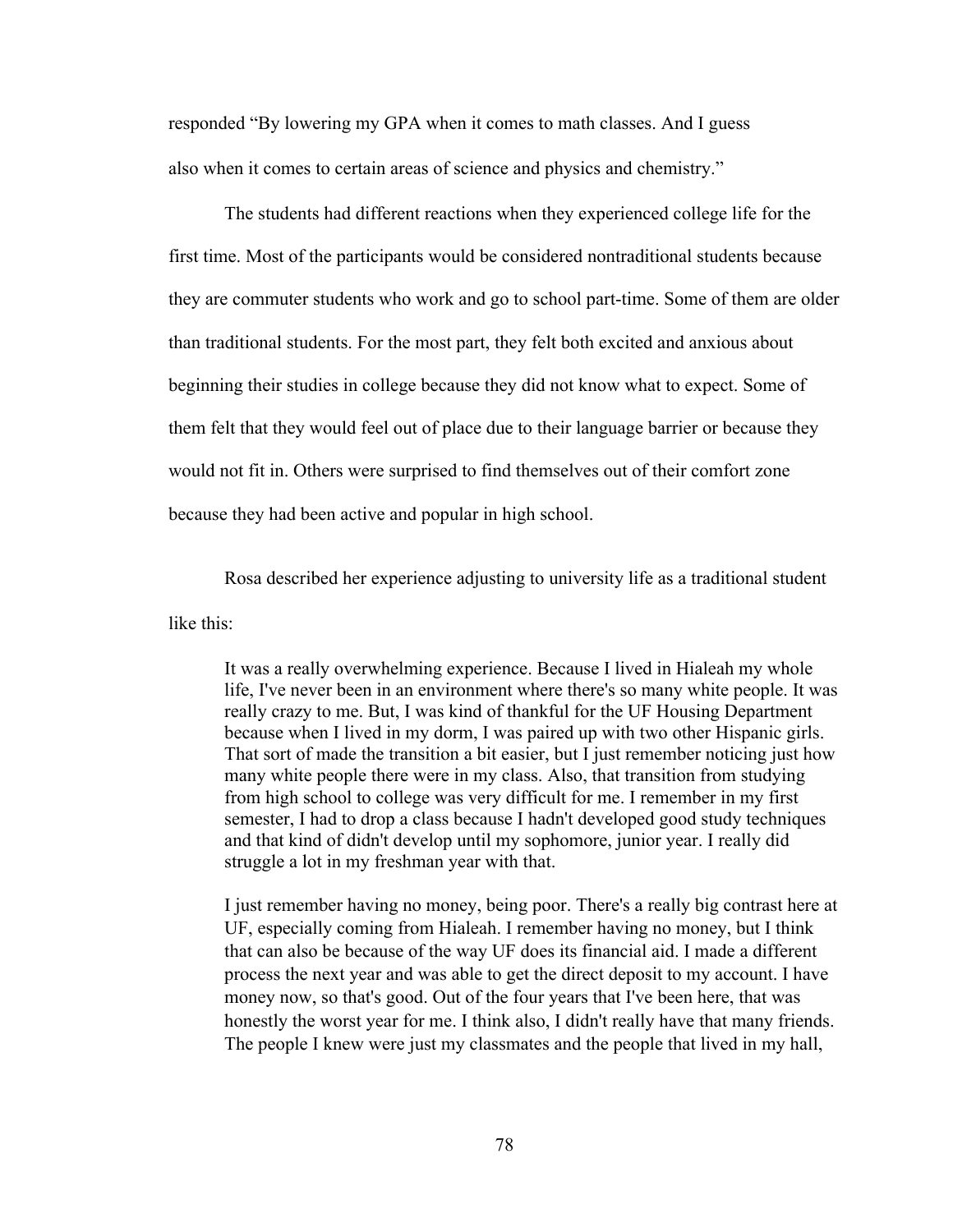responded "By lowering my GPA when it comes to math classes. And I guess also when it comes to certain areas of science and physics and chemistry."

The students had different reactions when they experienced college life for the first time. Most of the participants would be considered nontraditional students because they are commuter students who work and go to school part-time. Some of them are older than traditional students. For the most part, they felt both excited and anxious about beginning their studies in college because they did not know what to expect. Some of them felt that they would feel out of place due to their language barrier or because they would not fit in. Others were surprised to find themselves out of their comfort zone because they had been active and popular in high school.

Rosa described her experience adjusting to university life as a traditional student like this:

> It was a really overwhelming experience. Because I lived in Hialeah my whole life, I've never been in an environment where there's so many white people. It was really crazy to me. But, I was kind of thankful for the UF Housing Department because when I lived in my dorm, I was paired up with two other Hispanic girls. That sort of made the transition a bit easier, but I just remember noticing just how many white people there were in my class. Also, that transition from studying from high school to college was very difficult for me. I remember in my first semester, I had to drop a class because I hadn't developed good study techniques and that kind of didn't develop until my sophomore, junior year. I really did struggle a lot in my freshman year with that.
>
> I just remember having no money, being poor. There's a really big contrast here at UF, especially coming from Hialeah. I remember having no money, but I think that can also be because of the way UF does its financial aid. I made a different process the next year and was able to get the direct deposit to my account. I have money now, so that's good. Out of the four years that I've been here, that was honestly the worst year for me. I think also, I didn't really have that many friends. The people I knew were just my classmates and the people that lived in my hall,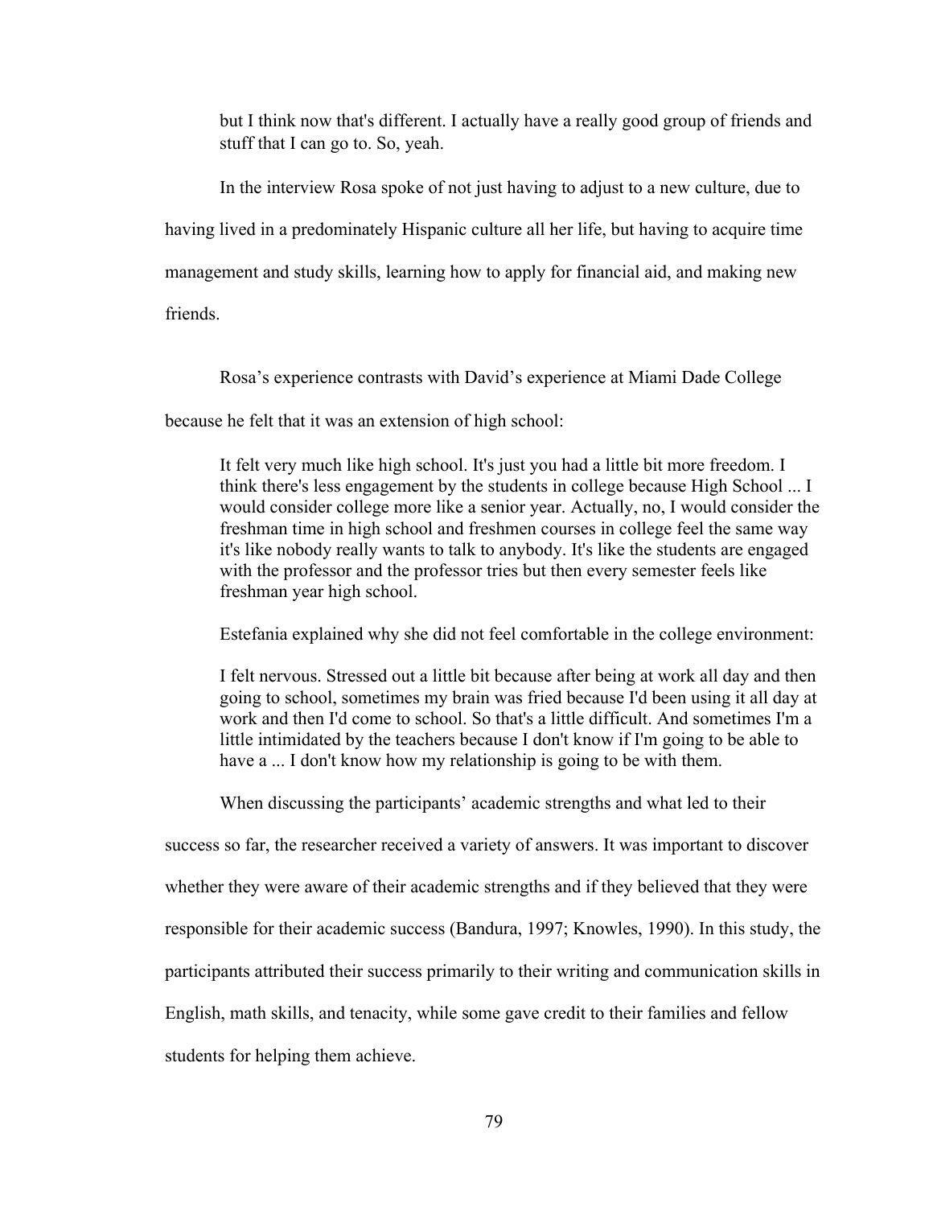but I think now that's different. I actually have a really good group of friends and stuff that I can go to. So, yeah.

In the interview Rosa spoke of not just having to adjust to a new culture, due to having lived in a predominately Hispanic culture all her life, but having to acquire time management and study skills, learning how to apply for financial aid, and making new friends.

Rosa's experience contrasts with David's experience at Miami Dade College because he felt that it was an extension of high school:

> It felt very much like high school. It's just you had a little bit more freedom. I think there's less engagement by the students in college because High School ... I would consider college more like a senior year. Actually, no, I would consider the freshman time in high school and freshmen courses in college feel the same way it's like nobody really wants to talk to anybody. It's like the students are engaged with the professor and the professor tries but then every semester feels like freshman year high school.

Estefania explained why she did not feel comfortable in the college environment:

> I felt nervous. Stressed out a little bit because after being at work all day and then going to school, sometimes my brain was fried because I'd been using it all day at work and then I'd come to school. So that's a little difficult. And sometimes I'm a little intimidated by the teachers because I don't know if I'm going to be able to have a ... I don't know how my relationship is going to be with them.

When discussing the participants' academic strengths and what led to their success so far, the researcher received a variety of answers. It was important to discover whether they were aware of their academic strengths and if they believed that they were responsible for their academic success (Bandura, 1997; Knowles, 1990). In this study, the participants attributed their success primarily to their writing and communication skills in English, math skills, and tenacity, while some gave credit to their families and fellow students for helping them achieve.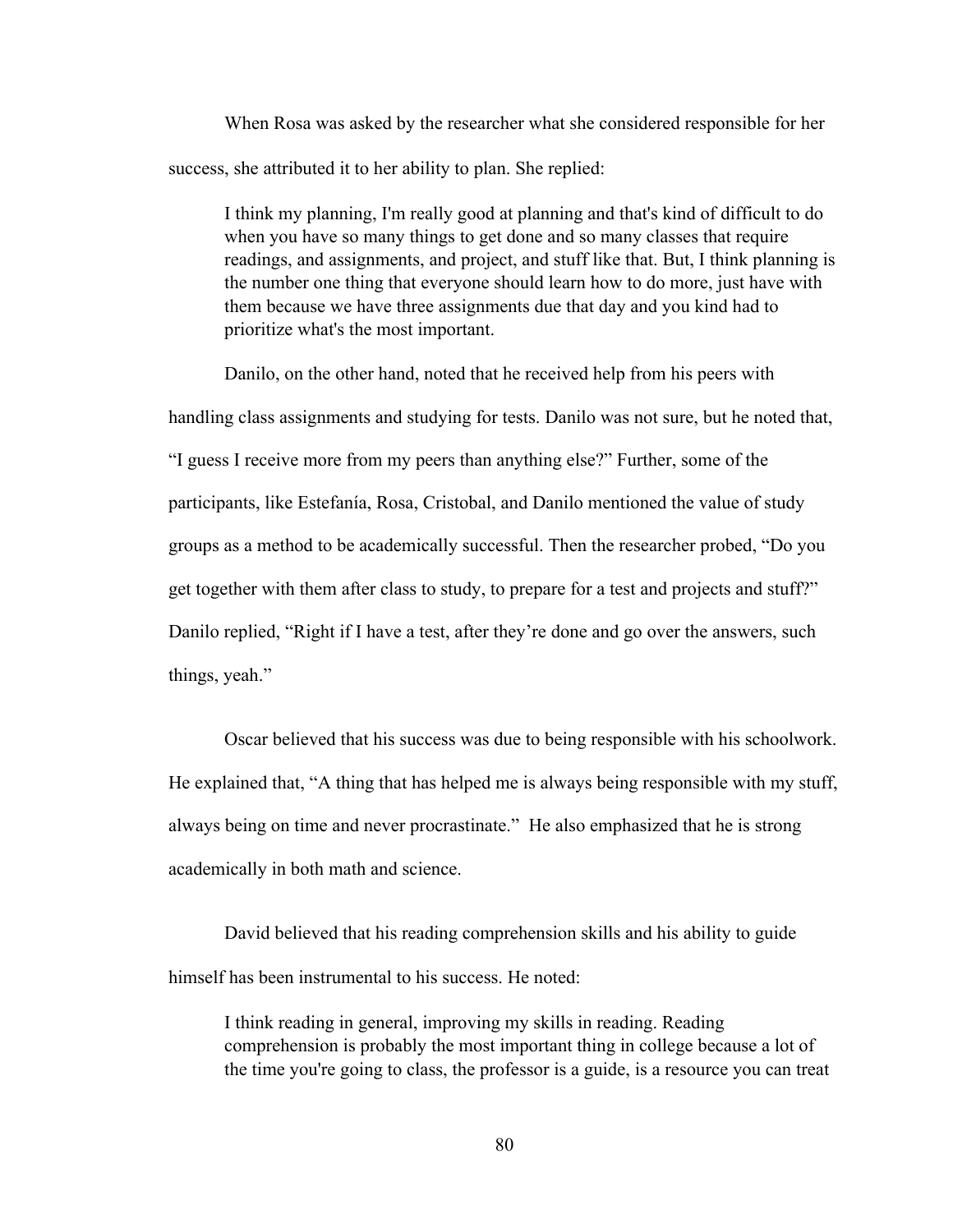When Rosa was asked by the researcher what she considered responsible for her success, she attributed it to her ability to plan. She replied:

> I think my planning, I'm really good at planning and that's kind of difficult to do when you have so many things to get done and so many classes that require readings, and assignments, and project, and stuff like that. But, I think planning is the number one thing that everyone should learn how to do more, just have with them because we have three assignments due that day and you kind had to prioritize what's the most important.

Danilo, on the other hand, noted that he received help from his peers with handling class assignments and studying for tests. Danilo was not sure, but he noted that, "I guess I receive more from my peers than anything else?" Further, some of the participants, like Estefanía, Rosa, Cristobal, and Danilo mentioned the value of study groups as a method to be academically successful. Then the researcher probed, "Do you get together with them after class to study, to prepare for a test and projects and stuff?" Danilo replied, "Right if I have a test, after they're done and go over the answers, such things, yeah."

Oscar believed that his success was due to being responsible with his schoolwork. He explained that, "A thing that has helped me is always being responsible with my stuff, always being on time and never procrastinate." He also emphasized that he is strong academically in both math and science.

David believed that his reading comprehension skills and his ability to guide himself has been instrumental to his success. He noted:

> I think reading in general, improving my skills in reading. Reading comprehension is probably the most important thing in college because a lot of the time you're going to class, the professor is a guide, is a resource you can treat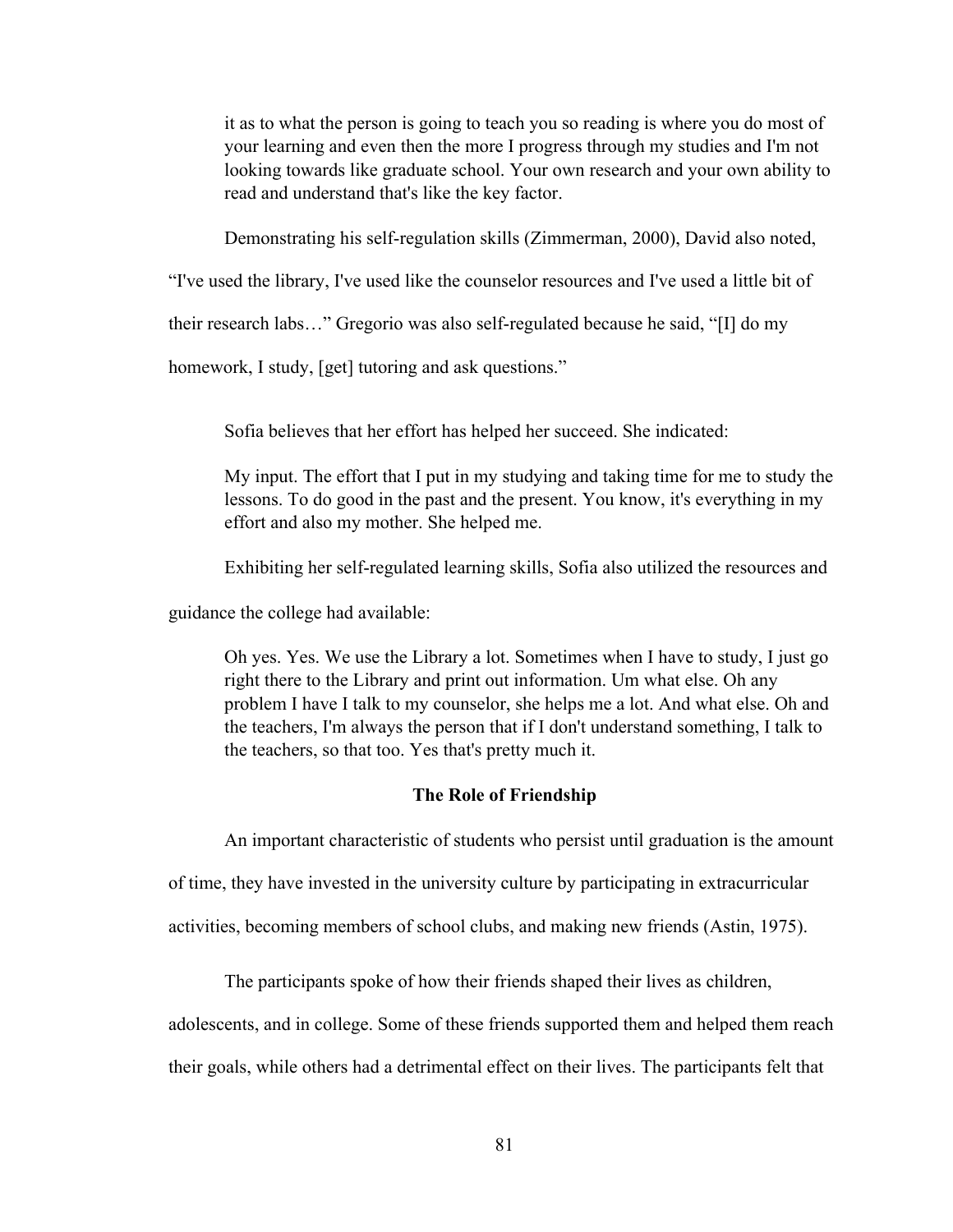> it as to what the person is going to teach you so reading is where you do most of your learning and even then the more I progress through my studies and I'm not looking towards like graduate school. Your own research and your own ability to read and understand that's like the key factor.

Demonstrating his self-regulation skills (Zimmerman, 2000), David also noted, "I've used the library, I've used like the counselor resources and I've used a little bit of their research labs…" Gregorio was also self-regulated because he said, "[I] do my homework, I study, [get] tutoring and ask questions."

Sofia believes that her effort has helped her succeed. She indicated:

> My input. The effort that I put in my studying and taking time for me to study the lessons. To do good in the past and the present. You know, it's everything in my effort and also my mother. She helped me.

Exhibiting her self-regulated learning skills, Sofia also utilized the resources and guidance the college had available:

> Oh yes. Yes. We use the Library a lot. Sometimes when I have to study, I just go right there to the Library and print out information. Um what else. Oh any problem I have I talk to my counselor, she helps me a lot. And what else. Oh and the teachers, I'm always the person that if I don't understand something, I talk to the teachers, so that too. Yes that's pretty much it.

**The Role of Friendship**

An important characteristic of students who persist until graduation is the amount of time, they have invested in the university culture by participating in extracurricular activities, becoming members of school clubs, and making new friends (Astin, 1975).

The participants spoke of how their friends shaped their lives as children, adolescents, and in college. Some of these friends supported them and helped them reach their goals, while others had a detrimental effect on their lives. The participants felt that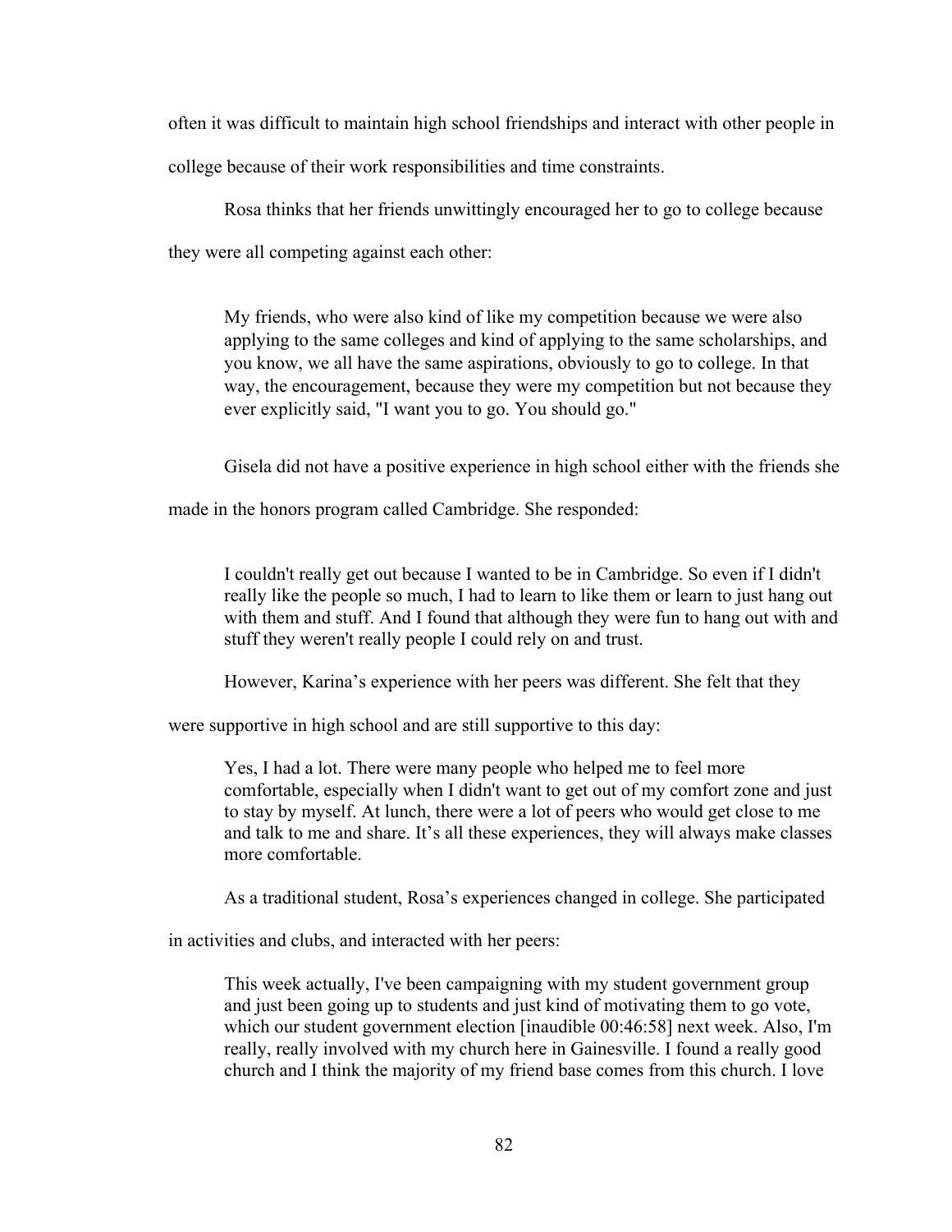often it was difficult to maintain high school friendships and interact with other people in college because of their work responsibilities and time constraints.

Rosa thinks that her friends unwittingly encouraged her to go to college because they were all competing against each other:

> My friends, who were also kind of like my competition because we were also applying to the same colleges and kind of applying to the same scholarships, and you know, we all have the same aspirations, obviously to go to college. In that way, the encouragement, because they were my competition but not because they ever explicitly said, "I want you to go. You should go."

Gisela did not have a positive experience in high school either with the friends she made in the honors program called Cambridge. She responded:

> I couldn't really get out because I wanted to be in Cambridge. So even if I didn't really like the people so much, I had to learn to like them or learn to just hang out with them and stuff. And I found that although they were fun to hang out with and stuff they weren't really people I could rely on and trust.

However, Karina's experience with her peers was different. She felt that they were supportive in high school and are still supportive to this day:

> Yes, I had a lot. There were many people who helped me to feel more comfortable, especially when I didn't want to get out of my comfort zone and just to stay by myself. At lunch, there were a lot of peers who would get close to me and talk to me and share. It's all these experiences, they will always make classes more comfortable.

As a traditional student, Rosa's experiences changed in college. She participated in activities and clubs, and interacted with her peers:

> This week actually, I've been campaigning with my student government group and just been going up to students and just kind of motivating them to go vote, which our student government election [inaudible 00:46:58] next week. Also, I'm really, really involved with my church here in Gainesville. I found a really good church and I think the majority of my friend base comes from this church. I love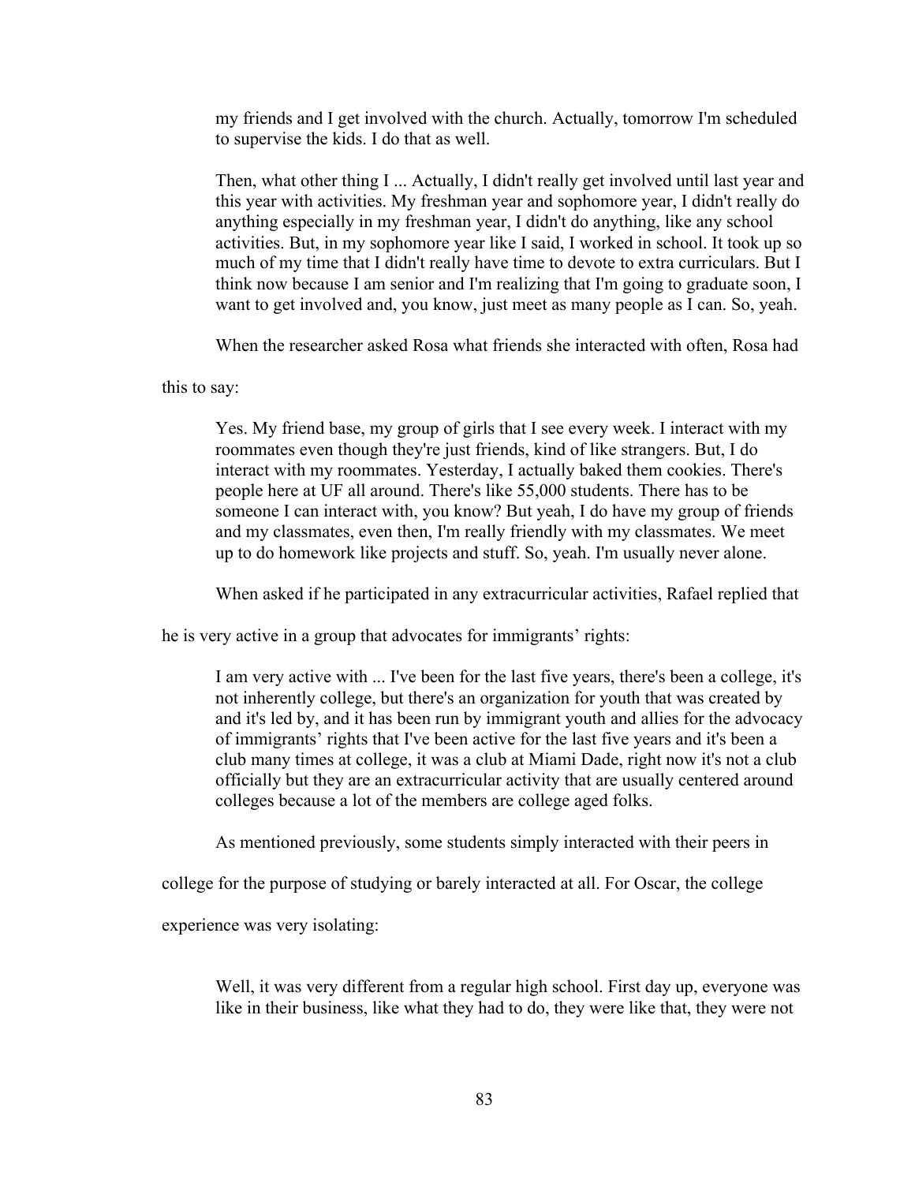> my friends and I get involved with the church. Actually, tomorrow I'm scheduled to supervise the kids. I do that as well.
>
> Then, what other thing I ... Actually, I didn't really get involved until last year and this year with activities. My freshman year and sophomore year, I didn't really do anything especially in my freshman year, I didn't do anything, like any school activities. But, in my sophomore year like I said, I worked in school. It took up so much of my time that I didn't really have time to devote to extra curriculars. But I think now because I am senior and I'm realizing that I'm going to graduate soon, I want to get involved and, you know, just meet as many people as I can. So, yeah.

When the researcher asked Rosa what friends she interacted with often, Rosa had this to say:

> Yes. My friend base, my group of girls that I see every week. I interact with my roommates even though they're just friends, kind of like strangers. But, I do interact with my roommates. Yesterday, I actually baked them cookies. There's people here at UF all around. There's like 55,000 students. There has to be someone I can interact with, you know? But yeah, I do have my group of friends and my classmates, even then, I'm really friendly with my classmates. We meet up to do homework like projects and stuff. So, yeah. I'm usually never alone.

When asked if he participated in any extracurricular activities, Rafael replied that he is very active in a group that advocates for immigrants' rights:

> I am very active with ... I've been for the last five years, there's been a college, it's not inherently college, but there's an organization for youth that was created by and it's led by, and it has been run by immigrant youth and allies for the advocacy of immigrants' rights that I've been active for the last five years and it's been a club many times at college, it was a club at Miami Dade, right now it's not a club officially but they are an extracurricular activity that are usually centered around colleges because a lot of the members are college aged folks.

As mentioned previously, some students simply interacted with their peers in college for the purpose of studying or barely interacted at all. For Oscar, the college experience was very isolating:

> Well, it was very different from a regular high school. First day up, everyone was like in their business, like what they had to do, they were like that, they were not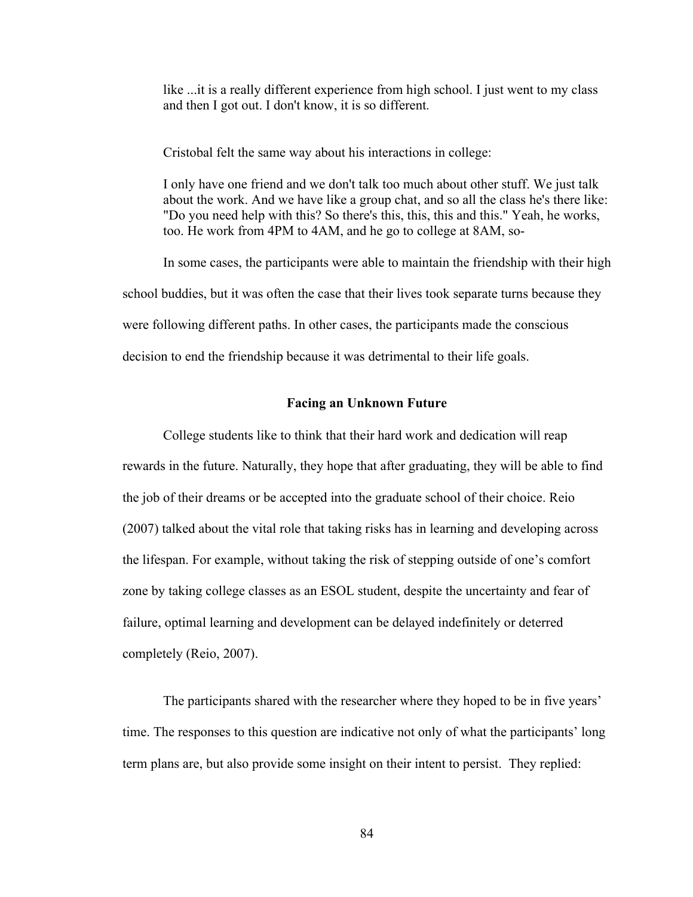> like ...it is a really different experience from high school. I just went to my class and then I got out. I don't know, it is so different.

Cristobal felt the same way about his interactions in college:

> I only have one friend and we don't talk too much about other stuff. We just talk about the work. And we have like a group chat, and so all the class he's there like: "Do you need help with this? So there's this, this, this and this." Yeah, he works, too. He work from 4PM to 4AM, and he go to college at 8AM, so-

In some cases, the participants were able to maintain the friendship with their high school buddies, but it was often the case that their lives took separate turns because they were following different paths. In other cases, the participants made the conscious decision to end the friendship because it was detrimental to their life goals.

### Facing an Unknown Future

College students like to think that their hard work and dedication will reap rewards in the future. Naturally, they hope that after graduating, they will be able to find the job of their dreams or be accepted into the graduate school of their choice. Reio (2007) talked about the vital role that taking risks has in learning and developing across the lifespan. For example, without taking the risk of stepping outside of one's comfort zone by taking college classes as an ESOL student, despite the uncertainty and fear of failure, optimal learning and development can be delayed indefinitely or deterred completely (Reio, 2007).

The participants shared with the researcher where they hoped to be in five years' time. The responses to this question are indicative not only of what the participants' long term plans are, but also provide some insight on their intent to persist. They replied: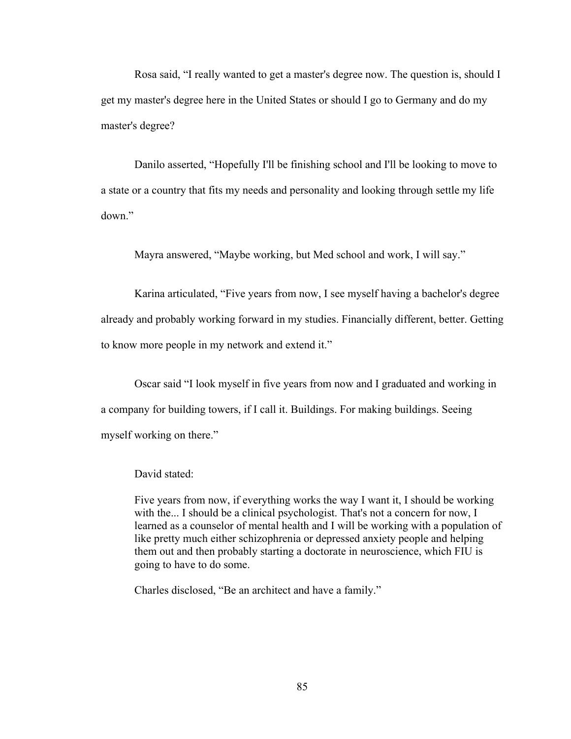Rosa said, “I really wanted to get a master's degree now. The question is, should I get my master's degree here in the United States or should I go to Germany and do my master's degree?

Danilo asserted, “Hopefully I'll be finishing school and I'll be looking to move to a state or a country that fits my needs and personality and looking through settle my life down.”

Mayra answered, “Maybe working, but Med school and work, I will say.”

Karina articulated, “Five years from now, I see myself having a bachelor's degree already and probably working forward in my studies. Financially different, better. Getting to know more people in my network and extend it.”

Oscar said “I look myself in five years from now and I graduated and working in a company for building towers, if I call it. Buildings. For making buildings. Seeing myself working on there.”

David stated:

> Five years from now, if everything works the way I want it, I should be working with the... I should be a clinical psychologist. That's not a concern for now, I learned as a counselor of mental health and I will be working with a population of like pretty much either schizophrenia or depressed anxiety people and helping them out and then probably starting a doctorate in neuroscience, which FIU is going to have to do some.
>
> Charles disclosed, “Be an architect and have a family.”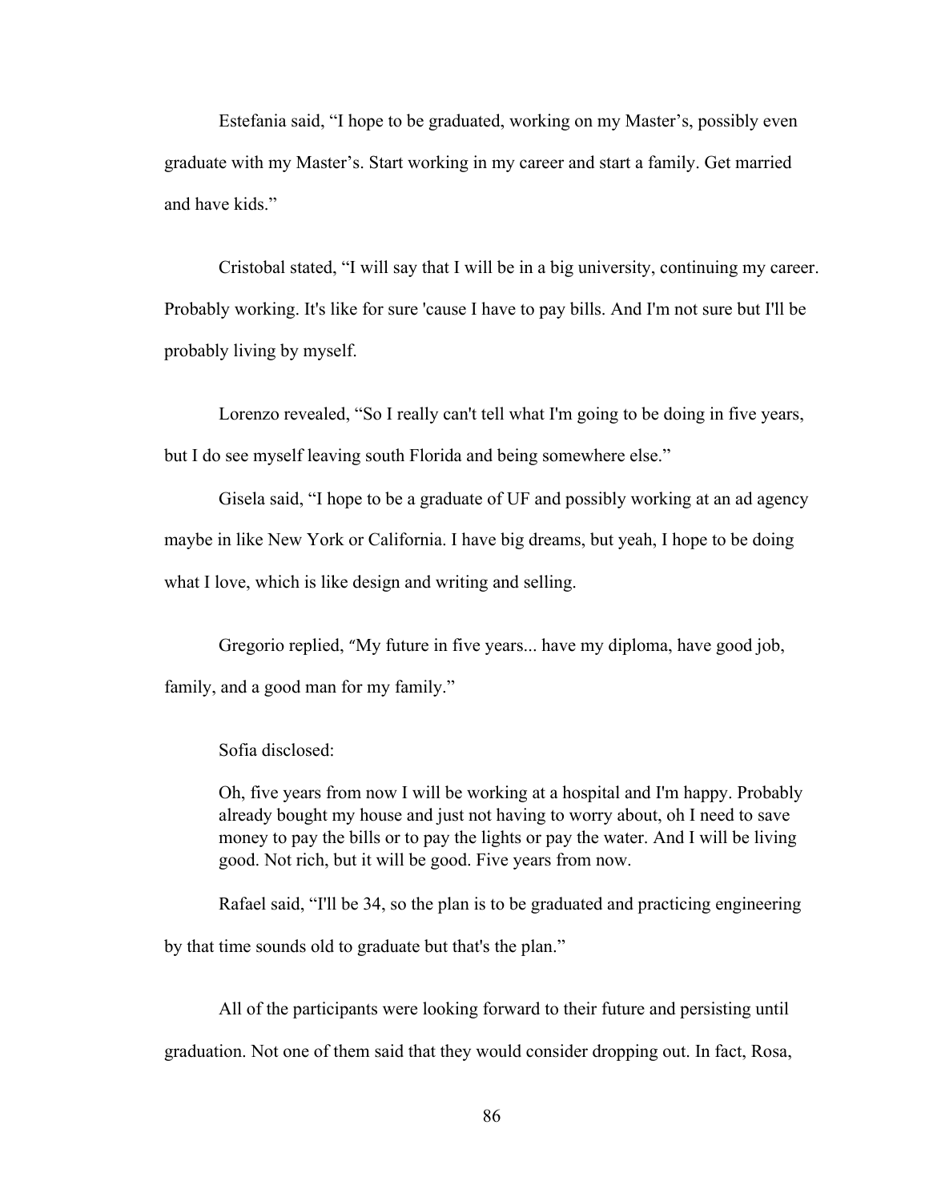Estefania said, “I hope to be graduated, working on my Master’s, possibly even graduate with my Master’s. Start working in my career and start a family. Get married and have kids.”

Cristobal stated, “I will say that I will be in a big university, continuing my career. Probably working. It's like for sure 'cause I have to pay bills. And I'm not sure but I'll be probably living by myself.

Lorenzo revealed, “So I really can't tell what I'm going to be doing in five years, but I do see myself leaving south Florida and being somewhere else.”

Gisela said, “I hope to be a graduate of UF and possibly working at an ad agency maybe in like New York or California. I have big dreams, but yeah, I hope to be doing what I love, which is like design and writing and selling.

Gregorio replied, “My future in five years... have my diploma, have good job, family, and a good man for my family.”

Sofia disclosed:

> Oh, five years from now I will be working at a hospital and I'm happy. Probably already bought my house and just not having to worry about, oh I need to save money to pay the bills or to pay the lights or pay the water. And I will be living good. Not rich, but it will be good. Five years from now.

Rafael said, “I'll be 34, so the plan is to be graduated and practicing engineering by that time sounds old to graduate but that's the plan.”

All of the participants were looking forward to their future and persisting until graduation. Not one of them said that they would consider dropping out. In fact, Rosa,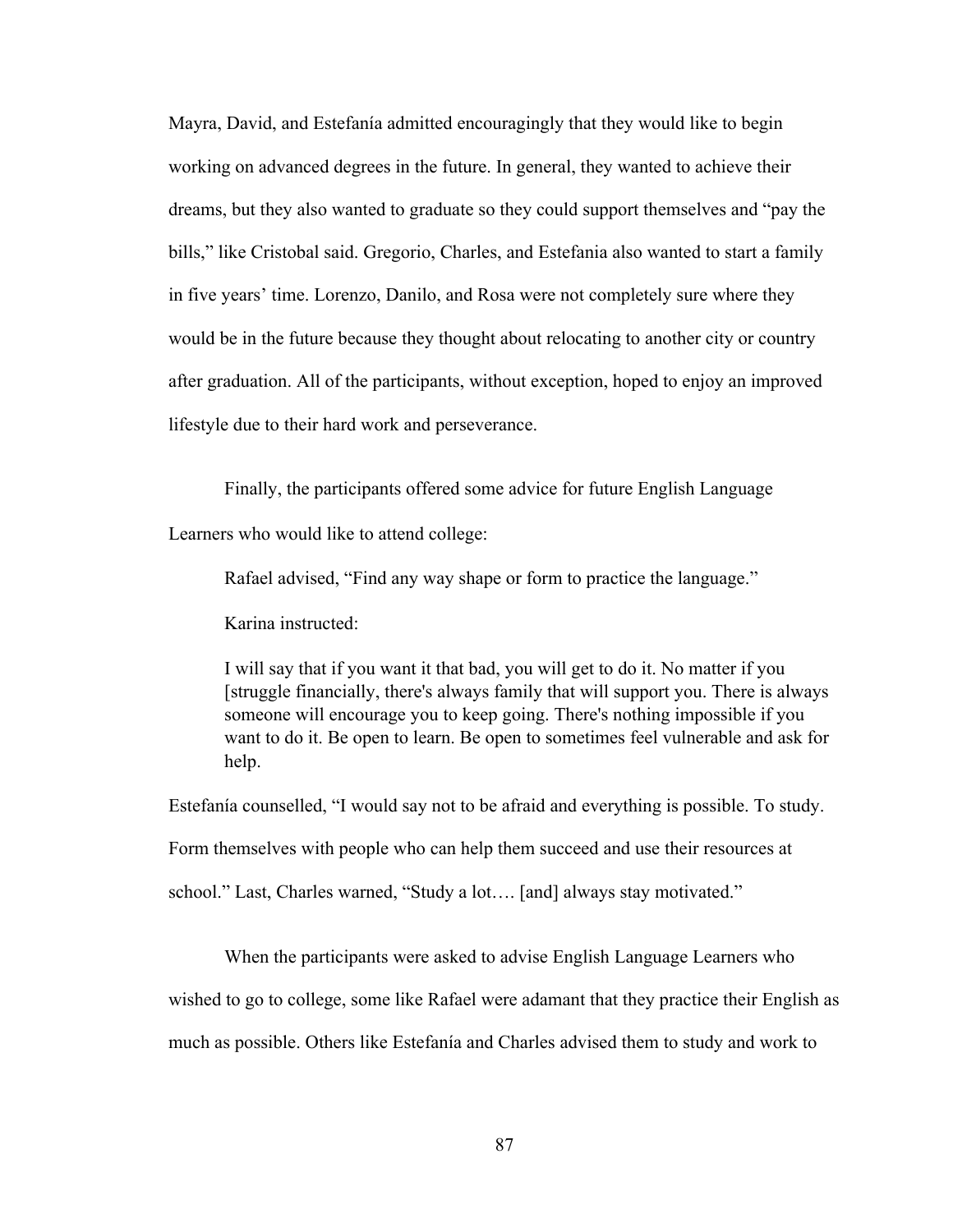Mayra, David, and Estefanía admitted encouragingly that they would like to begin working on advanced degrees in the future. In general, they wanted to achieve their dreams, but they also wanted to graduate so they could support themselves and "pay the bills," like Cristobal said. Gregorio, Charles, and Estefania also wanted to start a family in five years' time. Lorenzo, Danilo, and Rosa were not completely sure where they would be in the future because they thought about relocating to another city or country after graduation. All of the participants, without exception, hoped to enjoy an improved lifestyle due to their hard work and perseverance.

Finally, the participants offered some advice for future English Language Learners who would like to attend college:

Rafael advised, "Find any way shape or form to practice the language."

Karina instructed:

> I will say that if you want it that bad, you will get to do it. No matter if you [struggle financially, there's always family that will support you. There is always someone will encourage you to keep going. There's nothing impossible if you want to do it. Be open to learn. Be open to sometimes feel vulnerable and ask for help.

Estefanía counselled, "I would say not to be afraid and everything is possible. To study. Form themselves with people who can help them succeed and use their resources at school." Last, Charles warned, "Study a lot…. [and] always stay motivated."

When the participants were asked to advise English Language Learners who wished to go to college, some like Rafael were adamant that they practice their English as much as possible. Others like Estefanía and Charles advised them to study and work to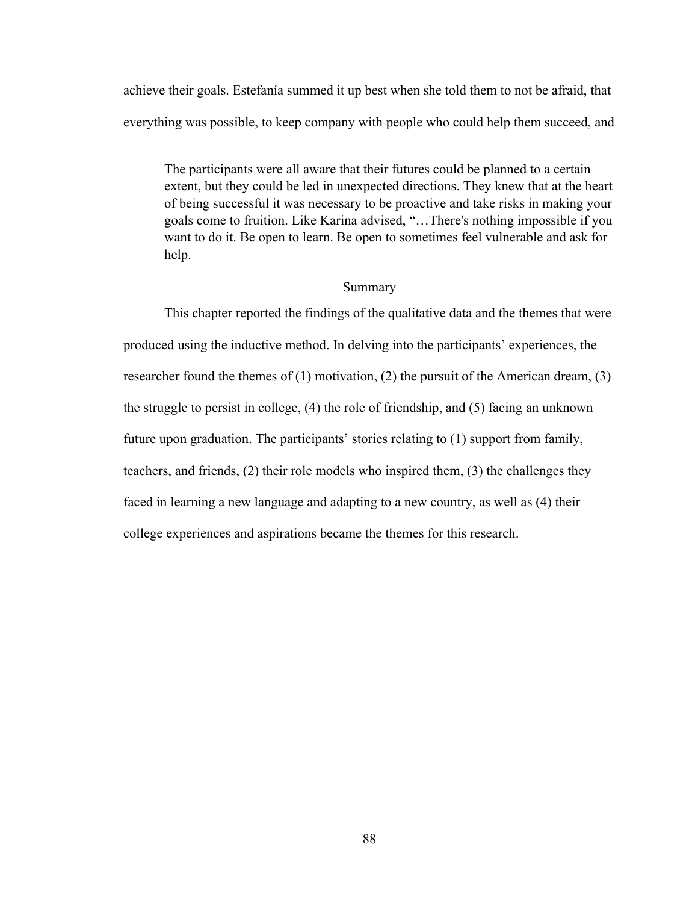achieve their goals. Estefanía summed it up best when she told them to not be afraid, that everything was possible, to keep company with people who could help them succeed, and

> The participants were all aware that their futures could be planned to a certain extent, but they could be led in unexpected directions. They knew that at the heart of being successful it was necessary to be proactive and take risks in making your goals come to fruition. Like Karina advised, "…There's nothing impossible if you want to do it. Be open to learn. Be open to sometimes feel vulnerable and ask for help.

## Summary

This chapter reported the findings of the qualitative data and the themes that were produced using the inductive method. In delving into the participants' experiences, the researcher found the themes of (1) motivation, (2) the pursuit of the American dream, (3) the struggle to persist in college, (4) the role of friendship, and (5) facing an unknown future upon graduation. The participants' stories relating to (1) support from family, teachers, and friends, (2) their role models who inspired them, (3) the challenges they faced in learning a new language and adapting to a new country, as well as (4) their college experiences and aspirations became the themes for this research.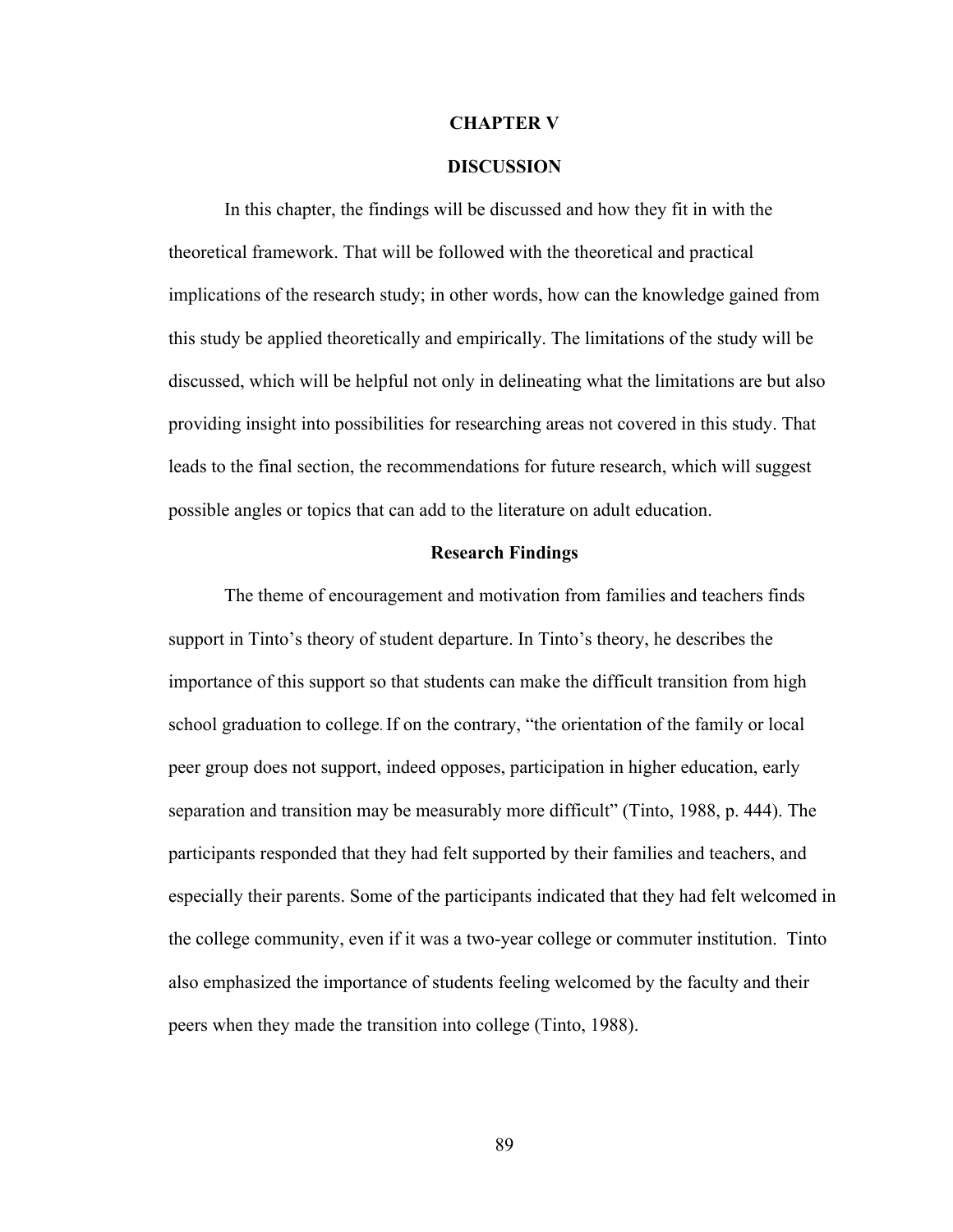# CHAPTER V

# DISCUSSION

In this chapter, the findings will be discussed and how they fit in with the theoretical framework. That will be followed with the theoretical and practical implications of the research study; in other words, how can the knowledge gained from this study be applied theoretically and empirically. The limitations of the study will be discussed, which will be helpful not only in delineating what the limitations are but also providing insight into possibilities for researching areas not covered in this study. That leads to the final section, the recommendations for future research, which will suggest possible angles or topics that can add to the literature on adult education.

## Research Findings

The theme of encouragement and motivation from families and teachers finds support in Tinto's theory of student departure. In Tinto's theory, he describes the importance of this support so that students can make the difficult transition from high school graduation to college. If on the contrary, "the orientation of the family or local peer group does not support, indeed opposes, participation in higher education, early separation and transition may be measurably more difficult" (Tinto, 1988, p. 444). The participants responded that they had felt supported by their families and teachers, and especially their parents. Some of the participants indicated that they had felt welcomed in the college community, even if it was a two-year college or commuter institution. Tinto also emphasized the importance of students feeling welcomed by the faculty and their peers when they made the transition into college (Tinto, 1988).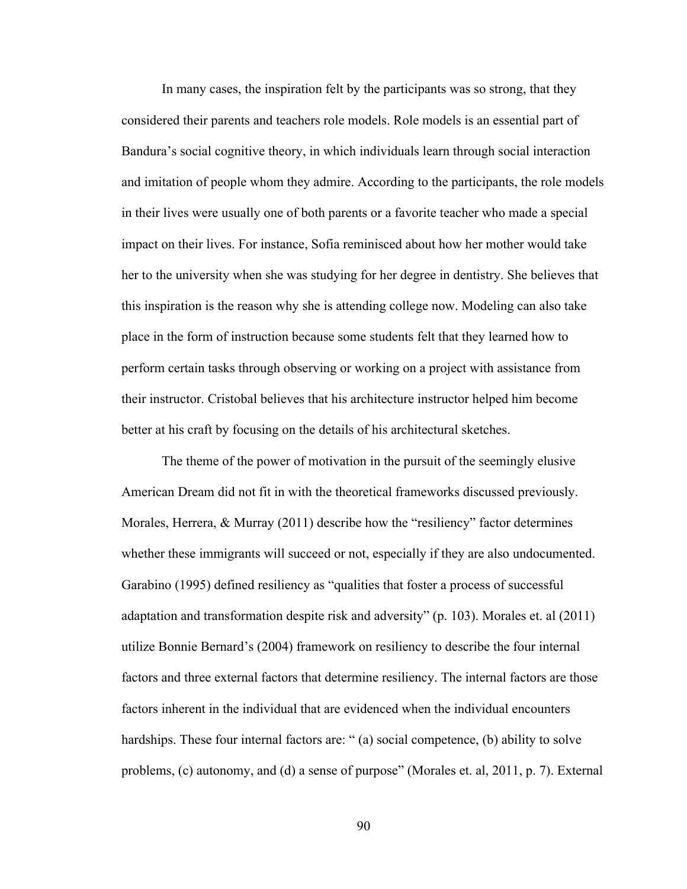In many cases, the inspiration felt by the participants was so strong, that they considered their parents and teachers role models. Role models is an essential part of Bandura's social cognitive theory, in which individuals learn through social interaction and imitation of people whom they admire. According to the participants, the role models in their lives were usually one of both parents or a favorite teacher who made a special impact on their lives. For instance, Sofia reminisced about how her mother would take her to the university when she was studying for her degree in dentistry. She believes that this inspiration is the reason why she is attending college now. Modeling can also take place in the form of instruction because some students felt that they learned how to perform certain tasks through observing or working on a project with assistance from their instructor. Cristobal believes that his architecture instructor helped him become better at his craft by focusing on the details of his architectural sketches.

The theme of the power of motivation in the pursuit of the seemingly elusive American Dream did not fit in with the theoretical frameworks discussed previously. Morales, Herrera, & Murray (2011) describe how the "resiliency" factor determines whether these immigrants will succeed or not, especially if they are also undocumented. Garabino (1995) defined resiliency as "qualities that foster a process of successful adaptation and transformation despite risk and adversity" (p. 103). Morales et. al (2011) utilize Bonnie Bernard's (2004) framework on resiliency to describe the four internal factors and three external factors that determine resiliency. The internal factors are those factors inherent in the individual that are evidenced when the individual encounters hardships. These four internal factors are: " (a) social competence, (b) ability to solve problems, (c) autonomy, and (d) a sense of purpose" (Morales et. al, 2011, p. 7). External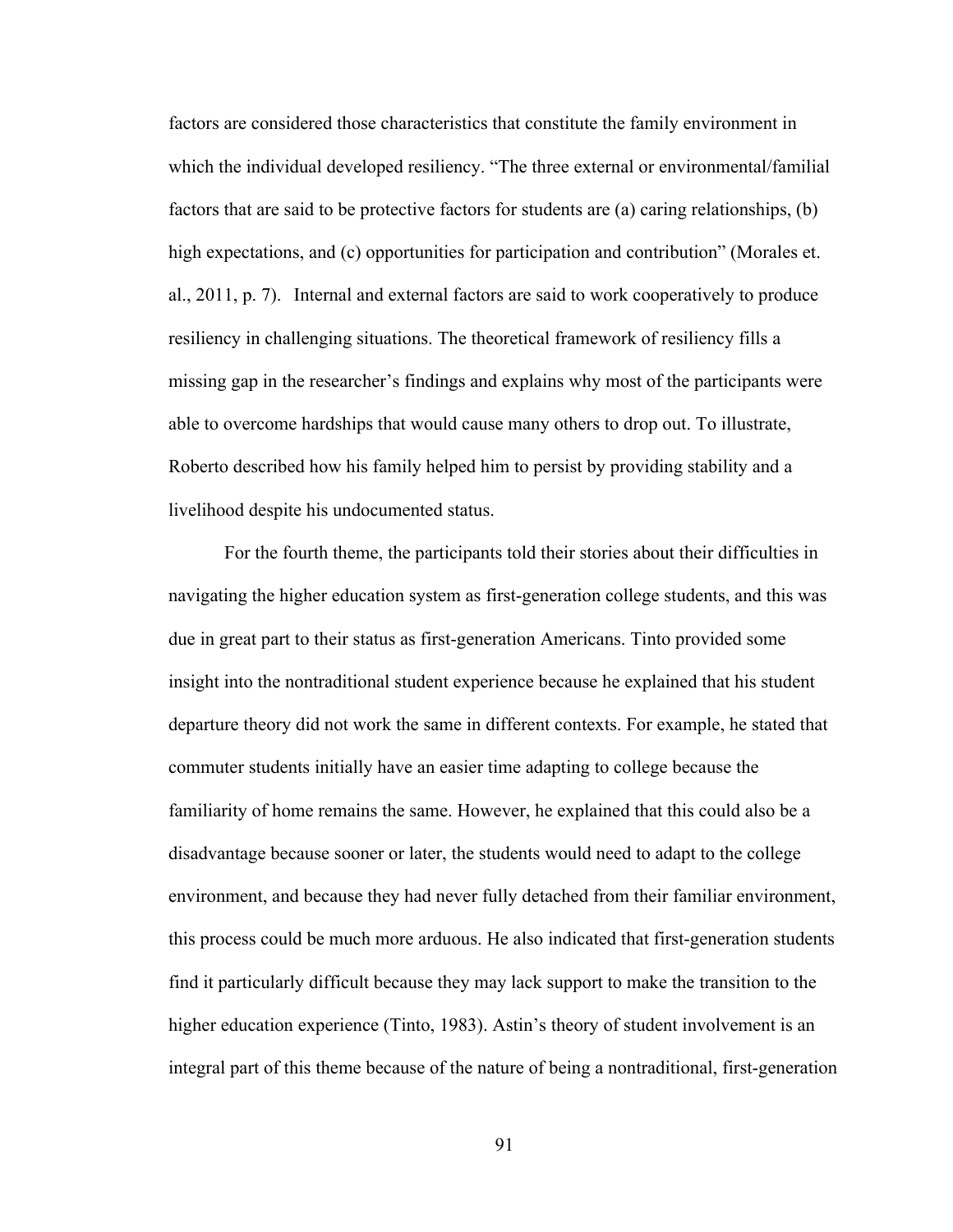factors are considered those characteristics that constitute the family environment in which the individual developed resiliency. "The three external or environmental/familial factors that are said to be protective factors for students are (a) caring relationships, (b) high expectations, and (c) opportunities for participation and contribution" (Morales et. al., 2011, p. 7). Internal and external factors are said to work cooperatively to produce resiliency in challenging situations. The theoretical framework of resiliency fills a missing gap in the researcher's findings and explains why most of the participants were able to overcome hardships that would cause many others to drop out. To illustrate, Roberto described how his family helped him to persist by providing stability and a livelihood despite his undocumented status.

For the fourth theme, the participants told their stories about their difficulties in navigating the higher education system as first-generation college students, and this was due in great part to their status as first-generation Americans. Tinto provided some insight into the nontraditional student experience because he explained that his student departure theory did not work the same in different contexts. For example, he stated that commuter students initially have an easier time adapting to college because the familiarity of home remains the same. However, he explained that this could also be a disadvantage because sooner or later, the students would need to adapt to the college environment, and because they had never fully detached from their familiar environment, this process could be much more arduous. He also indicated that first-generation students find it particularly difficult because they may lack support to make the transition to the higher education experience (Tinto, 1983). Astin's theory of student involvement is an integral part of this theme because of the nature of being a nontraditional, first-generation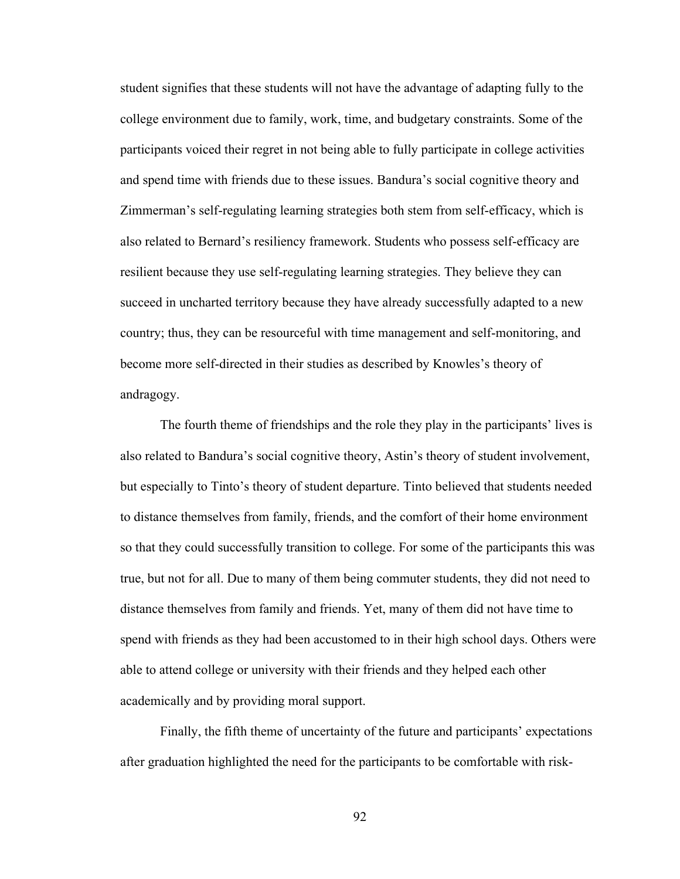student signifies that these students will not have the advantage of adapting fully to the college environment due to family, work, time, and budgetary constraints. Some of the participants voiced their regret in not being able to fully participate in college activities and spend time with friends due to these issues. Bandura's social cognitive theory and Zimmerman's self-regulating learning strategies both stem from self-efficacy, which is also related to Bernard's resiliency framework. Students who possess self-efficacy are resilient because they use self-regulating learning strategies. They believe they can succeed in uncharted territory because they have already successfully adapted to a new country; thus, they can be resourceful with time management and self-monitoring, and become more self-directed in their studies as described by Knowles's theory of andragogy.

The fourth theme of friendships and the role they play in the participants' lives is also related to Bandura's social cognitive theory, Astin's theory of student involvement, but especially to Tinto's theory of student departure. Tinto believed that students needed to distance themselves from family, friends, and the comfort of their home environment so that they could successfully transition to college. For some of the participants this was true, but not for all. Due to many of them being commuter students, they did not need to distance themselves from family and friends. Yet, many of them did not have time to spend with friends as they had been accustomed to in their high school days. Others were able to attend college or university with their friends and they helped each other academically and by providing moral support.

Finally, the fifth theme of uncertainty of the future and participants' expectations after graduation highlighted the need for the participants to be comfortable with risk-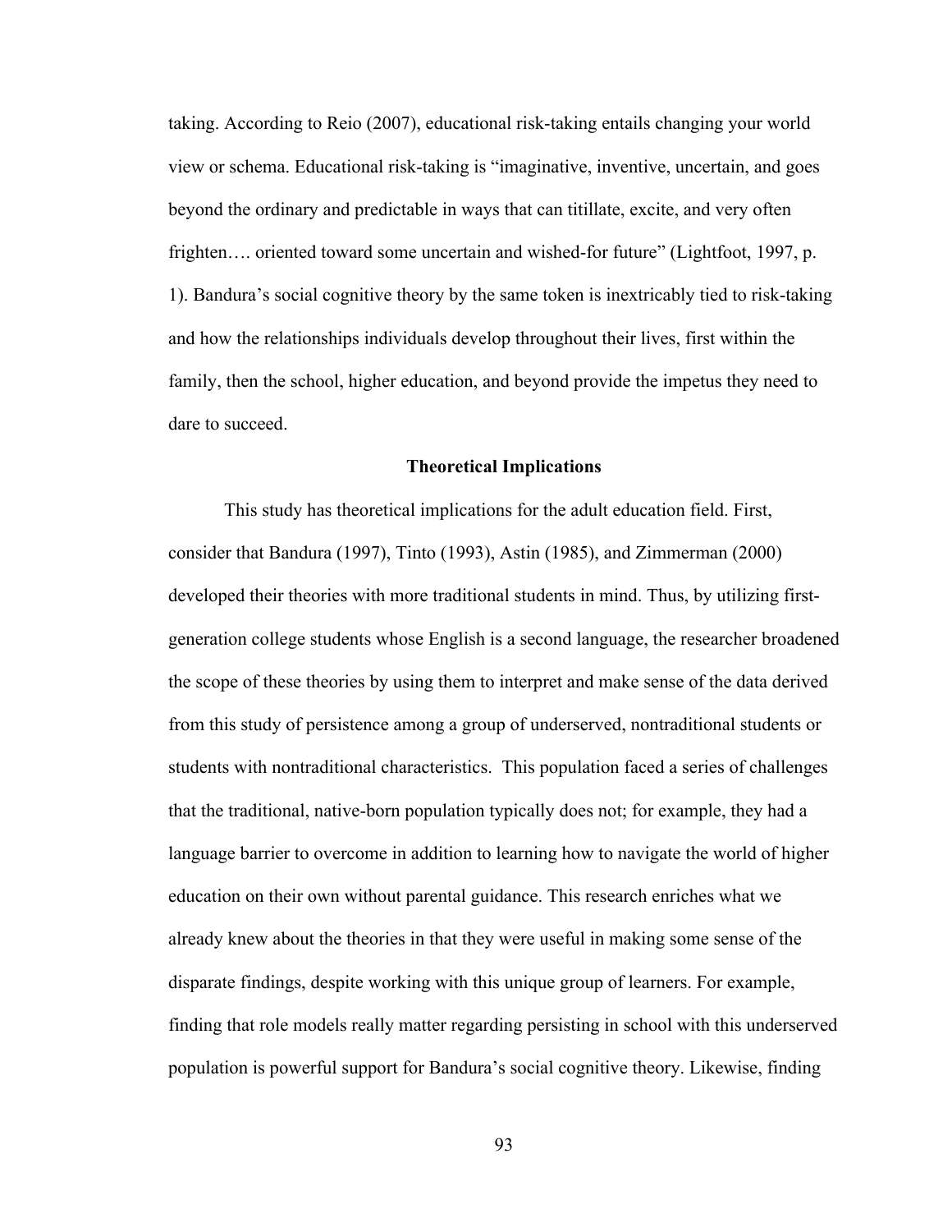taking. According to Reio (2007), educational risk-taking entails changing your world view or schema. Educational risk-taking is "imaginative, inventive, uncertain, and goes beyond the ordinary and predictable in ways that can titillate, excite, and very often frighten…. oriented toward some uncertain and wished-for future" (Lightfoot, 1997, p. 1). Bandura's social cognitive theory by the same token is inextricably tied to risk-taking and how the relationships individuals develop throughout their lives, first within the family, then the school, higher education, and beyond provide the impetus they need to dare to succeed.

## Theoretical Implications

This study has theoretical implications for the adult education field. First, consider that Bandura (1997), Tinto (1993), Astin (1985), and Zimmerman (2000) developed their theories with more traditional students in mind. Thus, by utilizing first-generation college students whose English is a second language, the researcher broadened the scope of these theories by using them to interpret and make sense of the data derived from this study of persistence among a group of underserved, nontraditional students or students with nontraditional characteristics. This population faced a series of challenges that the traditional, native-born population typically does not; for example, they had a language barrier to overcome in addition to learning how to navigate the world of higher education on their own without parental guidance. This research enriches what we already knew about the theories in that they were useful in making some sense of the disparate findings, despite working with this unique group of learners. For example, finding that role models really matter regarding persisting in school with this underserved population is powerful support for Bandura's social cognitive theory. Likewise, finding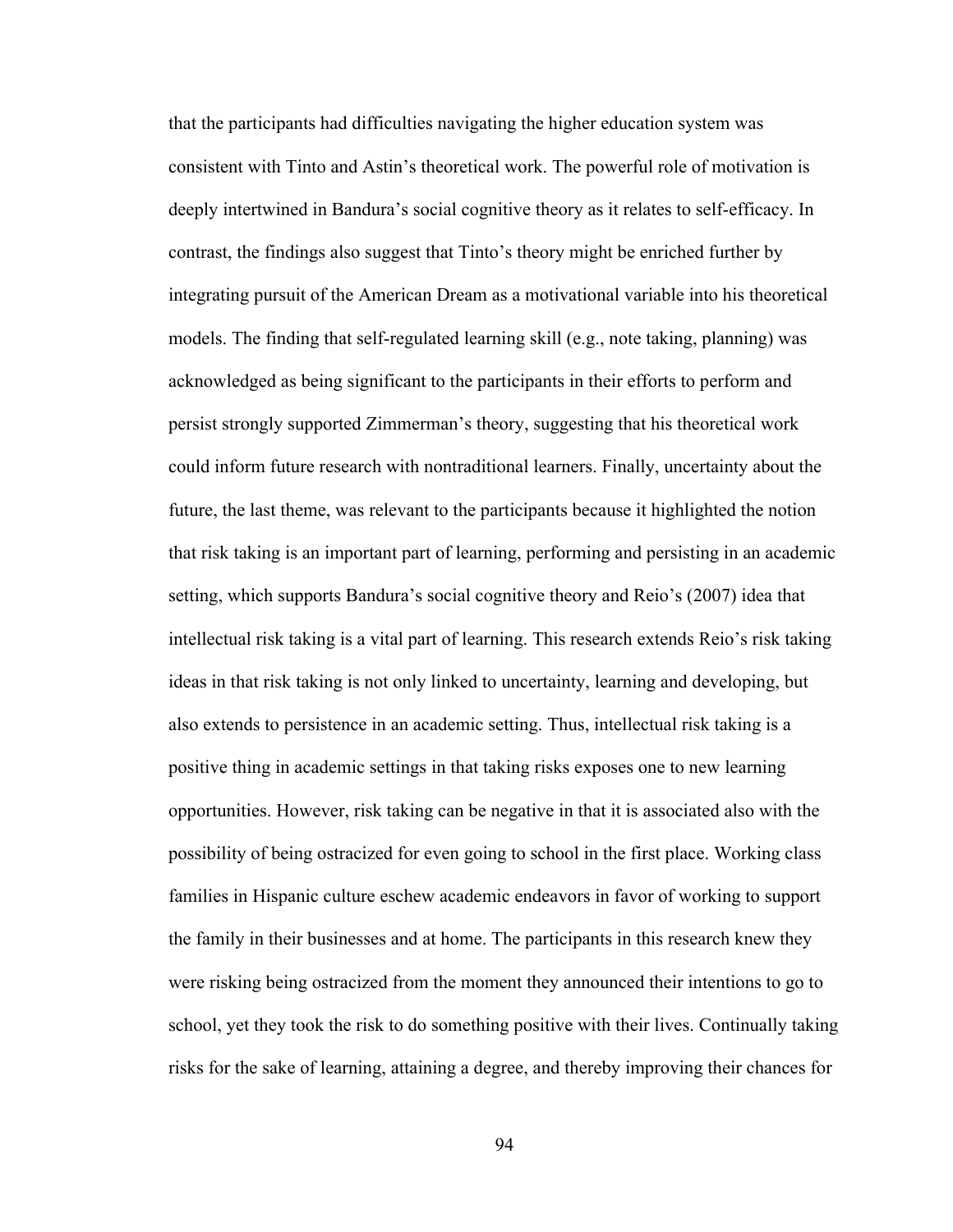that the participants had difficulties navigating the higher education system was consistent with Tinto and Astin's theoretical work. The powerful role of motivation is deeply intertwined in Bandura's social cognitive theory as it relates to self-efficacy. In contrast, the findings also suggest that Tinto's theory might be enriched further by integrating pursuit of the American Dream as a motivational variable into his theoretical models. The finding that self-regulated learning skill (e.g., note taking, planning) was acknowledged as being significant to the participants in their efforts to perform and persist strongly supported Zimmerman's theory, suggesting that his theoretical work could inform future research with nontraditional learners. Finally, uncertainty about the future, the last theme, was relevant to the participants because it highlighted the notion that risk taking is an important part of learning, performing and persisting in an academic setting, which supports Bandura's social cognitive theory and Reio's (2007) idea that intellectual risk taking is a vital part of learning. This research extends Reio's risk taking ideas in that risk taking is not only linked to uncertainty, learning and developing, but also extends to persistence in an academic setting. Thus, intellectual risk taking is a positive thing in academic settings in that taking risks exposes one to new learning opportunities. However, risk taking can be negative in that it is associated also with the possibility of being ostracized for even going to school in the first place. Working class families in Hispanic culture eschew academic endeavors in favor of working to support the family in their businesses and at home. The participants in this research knew they were risking being ostracized from the moment they announced their intentions to go to school, yet they took the risk to do something positive with their lives. Continually taking risks for the sake of learning, attaining a degree, and thereby improving their chances for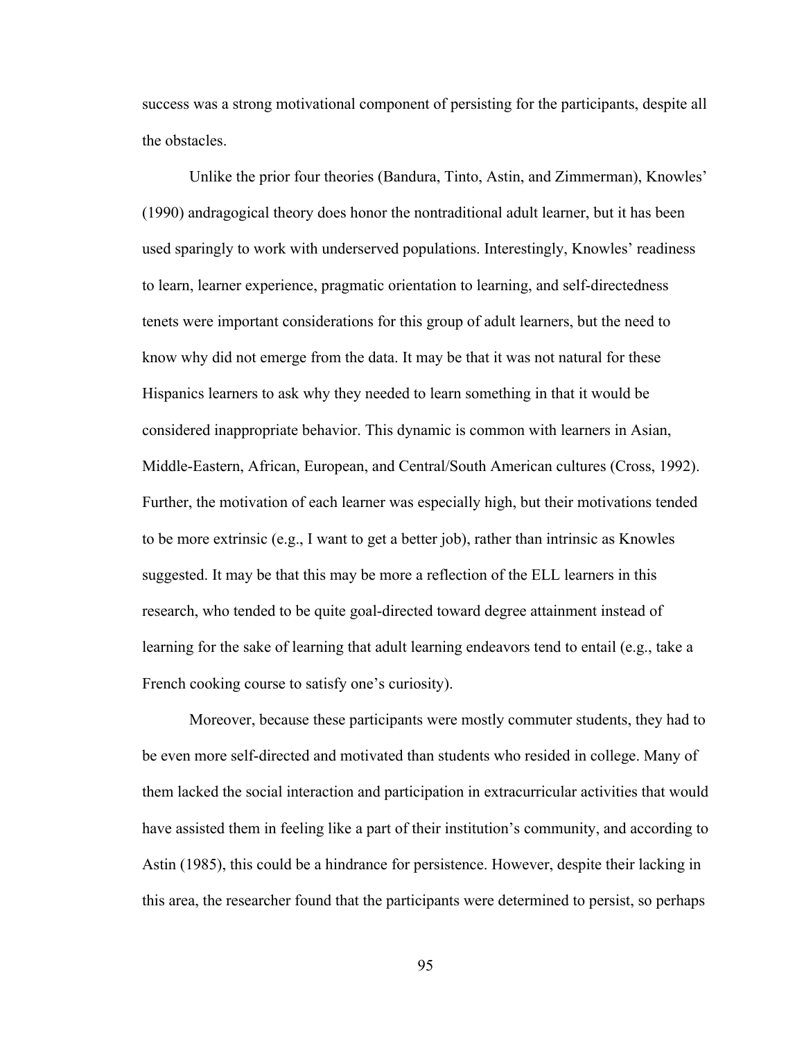success was a strong motivational component of persisting for the participants, despite all the obstacles.

Unlike the prior four theories (Bandura, Tinto, Astin, and Zimmerman), Knowles' (1990) andragogical theory does honor the nontraditional adult learner, but it has been used sparingly to work with underserved populations. Interestingly, Knowles' readiness to learn, learner experience, pragmatic orientation to learning, and self-directedness tenets were important considerations for this group of adult learners, but the need to know why did not emerge from the data. It may be that it was not natural for these Hispanics learners to ask why they needed to learn something in that it would be considered inappropriate behavior. This dynamic is common with learners in Asian, Middle-Eastern, African, European, and Central/South American cultures (Cross, 1992). Further, the motivation of each learner was especially high, but their motivations tended to be more extrinsic (e.g., I want to get a better job), rather than intrinsic as Knowles suggested. It may be that this may be more a reflection of the ELL learners in this research, who tended to be quite goal-directed toward degree attainment instead of learning for the sake of learning that adult learning endeavors tend to entail (e.g., take a French cooking course to satisfy one's curiosity).

Moreover, because these participants were mostly commuter students, they had to be even more self-directed and motivated than students who resided in college. Many of them lacked the social interaction and participation in extracurricular activities that would have assisted them in feeling like a part of their institution's community, and according to Astin (1985), this could be a hindrance for persistence. However, despite their lacking in this area, the researcher found that the participants were determined to persist, so perhaps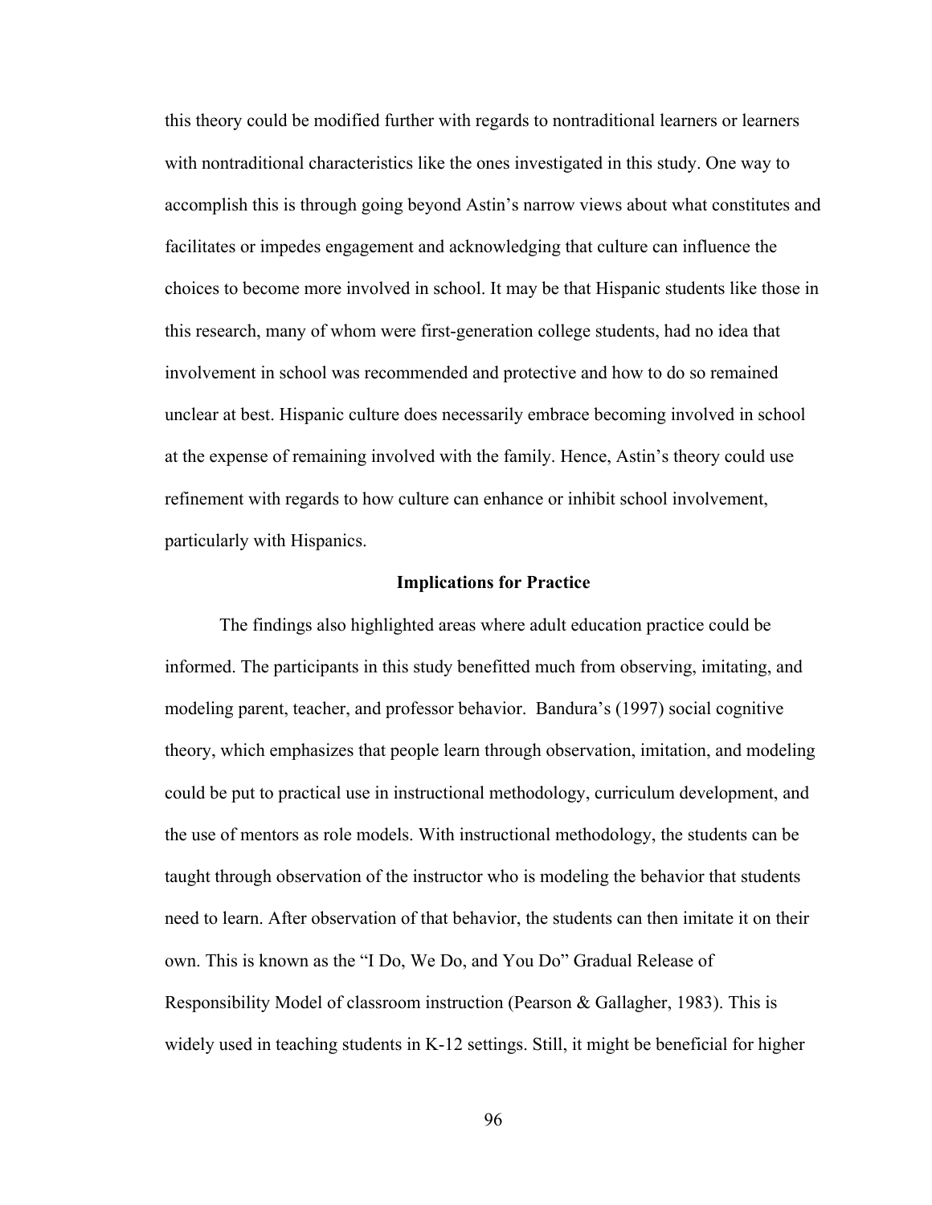this theory could be modified further with regards to nontraditional learners or learners with nontraditional characteristics like the ones investigated in this study. One way to accomplish this is through going beyond Astin's narrow views about what constitutes and facilitates or impedes engagement and acknowledging that culture can influence the choices to become more involved in school. It may be that Hispanic students like those in this research, many of whom were first-generation college students, had no idea that involvement in school was recommended and protective and how to do so remained unclear at best. Hispanic culture does necessarily embrace becoming involved in school at the expense of remaining involved with the family. Hence, Astin's theory could use refinement with regards to how culture can enhance or inhibit school involvement, particularly with Hispanics.

## Implications for Practice

The findings also highlighted areas where adult education practice could be informed. The participants in this study benefitted much from observing, imitating, and modeling parent, teacher, and professor behavior. Bandura's (1997) social cognitive theory, which emphasizes that people learn through observation, imitation, and modeling could be put to practical use in instructional methodology, curriculum development, and the use of mentors as role models. With instructional methodology, the students can be taught through observation of the instructor who is modeling the behavior that students need to learn. After observation of that behavior, the students can then imitate it on their own. This is known as the "I Do, We Do, and You Do" Gradual Release of Responsibility Model of classroom instruction (Pearson & Gallagher, 1983). This is widely used in teaching students in K-12 settings. Still, it might be beneficial for higher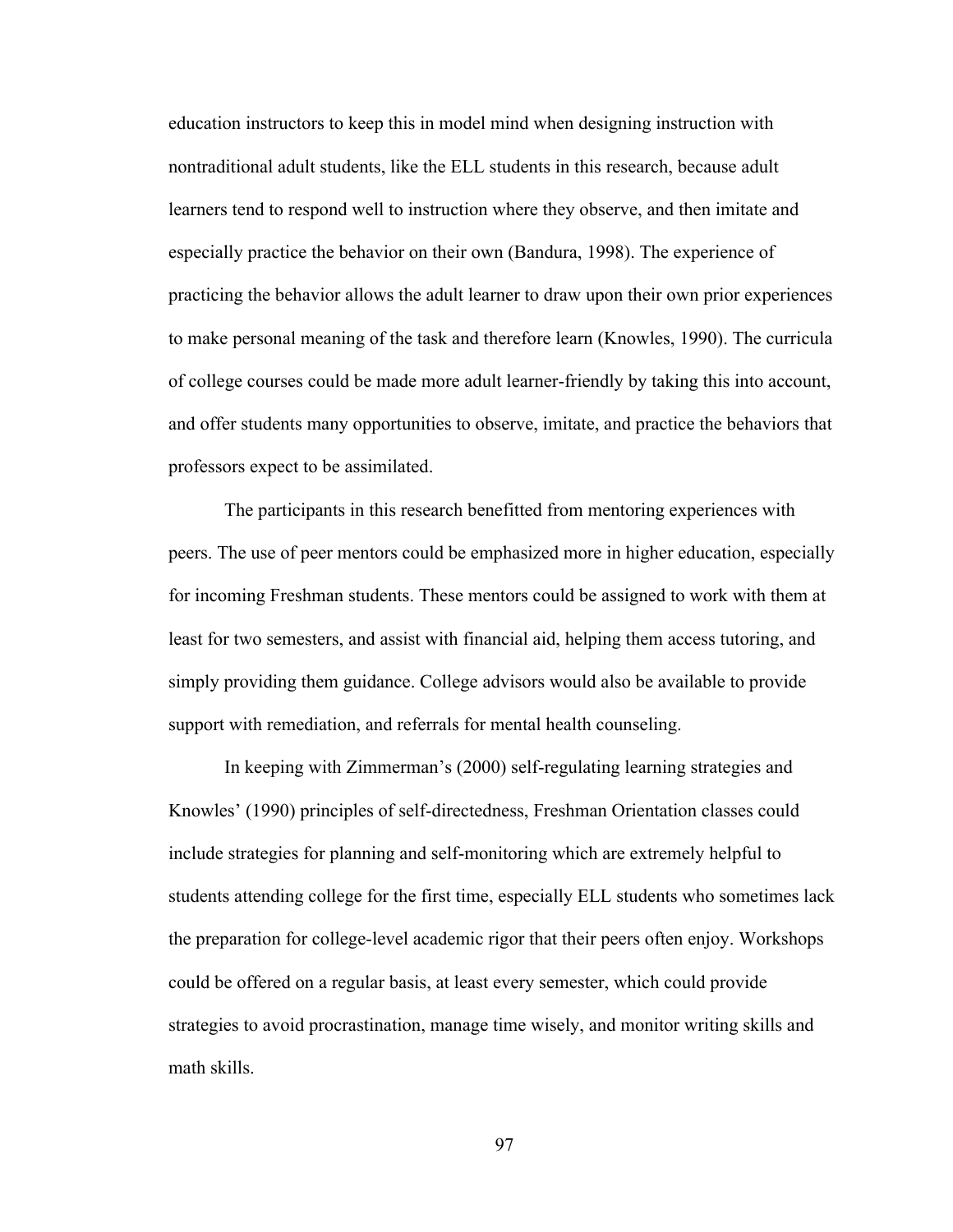education instructors to keep this in model mind when designing instruction with nontraditional adult students, like the ELL students in this research, because adult learners tend to respond well to instruction where they observe, and then imitate and especially practice the behavior on their own (Bandura, 1998). The experience of practicing the behavior allows the adult learner to draw upon their own prior experiences to make personal meaning of the task and therefore learn (Knowles, 1990). The curricula of college courses could be made more adult learner-friendly by taking this into account, and offer students many opportunities to observe, imitate, and practice the behaviors that professors expect to be assimilated.

The participants in this research benefitted from mentoring experiences with peers. The use of peer mentors could be emphasized more in higher education, especially for incoming Freshman students. These mentors could be assigned to work with them at least for two semesters, and assist with financial aid, helping them access tutoring, and simply providing them guidance. College advisors would also be available to provide support with remediation, and referrals for mental health counseling.

In keeping with Zimmerman's (2000) self-regulating learning strategies and Knowles' (1990) principles of self-directedness, Freshman Orientation classes could include strategies for planning and self-monitoring which are extremely helpful to students attending college for the first time, especially ELL students who sometimes lack the preparation for college-level academic rigor that their peers often enjoy. Workshops could be offered on a regular basis, at least every semester, which could provide strategies to avoid procrastination, manage time wisely, and monitor writing skills and math skills.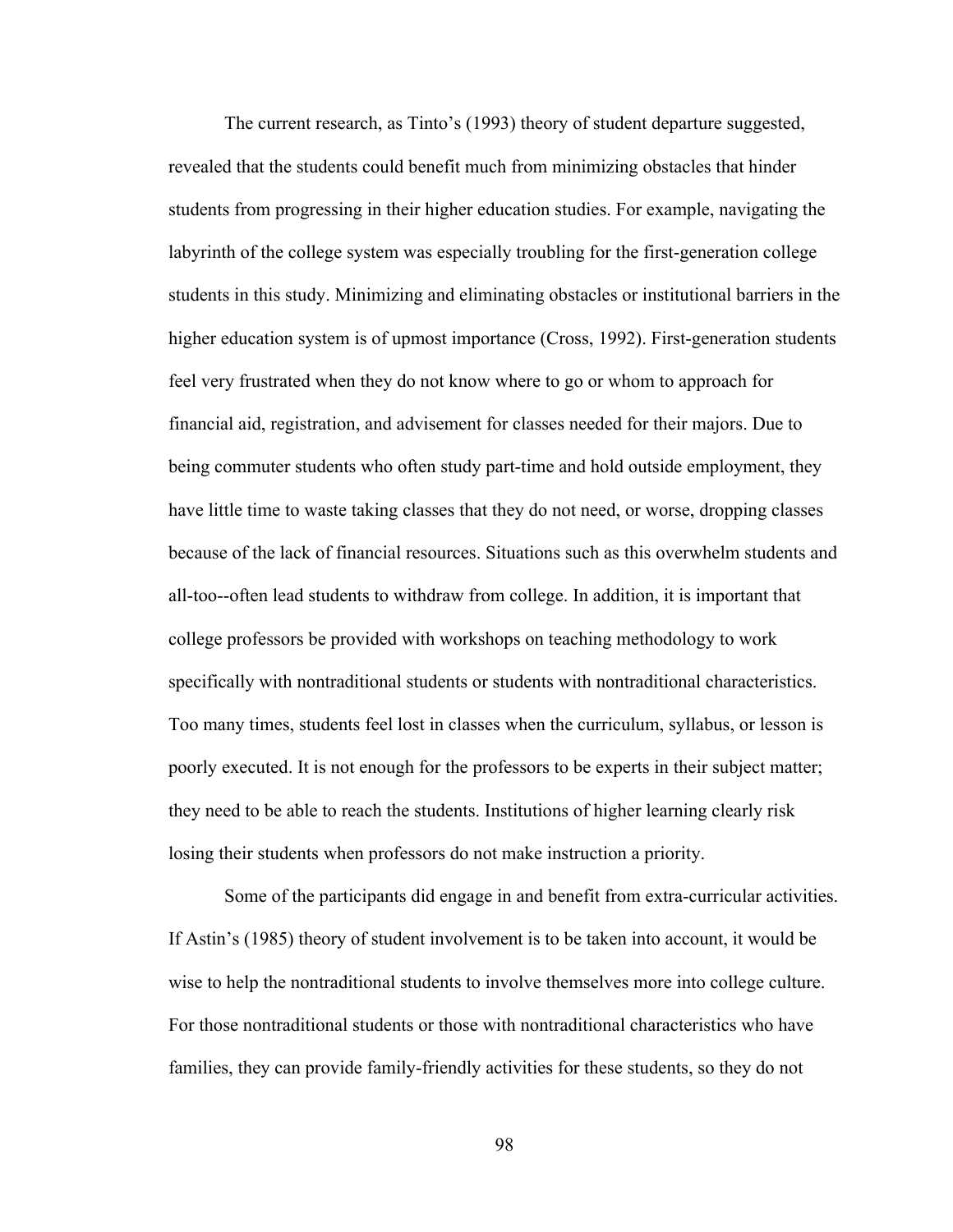The current research, as Tinto's (1993) theory of student departure suggested, revealed that the students could benefit much from minimizing obstacles that hinder students from progressing in their higher education studies. For example, navigating the labyrinth of the college system was especially troubling for the first-generation college students in this study. Minimizing and eliminating obstacles or institutional barriers in the higher education system is of upmost importance (Cross, 1992). First-generation students feel very frustrated when they do not know where to go or whom to approach for financial aid, registration, and advisement for classes needed for their majors. Due to being commuter students who often study part-time and hold outside employment, they have little time to waste taking classes that they do not need, or worse, dropping classes because of the lack of financial resources. Situations such as this overwhelm students and all-too--often lead students to withdraw from college. In addition, it is important that college professors be provided with workshops on teaching methodology to work specifically with nontraditional students or students with nontraditional characteristics. Too many times, students feel lost in classes when the curriculum, syllabus, or lesson is poorly executed. It is not enough for the professors to be experts in their subject matter; they need to be able to reach the students. Institutions of higher learning clearly risk losing their students when professors do not make instruction a priority.

Some of the participants did engage in and benefit from extra-curricular activities. If Astin's (1985) theory of student involvement is to be taken into account, it would be wise to help the nontraditional students to involve themselves more into college culture. For those nontraditional students or those with nontraditional characteristics who have families, they can provide family-friendly activities for these students, so they do not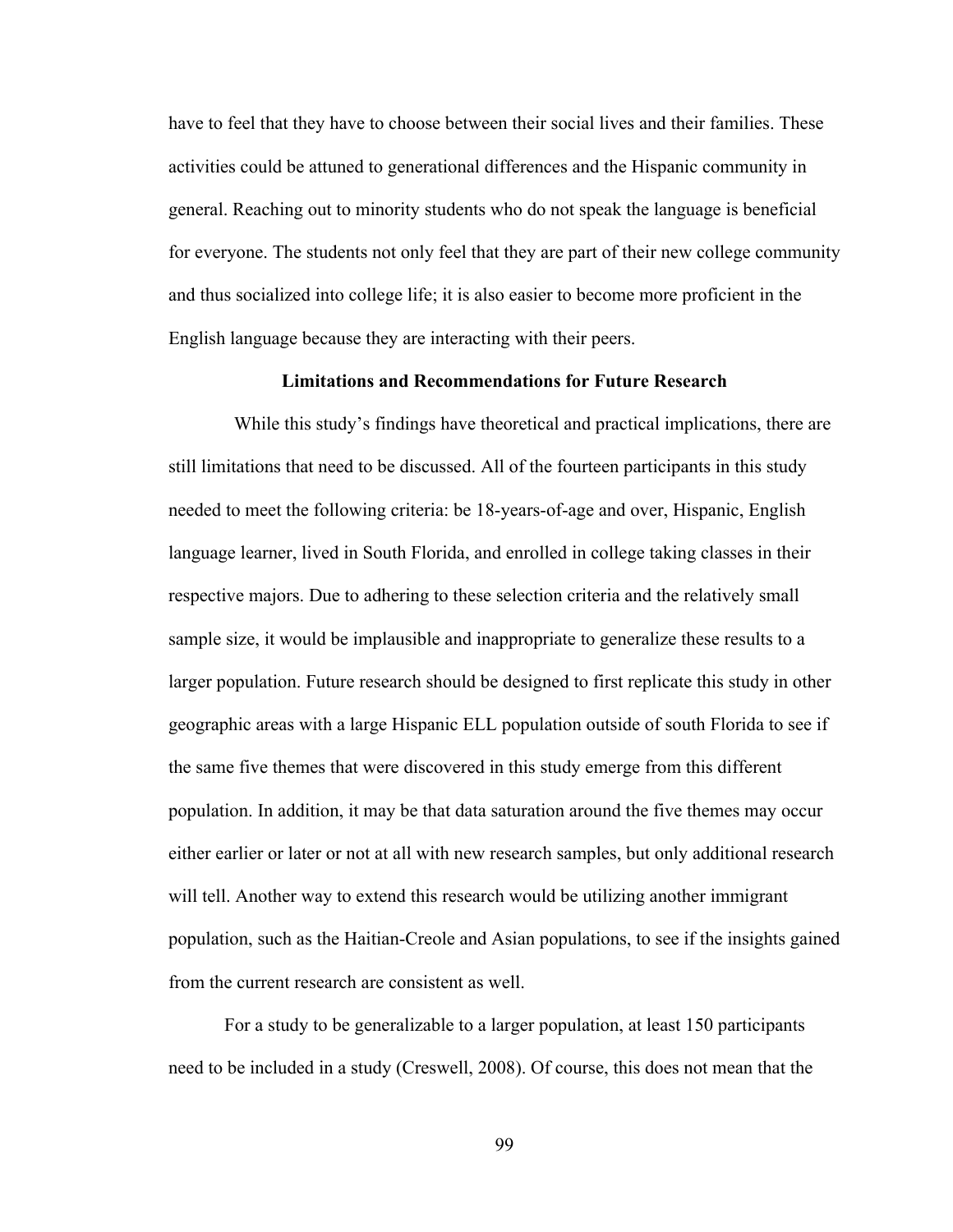have to feel that they have to choose between their social lives and their families. These activities could be attuned to generational differences and the Hispanic community in general. Reaching out to minority students who do not speak the language is beneficial for everyone. The students not only feel that they are part of their new college community and thus socialized into college life; it is also easier to become more proficient in the English language because they are interacting with their peers.

## Limitations and Recommendations for Future Research

While this study's findings have theoretical and practical implications, there are still limitations that need to be discussed. All of the fourteen participants in this study needed to meet the following criteria: be 18-years-of-age and over, Hispanic, English language learner, lived in South Florida, and enrolled in college taking classes in their respective majors. Due to adhering to these selection criteria and the relatively small sample size, it would be implausible and inappropriate to generalize these results to a larger population. Future research should be designed to first replicate this study in other geographic areas with a large Hispanic ELL population outside of south Florida to see if the same five themes that were discovered in this study emerge from this different population. In addition, it may be that data saturation around the five themes may occur either earlier or later or not at all with new research samples, but only additional research will tell. Another way to extend this research would be utilizing another immigrant population, such as the Haitian-Creole and Asian populations, to see if the insights gained from the current research are consistent as well.

For a study to be generalizable to a larger population, at least 150 participants need to be included in a study (Creswell, 2008). Of course, this does not mean that the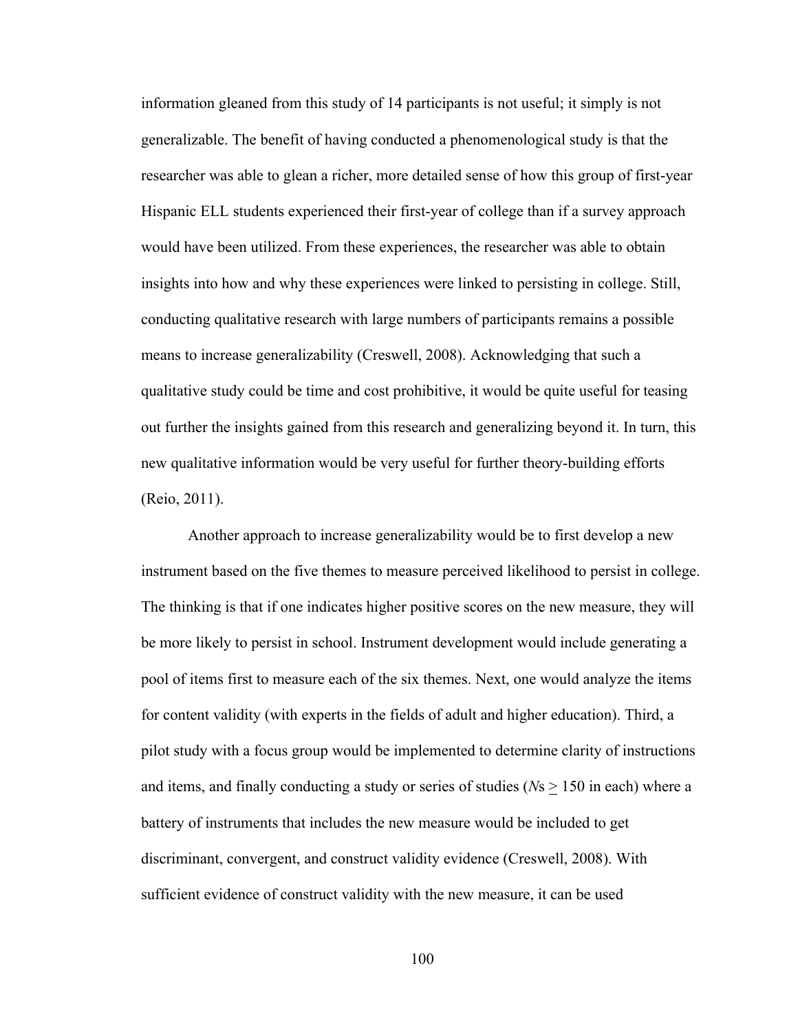information gleaned from this study of 14 participants is not useful; it simply is not generalizable. The benefit of having conducted a phenomenological study is that the researcher was able to glean a richer, more detailed sense of how this group of first-year Hispanic ELL students experienced their first-year of college than if a survey approach would have been utilized. From these experiences, the researcher was able to obtain insights into how and why these experiences were linked to persisting in college. Still, conducting qualitative research with large numbers of participants remains a possible means to increase generalizability (Creswell, 2008). Acknowledging that such a qualitative study could be time and cost prohibitive, it would be quite useful for teasing out further the insights gained from this research and generalizing beyond it. In turn, this new qualitative information would be very useful for further theory-building efforts (Reio, 2011).

Another approach to increase generalizability would be to first develop a new instrument based on the five themes to measure perceived likelihood to persist in college. The thinking is that if one indicates higher positive scores on the new measure, they will be more likely to persist in school. Instrument development would include generating a pool of items first to measure each of the six themes. Next, one would analyze the items for content validity (with experts in the fields of adult and higher education). Third, a pilot study with a focus group would be implemented to determine clarity of instructions and items, and finally conducting a study or series of studies (*N*s $\geq$ 150 in each) where a battery of instruments that includes the new measure would be included to get discriminant, convergent, and construct validity evidence (Creswell, 2008). With sufficient evidence of construct validity with the new measure, it can be used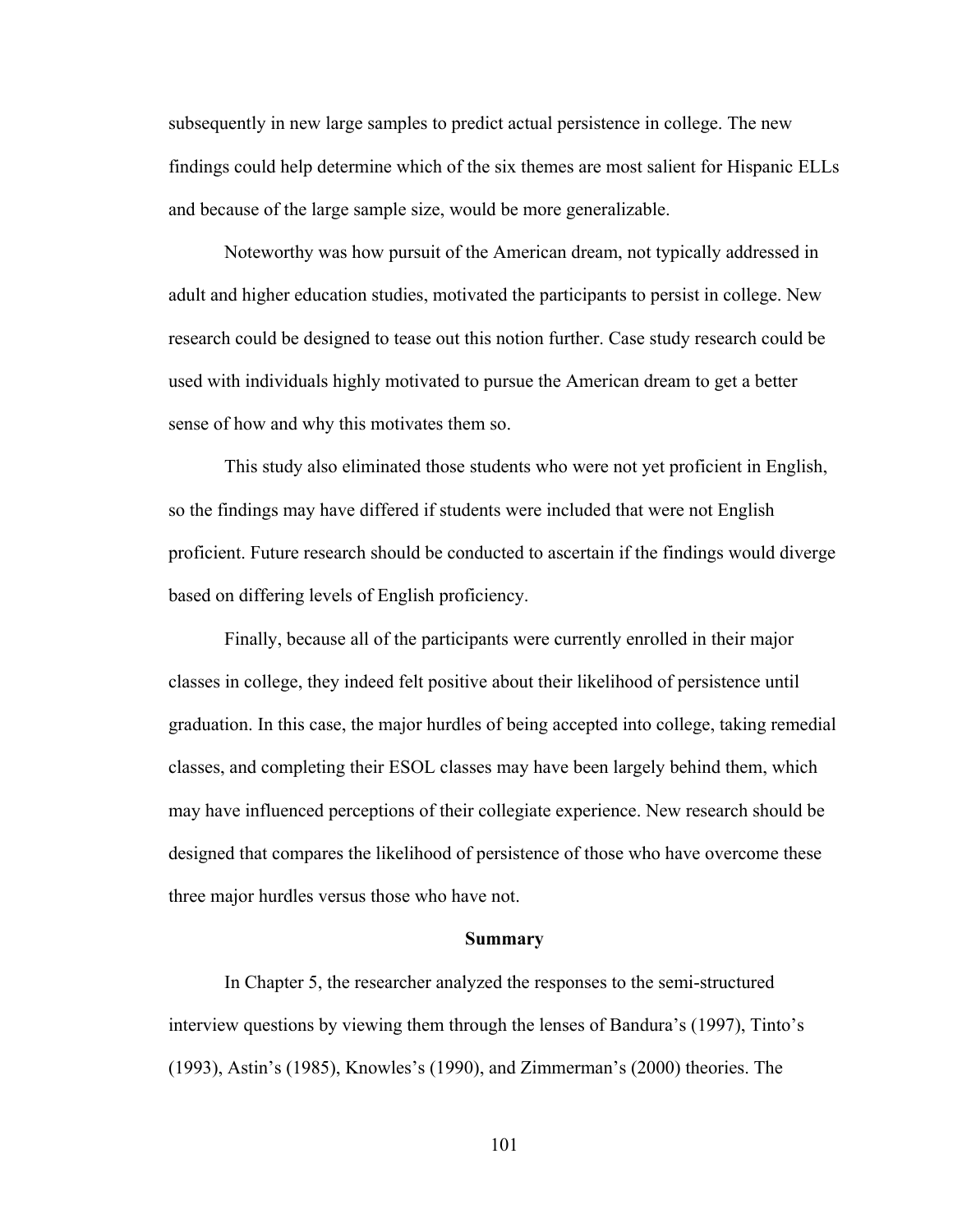subsequently in new large samples to predict actual persistence in college. The new findings could help determine which of the six themes are most salient for Hispanic ELLs and because of the large sample size, would be more generalizable.

Noteworthy was how pursuit of the American dream, not typically addressed in adult and higher education studies, motivated the participants to persist in college. New research could be designed to tease out this notion further. Case study research could be used with individuals highly motivated to pursue the American dream to get a better sense of how and why this motivates them so.

This study also eliminated those students who were not yet proficient in English, so the findings may have differed if students were included that were not English proficient. Future research should be conducted to ascertain if the findings would diverge based on differing levels of English proficiency.

Finally, because all of the participants were currently enrolled in their major classes in college, they indeed felt positive about their likelihood of persistence until graduation. In this case, the major hurdles of being accepted into college, taking remedial classes, and completing their ESOL classes may have been largely behind them, which may have influenced perceptions of their collegiate experience. New research should be designed that compares the likelihood of persistence of those who have overcome these three major hurdles versus those who have not.

## Summary

In Chapter 5, the researcher analyzed the responses to the semi-structured interview questions by viewing them through the lenses of Bandura's (1997), Tinto's (1993), Astin's (1985), Knowles's (1990), and Zimmerman's (2000) theories. The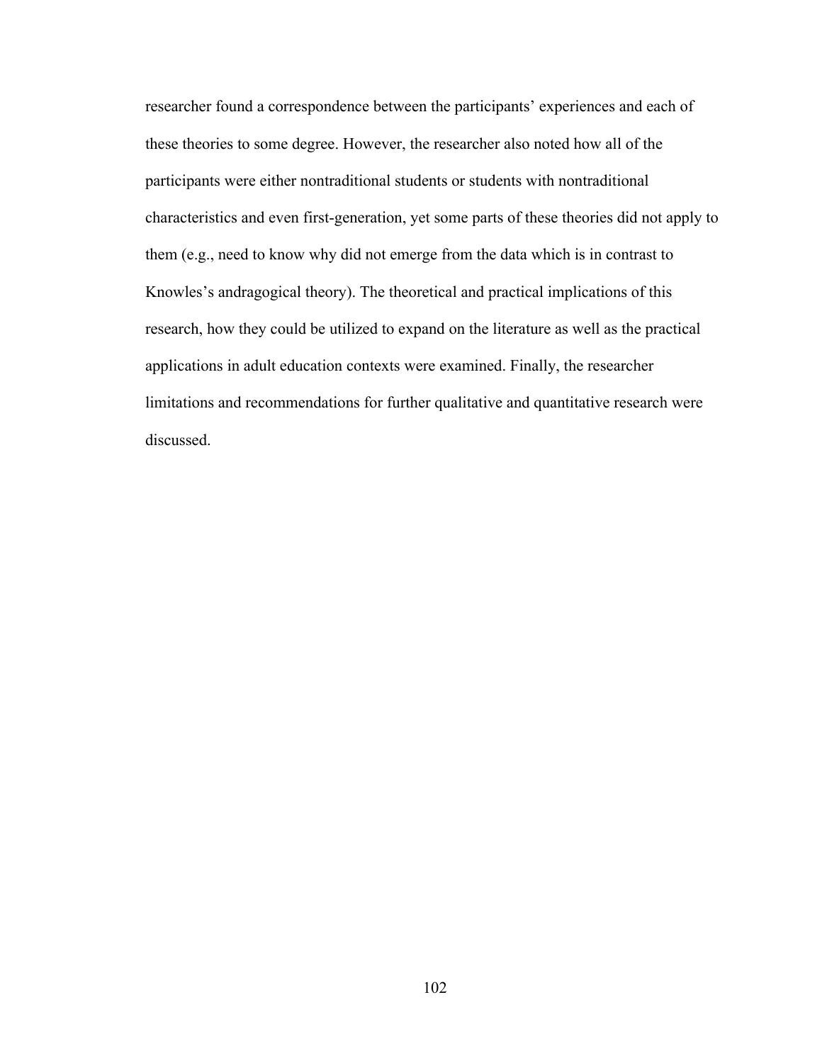researcher found a correspondence between the participants' experiences and each of these theories to some degree. However, the researcher also noted how all of the participants were either nontraditional students or students with nontraditional characteristics and even first-generation, yet some parts of these theories did not apply to them (e.g., need to know why did not emerge from the data which is in contrast to Knowles's andragogical theory). The theoretical and practical implications of this research, how they could be utilized to expand on the literature as well as the practical applications in adult education contexts were examined. Finally, the researcher limitations and recommendations for further qualitative and quantitative research were discussed.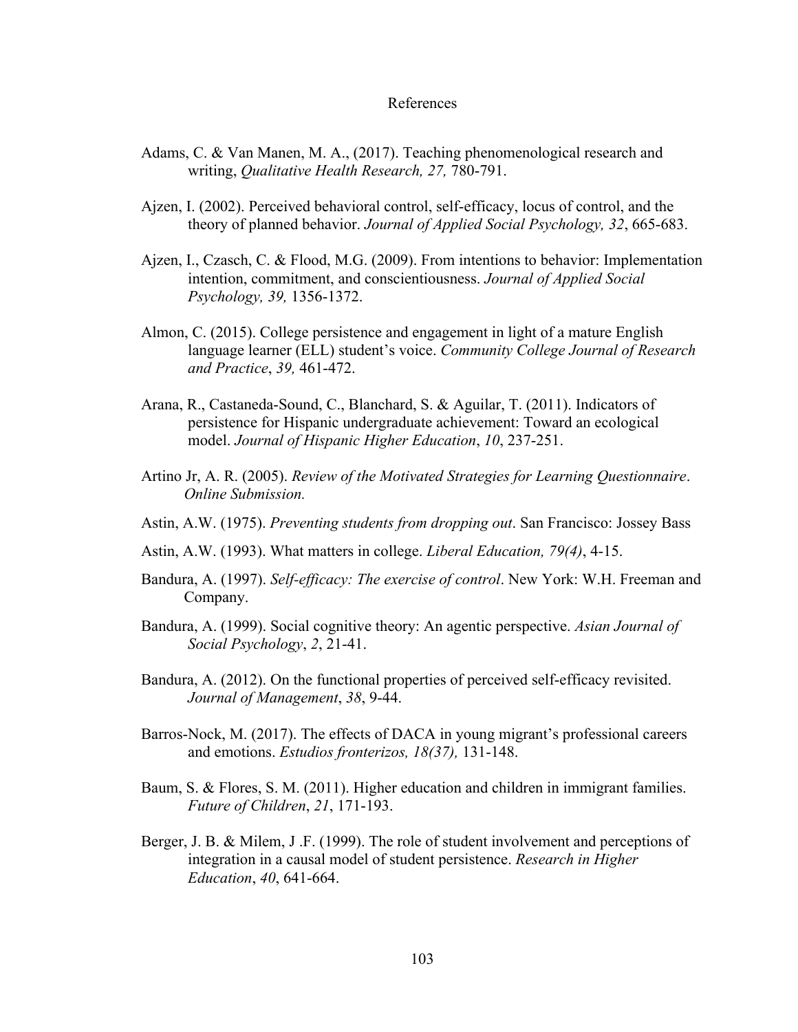# References

Adams, C. & Van Manen, M. A., (2017). Teaching phenomenological research and writing, *Qualitative Health Research, 27,* 780-791.

Ajzen, I. (2002). Perceived behavioral control, self-efficacy, locus of control, and the theory of planned behavior. *Journal of Applied Social Psychology, 32*, 665-683.

Ajzen, I., Czasch, C. & Flood, M.G. (2009). From intentions to behavior: Implementation intention, commitment, and conscientiousness. *Journal of Applied Social Psychology, 39,* 1356-1372.

Almon, C. (2015). College persistence and engagement in light of a mature English language learner (ELL) student's voice. *Community College Journal of Research and Practice*, *39,* 461-472.

Arana, R., Castaneda-Sound, C., Blanchard, S. & Aguilar, T. (2011). Indicators of persistence for Hispanic undergraduate achievement: Toward an ecological model. *Journal of Hispanic Higher Education*, *10*, 237-251.

Artino Jr, A. R. (2005). *Review of the Motivated Strategies for Learning Questionnaire*. *Online Submission.*

Astin, A.W. (1975). *Preventing students from dropping out*. San Francisco: Jossey Bass

Astin, A.W. (1993). What matters in college. *Liberal Education, 79(4)*, 4-15.

Bandura, A. (1997). *Self-efficacy: The exercise of control*. New York: W.H. Freeman and Company.

Bandura, A. (1999). Social cognitive theory: An agentic perspective. *Asian Journal of Social Psychology*, *2*, 21-41.

Bandura, A. (2012). On the functional properties of perceived self-efficacy revisited. *Journal of Management*, *38*, 9-44.

Barros-Nock, M. (2017). The effects of DACA in young migrant's professional careers and emotions. *Estudios fronterizos, 18(37),* 131-148.

Baum, S. & Flores, S. M. (2011). Higher education and children in immigrant families. *Future of Children*, *21*, 171-193.

Berger, J. B. & Milem, J .F. (1999). The role of student involvement and perceptions of integration in a causal model of student persistence. *Research in Higher Education*, *40*, 641-664.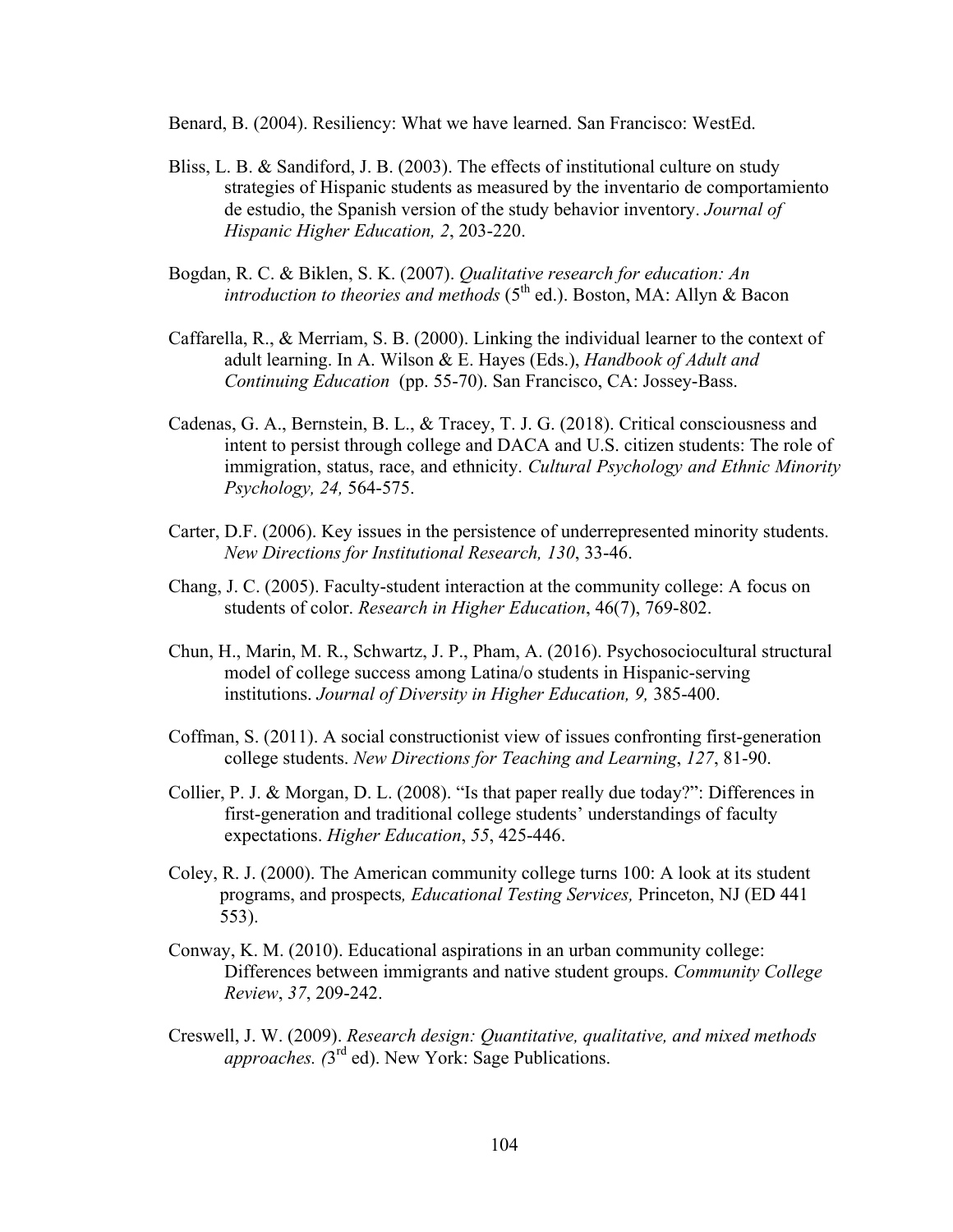Benard, B. (2004). Resiliency: What we have learned. San Francisco: WestEd.

Bliss, L. B. & Sandiford, J. B. (2003). The effects of institutional culture on study strategies of Hispanic students as measured by the inventario de comportamiento de estudio, the Spanish version of the study behavior inventory. *Journal of Hispanic Higher Education, 2*, 203-220.

Bogdan, R. C. & Biklen, S. K. (2007). *Qualitative research for education: An introduction to theories and methods* (5th ed.). Boston, MA: Allyn & Bacon

Caffarella, R., & Merriam, S. B. (2000). Linking the individual learner to the context of adult learning. In A. Wilson & E. Hayes (Eds.), *Handbook of Adult and Continuing Education* (pp. 55-70). San Francisco, CA: Jossey-Bass.

Cadenas, G. A., Bernstein, B. L., & Tracey, T. J. G. (2018). Critical consciousness and intent to persist through college and DACA and U.S. citizen students: The role of immigration, status, race, and ethnicity. *Cultural Psychology and Ethnic Minority Psychology, 24,* 564-575.

Carter, D.F. (2006). Key issues in the persistence of underrepresented minority students. *New Directions for Institutional Research, 130*, 33-46.

Chang, J. C. (2005). Faculty-student interaction at the community college: A focus on students of color. *Research in Higher Education*, 46(7), 769-802.

Chun, H., Marin, M. R., Schwartz, J. P., Pham, A. (2016). Psychosociocultural structural model of college success among Latina/o students in Hispanic-serving institutions. *Journal of Diversity in Higher Education, 9,* 385-400.

Coffman, S. (2011). A social constructionist view of issues confronting first-generation college students. *New Directions for Teaching and Learning*, *127*, 81-90.

Collier, P. J. & Morgan, D. L. (2008). "Is that paper really due today?": Differences in first-generation and traditional college students' understandings of faculty expectations. *Higher Education*, *55*, 425-446.

Coley, R. J. (2000). The American community college turns 100: A look at its student programs, and prospects*, Educational Testing Services,* Princeton, NJ (ED 441 553).

Conway, K. M. (2010). Educational aspirations in an urban community college: Differences between immigrants and native student groups. *Community College Review*, *37*, 209-242.

Creswell, J. W. (2009). *Research design: Quantitative, qualitative, and mixed methods approaches. (*3rd ed). New York: Sage Publications.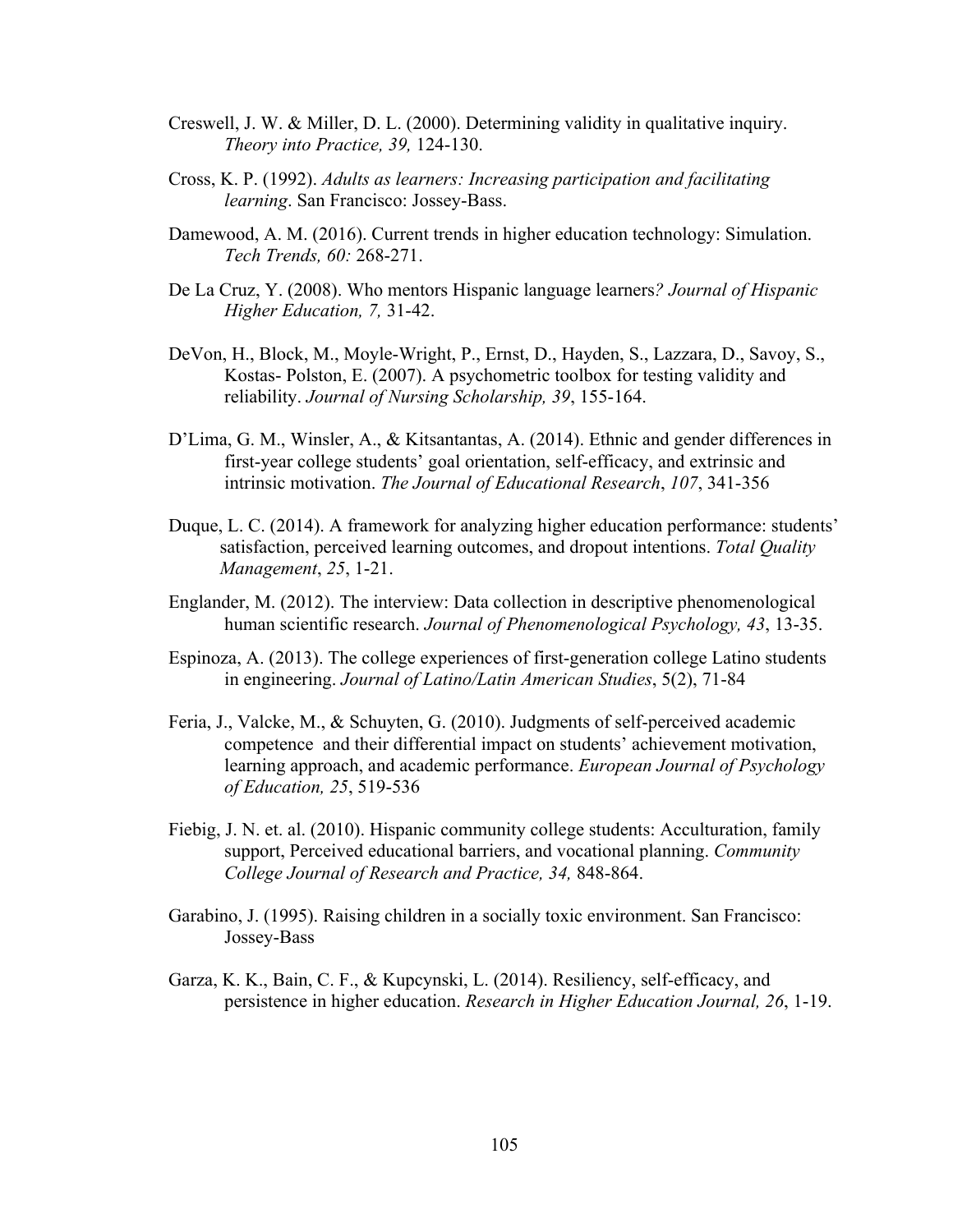Creswell, J. W. & Miller, D. L. (2000). Determining validity in qualitative inquiry. *Theory into Practice, 39,* 124-130.

Cross, K. P. (1992). *Adults as learners: Increasing participation and facilitating learning*. San Francisco: Jossey-Bass.

Damewood, A. M. (2016). Current trends in higher education technology: Simulation. *Tech Trends, 60:* 268-271.

De La Cruz, Y. (2008). Who mentors Hispanic language learners*? Journal of Hispanic Higher Education, 7,* 31-42.

DeVon, H., Block, M., Moyle-Wright, P., Ernst, D., Hayden, S., Lazzara, D., Savoy, S., Kostas- Polston, E. (2007). A psychometric toolbox for testing validity and reliability. *Journal of Nursing Scholarship, 39*, 155-164.

D'Lima, G. M., Winsler, A., & Kitsantantas, A. (2014). Ethnic and gender differences in first-year college students' goal orientation, self-efficacy, and extrinsic and intrinsic motivation. *The Journal of Educational Research*, *107*, 341-356

Duque, L. C. (2014). A framework for analyzing higher education performance: students' satisfaction, perceived learning outcomes, and dropout intentions. *Total Quality Management*, *25*, 1-21.

Englander, M. (2012). The interview: Data collection in descriptive phenomenological human scientific research. *Journal of Phenomenological Psychology, 43*, 13-35.

Espinoza, A. (2013). The college experiences of first-generation college Latino students in engineering. *Journal of Latino/Latin American Studies*, 5(2), 71-84

Feria, J., Valcke, M., & Schuyten, G. (2010). Judgments of self-perceived academic competence and their differential impact on students' achievement motivation, learning approach, and academic performance. *European Journal of Psychology of Education, 25*, 519-536

Fiebig, J. N. et. al. (2010). Hispanic community college students: Acculturation, family support, Perceived educational barriers, and vocational planning. *Community College Journal of Research and Practice, 34,* 848-864.

Garabino, J. (1995). Raising children in a socially toxic environment. San Francisco: Jossey-Bass

Garza, K. K., Bain, C. F., & Kupcynski, L. (2014). Resiliency, self-efficacy, and persistence in higher education. *Research in Higher Education Journal, 26*, 1-19.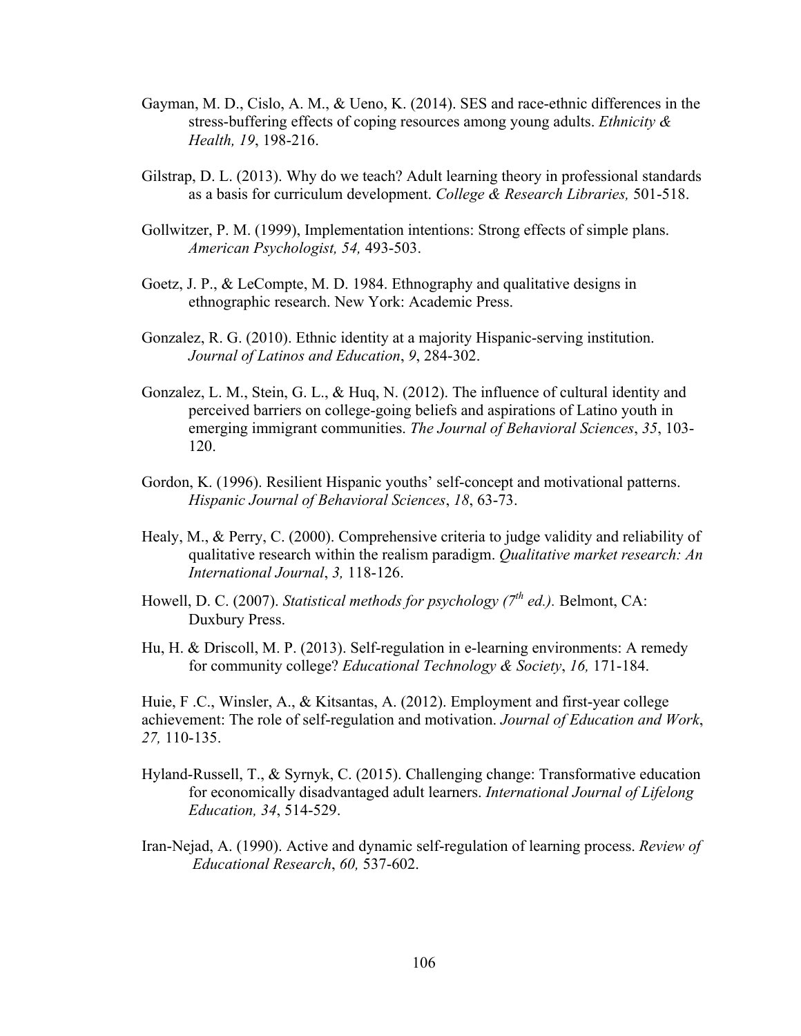Gayman, M. D., Cislo, A. M., & Ueno, K. (2014). SES and race-ethnic differences in the stress-buffering effects of coping resources among young adults. *Ethnicity & Health, 19*, 198-216.

Gilstrap, D. L. (2013). Why do we teach? Adult learning theory in professional standards as a basis for curriculum development. *College & Research Libraries,* 501-518.

Gollwitzer, P. M. (1999), Implementation intentions: Strong effects of simple plans. *American Psychologist, 54,* 493-503.

Goetz, J. P., & LeCompte, M. D. 1984. Ethnography and qualitative designs in ethnographic research. New York: Academic Press.

Gonzalez, R. G. (2010). Ethnic identity at a majority Hispanic-serving institution. *Journal of Latinos and Education*, *9*, 284-302.

Gonzalez, L. M., Stein, G. L., & Huq, N. (2012). The influence of cultural identity and perceived barriers on college-going beliefs and aspirations of Latino youth in emerging immigrant communities. *The Journal of Behavioral Sciences*, *35*, 103-120.

Gordon, K. (1996). Resilient Hispanic youths' self-concept and motivational patterns. *Hispanic Journal of Behavioral Sciences*, *18*, 63-73.

Healy, M., & Perry, C. (2000). Comprehensive criteria to judge validity and reliability of qualitative research within the realism paradigm. *Qualitative market research: An International Journal*, *3,* 118-126.

Howell, D. C. (2007). *Statistical methods for psychology (7th ed.).* Belmont, CA: Duxbury Press.

Hu, H. & Driscoll, M. P. (2013). Self-regulation in e-learning environments: A remedy for community college? *Educational Technology & Society*, *16,* 171-184.

Huie, F .C., Winsler, A., & Kitsantas, A. (2012). Employment and first-year college achievement: The role of self-regulation and motivation. *Journal of Education and Work*, *27,* 110-135.

Hyland-Russell, T., & Syrnyk, C. (2015). Challenging change: Transformative education for economically disadvantaged adult learners. *International Journal of Lifelong Education, 34*, 514-529.

Iran-Nejad, A. (1990). Active and dynamic self-regulation of learning process. *Review of Educational Research*, *60,* 537-602.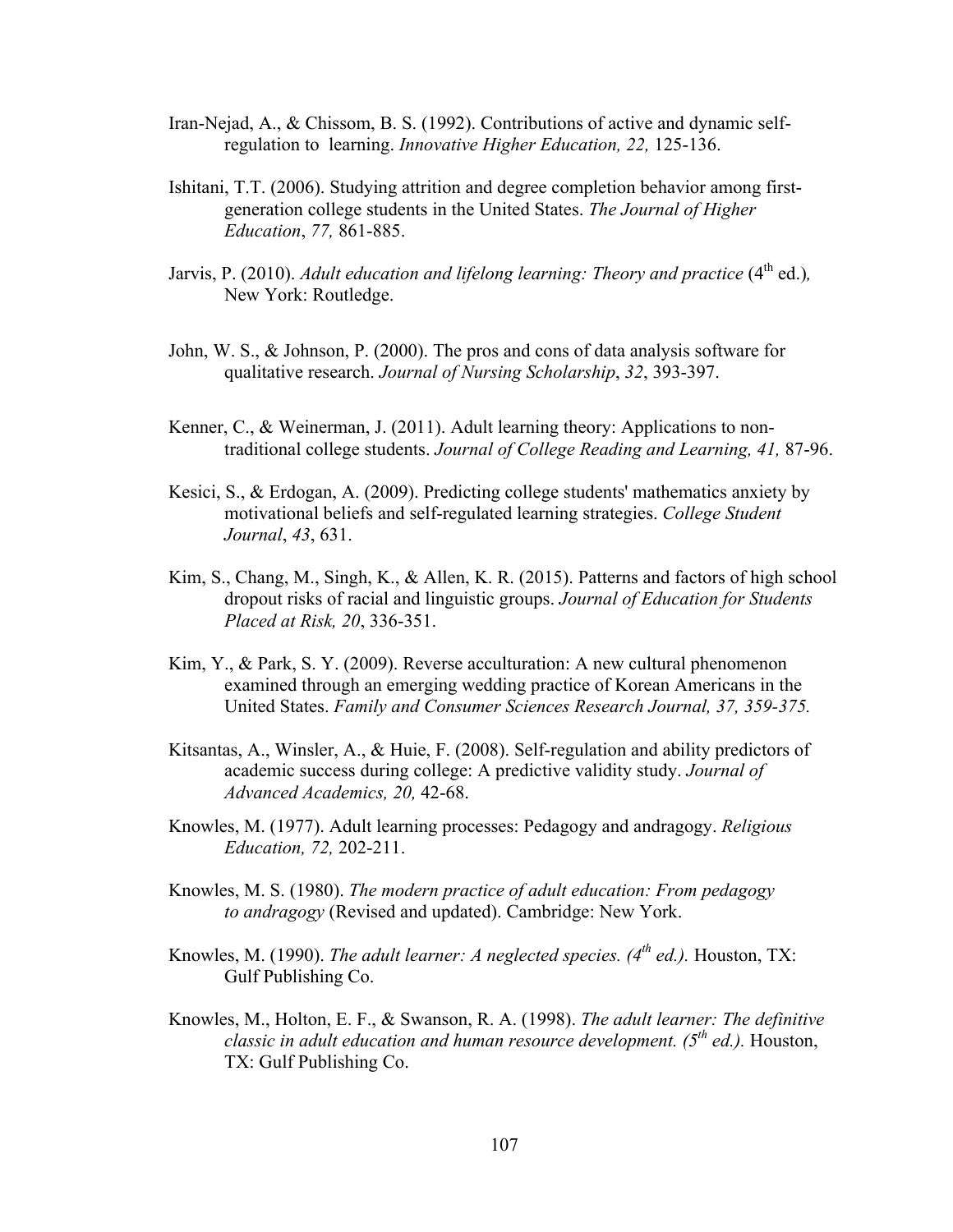Iran-Nejad, A., & Chissom, B. S. (1992). Contributions of active and dynamic self-regulation to learning. *Innovative Higher Education, 22,* 125-136.

Ishitani, T.T. (2006). Studying attrition and degree completion behavior among first-generation college students in the United States. *The Journal of Higher Education*, *77,* 861-885.

Jarvis, P. (2010). *Adult education and lifelong learning: Theory and practice* (4th ed.)*,* New York: Routledge.

John, W. S., & Johnson, P. (2000). The pros and cons of data analysis software for qualitative research. *Journal of Nursing Scholarship*, *32*, 393-397.

Kenner, C., & Weinerman, J. (2011). Adult learning theory: Applications to non-traditional college students. *Journal of College Reading and Learning, 41,* 87-96.

Kesici, S., & Erdogan, A. (2009). Predicting college students' mathematics anxiety by motivational beliefs and self-regulated learning strategies. *College Student Journal*, *43*, 631.

Kim, S., Chang, M., Singh, K., & Allen, K. R. (2015). Patterns and factors of high school dropout risks of racial and linguistic groups. *Journal of Education for Students Placed at Risk, 20*, 336-351.

Kim, Y., & Park, S. Y. (2009). Reverse acculturation: A new cultural phenomenon examined through an emerging wedding practice of Korean Americans in the United States. *Family and Consumer Sciences Research Journal, 37, 359-375.*

Kitsantas, A., Winsler, A., & Huie, F. (2008). Self-regulation and ability predictors of academic success during college: A predictive validity study. *Journal of Advanced Academics, 20,* 42-68.

Knowles, M. (1977). Adult learning processes: Pedagogy and andragogy. *Religious Education, 72,* 202-211.

Knowles, M. S. (1980). *The modern practice of adult education: From pedagogy to andragogy* (Revised and updated). Cambridge: New York.

Knowles, M. (1990). *The adult learner: A neglected species. (4th ed.).* Houston, TX: Gulf Publishing Co.

Knowles, M., Holton, E. F., & Swanson, R. A. (1998). *The adult learner: The definitive classic in adult education and human resource development. (5th ed.).* Houston, TX: Gulf Publishing Co.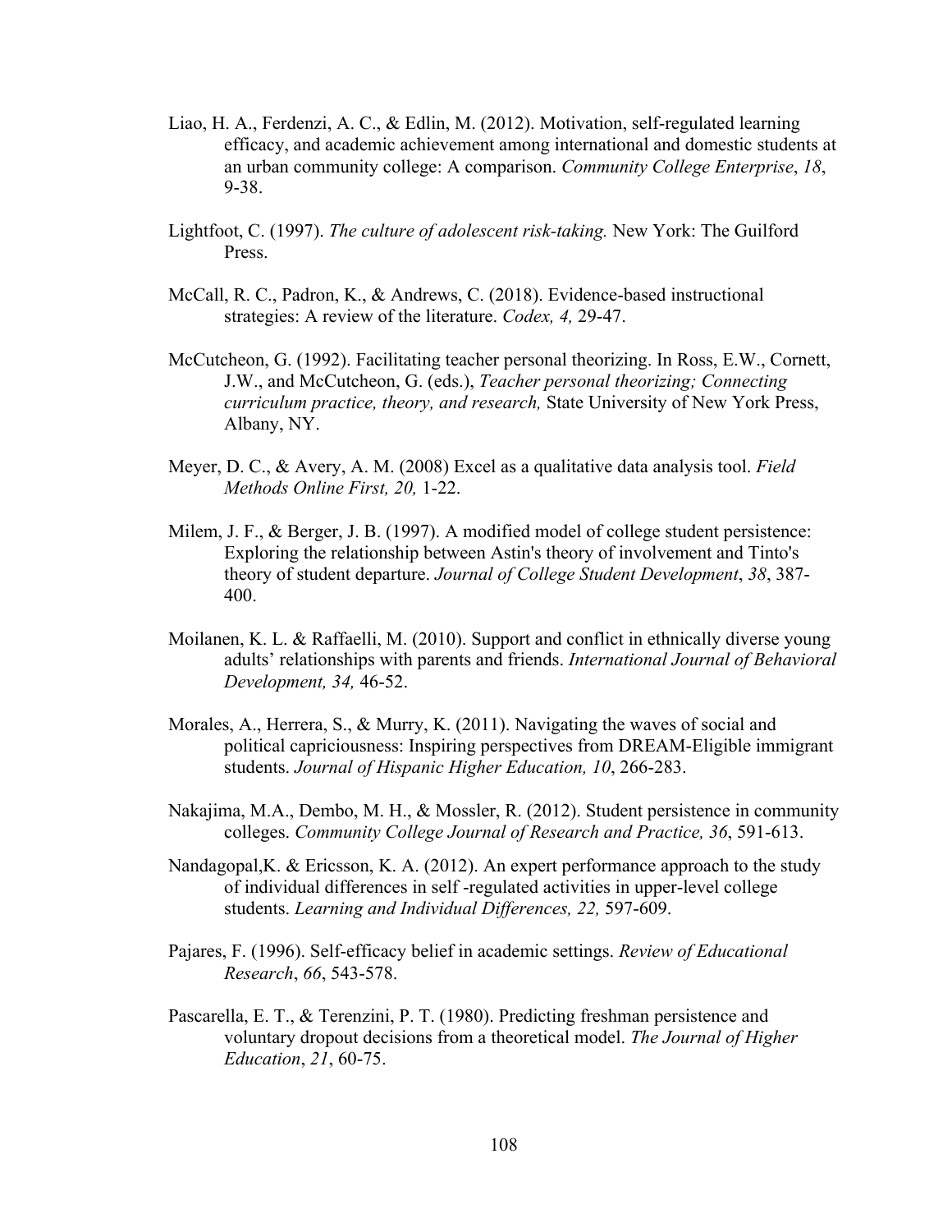Liao, H. A., Ferdenzi, A. C., & Edlin, M. (2012). Motivation, self-regulated learning efficacy, and academic achievement among international and domestic students at an urban community college: A comparison. *Community College Enterprise*, *18*, 9-38.

Lightfoot, C. (1997). *The culture of adolescent risk-taking.* New York: The Guilford Press.

McCall, R. C., Padron, K., & Andrews, C. (2018). Evidence-based instructional strategies: A review of the literature. *Codex, 4,* 29-47.

McCutcheon, G. (1992). Facilitating teacher personal theorizing. In Ross, E.W., Cornett, J.W., and McCutcheon, G. (eds.), *Teacher personal theorizing; Connecting curriculum practice, theory, and research,* State University of New York Press, Albany, NY.

Meyer, D. C., & Avery, A. M. (2008) Excel as a qualitative data analysis tool. *Field Methods Online First, 20,* 1-22.

Milem, J. F., & Berger, J. B. (1997). A modified model of college student persistence: Exploring the relationship between Astin's theory of involvement and Tinto's theory of student departure. *Journal of College Student Development*, *38*, 387-400.

Moilanen, K. L. & Raffaelli, M. (2010). Support and conflict in ethnically diverse young adults' relationships with parents and friends. *International Journal of Behavioral Development, 34,* 46-52.

Morales, A., Herrera, S., & Murry, K. (2011). Navigating the waves of social and political capriciousness: Inspiring perspectives from DREAM-Eligible immigrant students. *Journal of Hispanic Higher Education, 10*, 266-283.

Nakajima, M.A., Dembo, M. H., & Mossler, R. (2012). Student persistence in community colleges. *Community College Journal of Research and Practice, 36*, 591-613.

Nandagopal,K. & Ericsson, K. A. (2012). An expert performance approach to the study of individual differences in self -regulated activities in upper-level college students. *Learning and Individual Differences, 22,* 597-609.

Pajares, F. (1996). Self-efficacy belief in academic settings. *Review of Educational Research*, *66*, 543-578.

Pascarella, E. T., & Terenzini, P. T. (1980). Predicting freshman persistence and voluntary dropout decisions from a theoretical model. *The Journal of Higher Education*, *21*, 60-75.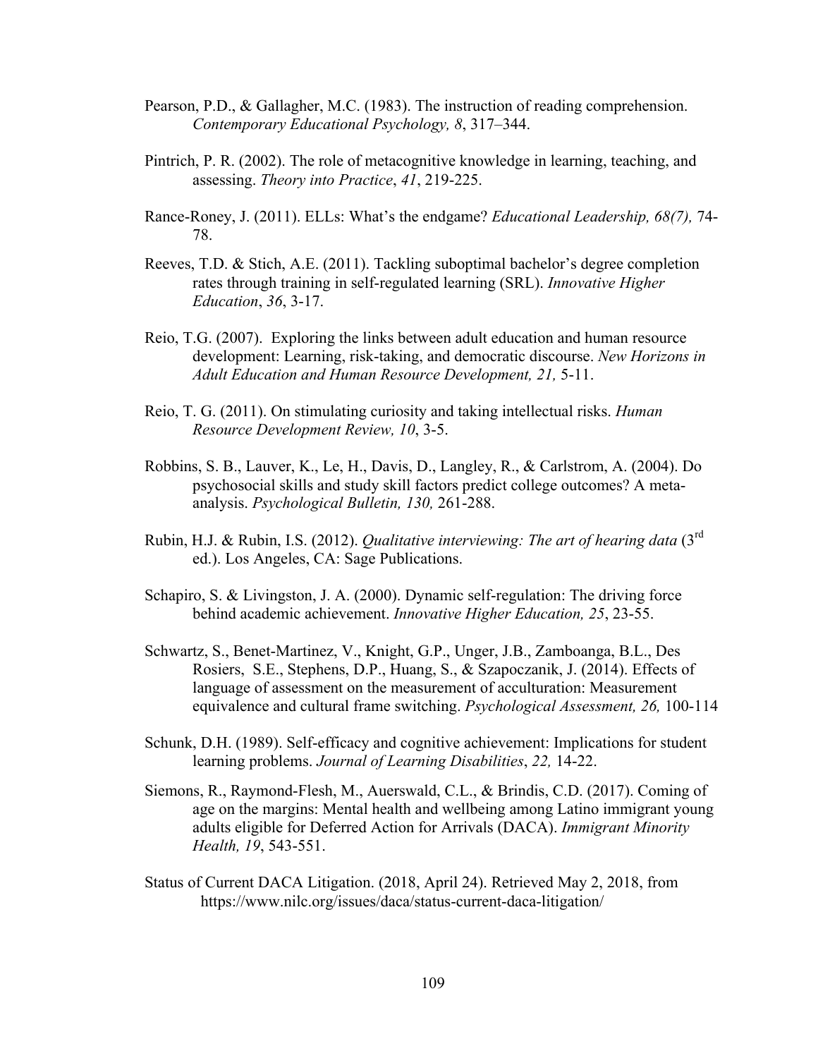Pearson, P.D., & Gallagher, M.C. (1983). The instruction of reading comprehension. *Contemporary Educational Psychology, 8*, 317–344.

Pintrich, P. R. (2002). The role of metacognitive knowledge in learning, teaching, and assessing. *Theory into Practice*, *41*, 219-225.

Rance-Roney, J. (2011). ELLs: What's the endgame? *Educational Leadership, 68(7),* 74-78.

Reeves, T.D. & Stich, A.E. (2011). Tackling suboptimal bachelor's degree completion rates through training in self-regulated learning (SRL). *Innovative Higher Education*, *36*, 3-17.

Reio, T.G. (2007). Exploring the links between adult education and human resource development: Learning, risk-taking, and democratic discourse. *New Horizons in Adult Education and Human Resource Development, 21,* 5-11.

Reio, T. G. (2011). On stimulating curiosity and taking intellectual risks. *Human Resource Development Review, 10*, 3-5.

Robbins, S. B., Lauver, K., Le, H., Davis, D., Langley, R., & Carlstrom, A. (2004). Do psychosocial skills and study skill factors predict college outcomes? A meta-analysis. *Psychological Bulletin, 130,* 261-288.

Rubin, H.J. & Rubin, I.S. (2012). *Qualitative interviewing: The art of hearing data* (3rd ed.). Los Angeles, CA: Sage Publications.

Schapiro, S. & Livingston, J. A. (2000). Dynamic self-regulation: The driving force behind academic achievement. *Innovative Higher Education, 25*, 23-55.

Schwartz, S., Benet-Martinez, V., Knight, G.P., Unger, J.B., Zamboanga, B.L., Des Rosiers, S.E., Stephens, D.P., Huang, S., & Szapoczanik, J. (2014). Effects of language of assessment on the measurement of acculturation: Measurement equivalence and cultural frame switching. *Psychological Assessment, 26,* 100-114

Schunk, D.H. (1989). Self-efficacy and cognitive achievement: Implications for student learning problems. *Journal of Learning Disabilities*, *22,* 14-22.

Siemons, R., Raymond-Flesh, M., Auerswald, C.L., & Brindis, C.D. (2017). Coming of age on the margins: Mental health and wellbeing among Latino immigrant young adults eligible for Deferred Action for Arrivals (DACA). *Immigrant Minority Health, 19*, 543-551.

Status of Current DACA Litigation. (2018, April 24). Retrieved May 2, 2018, from https://www.nilc.org/issues/daca/status-current-daca-litigation/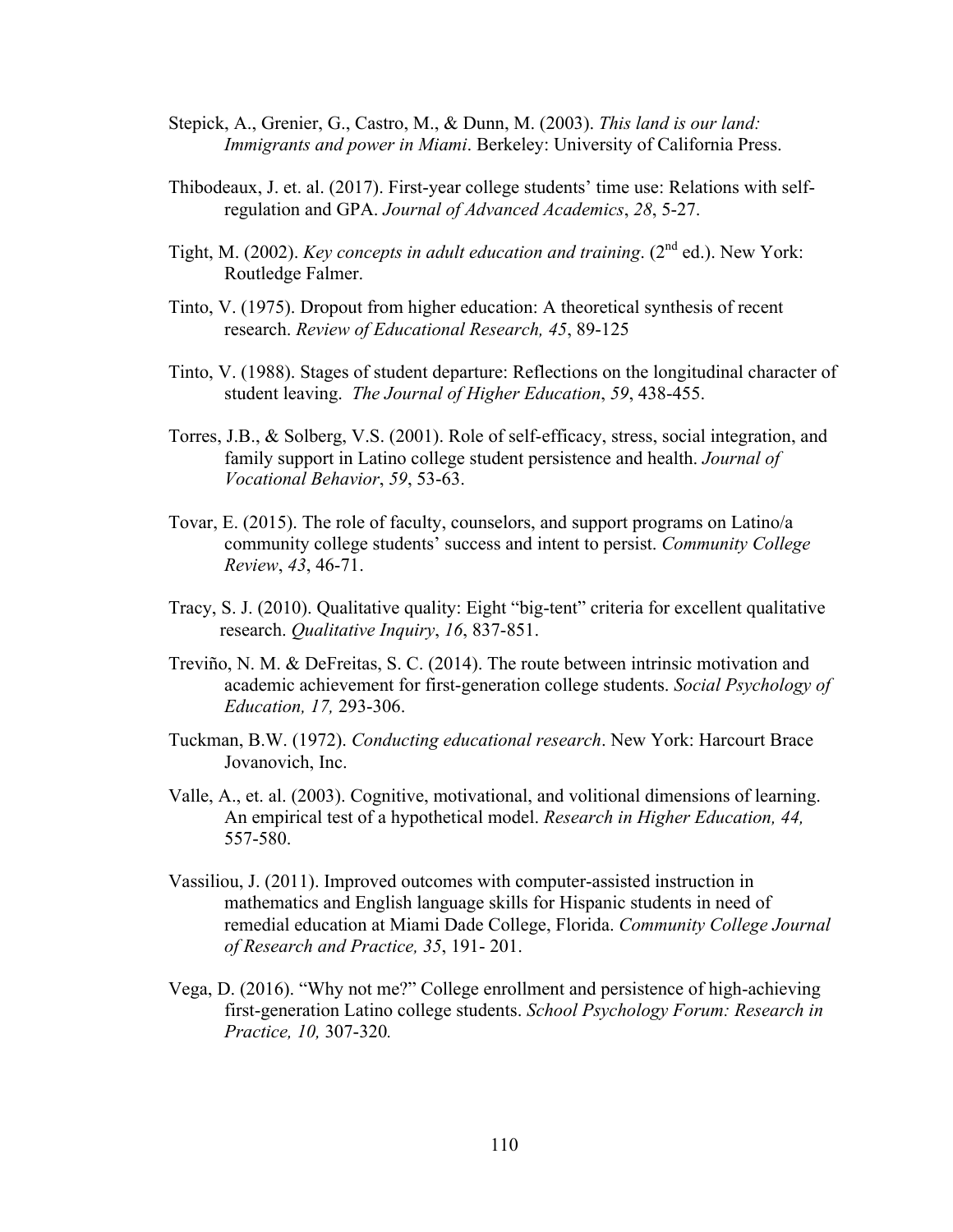Stepick, A., Grenier, G., Castro, M., & Dunn, M. (2003). *This land is our land: Immigrants and power in Miami*. Berkeley: University of California Press.

Thibodeaux, J. et. al. (2017). First-year college students' time use: Relations with self-regulation and GPA. *Journal of Advanced Academics*, *28*, 5-27.

Tight, M. (2002). *Key concepts in adult education and training*. (2nd ed.). New York: Routledge Falmer.

Tinto, V. (1975). Dropout from higher education: A theoretical synthesis of recent research. *Review of Educational Research, 45*, 89-125

Tinto, V. (1988). Stages of student departure: Reflections on the longitudinal character of student leaving. *The Journal of Higher Education*, *59*, 438-455.

Torres, J.B., & Solberg, V.S. (2001). Role of self-efficacy, stress, social integration, and family support in Latino college student persistence and health. *Journal of Vocational Behavior*, *59*, 53-63.

Tovar, E. (2015). The role of faculty, counselors, and support programs on Latino/a community college students' success and intent to persist. *Community College Review*, *43*, 46-71.

Tracy, S. J. (2010). Qualitative quality: Eight "big-tent" criteria for excellent qualitative research. *Qualitative Inquiry*, *16*, 837-851.

Treviño, N. M. & DeFreitas, S. C. (2014). The route between intrinsic motivation and academic achievement for first-generation college students. *Social Psychology of Education, 17,* 293-306.

Tuckman, B.W. (1972). *Conducting educational research*. New York: Harcourt Brace Jovanovich, Inc.

Valle, A., et. al. (2003). Cognitive, motivational, and volitional dimensions of learning. An empirical test of a hypothetical model. *Research in Higher Education, 44,* 557-580.

Vassiliou, J. (2011). Improved outcomes with computer-assisted instruction in mathematics and English language skills for Hispanic students in need of remedial education at Miami Dade College, Florida. *Community College Journal of Research and Practice, 35*, 191- 201.

Vega, D. (2016). "Why not me?" College enrollment and persistence of high-achieving first-generation Latino college students. *School Psychology Forum: Research in Practice, 10,* 307-320*.*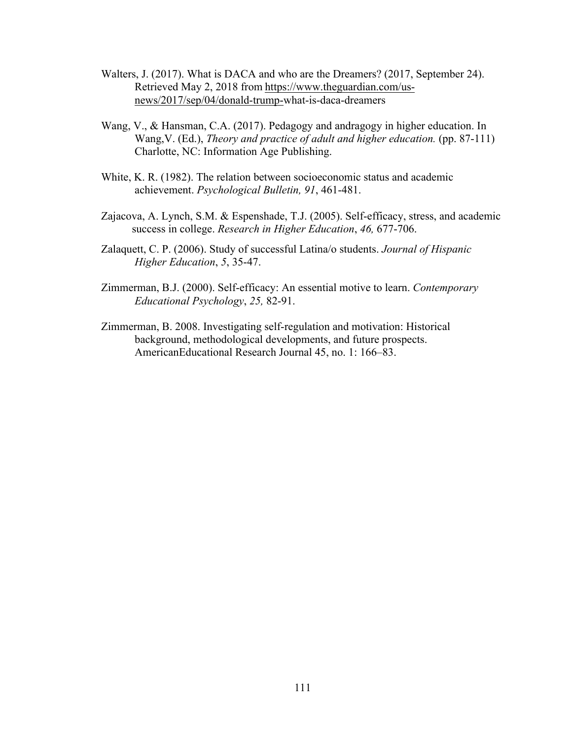Walters, J. (2017). What is DACA and who are the Dreamers? (2017, September 24). Retrieved May 2, 2018 from https://www.theguardian.com/us-news/2017/sep/04/donald-trump-what-is-daca-dreamers

Wang, V., & Hansman, C.A. (2017). Pedagogy and andragogy in higher education. In Wang,V. (Ed.), *Theory and practice of adult and higher education.* (pp. 87-111) Charlotte, NC: Information Age Publishing.

White, K. R. (1982). The relation between socioeconomic status and academic achievement. *Psychological Bulletin, 91*, 461-481.

Zajacova, A. Lynch, S.M. & Espenshade, T.J. (2005). Self-efficacy, stress, and academic success in college. *Research in Higher Education*, *46,* 677-706.

Zalaquett, C. P. (2006). Study of successful Latina/o students. *Journal of Hispanic Higher Education*, *5*, 35-47.

Zimmerman, B.J. (2000). Self-efficacy: An essential motive to learn. *Contemporary Educational Psychology*, *25,* 82-91.

Zimmerman, B. 2008. Investigating self-regulation and motivation: Historical background, methodological developments, and future prospects. AmericanEducational Research Journal 45, no. 1: 166–83.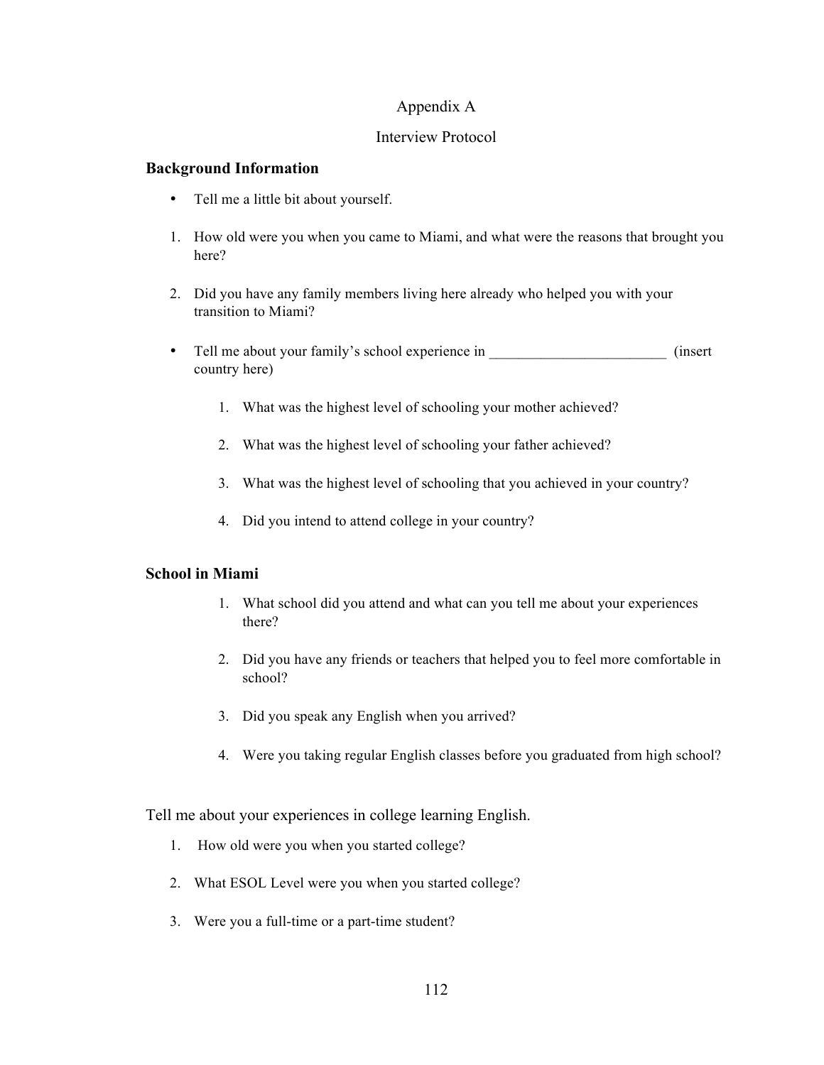# Appendix A

## Interview Protocol

**Background Information**

- Tell me a little bit about yourself.

1. How old were you when you came to Miami, and what were the reasons that brought you here?

2. Did you have any family members living here already who helped you with your transition to Miami?

- Tell me about your family's school experience in ________________________ (insert country here)

    1. What was the highest level of schooling your mother achieved?

    2. What was the highest level of schooling your father achieved?

    3. What was the highest level of schooling that you achieved in your country?

    4. Did you intend to attend college in your country?

**School in Miami**

1. What school did you attend and what can you tell me about your experiences there?

2. Did you have any friends or teachers that helped you to feel more comfortable in school?

3. Did you speak any English when you arrived?

4. Were you taking regular English classes before you graduated from high school?

Tell me about your experiences in college learning English.

1. How old were you when you started college?

2. What ESOL Level were you when you started college?

3. Were you a full-time or a part-time student?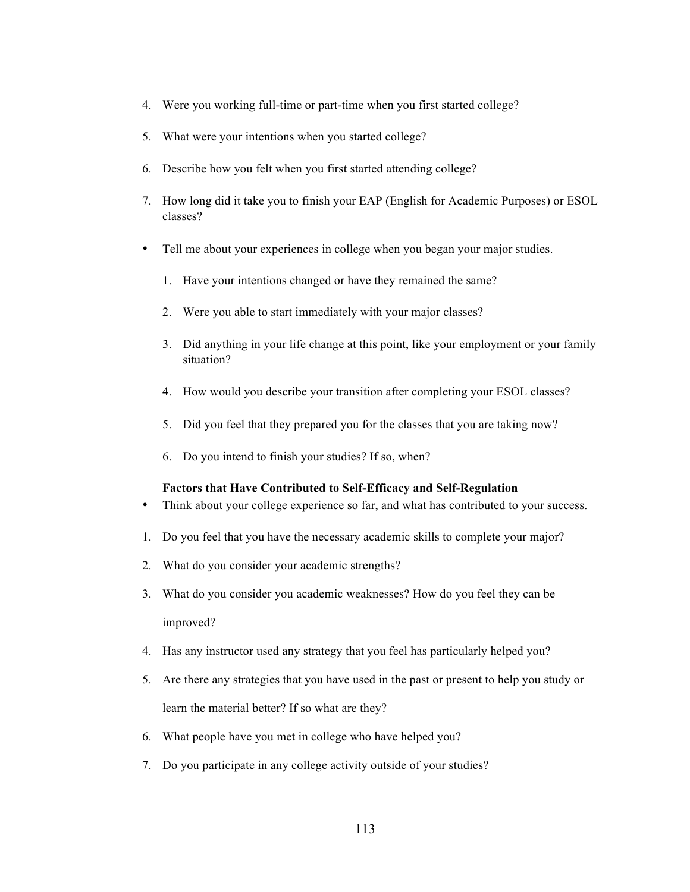4. Were you working full-time or part-time when you first started college?

5. What were your intentions when you started college?

6. Describe how you felt when you first started attending college?

7. How long did it take you to finish your EAP (English for Academic Purposes) or ESOL classes?

- Tell me about your experiences in college when you began your major studies.

    1. Have your intentions changed or have they remained the same?

    2. Were you able to start immediately with your major classes?

    3. Did anything in your life change at this point, like your employment or your family situation?

    4. How would you describe your transition after completing your ESOL classes?

    5. Did you feel that they prepared you for the classes that you are taking now?

    6. Do you intend to finish your studies? If so, when?

**Factors that Have Contributed to Self-Efficacy and Self-Regulation**

- Think about your college experience so far, and what has contributed to your success.

1. Do you feel that you have the necessary academic skills to complete your major?

2. What do you consider your academic strengths?

3. What do you consider you academic weaknesses? How do you feel they can be improved?

4. Has any instructor used any strategy that you feel has particularly helped you?

5. Are there any strategies that you have used in the past or present to help you study or learn the material better? If so what are they?

6. What people have you met in college who have helped you?

7. Do you participate in any college activity outside of your studies?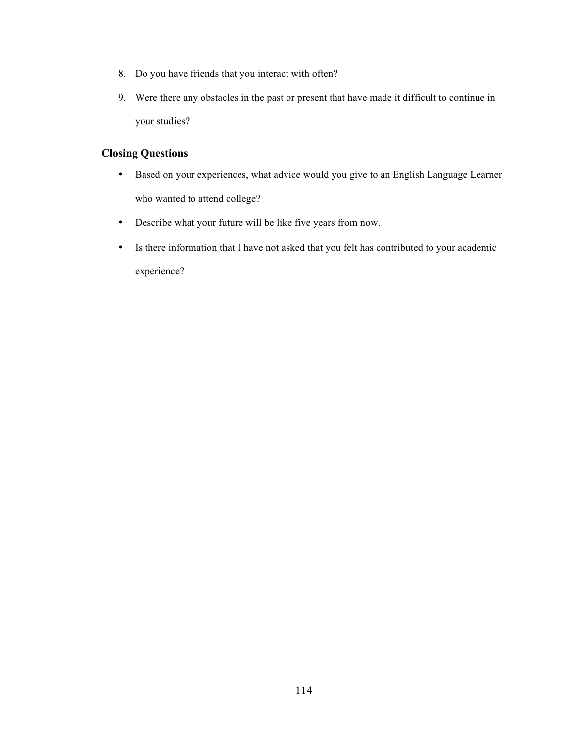8. Do you have friends that you interact with often?
9. Were there any obstacles in the past or present that have made it difficult to continue in your studies?

**Closing Questions**

- Based on your experiences, what advice would you give to an English Language Learner who wanted to attend college?
- Describe what your future will be like five years from now.
- Is there information that I have not asked that you felt has contributed to your academic experience?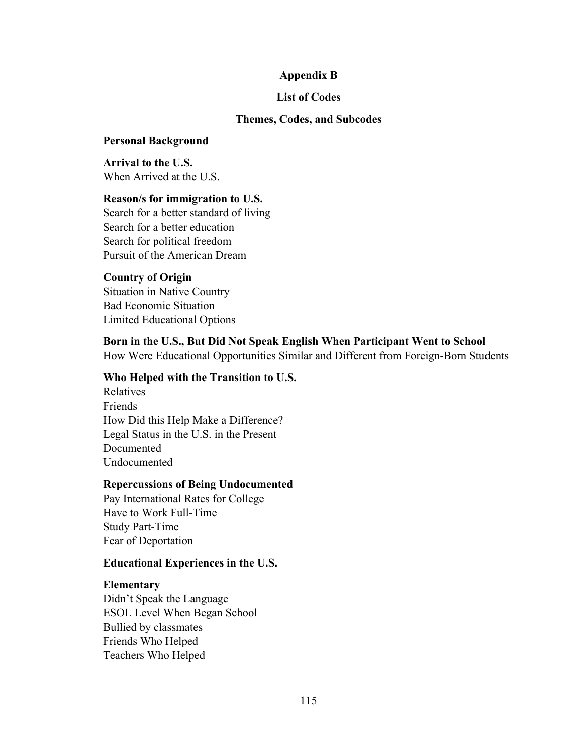**Appendix B**

**List of Codes**

**Themes, Codes, and Subcodes**

**Personal Background**

**Arrival to the U.S.**
When Arrived at the U.S.

**Reason/s for immigration to U.S.**
Search for a better standard of living
Search for a better education
Search for political freedom
Pursuit of the American Dream

**Country of Origin**
Situation in Native Country
Bad Economic Situation
Limited Educational Options

**Born in the U.S., But Did Not Speak English When Participant Went to School**
How Were Educational Opportunities Similar and Different from Foreign-Born Students

**Who Helped with the Transition to U.S.**
Relatives
Friends
How Did this Help Make a Difference?
Legal Status in the U.S. in the Present
Documented
Undocumented

**Repercussions of Being Undocumented**
Pay International Rates for College
Have to Work Full-Time
Study Part-Time
Fear of Deportation

**Educational Experiences in the U.S.**

**Elementary**
Didn't Speak the Language
ESOL Level When Began School
Bullied by classmates
Friends Who Helped
Teachers Who Helped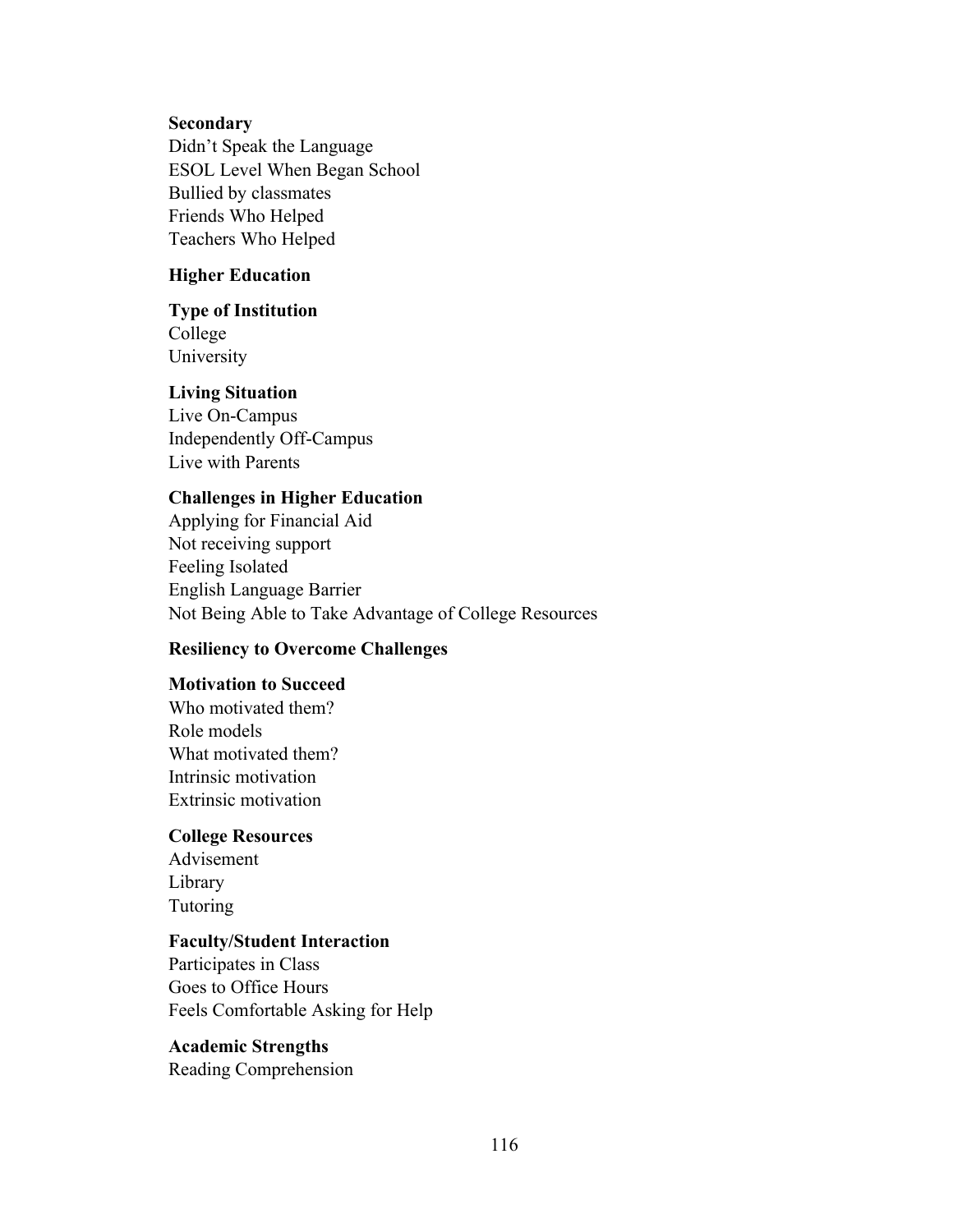**Secondary**

Didn't Speak the Language
ESOL Level When Began School
Bullied by classmates
Friends Who Helped
Teachers Who Helped

**Higher Education**

**Type of Institution**

College
University

**Living Situation**

Live On-Campus
Independently Off-Campus
Live with Parents

**Challenges in Higher Education**

Applying for Financial Aid
Not receiving support
Feeling Isolated
English Language Barrier
Not Being Able to Take Advantage of College Resources

**Resiliency to Overcome Challenges**

**Motivation to Succeed**

Who motivated them?
Role models
What motivated them?
Intrinsic motivation
Extrinsic motivation

**College Resources**

Advisement
Library
Tutoring

**Faculty/Student Interaction**

Participates in Class
Goes to Office Hours
Feels Comfortable Asking for Help

**Academic Strengths**

Reading Comprehension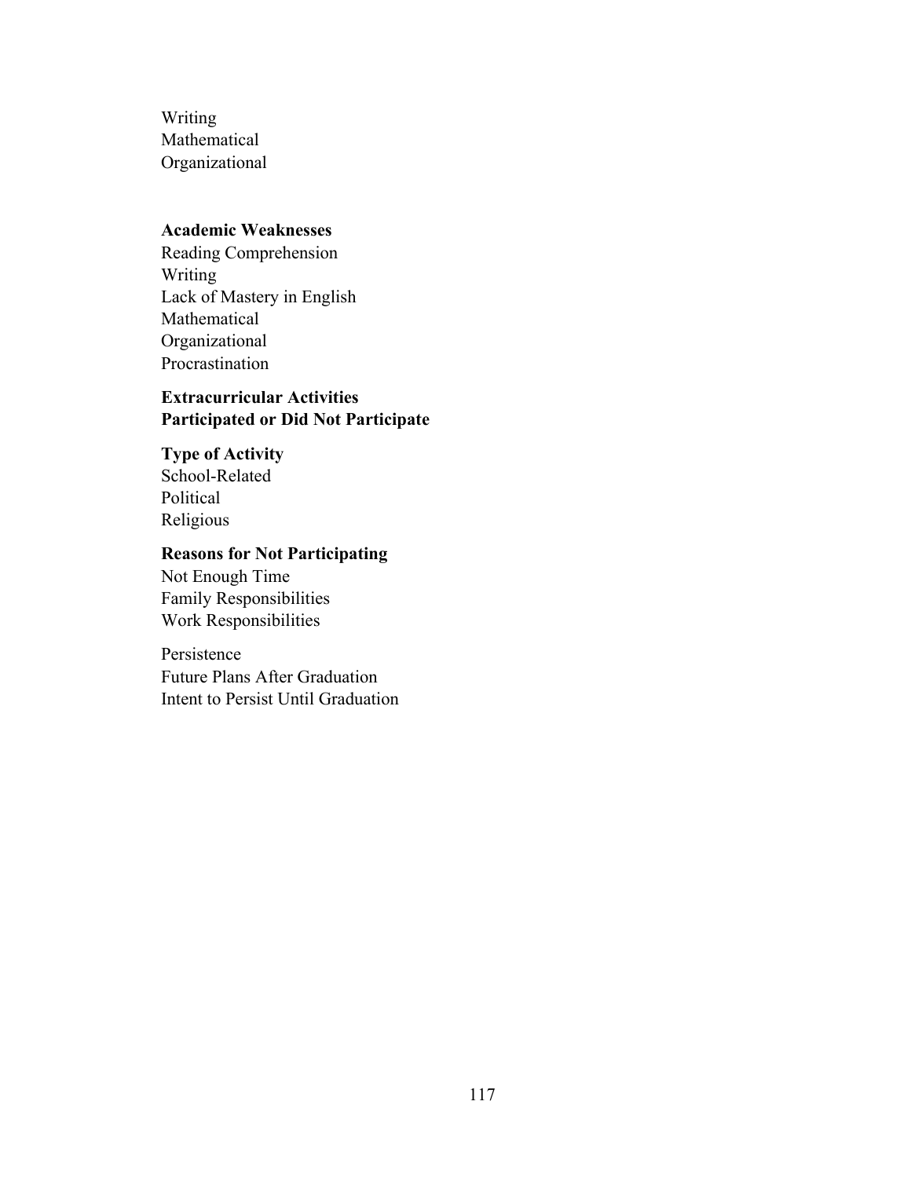Writing
Mathematical
Organizational

**Academic Weaknesses**
Reading Comprehension
Writing
Lack of Mastery in English
Mathematical
Organizational
Procrastination

**Extracurricular Activities**
**Participated or Did Not Participate**

**Type of Activity**
School-Related
Political
Religious

**Reasons for Not Participating**
Not Enough Time
Family Responsibilities
Work Responsibilities

Persistence
Future Plans After Graduation
Intent to Persist Until Graduation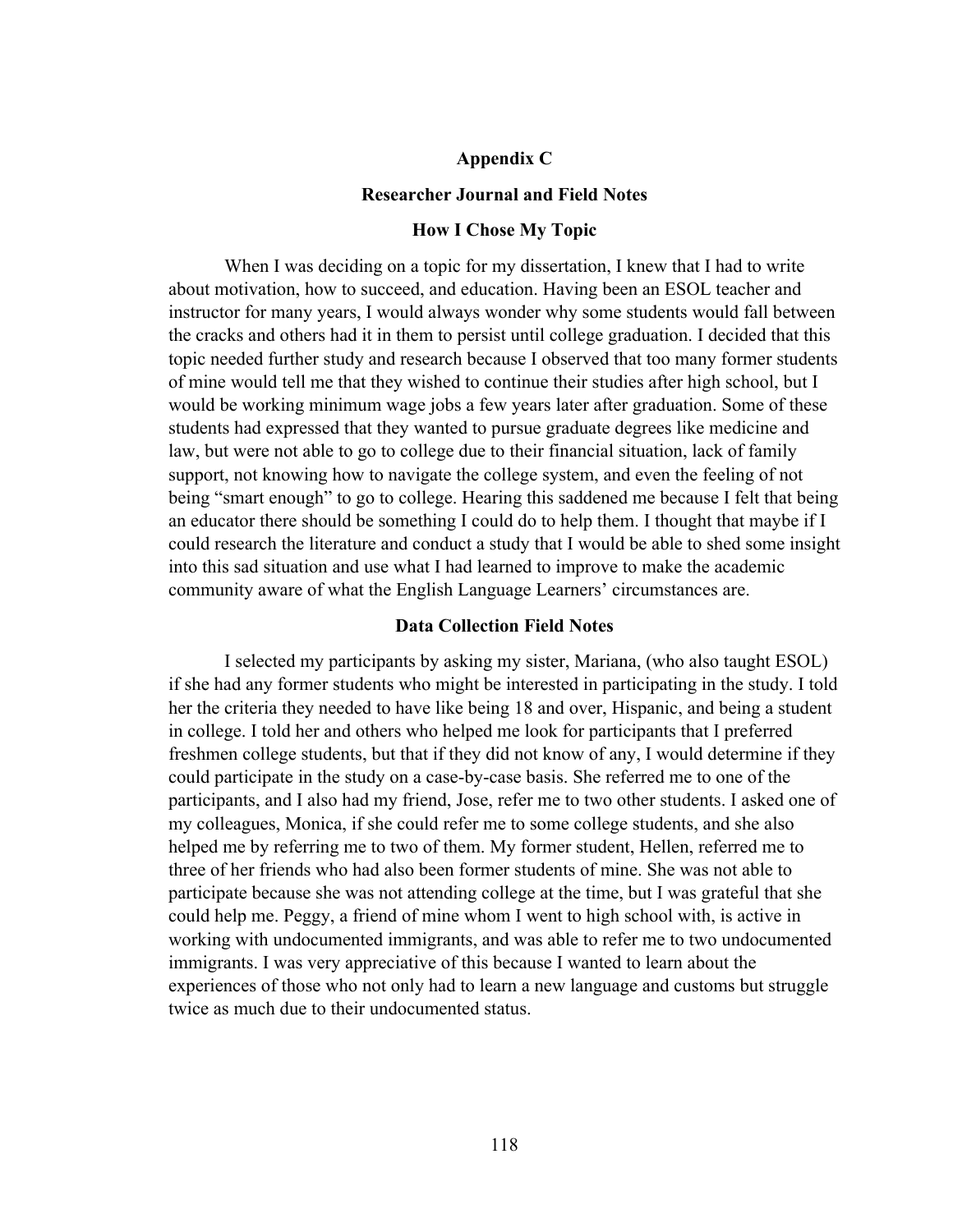# Appendix C

## Researcher Journal and Field Notes

### How I Chose My Topic

When I was deciding on a topic for my dissertation, I knew that I had to write about motivation, how to succeed, and education. Having been an ESOL teacher and instructor for many years, I would always wonder why some students would fall between the cracks and others had it in them to persist until college graduation. I decided that this topic needed further study and research because I observed that too many former students of mine would tell me that they wished to continue their studies after high school, but I would be working minimum wage jobs a few years later after graduation. Some of these students had expressed that they wanted to pursue graduate degrees like medicine and law, but were not able to go to college due to their financial situation, lack of family support, not knowing how to navigate the college system, and even the feeling of not being "smart enough" to go to college. Hearing this saddened me because I felt that being an educator there should be something I could do to help them. I thought that maybe if I could research the literature and conduct a study that I would be able to shed some insight into this sad situation and use what I had learned to improve to make the academic community aware of what the English Language Learners' circumstances are.

### Data Collection Field Notes

I selected my participants by asking my sister, Mariana, (who also taught ESOL) if she had any former students who might be interested in participating in the study. I told her the criteria they needed to have like being 18 and over, Hispanic, and being a student in college. I told her and others who helped me look for participants that I preferred freshmen college students, but that if they did not know of any, I would determine if they could participate in the study on a case-by-case basis. She referred me to one of the participants, and I also had my friend, Jose, refer me to two other students. I asked one of my colleagues, Monica, if she could refer me to some college students, and she also helped me by referring me to two of them. My former student, Hellen, referred me to three of her friends who had also been former students of mine. She was not able to participate because she was not attending college at the time, but I was grateful that she could help me. Peggy, a friend of mine whom I went to high school with, is active in working with undocumented immigrants, and was able to refer me to two undocumented immigrants. I was very appreciative of this because I wanted to learn about the experiences of those who not only had to learn a new language and customs but struggle twice as much due to their undocumented status.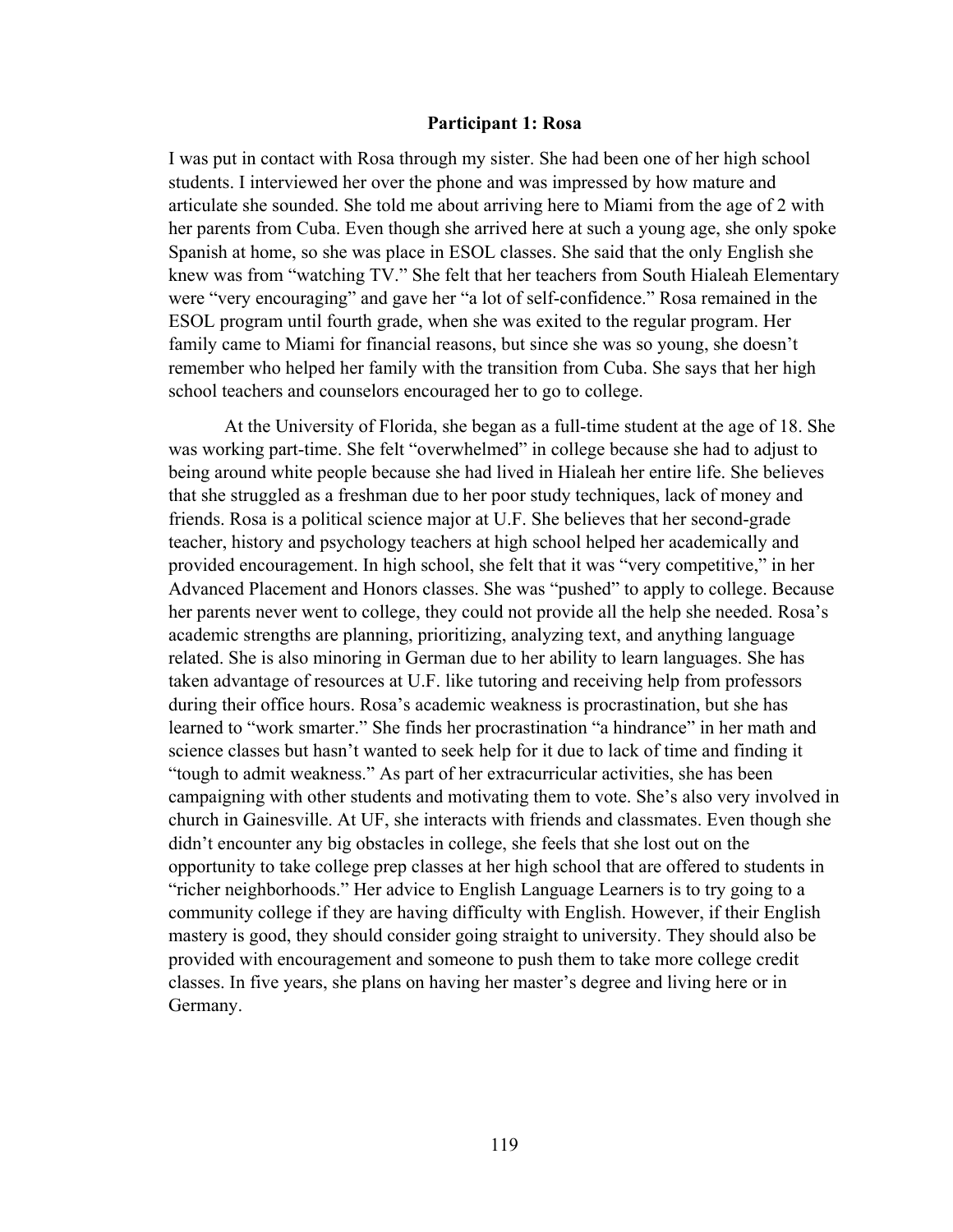**Participant 1: Rosa**

I was put in contact with Rosa through my sister. She had been one of her high school students. I interviewed her over the phone and was impressed by how mature and articulate she sounded. She told me about arriving here to Miami from the age of 2 with her parents from Cuba. Even though she arrived here at such a young age, she only spoke Spanish at home, so she was place in ESOL classes. She said that the only English she knew was from "watching TV." She felt that her teachers from South Hialeah Elementary were "very encouraging" and gave her "a lot of self-confidence." Rosa remained in the ESOL program until fourth grade, when she was exited to the regular program. Her family came to Miami for financial reasons, but since she was so young, she doesn't remember who helped her family with the transition from Cuba. She says that her high school teachers and counselors encouraged her to go to college.

At the University of Florida, she began as a full-time student at the age of 18. She was working part-time. She felt "overwhelmed" in college because she had to adjust to being around white people because she had lived in Hialeah her entire life. She believes that she struggled as a freshman due to her poor study techniques, lack of money and friends. Rosa is a political science major at U.F. She believes that her second-grade teacher, history and psychology teachers at high school helped her academically and provided encouragement. In high school, she felt that it was "very competitive," in her Advanced Placement and Honors classes. She was "pushed" to apply to college. Because her parents never went to college, they could not provide all the help she needed. Rosa's academic strengths are planning, prioritizing, analyzing text, and anything language related. She is also minoring in German due to her ability to learn languages. She has taken advantage of resources at U.F. like tutoring and receiving help from professors during their office hours. Rosa's academic weakness is procrastination, but she has learned to "work smarter." She finds her procrastination "a hindrance" in her math and science classes but hasn't wanted to seek help for it due to lack of time and finding it "tough to admit weakness." As part of her extracurricular activities, she has been campaigning with other students and motivating them to vote. She's also very involved in church in Gainesville. At UF, she interacts with friends and classmates. Even though she didn't encounter any big obstacles in college, she feels that she lost out on the opportunity to take college prep classes at her high school that are offered to students in "richer neighborhoods." Her advice to English Language Learners is to try going to a community college if they are having difficulty with English. However, if their English mastery is good, they should consider going straight to university. They should also be provided with encouragement and someone to push them to take more college credit classes. In five years, she plans on having her master's degree and living here or in Germany.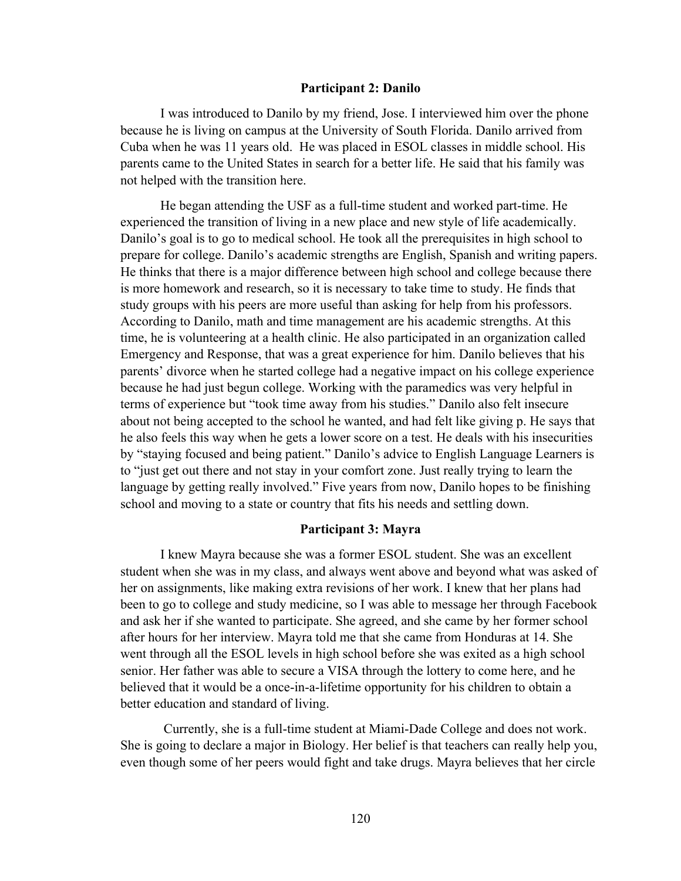## Participant 2: Danilo

I was introduced to Danilo by my friend, Jose. I interviewed him over the phone because he is living on campus at the University of South Florida. Danilo arrived from Cuba when he was 11 years old. He was placed in ESOL classes in middle school. His parents came to the United States in search for a better life. He said that his family was not helped with the transition here.

He began attending the USF as a full-time student and worked part-time. He experienced the transition of living in a new place and new style of life academically. Danilo's goal is to go to medical school. He took all the prerequisites in high school to prepare for college. Danilo's academic strengths are English, Spanish and writing papers. He thinks that there is a major difference between high school and college because there is more homework and research, so it is necessary to take time to study. He finds that study groups with his peers are more useful than asking for help from his professors. According to Danilo, math and time management are his academic strengths. At this time, he is volunteering at a health clinic. He also participated in an organization called Emergency and Response, that was a great experience for him. Danilo believes that his parents' divorce when he started college had a negative impact on his college experience because he had just begun college. Working with the paramedics was very helpful in terms of experience but "took time away from his studies." Danilo also felt insecure about not being accepted to the school he wanted, and had felt like giving p. He says that he also feels this way when he gets a lower score on a test. He deals with his insecurities by "staying focused and being patient." Danilo's advice to English Language Learners is to "just get out there and not stay in your comfort zone. Just really trying to learn the language by getting really involved." Five years from now, Danilo hopes to be finishing school and moving to a state or country that fits his needs and settling down.

## Participant 3: Mayra

I knew Mayra because she was a former ESOL student. She was an excellent student when she was in my class, and always went above and beyond what was asked of her on assignments, like making extra revisions of her work. I knew that her plans had been to go to college and study medicine, so I was able to message her through Facebook and ask her if she wanted to participate. She agreed, and she came by her former school after hours for her interview. Mayra told me that she came from Honduras at 14. She went through all the ESOL levels in high school before she was exited as a high school senior. Her father was able to secure a VISA through the lottery to come here, and he believed that it would be a once-in-a-lifetime opportunity for his children to obtain a better education and standard of living.

Currently, she is a full-time student at Miami-Dade College and does not work. She is going to declare a major in Biology. Her belief is that teachers can really help you, even though some of her peers would fight and take drugs. Mayra believes that her circle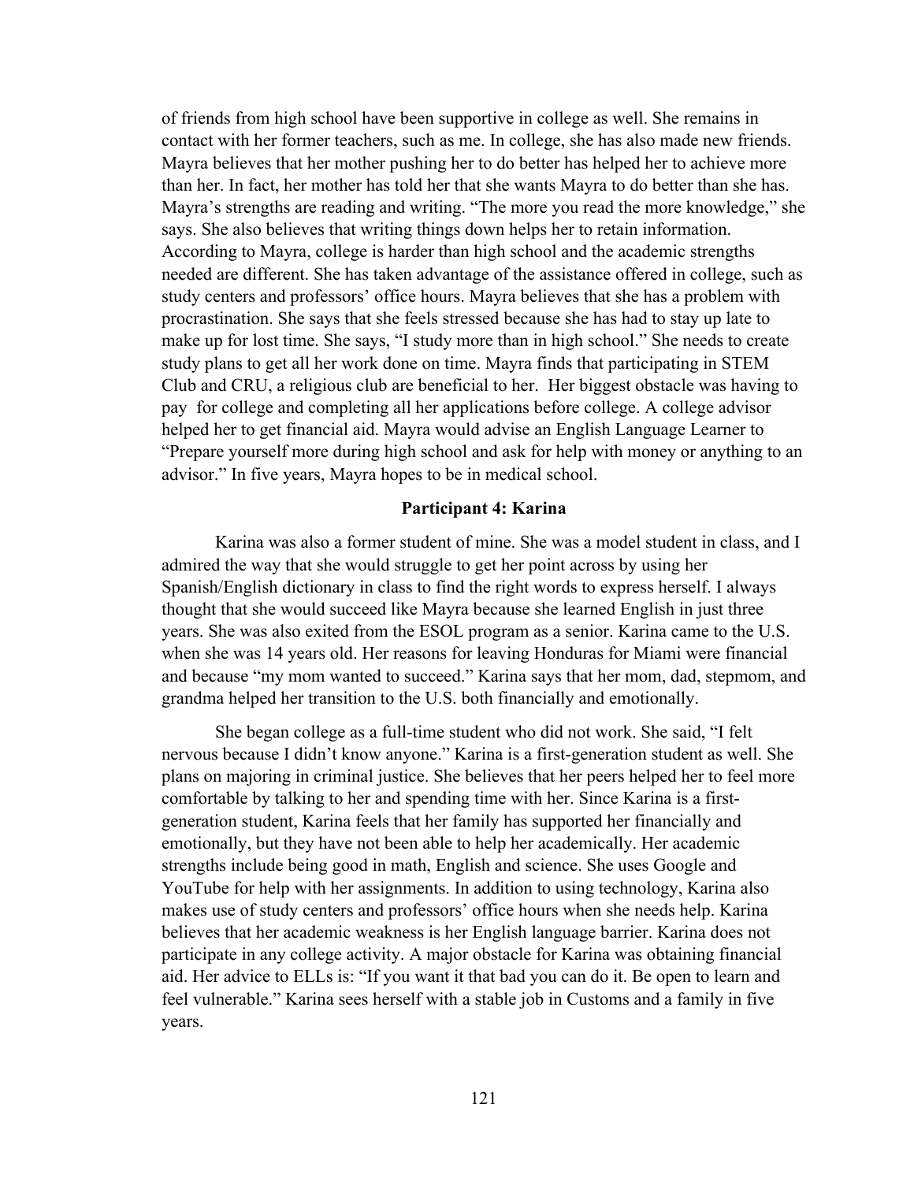of friends from high school have been supportive in college as well. She remains in contact with her former teachers, such as me. In college, she has also made new friends. Mayra believes that her mother pushing her to do better has helped her to achieve more than her. In fact, her mother has told her that she wants Mayra to do better than she has. Mayra's strengths are reading and writing. "The more you read the more knowledge," she says. She also believes that writing things down helps her to retain information. According to Mayra, college is harder than high school and the academic strengths needed are different. She has taken advantage of the assistance offered in college, such as study centers and professors' office hours. Mayra believes that she has a problem with procrastination. She says that she feels stressed because she has had to stay up late to make up for lost time. She says, "I study more than in high school." She needs to create study plans to get all her work done on time. Mayra finds that participating in STEM Club and CRU, a religious club are beneficial to her. Her biggest obstacle was having to pay for college and completing all her applications before college. A college advisor helped her to get financial aid. Mayra would advise an English Language Learner to "Prepare yourself more during high school and ask for help with money or anything to an advisor." In five years, Mayra hopes to be in medical school.

**Participant 4: Karina**

Karina was also a former student of mine. She was a model student in class, and I admired the way that she would struggle to get her point across by using her Spanish/English dictionary in class to find the right words to express herself. I always thought that she would succeed like Mayra because she learned English in just three years. She was also exited from the ESOL program as a senior. Karina came to the U.S. when she was 14 years old. Her reasons for leaving Honduras for Miami were financial and because "my mom wanted to succeed." Karina says that her mom, dad, stepmom, and grandma helped her transition to the U.S. both financially and emotionally.

She began college as a full-time student who did not work. She said, "I felt nervous because I didn't know anyone." Karina is a first-generation student as well. She plans on majoring in criminal justice. She believes that her peers helped her to feel more comfortable by talking to her and spending time with her. Since Karina is a first-generation student, Karina feels that her family has supported her financially and emotionally, but they have not been able to help her academically. Her academic strengths include being good in math, English and science. She uses Google and YouTube for help with her assignments. In addition to using technology, Karina also makes use of study centers and professors' office hours when she needs help. Karina believes that her academic weakness is her English language barrier. Karina does not participate in any college activity. A major obstacle for Karina was obtaining financial aid. Her advice to ELLs is: "If you want it that bad you can do it. Be open to learn and feel vulnerable." Karina sees herself with a stable job in Customs and a family in five years.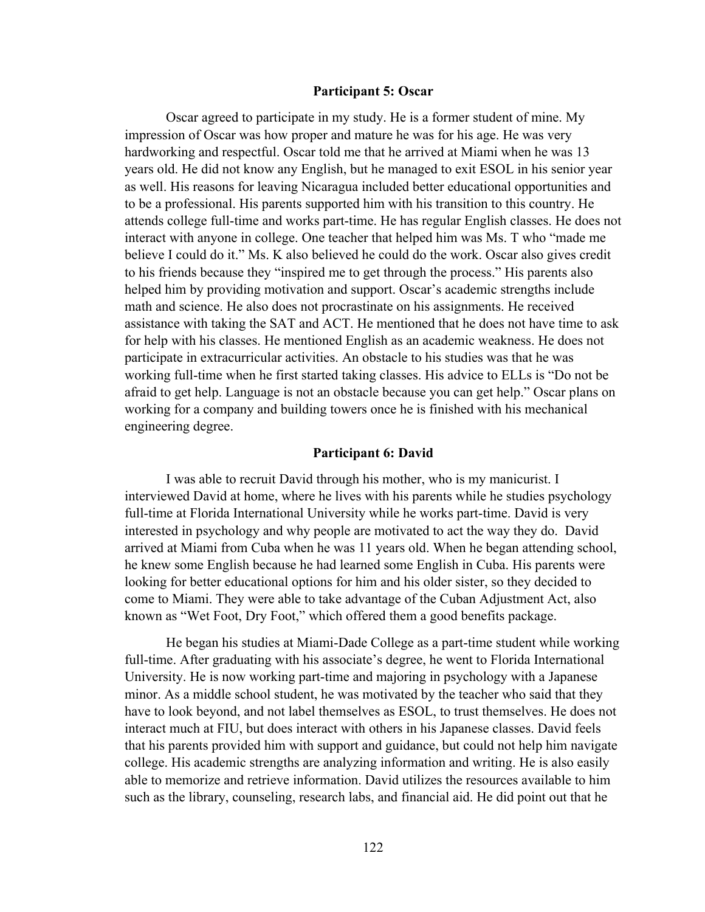### Participant 5: Oscar

Oscar agreed to participate in my study. He is a former student of mine. My impression of Oscar was how proper and mature he was for his age. He was very hardworking and respectful. Oscar told me that he arrived at Miami when he was 13 years old. He did not know any English, but he managed to exit ESOL in his senior year as well. His reasons for leaving Nicaragua included better educational opportunities and to be a professional. His parents supported him with his transition to this country. He attends college full-time and works part-time. He has regular English classes. He does not interact with anyone in college. One teacher that helped him was Ms. T who "made me believe I could do it." Ms. K also believed he could do the work. Oscar also gives credit to his friends because they "inspired me to get through the process." His parents also helped him by providing motivation and support. Oscar's academic strengths include math and science. He also does not procrastinate on his assignments. He received assistance with taking the SAT and ACT. He mentioned that he does not have time to ask for help with his classes. He mentioned English as an academic weakness. He does not participate in extracurricular activities. An obstacle to his studies was that he was working full-time when he first started taking classes. His advice to ELLs is "Do not be afraid to get help. Language is not an obstacle because you can get help." Oscar plans on working for a company and building towers once he is finished with his mechanical engineering degree.

### Participant 6: David

I was able to recruit David through his mother, who is my manicurist. I interviewed David at home, where he lives with his parents while he studies psychology full-time at Florida International University while he works part-time. David is very interested in psychology and why people are motivated to act the way they do. David arrived at Miami from Cuba when he was 11 years old. When he began attending school, he knew some English because he had learned some English in Cuba. His parents were looking for better educational options for him and his older sister, so they decided to come to Miami. They were able to take advantage of the Cuban Adjustment Act, also known as "Wet Foot, Dry Foot," which offered them a good benefits package.

He began his studies at Miami-Dade College as a part-time student while working full-time. After graduating with his associate's degree, he went to Florida International University. He is now working part-time and majoring in psychology with a Japanese minor. As a middle school student, he was motivated by the teacher who said that they have to look beyond, and not label themselves as ESOL, to trust themselves. He does not interact much at FIU, but does interact with others in his Japanese classes. David feels that his parents provided him with support and guidance, but could not help him navigate college. His academic strengths are analyzing information and writing. He is also easily able to memorize and retrieve information. David utilizes the resources available to him such as the library, counseling, research labs, and financial aid. He did point out that he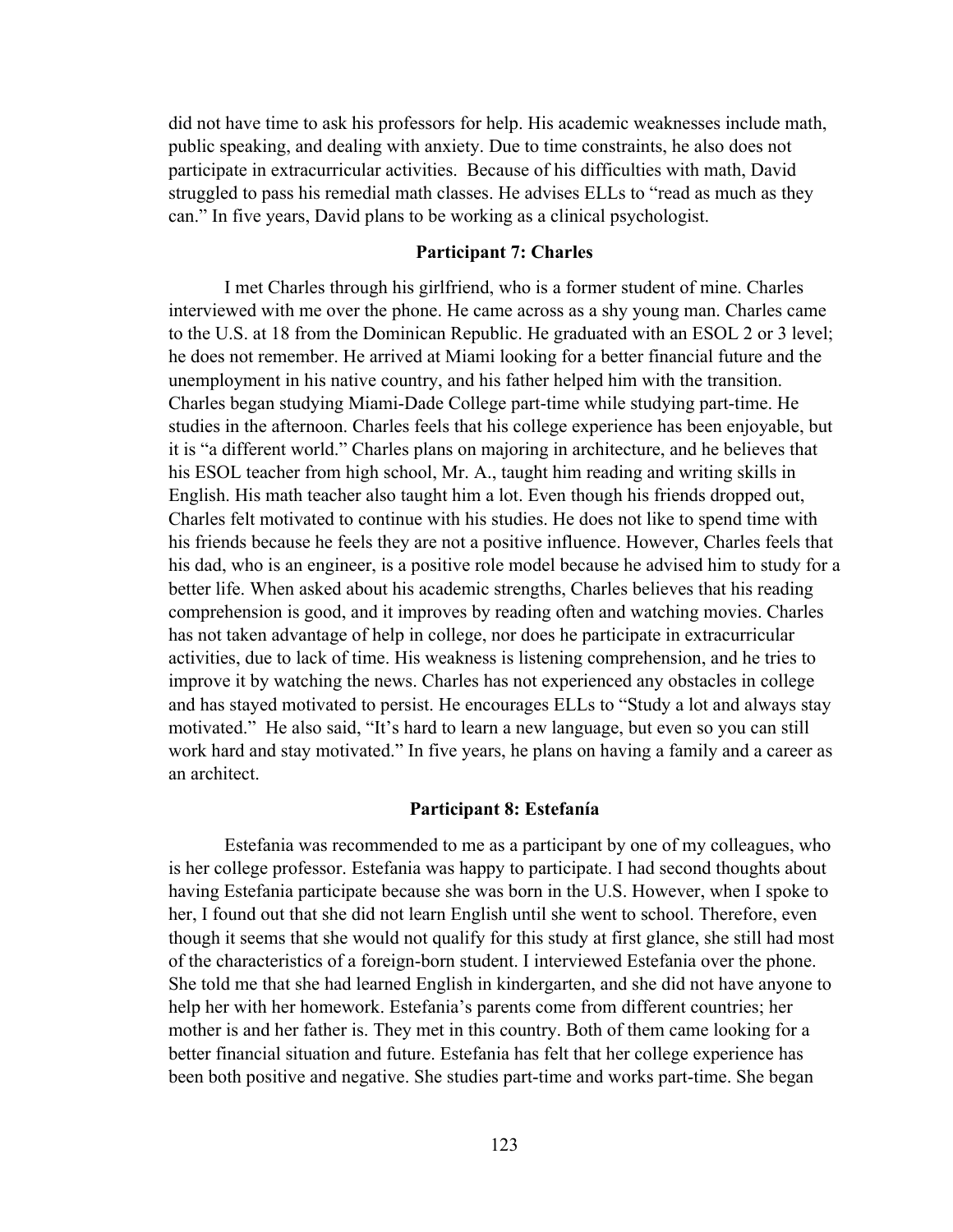did not have time to ask his professors for help. His academic weaknesses include math, public speaking, and dealing with anxiety. Due to time constraints, he also does not participate in extracurricular activities. Because of his difficulties with math, David struggled to pass his remedial math classes. He advises ELLs to "read as much as they can." In five years, David plans to be working as a clinical psychologist.

**Participant 7: Charles**

I met Charles through his girlfriend, who is a former student of mine. Charles interviewed with me over the phone. He came across as a shy young man. Charles came to the U.S. at 18 from the Dominican Republic. He graduated with an ESOL 2 or 3 level; he does not remember. He arrived at Miami looking for a better financial future and the unemployment in his native country, and his father helped him with the transition. Charles began studying Miami-Dade College part-time while studying part-time. He studies in the afternoon. Charles feels that his college experience has been enjoyable, but it is "a different world." Charles plans on majoring in architecture, and he believes that his ESOL teacher from high school, Mr. A., taught him reading and writing skills in English. His math teacher also taught him a lot. Even though his friends dropped out, Charles felt motivated to continue with his studies. He does not like to spend time with his friends because he feels they are not a positive influence. However, Charles feels that his dad, who is an engineer, is a positive role model because he advised him to study for a better life. When asked about his academic strengths, Charles believes that his reading comprehension is good, and it improves by reading often and watching movies. Charles has not taken advantage of help in college, nor does he participate in extracurricular activities, due to lack of time. His weakness is listening comprehension, and he tries to improve it by watching the news. Charles has not experienced any obstacles in college and has stayed motivated to persist. He encourages ELLs to "Study a lot and always stay motivated." He also said, "It's hard to learn a new language, but even so you can still work hard and stay motivated." In five years, he plans on having a family and a career as an architect.

**Participant 8: Estefanía**

Estefania was recommended to me as a participant by one of my colleagues, who is her college professor. Estefania was happy to participate. I had second thoughts about having Estefania participate because she was born in the U.S. However, when I spoke to her, I found out that she did not learn English until she went to school. Therefore, even though it seems that she would not qualify for this study at first glance, she still had most of the characteristics of a foreign-born student. I interviewed Estefania over the phone. She told me that she had learned English in kindergarten, and she did not have anyone to help her with her homework. Estefania's parents come from different countries; her mother is and her father is. They met in this country. Both of them came looking for a better financial situation and future. Estefania has felt that her college experience has been both positive and negative. She studies part-time and works part-time. She began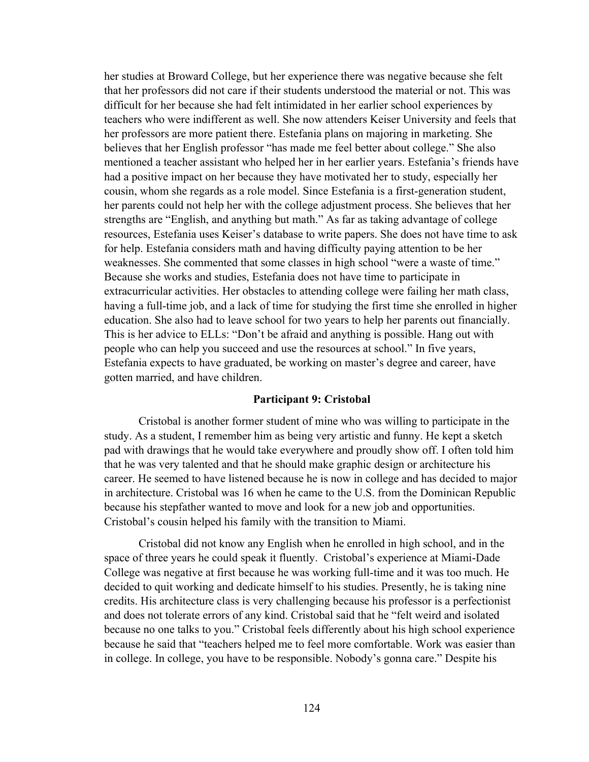her studies at Broward College, but her experience there was negative because she felt that her professors did not care if their students understood the material or not. This was difficult for her because she had felt intimidated in her earlier school experiences by teachers who were indifferent as well. She now attenders Keiser University and feels that her professors are more patient there. Estefania plans on majoring in marketing. She believes that her English professor "has made me feel better about college." She also mentioned a teacher assistant who helped her in her earlier years. Estefania's friends have had a positive impact on her because they have motivated her to study, especially her cousin, whom she regards as a role model. Since Estefania is a first-generation student, her parents could not help her with the college adjustment process. She believes that her strengths are "English, and anything but math." As far as taking advantage of college resources, Estefania uses Keiser's database to write papers. She does not have time to ask for help. Estefania considers math and having difficulty paying attention to be her weaknesses. She commented that some classes in high school "were a waste of time." Because she works and studies, Estefania does not have time to participate in extracurricular activities. Her obstacles to attending college were failing her math class, having a full-time job, and a lack of time for studying the first time she enrolled in higher education. She also had to leave school for two years to help her parents out financially. This is her advice to ELLs: "Don't be afraid and anything is possible. Hang out with people who can help you succeed and use the resources at school." In five years, Estefania expects to have graduated, be working on master's degree and career, have gotten married, and have children.

**Participant 9: Cristobal**

Cristobal is another former student of mine who was willing to participate in the study. As a student, I remember him as being very artistic and funny. He kept a sketch pad with drawings that he would take everywhere and proudly show off. I often told him that he was very talented and that he should make graphic design or architecture his career. He seemed to have listened because he is now in college and has decided to major in architecture. Cristobal was 16 when he came to the U.S. from the Dominican Republic because his stepfather wanted to move and look for a new job and opportunities. Cristobal's cousin helped his family with the transition to Miami.

Cristobal did not know any English when he enrolled in high school, and in the space of three years he could speak it fluently. Cristobal's experience at Miami-Dade College was negative at first because he was working full-time and it was too much. He decided to quit working and dedicate himself to his studies. Presently, he is taking nine credits. His architecture class is very challenging because his professor is a perfectionist and does not tolerate errors of any kind. Cristobal said that he "felt weird and isolated because no one talks to you." Cristobal feels differently about his high school experience because he said that "teachers helped me to feel more comfortable. Work was easier than in college. In college, you have to be responsible. Nobody's gonna care." Despite his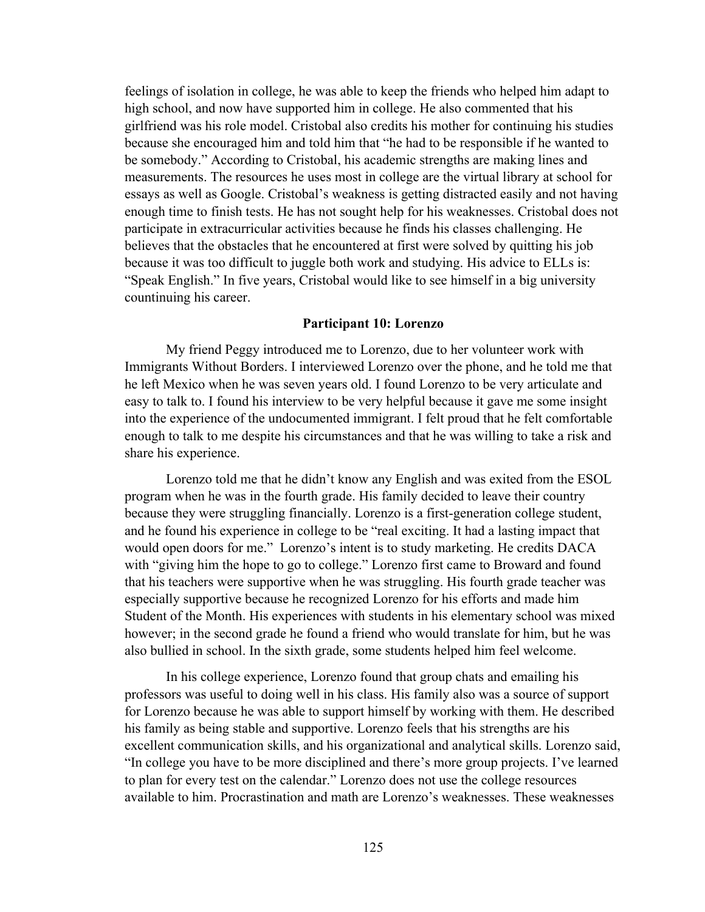feelings of isolation in college, he was able to keep the friends who helped him adapt to high school, and now have supported him in college. He also commented that his girlfriend was his role model. Cristobal also credits his mother for continuing his studies because she encouraged him and told him that "he had to be responsible if he wanted to be somebody." According to Cristobal, his academic strengths are making lines and measurements. The resources he uses most in college are the virtual library at school for essays as well as Google. Cristobal's weakness is getting distracted easily and not having enough time to finish tests. He has not sought help for his weaknesses. Cristobal does not participate in extracurricular activities because he finds his classes challenging. He believes that the obstacles that he encountered at first were solved by quitting his job because it was too difficult to juggle both work and studying. His advice to ELLs is: "Speak English." In five years, Cristobal would like to see himself in a big university countinuing his career.

### Participant 10: Lorenzo

My friend Peggy introduced me to Lorenzo, due to her volunteer work with Immigrants Without Borders. I interviewed Lorenzo over the phone, and he told me that he left Mexico when he was seven years old. I found Lorenzo to be very articulate and easy to talk to. I found his interview to be very helpful because it gave me some insight into the experience of the undocumented immigrant. I felt proud that he felt comfortable enough to talk to me despite his circumstances and that he was willing to take a risk and share his experience.

Lorenzo told me that he didn't know any English and was exited from the ESOL program when he was in the fourth grade. His family decided to leave their country because they were struggling financially. Lorenzo is a first-generation college student, and he found his experience in college to be "real exciting. It had a lasting impact that would open doors for me." Lorenzo's intent is to study marketing. He credits DACA with "giving him the hope to go to college." Lorenzo first came to Broward and found that his teachers were supportive when he was struggling. His fourth grade teacher was especially supportive because he recognized Lorenzo for his efforts and made him Student of the Month. His experiences with students in his elementary school was mixed however; in the second grade he found a friend who would translate for him, but he was also bullied in school. In the sixth grade, some students helped him feel welcome.

In his college experience, Lorenzo found that group chats and emailing his professors was useful to doing well in his class. His family also was a source of support for Lorenzo because he was able to support himself by working with them. He described his family as being stable and supportive. Lorenzo feels that his strengths are his excellent communication skills, and his organizational and analytical skills. Lorenzo said, "In college you have to be more disciplined and there's more group projects. I've learned to plan for every test on the calendar." Lorenzo does not use the college resources available to him. Procrastination and math are Lorenzo's weaknesses. These weaknesses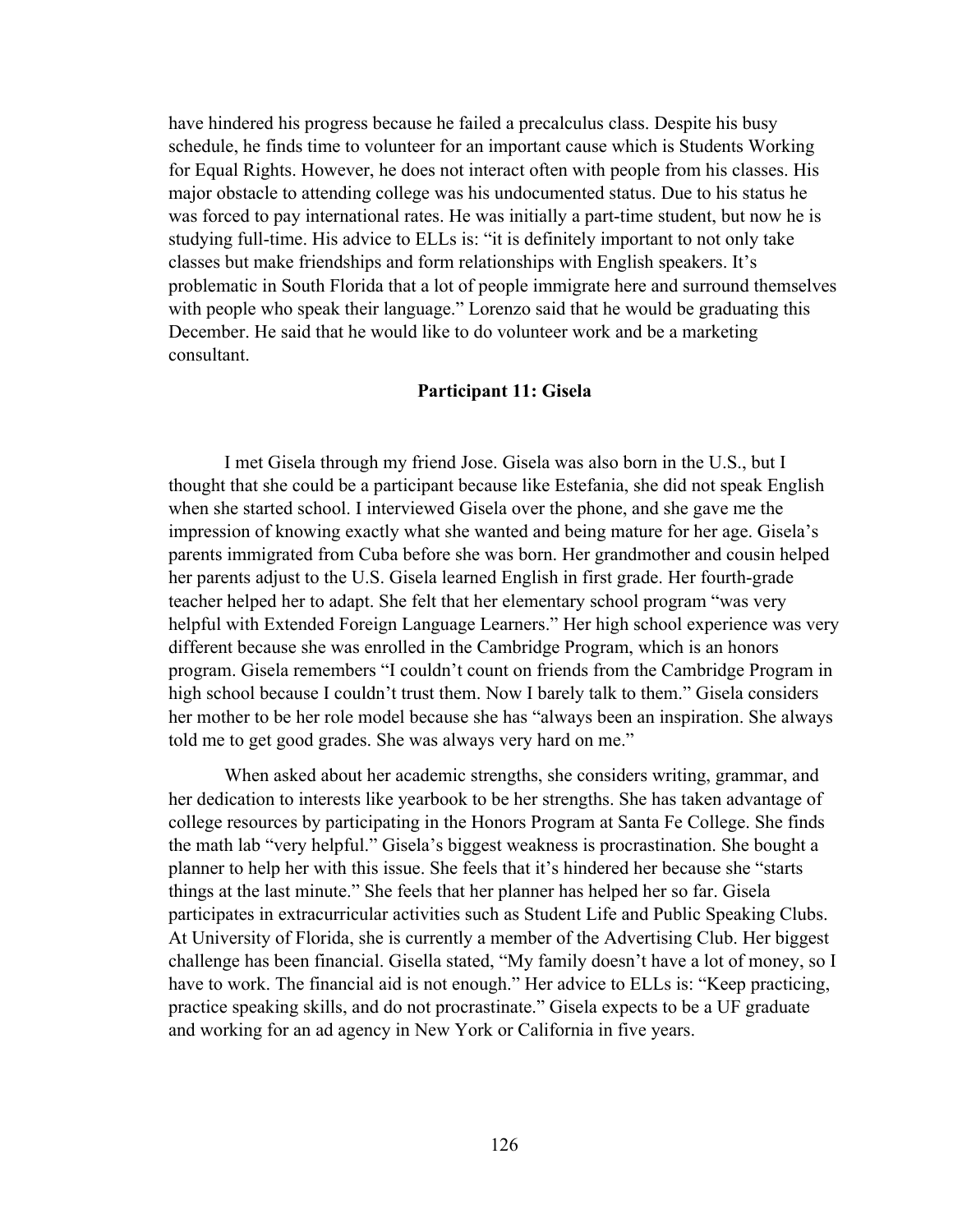have hindered his progress because he failed a precalculus class. Despite his busy schedule, he finds time to volunteer for an important cause which is Students Working for Equal Rights. However, he does not interact often with people from his classes. His major obstacle to attending college was his undocumented status. Due to his status he was forced to pay international rates. He was initially a part-time student, but now he is studying full-time. His advice to ELLs is: "it is definitely important to not only take classes but make friendships and form relationships with English speakers. It's problematic in South Florida that a lot of people immigrate here and surround themselves with people who speak their language." Lorenzo said that he would be graduating this December. He said that he would like to do volunteer work and be a marketing consultant.

## Participant 11: Gisela

I met Gisela through my friend Jose. Gisela was also born in the U.S., but I thought that she could be a participant because like Estefania, she did not speak English when she started school. I interviewed Gisela over the phone, and she gave me the impression of knowing exactly what she wanted and being mature for her age. Gisela's parents immigrated from Cuba before she was born. Her grandmother and cousin helped her parents adjust to the U.S. Gisela learned English in first grade. Her fourth-grade teacher helped her to adapt. She felt that her elementary school program "was very helpful with Extended Foreign Language Learners." Her high school experience was very different because she was enrolled in the Cambridge Program, which is an honors program. Gisela remembers "I couldn't count on friends from the Cambridge Program in high school because I couldn't trust them. Now I barely talk to them." Gisela considers her mother to be her role model because she has "always been an inspiration. She always told me to get good grades. She was always very hard on me."

When asked about her academic strengths, she considers writing, grammar, and her dedication to interests like yearbook to be her strengths. She has taken advantage of college resources by participating in the Honors Program at Santa Fe College. She finds the math lab "very helpful." Gisela's biggest weakness is procrastination. She bought a planner to help her with this issue. She feels that it's hindered her because she "starts things at the last minute." She feels that her planner has helped her so far. Gisela participates in extracurricular activities such as Student Life and Public Speaking Clubs. At University of Florida, she is currently a member of the Advertising Club. Her biggest challenge has been financial. Gisella stated, "My family doesn't have a lot of money, so I have to work. The financial aid is not enough." Her advice to ELLs is: "Keep practicing, practice speaking skills, and do not procrastinate." Gisela expects to be a UF graduate and working for an ad agency in New York or California in five years.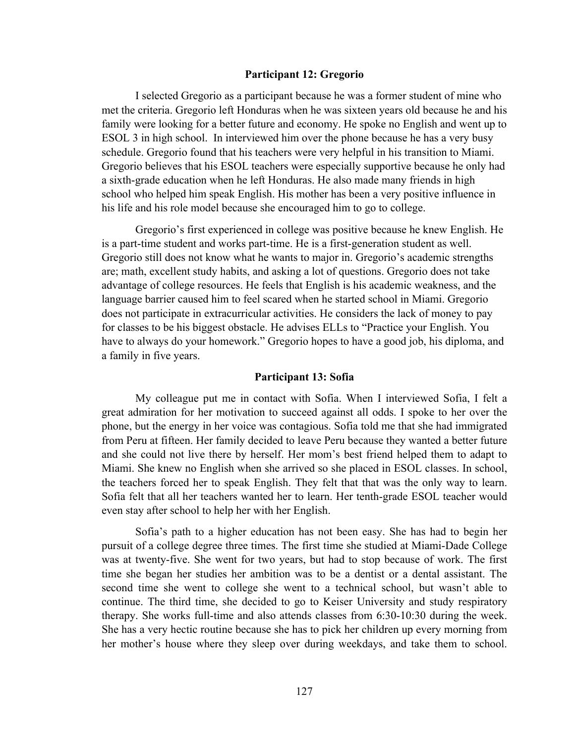### Participant 12: Gregorio

I selected Gregorio as a participant because he was a former student of mine who met the criteria. Gregorio left Honduras when he was sixteen years old because he and his family were looking for a better future and economy. He spoke no English and went up to ESOL 3 in high school. In interviewed him over the phone because he has a very busy schedule. Gregorio found that his teachers were very helpful in his transition to Miami. Gregorio believes that his ESOL teachers were especially supportive because he only had a sixth-grade education when he left Honduras. He also made many friends in high school who helped him speak English. His mother has been a very positive influence in his life and his role model because she encouraged him to go to college.

Gregorio's first experienced in college was positive because he knew English. He is a part-time student and works part-time. He is a first-generation student as well. Gregorio still does not know what he wants to major in. Gregorio's academic strengths are; math, excellent study habits, and asking a lot of questions. Gregorio does not take advantage of college resources. He feels that English is his academic weakness, and the language barrier caused him to feel scared when he started school in Miami. Gregorio does not participate in extracurricular activities. He considers the lack of money to pay for classes to be his biggest obstacle. He advises ELLs to "Practice your English. You have to always do your homework." Gregorio hopes to have a good job, his diploma, and a family in five years.

### Participant 13: Sofia

My colleague put me in contact with Sofia. When I interviewed Sofia, I felt a great admiration for her motivation to succeed against all odds. I spoke to her over the phone, but the energy in her voice was contagious. Sofia told me that she had immigrated from Peru at fifteen. Her family decided to leave Peru because they wanted a better future and she could not live there by herself. Her mom's best friend helped them to adapt to Miami. She knew no English when she arrived so she placed in ESOL classes. In school, the teachers forced her to speak English. They felt that that was the only way to learn. Sofia felt that all her teachers wanted her to learn. Her tenth-grade ESOL teacher would even stay after school to help her with her English.

Sofia's path to a higher education has not been easy. She has had to begin her pursuit of a college degree three times. The first time she studied at Miami-Dade College was at twenty-five. She went for two years, but had to stop because of work. The first time she began her studies her ambition was to be a dentist or a dental assistant. The second time she went to college she went to a technical school, but wasn't able to continue. The third time, she decided to go to Keiser University and study respiratory therapy. She works full-time and also attends classes from 6:30-10:30 during the week. She has a very hectic routine because she has to pick her children up every morning from her mother's house where they sleep over during weekdays, and take them to school.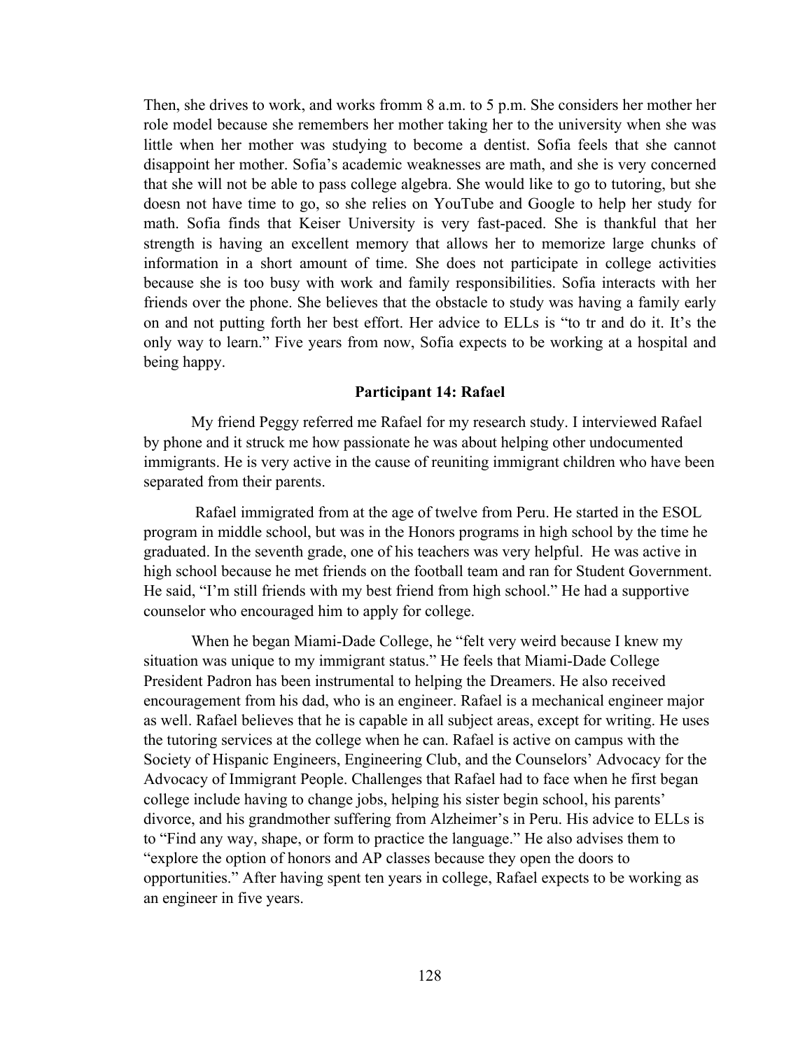Then, she drives to work, and works fromm 8 a.m. to 5 p.m. She considers her mother her role model because she remembers her mother taking her to the university when she was little when her mother was studying to become a dentist. Sofia feels that she cannot disappoint her mother. Sofia's academic weaknesses are math, and she is very concerned that she will not be able to pass college algebra. She would like to go to tutoring, but she doesn not have time to go, so she relies on YouTube and Google to help her study for math. Sofia finds that Keiser University is very fast-paced. She is thankful that her strength is having an excellent memory that allows her to memorize large chunks of information in a short amount of time. She does not participate in college activities because she is too busy with work and family responsibilities. Sofia interacts with her friends over the phone. She believes that the obstacle to study was having a family early on and not putting forth her best effort. Her advice to ELLs is "to tr and do it. It's the only way to learn." Five years from now, Sofia expects to be working at a hospital and being happy.

**Participant 14: Rafael**

My friend Peggy referred me Rafael for my research study. I interviewed Rafael by phone and it struck me how passionate he was about helping other undocumented immigrants. He is very active in the cause of reuniting immigrant children who have been separated from their parents.

Rafael immigrated from at the age of twelve from Peru. He started in the ESOL program in middle school, but was in the Honors programs in high school by the time he graduated. In the seventh grade, one of his teachers was very helpful. He was active in high school because he met friends on the football team and ran for Student Government. He said, "I'm still friends with my best friend from high school." He had a supportive counselor who encouraged him to apply for college.

When he began Miami-Dade College, he "felt very weird because I knew my situation was unique to my immigrant status." He feels that Miami-Dade College President Padron has been instrumental to helping the Dreamers. He also received encouragement from his dad, who is an engineer. Rafael is a mechanical engineer major as well. Rafael believes that he is capable in all subject areas, except for writing. He uses the tutoring services at the college when he can. Rafael is active on campus with the Society of Hispanic Engineers, Engineering Club, and the Counselors' Advocacy for the Advocacy of Immigrant People. Challenges that Rafael had to face when he first began college include having to change jobs, helping his sister begin school, his parents' divorce, and his grandmother suffering from Alzheimer's in Peru. His advice to ELLs is to "Find any way, shape, or form to practice the language." He also advises them to "explore the option of honors and AP classes because they open the doors to opportunities." After having spent ten years in college, Rafael expects to be working as an engineer in five years.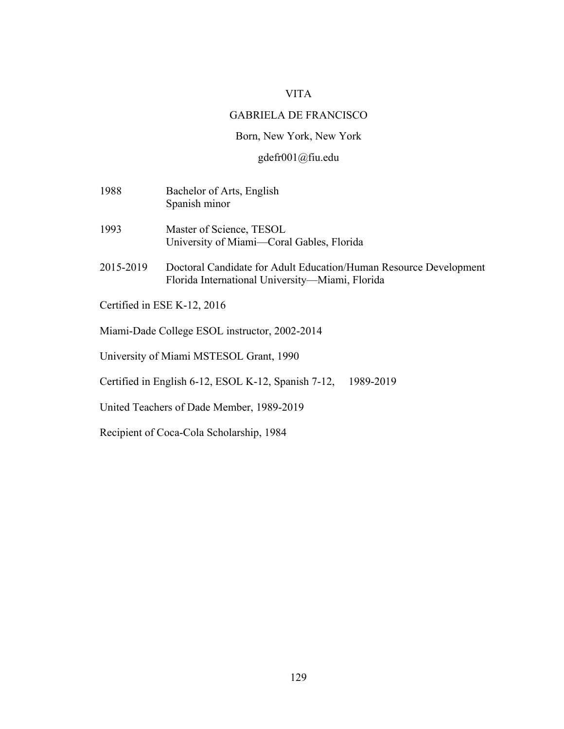# VITA

## GABRIELA DE FRANCISCO

Born, New York, New York

gdefr001@fiu.edu

| | |
|---|---|
| 1988 | Bachelor of Arts, English<br>Spanish minor |
| 1993 | Master of Science, TESOL<br>University of Miami—Coral Gables, Florida |
| 2015-2019 | Doctoral Candidate for Adult Education/Human Resource Development<br>Florida International University—Miami, Florida |

Certified in ESE K-12, 2016

Miami-Dade College ESOL instructor, 2002-2014

University of Miami MSTESOL Grant, 1990

Certified in English 6-12, ESOL K-12, Spanish 7-12, 1989-2019

United Teachers of Dade Member, 1989-2019

Recipient of Coca-Cola Scholarship, 1984